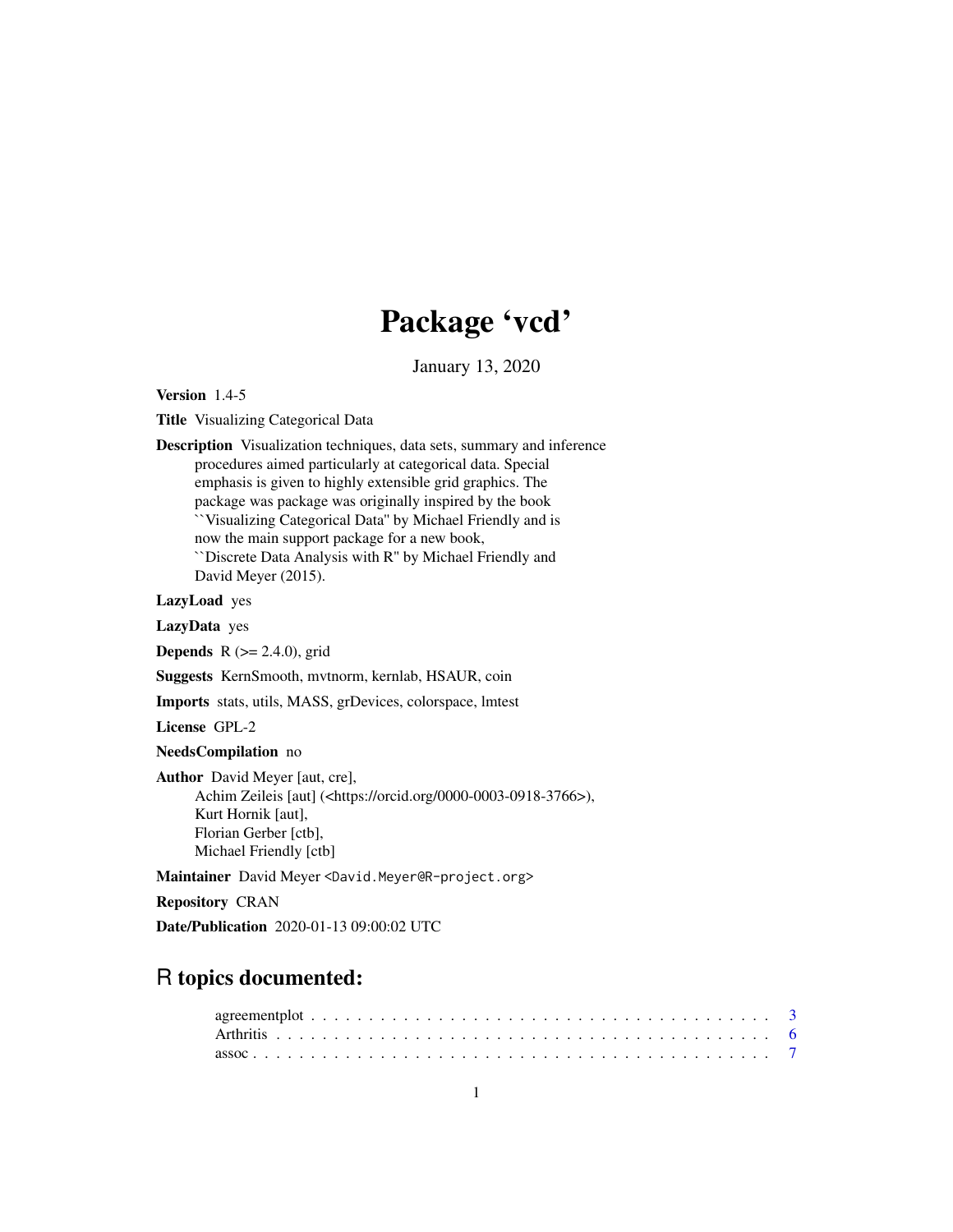# Package 'vcd'

January 13, 2020

**Version** 1.4-5

**Title** Visualizing Categorical Data

**Description** Visualization techniques, data sets, summary and inference procedures aimed particularly at categorical data. Special emphasis is given to highly extensible grid graphics. The package was package was originally inspired by the book ``Visualizing Categorical Data'' by Michael Friendly and is now the main support package for a new book, ``Discrete Data Analysis with R'' by Michael Friendly and David Meyer (2015).

**LazyLoad** yes

**LazyData** yes

**Depends** R (>= 2.4.0), grid

**Suggests** KernSmooth, mvtnorm, kernlab, HSAUR, coin

**Imports** stats, utils, MASS, grDevices, colorspace, lmtest

**License** GPL-2

**NeedsCompilation** no

**Author** David Meyer [aut, cre],
Achim Zeileis [aut] (<https://orcid.org/0000-0003-0918-3766>),
Kurt Hornik [aut],
Florian Gerber [ctb],
Michael Friendly [ctb]

**Maintainer** David Meyer <David.Meyer@R-project.org>

**Repository** CRAN

**Date/Publication** 2020-01-13 09:00:02 UTC

## R topics documented:

agreementplot . . . . . . . . . . . . . . . . . . . . . . . . . . . . . . . . . . . . . . . . 3
Arthritis . . . . . . . . . . . . . . . . . . . . . . . . . . . . . . . . . . . . . . . . . . . 6
assoc . . . . . . . . . . . . . . . . . . . . . . . . . . . . . . . . . . . . . . . . . . . . 7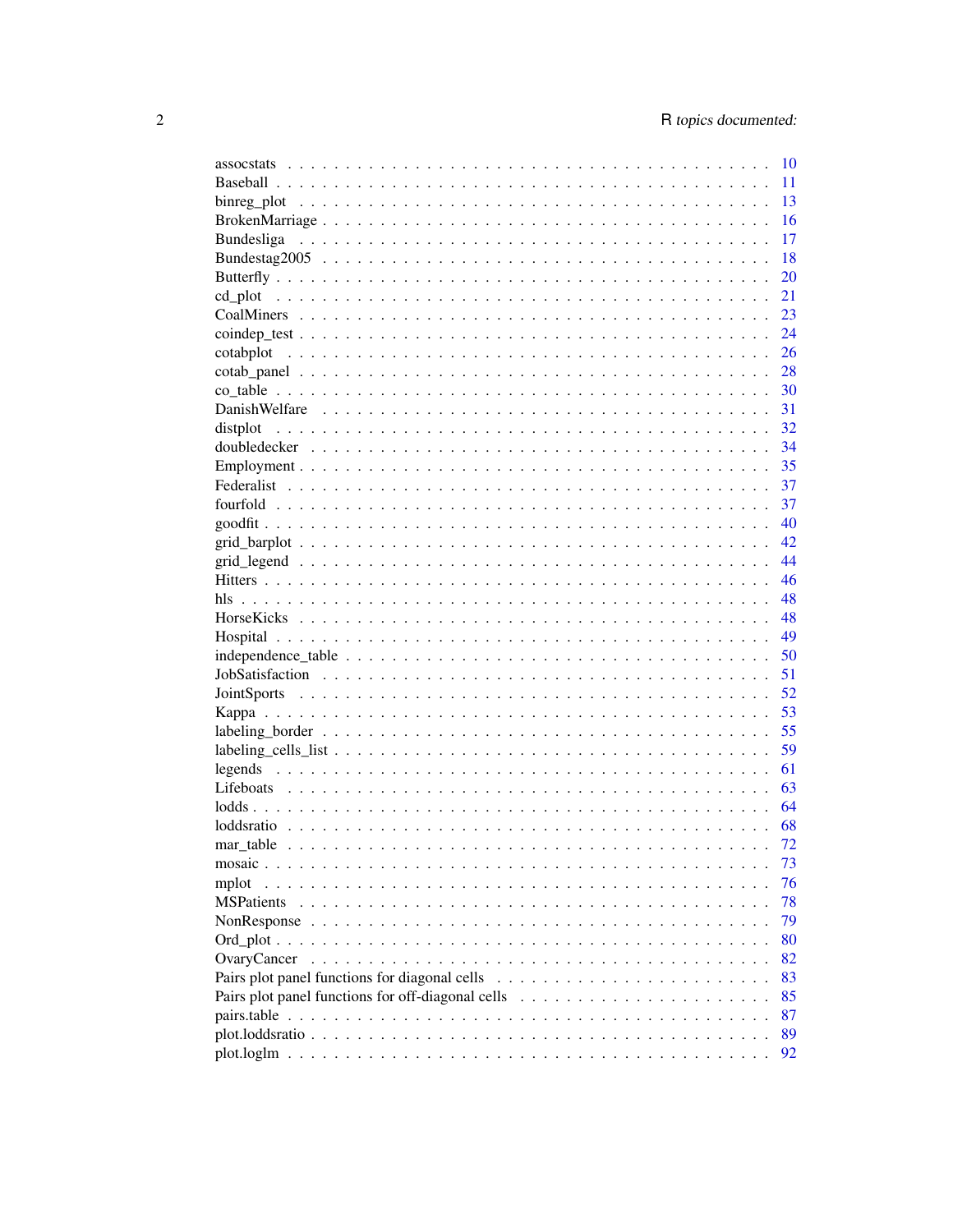assocstats . . . . . . . . . . . . . . . . . . . . . . . . . . . . . . . . . . . . . . . . 10
Baseball . . . . . . . . . . . . . . . . . . . . . . . . . . . . . . . . . . . . . . . . 11
binreg_plot . . . . . . . . . . . . . . . . . . . . . . . . . . . . . . . . . . . . . . . 13
BrokenMarriage . . . . . . . . . . . . . . . . . . . . . . . . . . . . . . . . . . . . . 16
Bundesliga . . . . . . . . . . . . . . . . . . . . . . . . . . . . . . . . . . . . . . . 17
Bundestag2005 . . . . . . . . . . . . . . . . . . . . . . . . . . . . . . . . . . . . . 18
Butterfly . . . . . . . . . . . . . . . . . . . . . . . . . . . . . . . . . . . . . . . . 20
cd_plot . . . . . . . . . . . . . . . . . . . . . . . . . . . . . . . . . . . . . . . . 21
CoalMiners . . . . . . . . . . . . . . . . . . . . . . . . . . . . . . . . . . . . . . . 23
coindep_test . . . . . . . . . . . . . . . . . . . . . . . . . . . . . . . . . . . . . . 24
cotabplot . . . . . . . . . . . . . . . . . . . . . . . . . . . . . . . . . . . . . . . 26
cotab_panel . . . . . . . . . . . . . . . . . . . . . . . . . . . . . . . . . . . . . . 28
co_table . . . . . . . . . . . . . . . . . . . . . . . . . . . . . . . . . . . . . . . . 30
DanishWelfare . . . . . . . . . . . . . . . . . . . . . . . . . . . . . . . . . . . . . 31
distplot . . . . . . . . . . . . . . . . . . . . . . . . . . . . . . . . . . . . . . . . 32
doubledecker . . . . . . . . . . . . . . . . . . . . . . . . . . . . . . . . . . . . . . 34
Employment . . . . . . . . . . . . . . . . . . . . . . . . . . . . . . . . . . . . . . . 35
Federalist . . . . . . . . . . . . . . . . . . . . . . . . . . . . . . . . . . . . . . . 37
fourfold . . . . . . . . . . . . . . . . . . . . . . . . . . . . . . . . . . . . . . . . 37
goodfit . . . . . . . . . . . . . . . . . . . . . . . . . . . . . . . . . . . . . . . . 40
grid_barplot . . . . . . . . . . . . . . . . . . . . . . . . . . . . . . . . . . . . . . 42
grid_legend . . . . . . . . . . . . . . . . . . . . . . . . . . . . . . . . . . . . . . 44
Hitters . . . . . . . . . . . . . . . . . . . . . . . . . . . . . . . . . . . . . . . . 46
hls . . . . . . . . . . . . . . . . . . . . . . . . . . . . . . . . . . . . . . . . . . 48
HorseKicks . . . . . . . . . . . . . . . . . . . . . . . . . . . . . . . . . . . . . . . 48
Hospital . . . . . . . . . . . . . . . . . . . . . . . . . . . . . . . . . . . . . . . . 49
independence_table . . . . . . . . . . . . . . . . . . . . . . . . . . . . . . . . . . . 50
JobSatisfaction . . . . . . . . . . . . . . . . . . . . . . . . . . . . . . . . . . . . 51
JointSports . . . . . . . . . . . . . . . . . . . . . . . . . . . . . . . . . . . . . . 52
Kappa . . . . . . . . . . . . . . . . . . . . . . . . . . . . . . . . . . . . . . . . . 53
labeling_border . . . . . . . . . . . . . . . . . . . . . . . . . . . . . . . . . . . . 55
labeling_cells_list . . . . . . . . . . . . . . . . . . . . . . . . . . . . . . . . . . 59
legends . . . . . . . . . . . . . . . . . . . . . . . . . . . . . . . . . . . . . . . . 61
Lifeboats . . . . . . . . . . . . . . . . . . . . . . . . . . . . . . . . . . . . . . . 63
lodds . . . . . . . . . . . . . . . . . . . . . . . . . . . . . . . . . . . . . . . . . 64
loddsratio . . . . . . . . . . . . . . . . . . . . . . . . . . . . . . . . . . . . . . . 68
mar_table . . . . . . . . . . . . . . . . . . . . . . . . . . . . . . . . . . . . . . . 72
mosaic . . . . . . . . . . . . . . . . . . . . . . . . . . . . . . . . . . . . . . . . . 73
mplot . . . . . . . . . . . . . . . . . . . . . . . . . . . . . . . . . . . . . . . . . 76
MSPatients . . . . . . . . . . . . . . . . . . . . . . . . . . . . . . . . . . . . . . . 78
NonResponse . . . . . . . . . . . . . . . . . . . . . . . . . . . . . . . . . . . . . . 79
Ord_plot . . . . . . . . . . . . . . . . . . . . . . . . . . . . . . . . . . . . . . . . 80
OvaryCancer . . . . . . . . . . . . . . . . . . . . . . . . . . . . . . . . . . . . . . 82
Pairs plot panel functions for diagonal cells . . . . . . . . . . . . . . . . . . . . . 83
Pairs plot panel functions for off-diagonal cells . . . . . . . . . . . . . . . . . . . 85
pairs.table . . . . . . . . . . . . . . . . . . . . . . . . . . . . . . . . . . . . . . 87
plot.loddsratio . . . . . . . . . . . . . . . . . . . . . . . . . . . . . . . . . . . . 89
plot.loglm . . . . . . . . . . . . . . . . . . . . . . . . . . . . . . . . . . . . . . . 92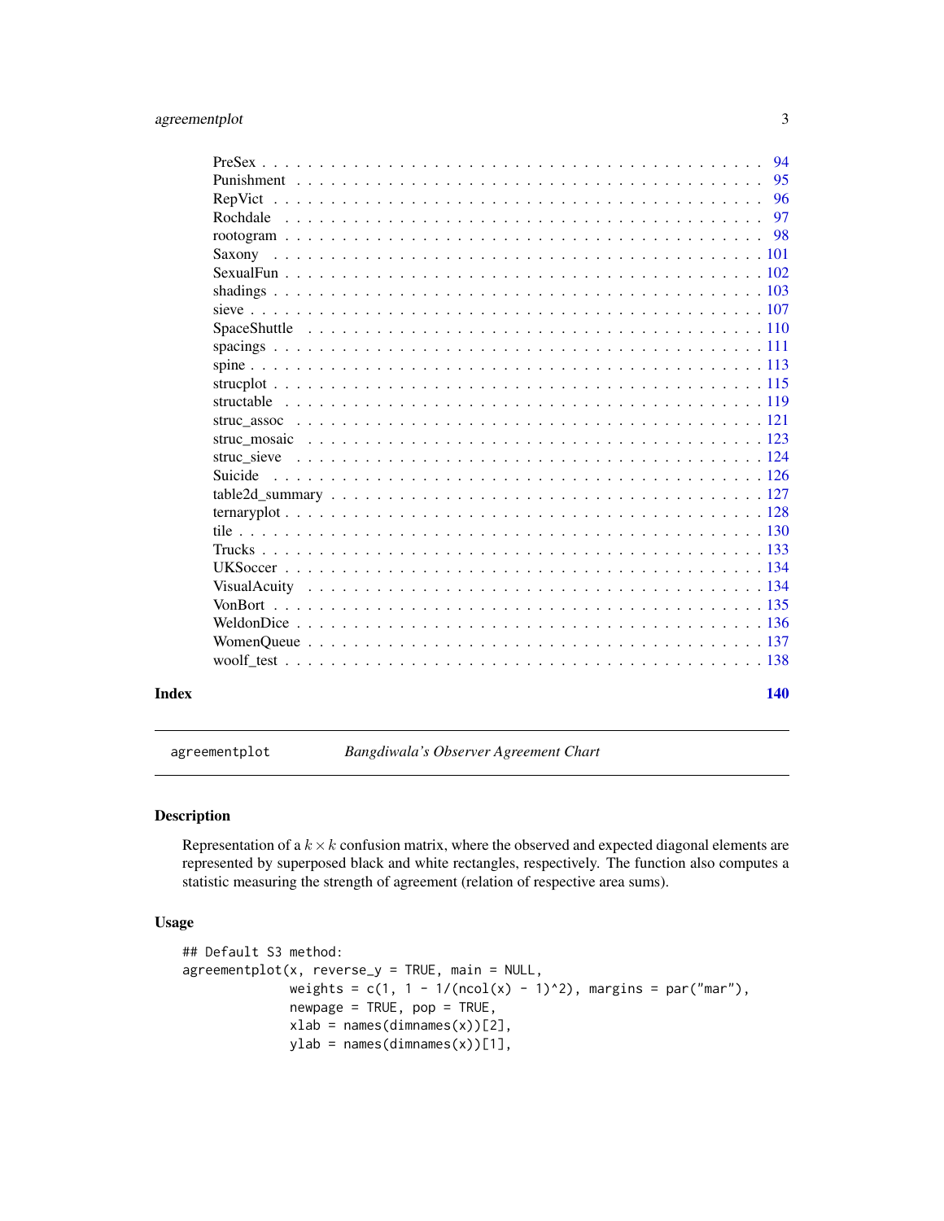PreSex . . . . . . . . . . . . . . . . . . . . . . . . . . . . . . . . . . . . . . . . . 94
Punishment . . . . . . . . . . . . . . . . . . . . . . . . . . . . . . . . . . . . . . . 95
RepVict . . . . . . . . . . . . . . . . . . . . . . . . . . . . . . . . . . . . . . . . . 96
Rochdale . . . . . . . . . . . . . . . . . . . . . . . . . . . . . . . . . . . . . . . . 97
rootogram . . . . . . . . . . . . . . . . . . . . . . . . . . . . . . . . . . . . . . . 98
Saxony . . . . . . . . . . . . . . . . . . . . . . . . . . . . . . . . . . . . . . . . . 101
SexualFun . . . . . . . . . . . . . . . . . . . . . . . . . . . . . . . . . . . . . . . 102
shadings . . . . . . . . . . . . . . . . . . . . . . . . . . . . . . . . . . . . . . . . 103
sieve . . . . . . . . . . . . . . . . . . . . . . . . . . . . . . . . . . . . . . . . . . 107
SpaceShuttle . . . . . . . . . . . . . . . . . . . . . . . . . . . . . . . . . . . . . . 110
spacings . . . . . . . . . . . . . . . . . . . . . . . . . . . . . . . . . . . . . . . . 111
spine . . . . . . . . . . . . . . . . . . . . . . . . . . . . . . . . . . . . . . . . . . 113
strucplot . . . . . . . . . . . . . . . . . . . . . . . . . . . . . . . . . . . . . . . . 115
structable . . . . . . . . . . . . . . . . . . . . . . . . . . . . . . . . . . . . . . . 119
struc_assoc . . . . . . . . . . . . . . . . . . . . . . . . . . . . . . . . . . . . . . . 121
struc_mosaic . . . . . . . . . . . . . . . . . . . . . . . . . . . . . . . . . . . . . . 123
struc_sieve . . . . . . . . . . . . . . . . . . . . . . . . . . . . . . . . . . . . . . . 124
Suicide . . . . . . . . . . . . . . . . . . . . . . . . . . . . . . . . . . . . . . . . . 126
table2d_summary . . . . . . . . . . . . . . . . . . . . . . . . . . . . . . . . . . . . 127
ternaryplot . . . . . . . . . . . . . . . . . . . . . . . . . . . . . . . . . . . . . . . 128
tile . . . . . . . . . . . . . . . . . . . . . . . . . . . . . . . . . . . . . . . . . . . 130
Trucks . . . . . . . . . . . . . . . . . . . . . . . . . . . . . . . . . . . . . . . . . 133
UKSoccer . . . . . . . . . . . . . . . . . . . . . . . . . . . . . . . . . . . . . . . . 134
VisualAcuity . . . . . . . . . . . . . . . . . . . . . . . . . . . . . . . . . . . . . . 134
VonBort . . . . . . . . . . . . . . . . . . . . . . . . . . . . . . . . . . . . . . . . . 135
WeldonDice . . . . . . . . . . . . . . . . . . . . . . . . . . . . . . . . . . . . . . . 136
WomenQueue . . . . . . . . . . . . . . . . . . . . . . . . . . . . . . . . . . . . . . . 137
woolf_test . . . . . . . . . . . . . . . . . . . . . . . . . . . . . . . . . . . . . . . . 138

**Index** **140**

---

`agreementplot` *Bangdiwala's Observer Agreement Chart*

---

## Description

Representation of a $k \times k$ confusion matrix, where the observed and expected diagonal elements are represented by superposed black and white rectangles, respectively. The function also computes a statistic measuring the strength of agreement (relation of respective area sums).

## Usage

```
## Default S3 method:
agreementplot(x, reverse_y = TRUE, main = NULL,
              weights = c(1, 1 - 1/(ncol(x) - 1)^2), margins = par("mar"),
              newpage = TRUE, pop = TRUE,
              xlab = names(dimnames(x))[2],
              ylab = names(dimnames(x))[1],
```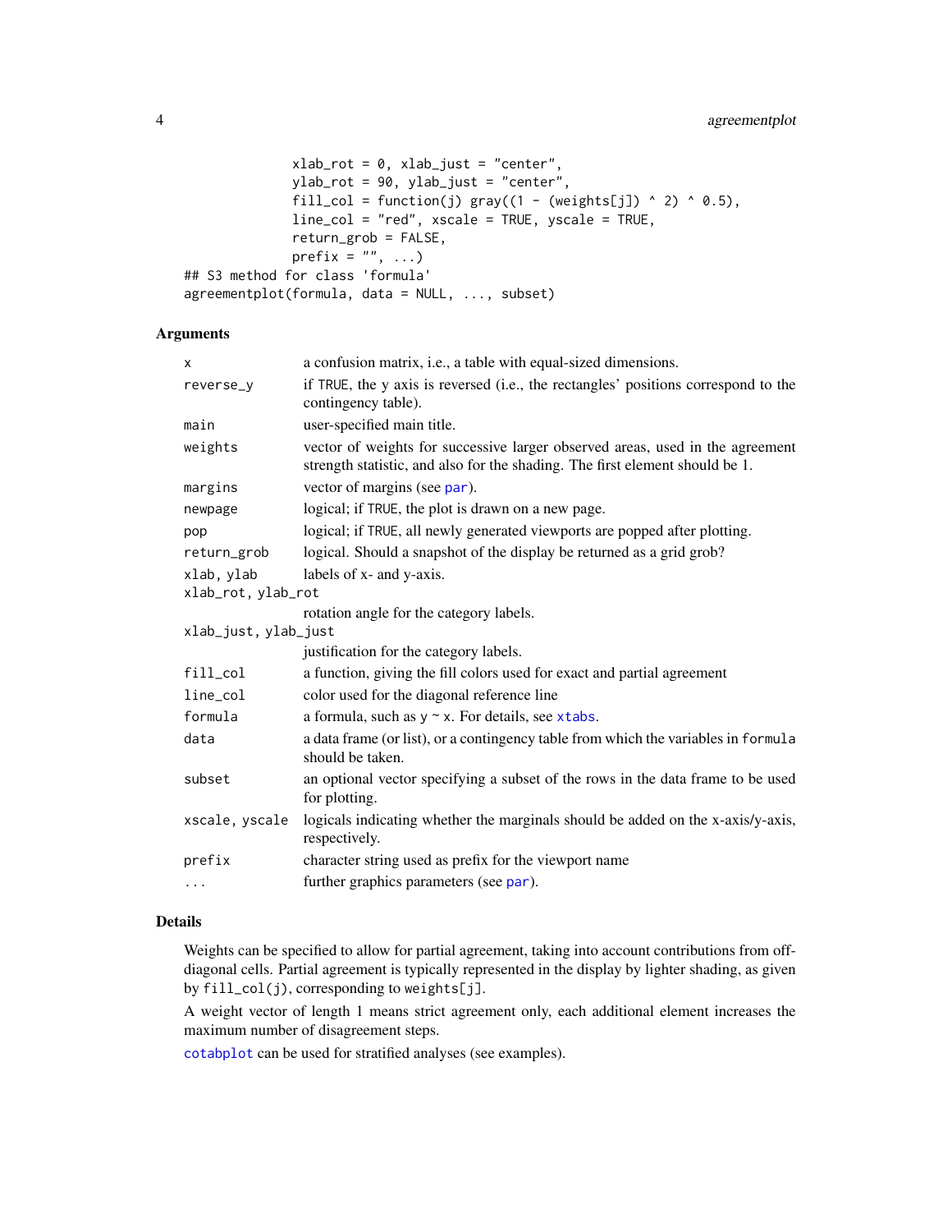```
              xlab_rot = 0, xlab_just = "center",
              ylab_rot = 90, ylab_just = "center",
              fill_col = function(j) gray((1 - (weights[j]) ^ 2) ^ 0.5),
              line_col = "red", xscale = TRUE, yscale = TRUE,
              return_grob = FALSE,
              prefix = "", ...)
## S3 method for class 'formula'
agreementplot(formula, data = NULL, ..., subset)
```

## Arguments

| | |
|---|---|
| `x` | a confusion matrix, i.e., a table with equal-sized dimensions. |
| `reverse_y` | if `TRUE`, the y axis is reversed (i.e., the rectangles' positions correspond to the contingency table). |
| `main` | user-specified main title. |
| `weights` | vector of weights for successive larger observed areas, used in the agreement strength statistic, and also for the shading. The first element should be 1. |
| `margins` | vector of margins (see `par`). |
| `newpage` | logical; if `TRUE`, the plot is drawn on a new page. |
| `pop` | logical; if `TRUE`, all newly generated viewports are popped after plotting. |
| `return_grob` | logical. Should a snapshot of the display be returned as a grid grob? |
| `xlab, ylab` | labels of x- and y-axis. |
| `xlab_rot, ylab_rot` | rotation angle for the category labels. |
| `xlab_just, ylab_just` | justification for the category labels. |
| `fill_col` | a function, giving the fill colors used for exact and partial agreement |
| `line_col` | color used for the diagonal reference line |
| `formula` | a formula, such as `y ~ x`. For details, see `xtabs`. |
| `data` | a data frame (or list), or a contingency table from which the variables in `formula` should be taken. |
| `subset` | an optional vector specifying a subset of the rows in the data frame to be used for plotting. |
| `xscale, yscale` | logicals indicating whether the marginals should be added on the x-axis/y-axis, respectively. |
| `prefix` | character string used as prefix for the viewport name |
| `...` | further graphics parameters (see `par`). |

## Details

Weights can be specified to allow for partial agreement, taking into account contributions from off-diagonal cells. Partial agreement is typically represented in the display by lighter shading, as given by `fill_col(j)`, corresponding to `weights[j]`.

A weight vector of length 1 means strict agreement only, each additional element increases the maximum number of disagreement steps.

`cotabplot` can be used for stratified analyses (see examples).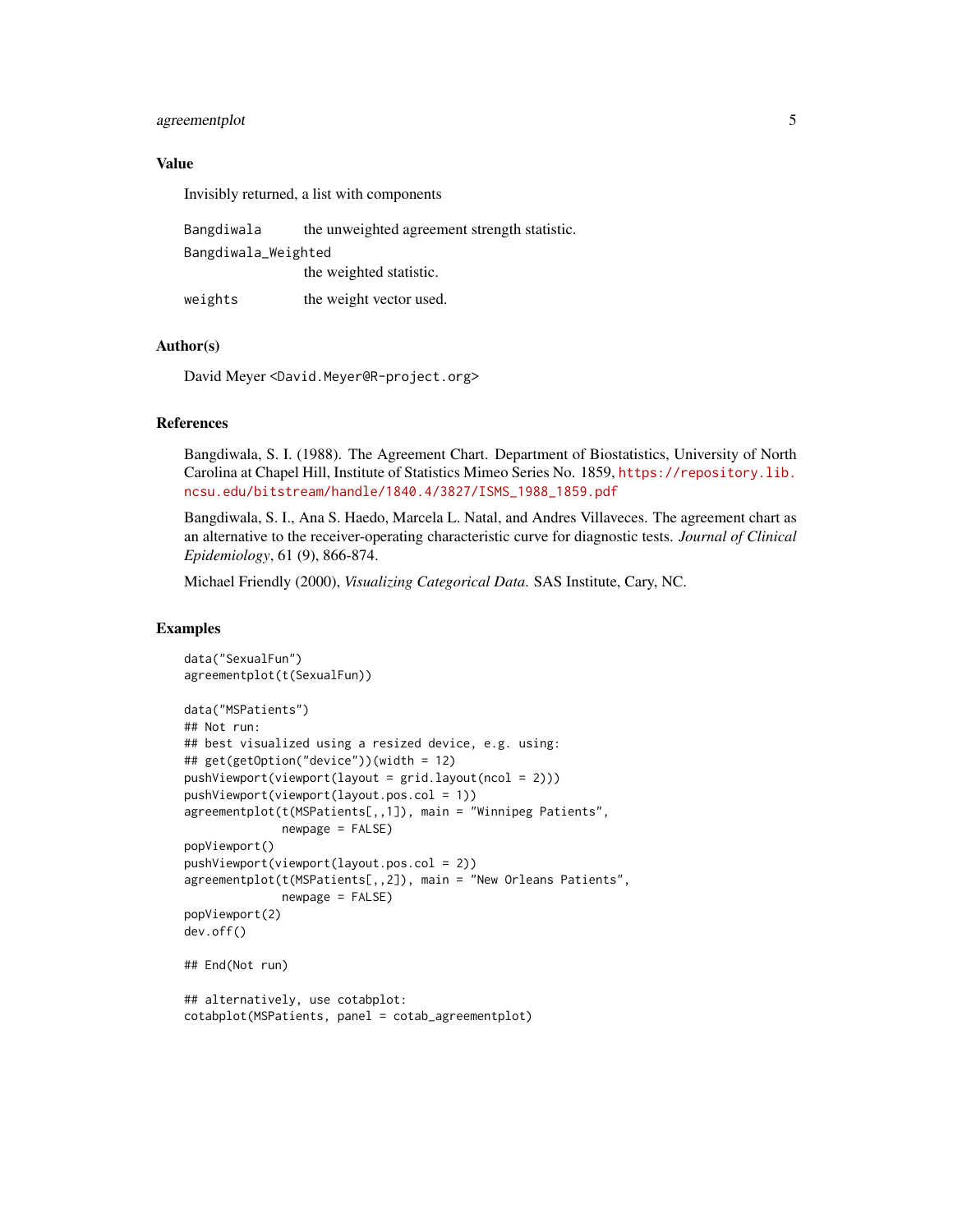## Value

Invisibly returned, a list with components

| | |
|---|---|
| `Bangdiwala` | the unweighted agreement strength statistic. |
| `Bangdiwala_Weighted` | the weighted statistic. |
| `weights` | the weight vector used. |

## Author(s)

David Meyer <David.Meyer@R-project.org>

## References

Bangdiwala, S. I. (1988). The Agreement Chart. Department of Biostatistics, University of North Carolina at Chapel Hill, Institute of Statistics Mimeo Series No. 1859, https://repository.lib.ncsu.edu/bitstream/handle/1840.4/3827/ISMS_1988_1859.pdf

Bangdiwala, S. I., Ana S. Haedo, Marcela L. Natal, and Andres Villaveces. The agreement chart as an alternative to the receiver-operating characteristic curve for diagnostic tests. *Journal of Clinical Epidemiology*, 61 (9), 866-874.

Michael Friendly (2000), *Visualizing Categorical Data*. SAS Institute, Cary, NC.

## Examples

```
data("SexualFun")
agreementplot(t(SexualFun))

data("MSPatients")
## Not run:
## best visualized using a resized device, e.g. using:
## get(getOption("device"))(width = 12)
pushViewport(viewport(layout = grid.layout(ncol = 2)))
pushViewport(viewport(layout.pos.col = 1))
agreementplot(t(MSPatients[,,1]), main = "Winnipeg Patients",
              newpage = FALSE)
popViewport()
pushViewport(viewport(layout.pos.col = 2))
agreementplot(t(MSPatients[,,2]), main = "New Orleans Patients",
              newpage = FALSE)
popViewport(2)
dev.off()

## End(Not run)

## alternatively, use cotabplot:
cotabplot(MSPatients, panel = cotab_agreementplot)
```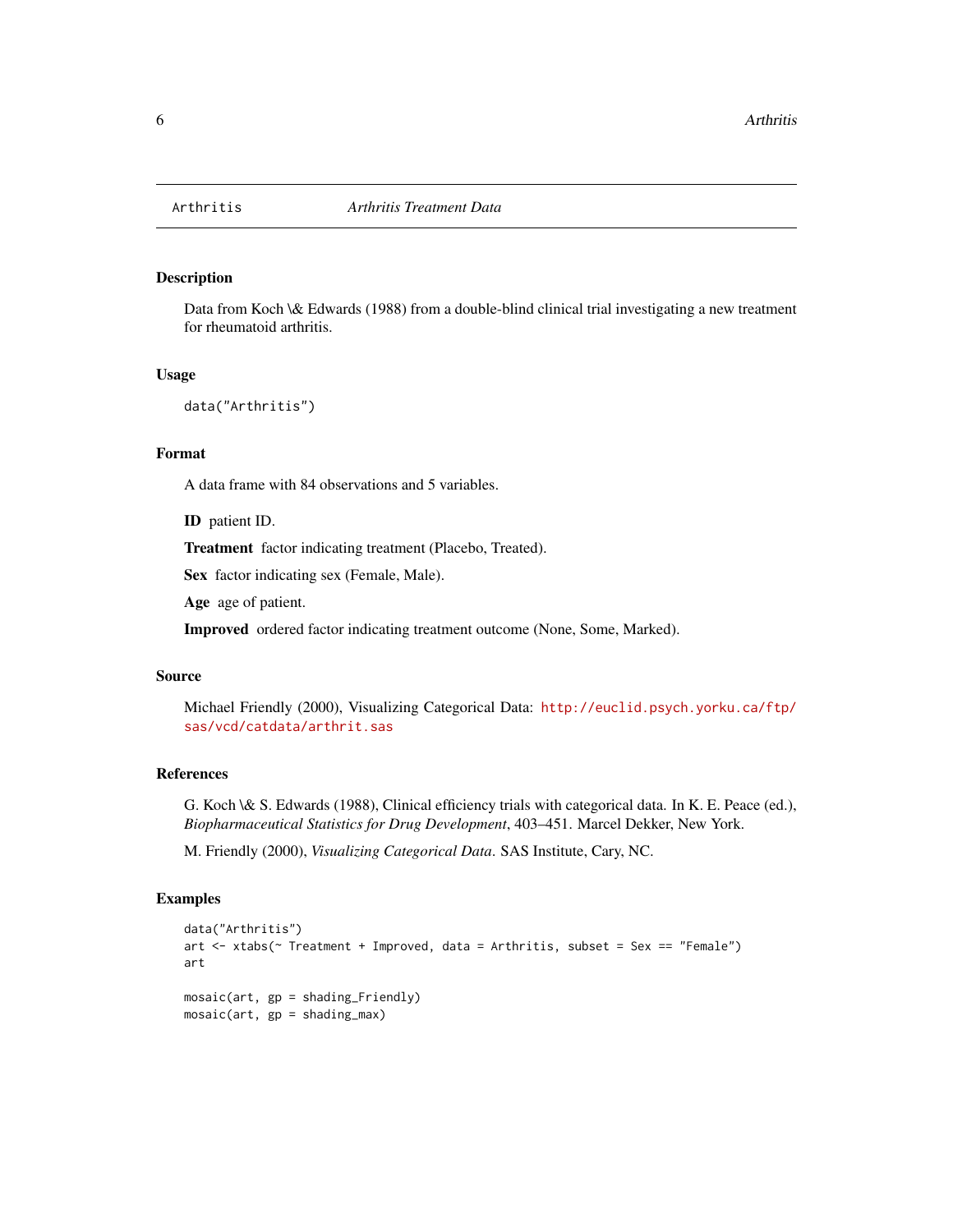# Arthritis — *Arthritis Treatment Data*

## Description

Data from Koch \& Edwards (1988) from a double-blind clinical trial investigating a new treatment for rheumatoid arthritis.

## Usage

```
data("Arthritis")
```

## Format

A data frame with 84 observations and 5 variables.

**ID** patient ID.

**Treatment** factor indicating treatment (Placebo, Treated).

**Sex** factor indicating sex (Female, Male).

**Age** age of patient.

**Improved** ordered factor indicating treatment outcome (None, Some, Marked).

## Source

Michael Friendly (2000), Visualizing Categorical Data: http://euclid.psych.yorku.ca/ftp/sas/vcd/catdata/arthrit.sas

## References

G. Koch \& S. Edwards (1988), Clinical efficiency trials with categorical data. In K. E. Peace (ed.), *Biopharmaceutical Statistics for Drug Development*, 403–451. Marcel Dekker, New York.

M. Friendly (2000), *Visualizing Categorical Data*. SAS Institute, Cary, NC.

## Examples

```
data("Arthritis")
art <- xtabs(~ Treatment + Improved, data = Arthritis, subset = Sex == "Female")
art

mosaic(art, gp = shading_Friendly)
mosaic(art, gp = shading_max)
```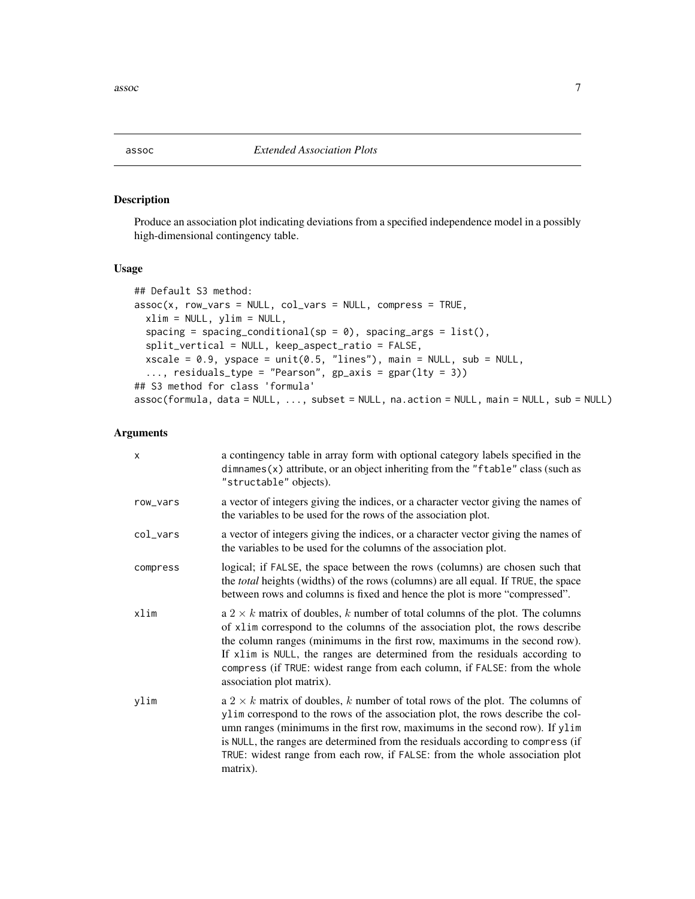## assoc — *Extended Association Plots*

### Description

Produce an association plot indicating deviations from a specified independence model in a possibly high-dimensional contingency table.

### Usage

```
## Default S3 method:
assoc(x, row_vars = NULL, col_vars = NULL, compress = TRUE,
  xlim = NULL, ylim = NULL,
  spacing = spacing_conditional(sp = 0), spacing_args = list(),
  split_vertical = NULL, keep_aspect_ratio = FALSE,
  xscale = 0.9, yspace = unit(0.5, "lines"), main = NULL, sub = NULL,
  ..., residuals_type = "Pearson", gp_axis = gpar(lty = 3))
## S3 method for class 'formula'
assoc(formula, data = NULL, ..., subset = NULL, na.action = NULL, main = NULL, sub = NULL)
```

### Arguments

| | |
|---|---|
| `x` | a contingency table in array form with optional category labels specified in the `dimnames(x)` attribute, or an object inheriting from the `"ftable"` class (such as `"structable"` objects). |
| `row_vars` | a vector of integers giving the indices, or a character vector giving the names of the variables to be used for the rows of the association plot. |
| `col_vars` | a vector of integers giving the indices, or a character vector giving the names of the variables to be used for the columns of the association plot. |
| `compress` | logical; if `FALSE`, the space between the rows (columns) are chosen such that the *total* heights (widths) of the rows (columns) are all equal. If `TRUE`, the space between rows and columns is fixed and hence the plot is more "compressed". |
| `xlim` | a $2 \times k$ matrix of doubles, $k$ number of total columns of the plot. The columns of `xlim` correspond to the columns of the association plot, the rows describe the column ranges (minimums in the first row, maximums in the second row). If `xlim` is `NULL`, the ranges are determined from the residuals according to `compress` (if `TRUE`: widest range from each column, if `FALSE`: from the whole association plot matrix). |
| `ylim` | a $2 \times k$ matrix of doubles, $k$ number of total rows of the plot. The columns of `ylim` correspond to the rows of the association plot, the rows describe the column ranges (minimums in the first row, maximums in the second row). If `ylim` is `NULL`, the ranges are determined from the residuals according to `compress` (if `TRUE`: widest range from each row, if `FALSE`: from the whole association plot matrix). |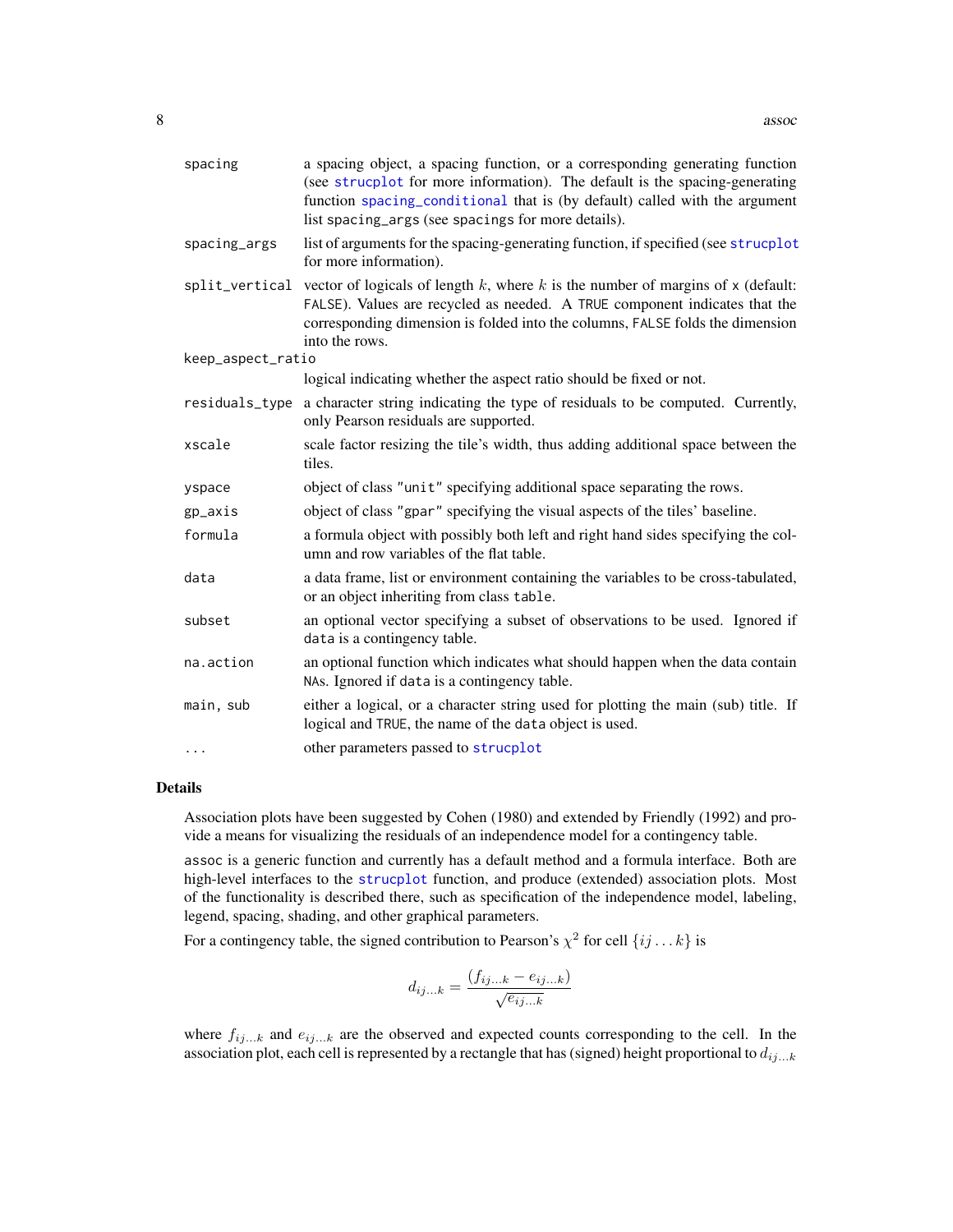| | |
|---|---|
| `spacing` | a spacing object, a spacing function, or a corresponding generating function (see `strucplot` for more information). The default is the spacing-generating function `spacing_conditional` that is (by default) called with the argument list `spacing_args` (see `spacings` for more details). |
| `spacing_args` | list of arguments for the spacing-generating function, if specified (see `strucplot` for more information). |
| `split_vertical` | vector of logicals of length $k$, where $k$ is the number of margins of `x` (default: `FALSE`). Values are recycled as needed. A `TRUE` component indicates that the corresponding dimension is folded into the columns, `FALSE` folds the dimension into the rows. |
| `keep_aspect_ratio` | logical indicating whether the aspect ratio should be fixed or not. |
| `residuals_type` | a character string indicating the type of residuals to be computed. Currently, only Pearson residuals are supported. |
| `xscale` | scale factor resizing the tile's width, thus adding additional space between the tiles. |
| `yspace` | object of class `"unit"` specifying additional space separating the rows. |
| `gp_axis` | object of class `"gpar"` specifying the visual aspects of the tiles' baseline. |
| `formula` | a formula object with possibly both left and right hand sides specifying the column and row variables of the flat table. |
| `data` | a data frame, list or environment containing the variables to be cross-tabulated, or an object inheriting from class `table`. |
| `subset` | an optional vector specifying a subset of observations to be used. Ignored if `data` is a contingency table. |
| `na.action` | an optional function which indicates what should happen when the data contain `NA`s. Ignored if `data` is a contingency table. |
| `main, sub` | either a logical, or a character string used for plotting the main (sub) title. If logical and `TRUE`, the name of the `data` object is used. |
| `...` | other parameters passed to `strucplot` |

## Details

Association plots have been suggested by Cohen (1980) and extended by Friendly (1992) and provide a means for visualizing the residuals of an independence model for a contingency table.

`assoc` is a generic function and currently has a default method and a formula interface. Both are high-level interfaces to the `strucplot` function, and produce (extended) association plots. Most of the functionality is described there, such as specification of the independence model, labeling, legend, spacing, shading, and other graphical parameters.

For a contingency table, the signed contribution to Pearson's $\chi^2$ for cell $\{ij \ldots k\}$ is

$$d_{ij\ldots k} = \frac{(f_{ij\ldots k} - e_{ij\ldots k})}{\sqrt{e_{ij\ldots k}}}$$

where $f_{ij\ldots k}$ and $e_{ij\ldots k}$ are the observed and expected counts corresponding to the cell. In the association plot, each cell is represented by a rectangle that has (signed) height proportional to $d_{ij\ldots k}$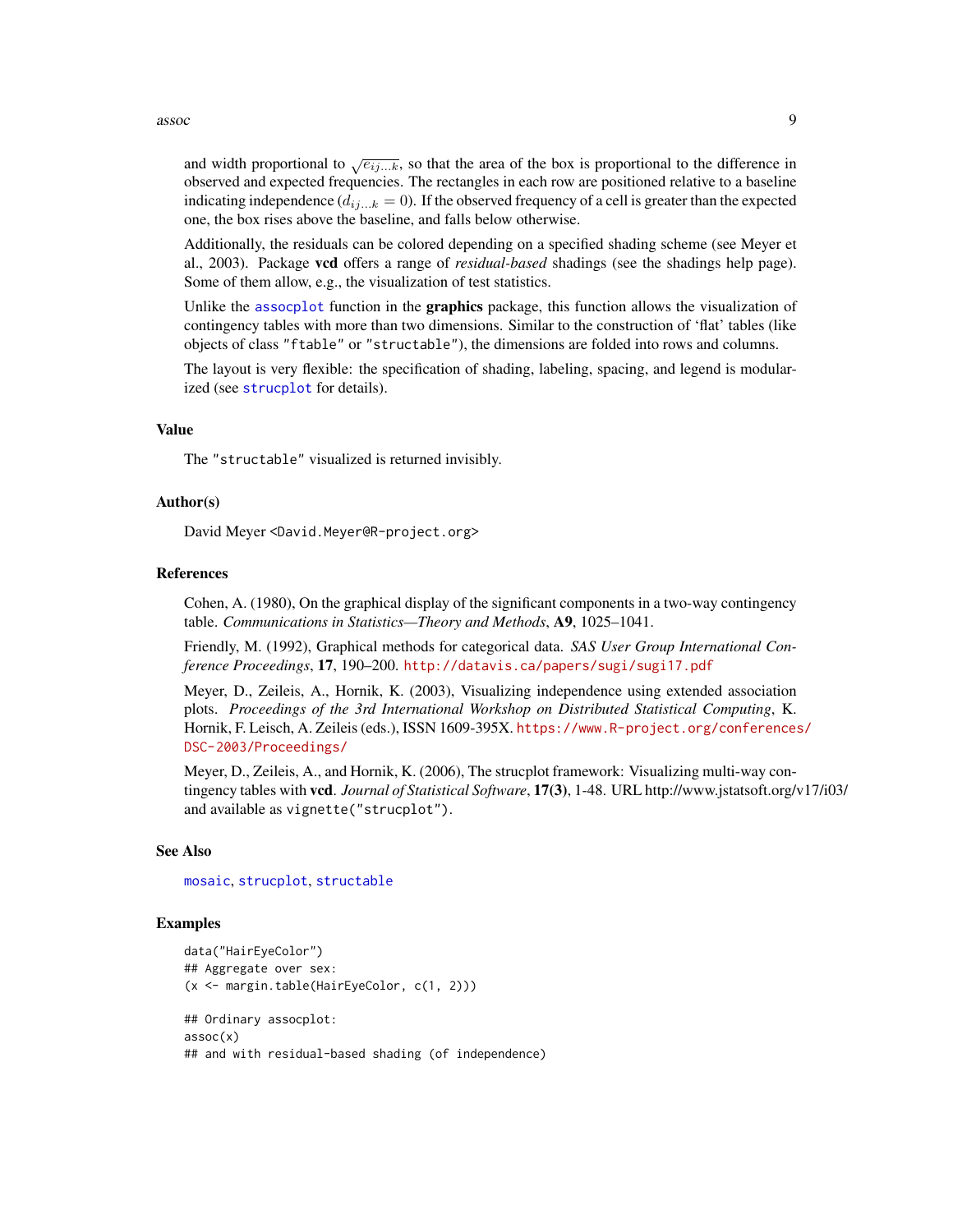and width proportional to $\sqrt{e_{ij...k}}$, so that the area of the box is proportional to the difference in observed and expected frequencies. The rectangles in each row are positioned relative to a baseline indicating independence ($d_{ij...k} = 0$). If the observed frequency of a cell is greater than the expected one, the box rises above the baseline, and falls below otherwise.

Additionally, the residuals can be colored depending on a specified shading scheme (see Meyer et al., 2003). Package **vcd** offers a range of *residual-based* shadings (see the shadings help page). Some of them allow, e.g., the visualization of test statistics.

Unlike the `assocplot` function in the **graphics** package, this function allows the visualization of contingency tables with more than two dimensions. Similar to the construction of 'flat' tables (like objects of class `"ftable"` or `"structable"`), the dimensions are folded into rows and columns.

The layout is very flexible: the specification of shading, labeling, spacing, and legend is modularized (see `strucplot` for details).

### Value

The `"structable"` visualized is returned invisibly.

### Author(s)

David Meyer <David.Meyer@R-project.org>

### References

Cohen, A. (1980), On the graphical display of the significant components in a two-way contingency table. *Communications in Statistics—Theory and Methods*, **A9**, 1025–1041.

Friendly, M. (1992), Graphical methods for categorical data. *SAS User Group International Conference Proceedings*, **17**, 190–200. http://datavis.ca/papers/sugi/sugi17.pdf

Meyer, D., Zeileis, A., Hornik, K. (2003), Visualizing independence using extended association plots. *Proceedings of the 3rd International Workshop on Distributed Statistical Computing*, K. Hornik, F. Leisch, A. Zeileis (eds.), ISSN 1609-395X. https://www.R-project.org/conferences/DSC-2003/Proceedings/

Meyer, D., Zeileis, A., and Hornik, K. (2006), The strucplot framework: Visualizing multi-way contingency tables with **vcd**. *Journal of Statistical Software*, **17(3)**, 1-48. URL http://www.jstatsoft.org/v17/i03/ and available as `vignette("strucplot")`.

### See Also

`mosaic`, `strucplot`, `structable`

### Examples

```
data("HairEyeColor")
## Aggregate over sex:
(x <- margin.table(HairEyeColor, c(1, 2)))

## Ordinary assocplot:
assoc(x)
## and with residual-based shading (of independence)
```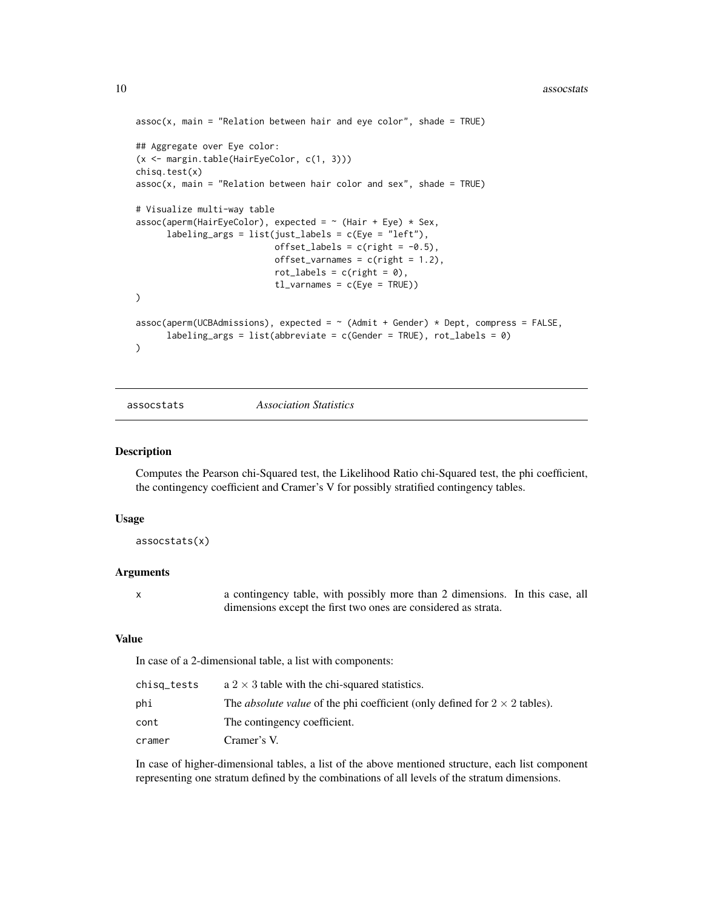```
assoc(x, main = "Relation between hair and eye color", shade = TRUE)

## Aggregate over Eye color:
(x <- margin.table(HairEyeColor, c(1, 3)))
chisq.test(x)
assoc(x, main = "Relation between hair color and sex", shade = TRUE)

# Visualize multi-way table
assoc(aperm(HairEyeColor), expected = ~ (Hair + Eye) * Sex,
      labeling_args = list(just_labels = c(Eye = "left"),
                           offset_labels = c(right = -0.5),
                           offset_varnames = c(right = 1.2),
                           rot_labels = c(right = 0),
                           tl_varnames = c(Eye = TRUE))
)

assoc(aperm(UCBAdmissions), expected = ~ (Admit + Gender) * Dept, compress = FALSE,
      labeling_args = list(abbreviate = c(Gender = TRUE), rot_labels = 0)
)
```

---

## assocstats *Association Statistics*

### Description

Computes the Pearson chi-Squared test, the Likelihood Ratio chi-Squared test, the phi coefficient, the contingency coefficient and Cramer's V for possibly stratified contingency tables.

### Usage

```
assocstats(x)
```

### Arguments

| | |
|---|---|
| x | a contingency table, with possibly more than 2 dimensions. In this case, all dimensions except the first two ones are considered as strata. |

### Value

In case of a 2-dimensional table, a list with components:

| | |
|---|---|
| chisq_tests | a $2 \times 3$ table with the chi-squared statistics. |
| phi | The *absolute value* of the phi coefficient (only defined for $2 \times 2$ tables). |
| cont | The contingency coefficient. |
| cramer | Cramer's V. |

In case of higher-dimensional tables, a list of the above mentioned structure, each list component representing one stratum defined by the combinations of all levels of the stratum dimensions.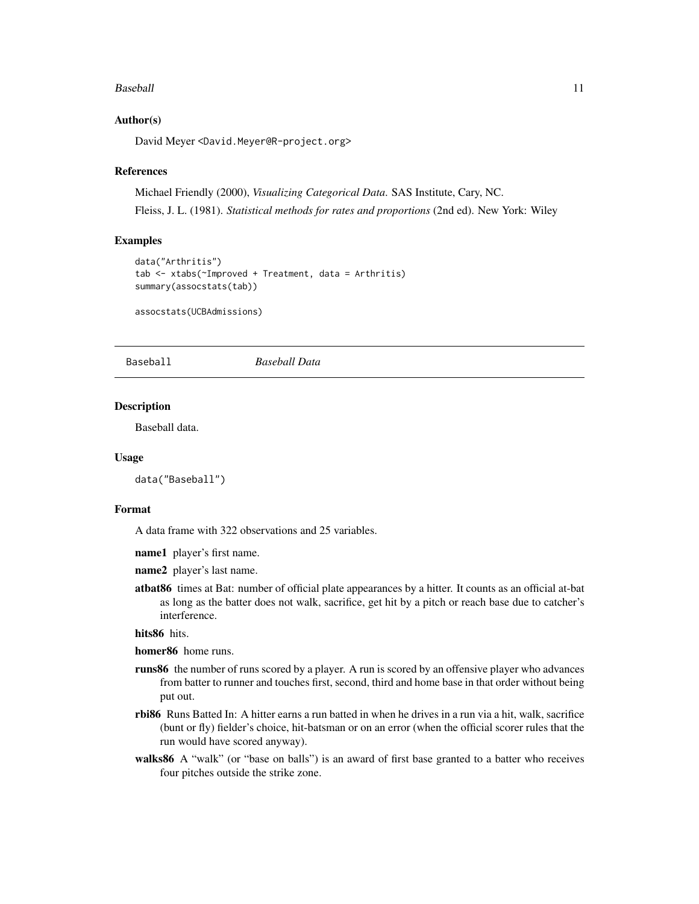### Author(s)

David Meyer <David.Meyer@R-project.org>

### References

Michael Friendly (2000), *Visualizing Categorical Data*. SAS Institute, Cary, NC.

Fleiss, J. L. (1981). *Statistical methods for rates and proportions* (2nd ed). New York: Wiley

### Examples

```
data("Arthritis")
tab <- xtabs(~Improved + Treatment, data = Arthritis)
summary(assocstats(tab))

assocstats(UCBAdmissions)
```

---

## Baseball *Baseball Data*

---

### Description

Baseball data.

### Usage

```
data("Baseball")
```

### Format

A data frame with 322 observations and 25 variables.

**name1** player's first name.

**name2** player's last name.

**atbat86** times at Bat: number of official plate appearances by a hitter. It counts as an official at-bat as long as the batter does not walk, sacrifice, get hit by a pitch or reach base due to catcher's interference.

**hits86** hits.

**homer86** home runs.

**runs86** the number of runs scored by a player. A run is scored by an offensive player who advances from batter to runner and touches first, second, third and home base in that order without being put out.

**rbi86** Runs Batted In: A hitter earns a run batted in when he drives in a run via a hit, walk, sacrifice (bunt or fly) fielder's choice, hit-batsman or on an error (when the official scorer rules that the run would have scored anyway).

**walks86** A "walk" (or "base on balls") is an award of first base granted to a batter who receives four pitches outside the strike zone.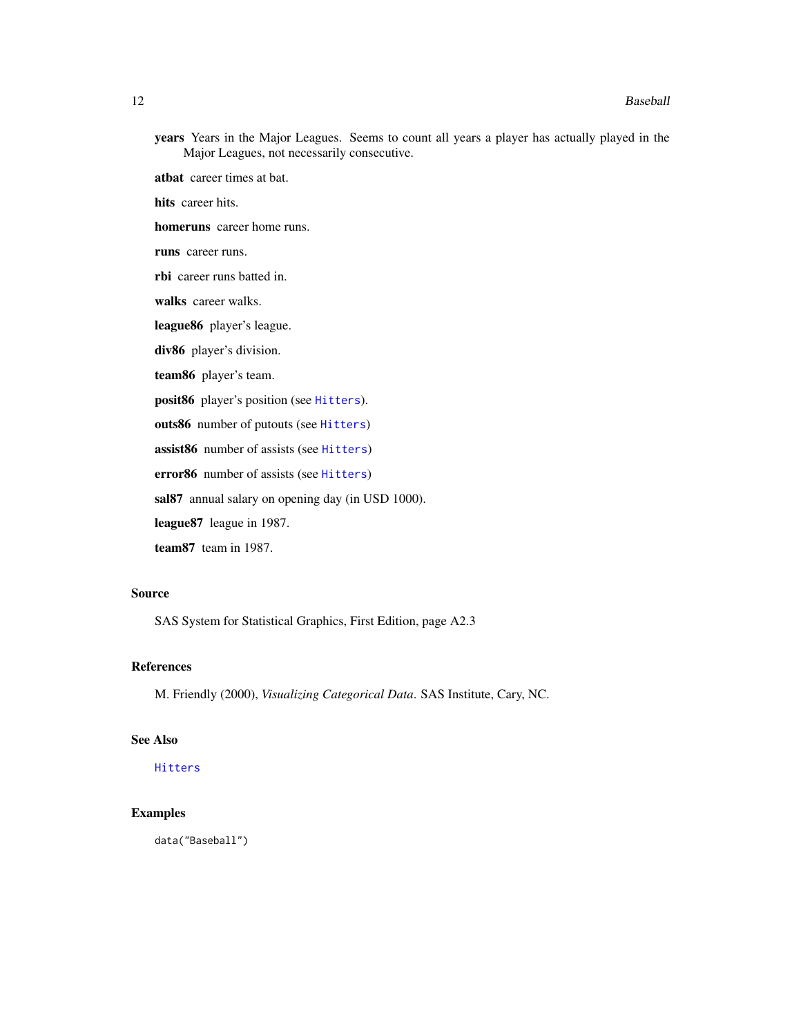**years** Years in the Major Leagues. Seems to count all years a player has actually played in the Major Leagues, not necessarily consecutive.

**atbat** career times at bat.

**hits** career hits.

**homeruns** career home runs.

**runs** career runs.

**rbi** career runs batted in.

**walks** career walks.

**league86** player's league.

**div86** player's division.

**team86** player's team.

**posit86** player's position (see `Hitters`).

**outs86** number of putouts (see `Hitters`)

**assist86** number of assists (see `Hitters`)

**error86** number of assists (see `Hitters`)

**sal87** annual salary on opening day (in USD 1000).

**league87** league in 1987.

**team87** team in 1987.

## Source

SAS System for Statistical Graphics, First Edition, page A2.3

## References

M. Friendly (2000), *Visualizing Categorical Data*. SAS Institute, Cary, NC.

## See Also

`Hitters`

## Examples

```
data("Baseball")
```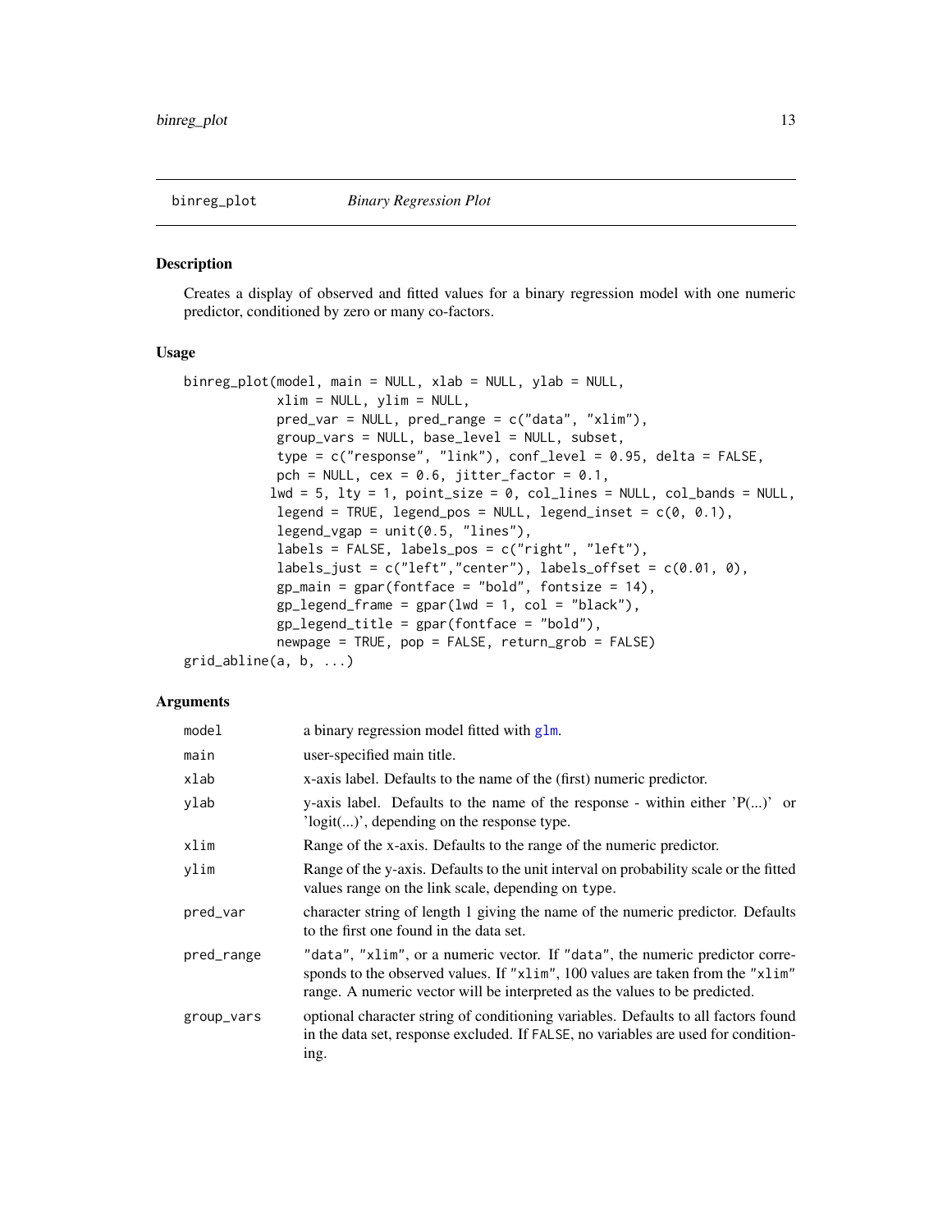## binreg_plot    *Binary Regression Plot*

### Description

Creates a display of observed and fitted values for a binary regression model with one numeric predictor, conditioned by zero or many co-factors.

### Usage

```
binreg_plot(model, main = NULL, xlab = NULL, ylab = NULL,
            xlim = NULL, ylim = NULL,
            pred_var = NULL, pred_range = c("data", "xlim"),
            group_vars = NULL, base_level = NULL, subset,
            type = c("response", "link"), conf_level = 0.95, delta = FALSE,
            pch = NULL, cex = 0.6, jitter_factor = 0.1,
           lwd = 5, lty = 1, point_size = 0, col_lines = NULL, col_bands = NULL,
            legend = TRUE, legend_pos = NULL, legend_inset = c(0, 0.1),
            legend_vgap = unit(0.5, "lines"),
            labels = FALSE, labels_pos = c("right", "left"),
            labels_just = c("left","center"), labels_offset = c(0.01, 0),
            gp_main = gpar(fontface = "bold", fontsize = 14),
            gp_legend_frame = gpar(lwd = 1, col = "black"),
            gp_legend_title = gpar(fontface = "bold"),
            newpage = TRUE, pop = FALSE, return_grob = FALSE)
grid_abline(a, b, ...)
```

### Arguments

| | |
|---|---|
| `model` | a binary regression model fitted with `glm`. |
| `main` | user-specified main title. |
| `xlab` | x-axis label. Defaults to the name of the (first) numeric predictor. |
| `ylab` | y-axis label. Defaults to the name of the response - within either 'P(...)' or 'logit(...)', depending on the response type. |
| `xlim` | Range of the x-axis. Defaults to the range of the numeric predictor. |
| `ylim` | Range of the y-axis. Defaults to the unit interval on probability scale or the fitted values range on the link scale, depending on `type`. |
| `pred_var` | character string of length 1 giving the name of the numeric predictor. Defaults to the first one found in the data set. |
| `pred_range` | `"data"`, `"xlim"`, or a numeric vector. If `"data"`, the numeric predictor corresponds to the observed values. If `"xlim"`, 100 values are taken from the `"xlim"` range. A numeric vector will be interpreted as the values to be predicted. |
| `group_vars` | optional character string of conditioning variables. Defaults to all factors found in the data set, response excluded. If `FALSE`, no variables are used for conditioning. |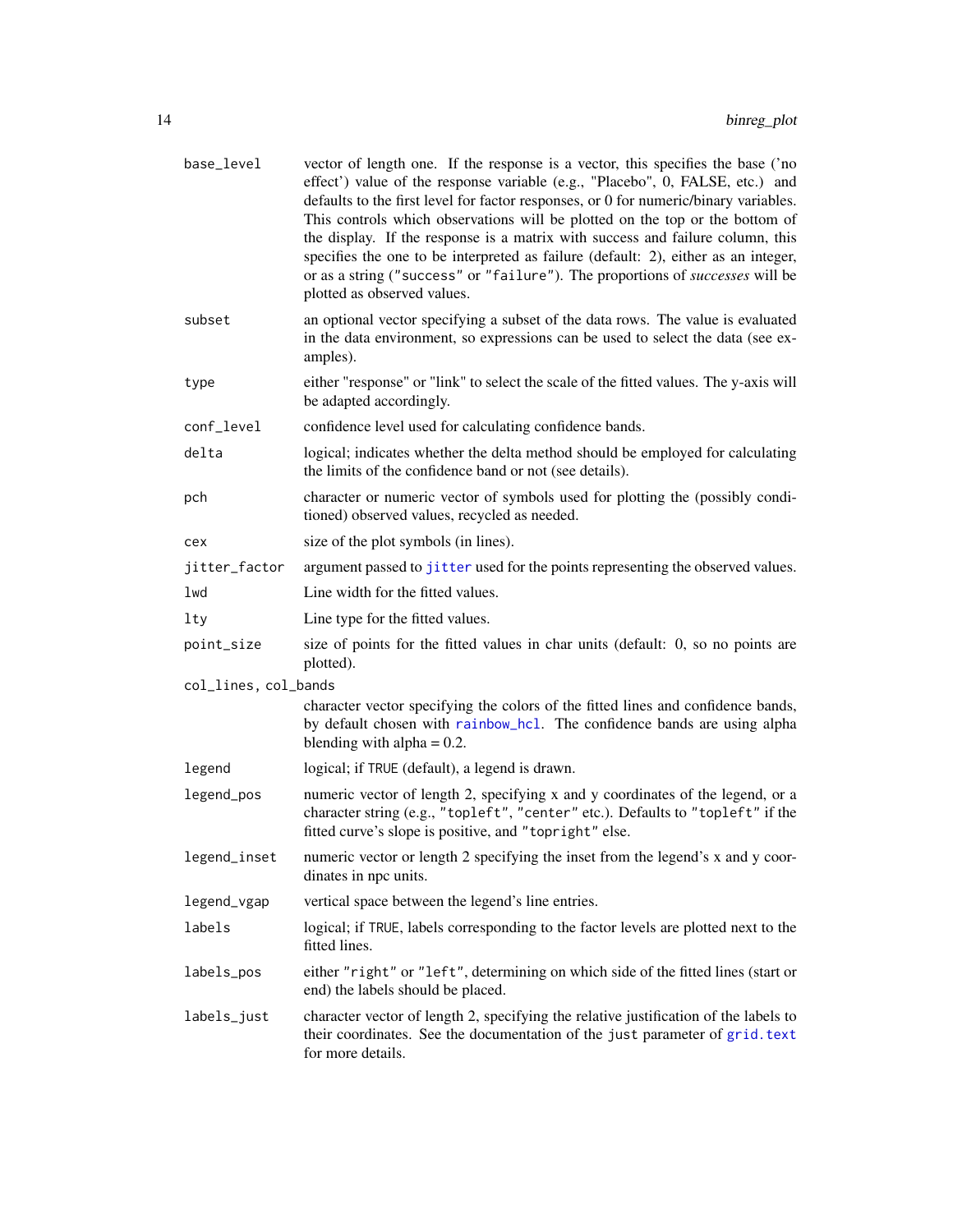| Argument | Description |
|---|---|
| `base_level` | vector of length one. If the response is a vector, this specifies the base ('no effect') value of the response variable (e.g., "Placebo", 0, FALSE, etc.) and defaults to the first level for factor responses, or 0 for numeric/binary variables. This controls which observations will be plotted on the top or the bottom of the display. If the response is a matrix with success and failure column, this specifies the one to be interpreted as failure (default: 2), either as an integer, or as a string (`"success"` or `"failure"`). The proportions of *successes* will be plotted as observed values. |
| `subset` | an optional vector specifying a subset of the data rows. The value is evaluated in the data environment, so expressions can be used to select the data (see examples). |
| `type` | either "response" or "link" to select the scale of the fitted values. The y-axis will be adapted accordingly. |
| `conf_level` | confidence level used for calculating confidence bands. |
| `delta` | logical; indicates whether the delta method should be employed for calculating the limits of the confidence band or not (see details). |
| `pch` | character or numeric vector of symbols used for plotting the (possibly conditioned) observed values, recycled as needed. |
| `cex` | size of the plot symbols (in lines). |
| `jitter_factor` | argument passed to `jitter` used for the points representing the observed values. |
| `lwd` | Line width for the fitted values. |
| `lty` | Line type for the fitted values. |
| `point_size` | size of points for the fitted values in char units (default: 0, so no points are plotted). |
| `col_lines, col_bands` | character vector specifying the colors of the fitted lines and confidence bands, by default chosen with `rainbow_hcl`. The confidence bands are using alpha blending with alpha = 0.2. |
| `legend` | logical; if `TRUE` (default), a legend is drawn. |
| `legend_pos` | numeric vector of length 2, specifying x and y coordinates of the legend, or a character string (e.g., `"topleft"`, `"center"` etc.). Defaults to `"topleft"` if the fitted curve's slope is positive, and `"topright"` else. |
| `legend_inset` | numeric vector or length 2 specifying the inset from the legend's x and y coordinates in npc units. |
| `legend_vgap` | vertical space between the legend's line entries. |
| `labels` | logical; if `TRUE`, labels corresponding to the factor levels are plotted next to the fitted lines. |
| `labels_pos` | either `"right"` or `"left"`, determining on which side of the fitted lines (start or end) the labels should be placed. |
| `labels_just` | character vector of length 2, specifying the relative justification of the labels to their coordinates. See the documentation of the `just` parameter of `grid.text` for more details. |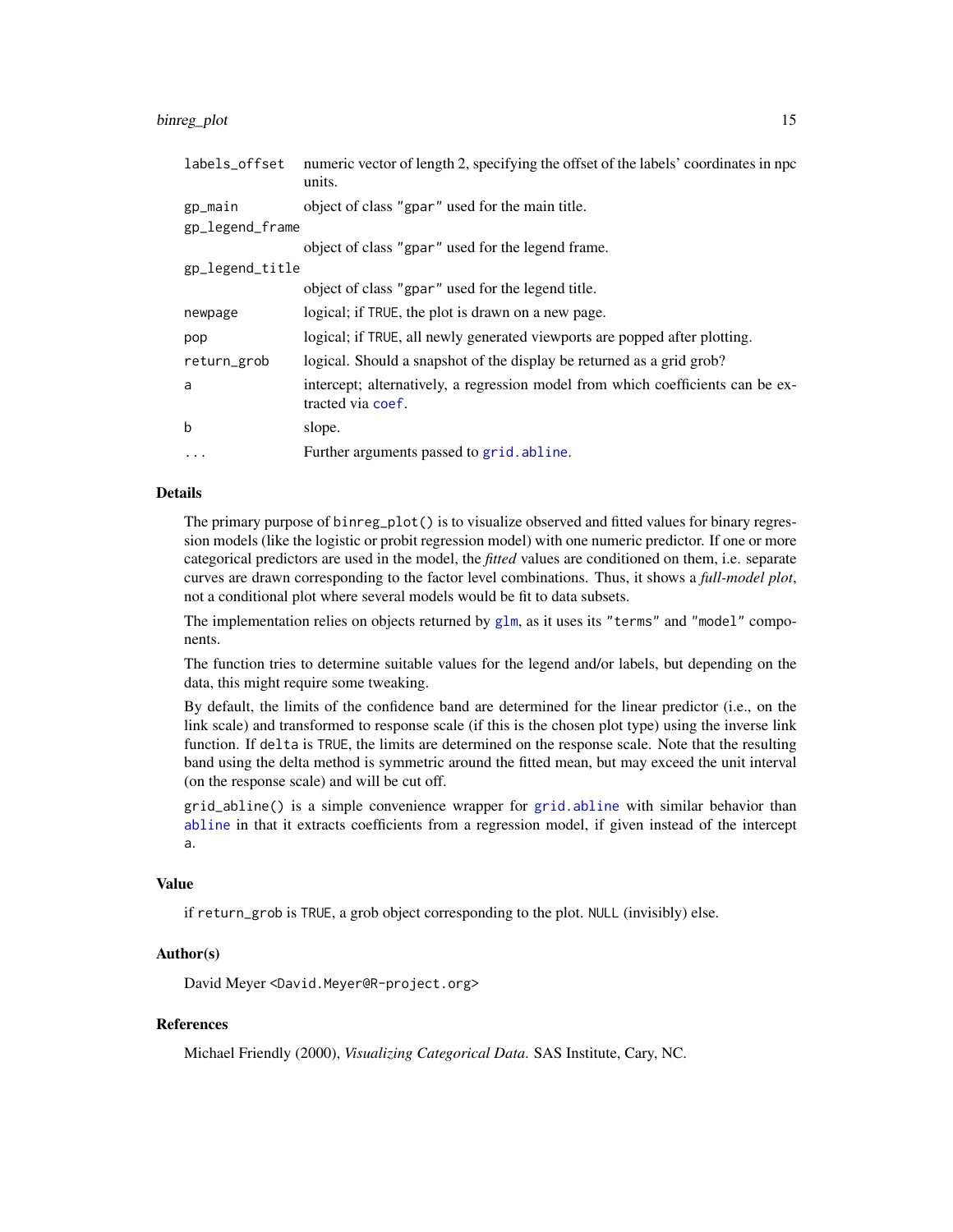| | |
|---|---|
| `labels_offset` | numeric vector of length 2, specifying the offset of the labels' coordinates in npc units. |
| `gp_main` | object of class `"gpar"` used for the main title. |
| `gp_legend_frame` | object of class `"gpar"` used for the legend frame. |
| `gp_legend_title` | object of class `"gpar"` used for the legend title. |
| `newpage` | logical; if `TRUE`, the plot is drawn on a new page. |
| `pop` | logical; if `TRUE`, all newly generated viewports are popped after plotting. |
| `return_grob` | logical. Should a snapshot of the display be returned as a grid grob? |
| `a` | intercept; alternatively, a regression model from which coefficients can be extracted via `coef`. |
| `b` | slope. |
| `...` | Further arguments passed to `grid.abline`. |

## Details

The primary purpose of `binreg_plot()` is to visualize observed and fitted values for binary regression models (like the logistic or probit regression model) with one numeric predictor. If one or more categorical predictors are used in the model, the *fitted* values are conditioned on them, i.e. separate curves are drawn corresponding to the factor level combinations. Thus, it shows a *full-model plot*, not a conditional plot where several models would be fit to data subsets.

The implementation relies on objects returned by `glm`, as it uses its `"terms"` and `"model"` components.

The function tries to determine suitable values for the legend and/or labels, but depending on the data, this might require some tweaking.

By default, the limits of the confidence band are determined for the linear predictor (i.e., on the link scale) and transformed to response scale (if this is the chosen plot type) using the inverse link function. If `delta` is `TRUE`, the limits are determined on the response scale. Note that the resulting band using the delta method is symmetric around the fitted mean, but may exceed the unit interval (on the response scale) and will be cut off.

`grid_abline()` is a simple convenience wrapper for `grid.abline` with similar behavior than `abline` in that it extracts coefficients from a regression model, if given instead of the intercept `a`.

## Value

if `return_grob` is `TRUE`, a grob object corresponding to the plot. `NULL` (invisibly) else.

## Author(s)

David Meyer <David.Meyer@R-project.org>

## References

Michael Friendly (2000), *Visualizing Categorical Data.* SAS Institute, Cary, NC.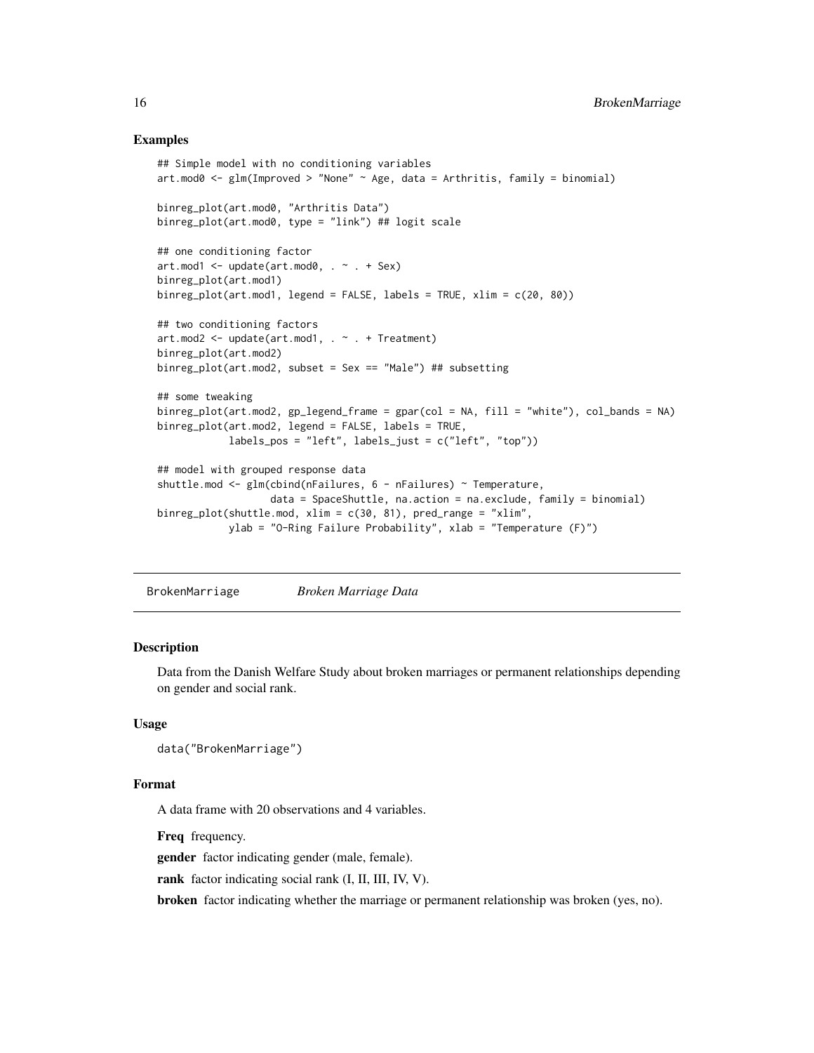### Examples

```
## Simple model with no conditioning variables
art.mod0 <- glm(Improved > "None" ~ Age, data = Arthritis, family = binomial)

binreg_plot(art.mod0, "Arthritis Data")
binreg_plot(art.mod0, type = "link") ## logit scale

## one conditioning factor
art.mod1 <- update(art.mod0, . ~ . + Sex)
binreg_plot(art.mod1)
binreg_plot(art.mod1, legend = FALSE, labels = TRUE, xlim = c(20, 80))

## two conditioning factors
art.mod2 <- update(art.mod1, . ~ . + Treatment)
binreg_plot(art.mod2)
binreg_plot(art.mod2, subset = Sex == "Male") ## subsetting

## some tweaking
binreg_plot(art.mod2, gp_legend_frame = gpar(col = NA, fill = "white"), col_bands = NA)
binreg_plot(art.mod2, legend = FALSE, labels = TRUE,
            labels_pos = "left", labels_just = c("left", "top"))

## model with grouped response data
shuttle.mod <- glm(cbind(nFailures, 6 - nFailures) ~ Temperature,
                   data = SpaceShuttle, na.action = na.exclude, family = binomial)
binreg_plot(shuttle.mod, xlim = c(30, 81), pred_range = "xlim",
            ylab = "O-Ring Failure Probability", xlab = "Temperature (F)")
```

---

## BrokenMarriage    *Broken Marriage Data*

---

### Description

Data from the Danish Welfare Study about broken marriages or permanent relationships depending on gender and social rank.

### Usage

```
data("BrokenMarriage")
```

### Format

A data frame with 20 observations and 4 variables.

**Freq** frequency.

**gender** factor indicating gender (male, female).

**rank** factor indicating social rank (I, II, III, IV, V).

**broken** factor indicating whether the marriage or permanent relationship was broken (yes, no).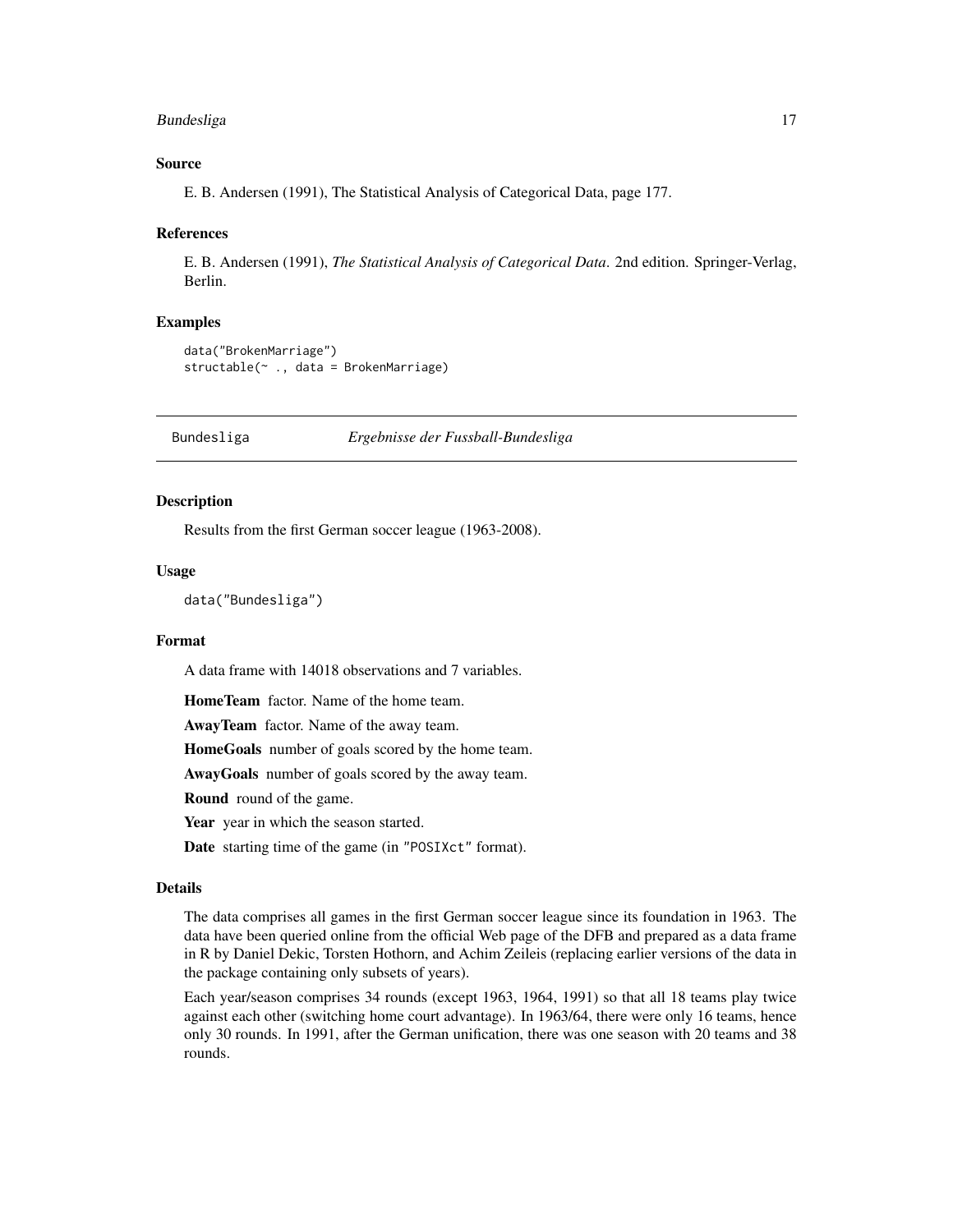### Source

E. B. Andersen (1991), The Statistical Analysis of Categorical Data, page 177.

### References

E. B. Andersen (1991), *The Statistical Analysis of Categorical Data*. 2nd edition. Springer-Verlag, Berlin.

### Examples

```
data("BrokenMarriage")
structable(~ ., data = BrokenMarriage)
```

---

## Bundesliga — *Ergebnisse der Fussball-Bundesliga*

---

### Description

Results from the first German soccer league (1963-2008).

### Usage

```
data("Bundesliga")
```

### Format

A data frame with 14018 observations and 7 variables.

**HomeTeam** factor. Name of the home team.

**AwayTeam** factor. Name of the away team.

**HomeGoals** number of goals scored by the home team.

**AwayGoals** number of goals scored by the away team.

**Round** round of the game.

**Year** year in which the season started.

**Date** starting time of the game (in "POSIXct" format).

### Details

The data comprises all games in the first German soccer league since its foundation in 1963. The data have been queried online from the official Web page of the DFB and prepared as a data frame in R by Daniel Dekic, Torsten Hothorn, and Achim Zeileis (replacing earlier versions of the data in the package containing only subsets of years).

Each year/season comprises 34 rounds (except 1963, 1964, 1991) so that all 18 teams play twice against each other (switching home court advantage). In 1963/64, there were only 16 teams, hence only 30 rounds. In 1991, after the German unification, there was one season with 20 teams and 38 rounds.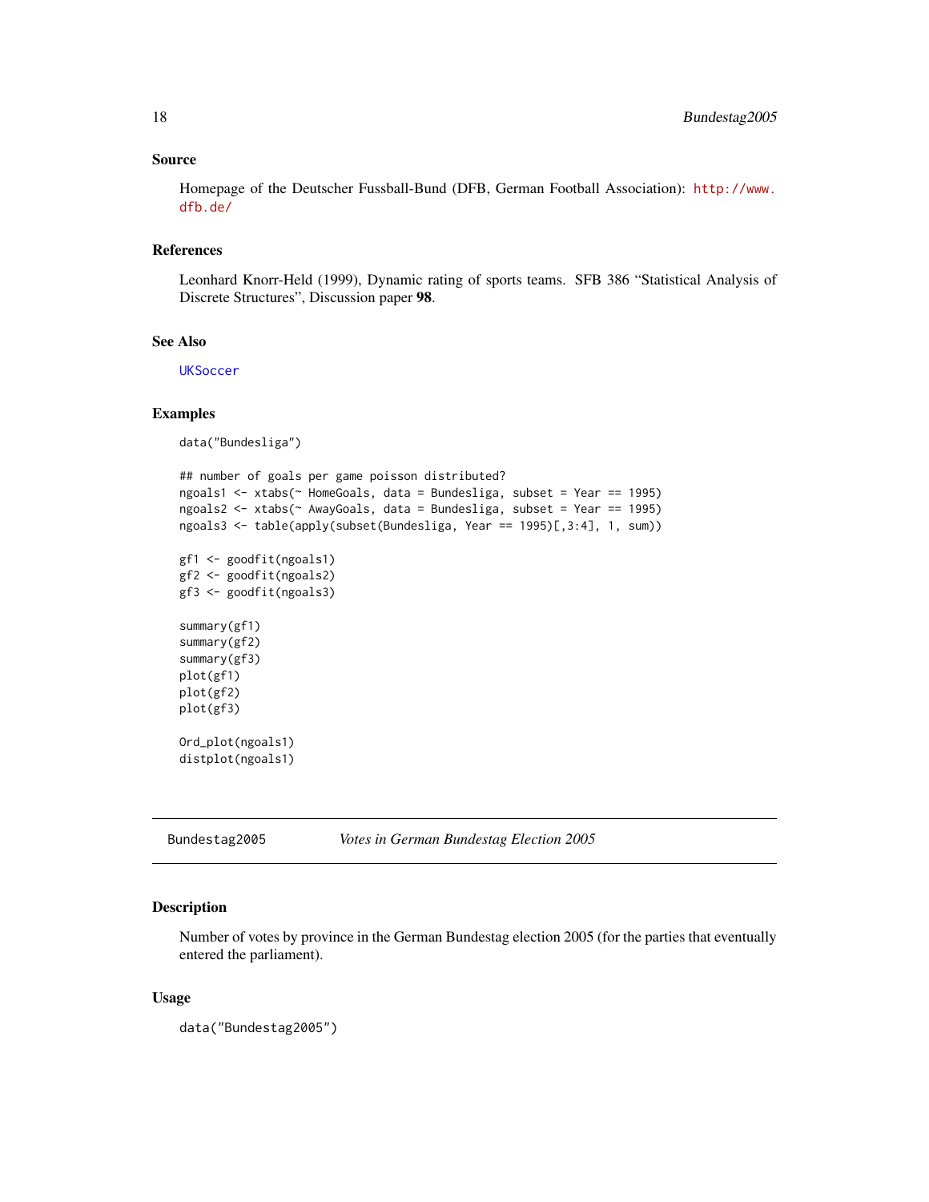### Source

Homepage of the Deutscher Fussball-Bund (DFB, German Football Association): http://www.dfb.de/

### References

Leonhard Knorr-Held (1999), Dynamic rating of sports teams. SFB 386 "Statistical Analysis of Discrete Structures", Discussion paper **98**.

### See Also

UKSoccer

### Examples

```
data("Bundesliga")

## number of goals per game poisson distributed?
ngoals1 <- xtabs(~ HomeGoals, data = Bundesliga, subset = Year == 1995)
ngoals2 <- xtabs(~ AwayGoals, data = Bundesliga, subset = Year == 1995)
ngoals3 <- table(apply(subset(Bundesliga, Year == 1995)[,3:4], 1, sum))

gf1 <- goodfit(ngoals1)
gf2 <- goodfit(ngoals2)
gf3 <- goodfit(ngoals3)

summary(gf1)
summary(gf2)
summary(gf3)
plot(gf1)
plot(gf2)
plot(gf3)

Ord_plot(ngoals1)
distplot(ngoals1)
```

## Bundestag2005 *Votes in German Bundestag Election 2005*

### Description

Number of votes by province in the German Bundestag election 2005 (for the parties that eventually entered the parliament).

### Usage

```
data("Bundestag2005")
```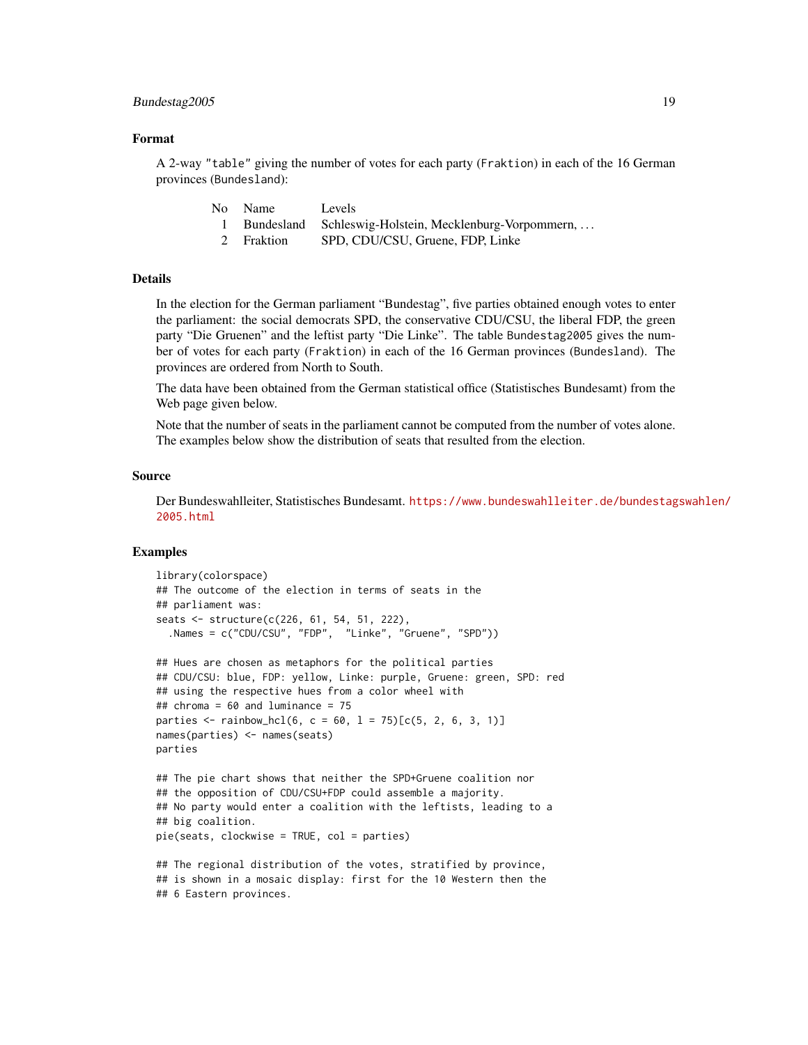## Format

A 2-way "table" giving the number of votes for each party (Fraktion) in each of the 16 German provinces (Bundesland):

| No | Name | Levels |
|---|---|---|
| 1 | Bundesland | Schleswig-Holstein, Mecklenburg-Vorpommern, ... |
| 2 | Fraktion | SPD, CDU/CSU, Gruene, FDP, Linke |

## Details

In the election for the German parliament "Bundestag", five parties obtained enough votes to enter the parliament: the social democrats SPD, the conservative CDU/CSU, the liberal FDP, the green party "Die Gruenen" and the leftist party "Die Linke". The table Bundestag2005 gives the number of votes for each party (Fraktion) in each of the 16 German provinces (Bundesland). The provinces are ordered from North to South.

The data have been obtained from the German statistical office (Statistisches Bundesamt) from the Web page given below.

Note that the number of seats in the parliament cannot be computed from the number of votes alone. The examples below show the distribution of seats that resulted from the election.

## Source

Der Bundeswahlleiter, Statistisches Bundesamt. https://www.bundeswahlleiter.de/bundestagswahlen/2005.html

## Examples

```
library(colorspace)
## The outcome of the election in terms of seats in the
## parliament was:
seats <- structure(c(226, 61, 54, 51, 222),
  .Names = c("CDU/CSU", "FDP",  "Linke", "Gruene", "SPD"))

## Hues are chosen as metaphors for the political parties
## CDU/CSU: blue, FDP: yellow, Linke: purple, Gruene: green, SPD: red
## using the respective hues from a color wheel with
## chroma = 60 and luminance = 75
parties <- rainbow_hcl(6, c = 60, l = 75)[c(5, 2, 6, 3, 1)]
names(parties) <- names(seats)
parties

## The pie chart shows that neither the SPD+Gruene coalition nor
## the opposition of CDU/CSU+FDP could assemble a majority.
## No party would enter a coalition with the leftists, leading to a
## big coalition.
pie(seats, clockwise = TRUE, col = parties)

## The regional distribution of the votes, stratified by province,
## is shown in a mosaic display: first for the 10 Western then the
## 6 Eastern provinces.
```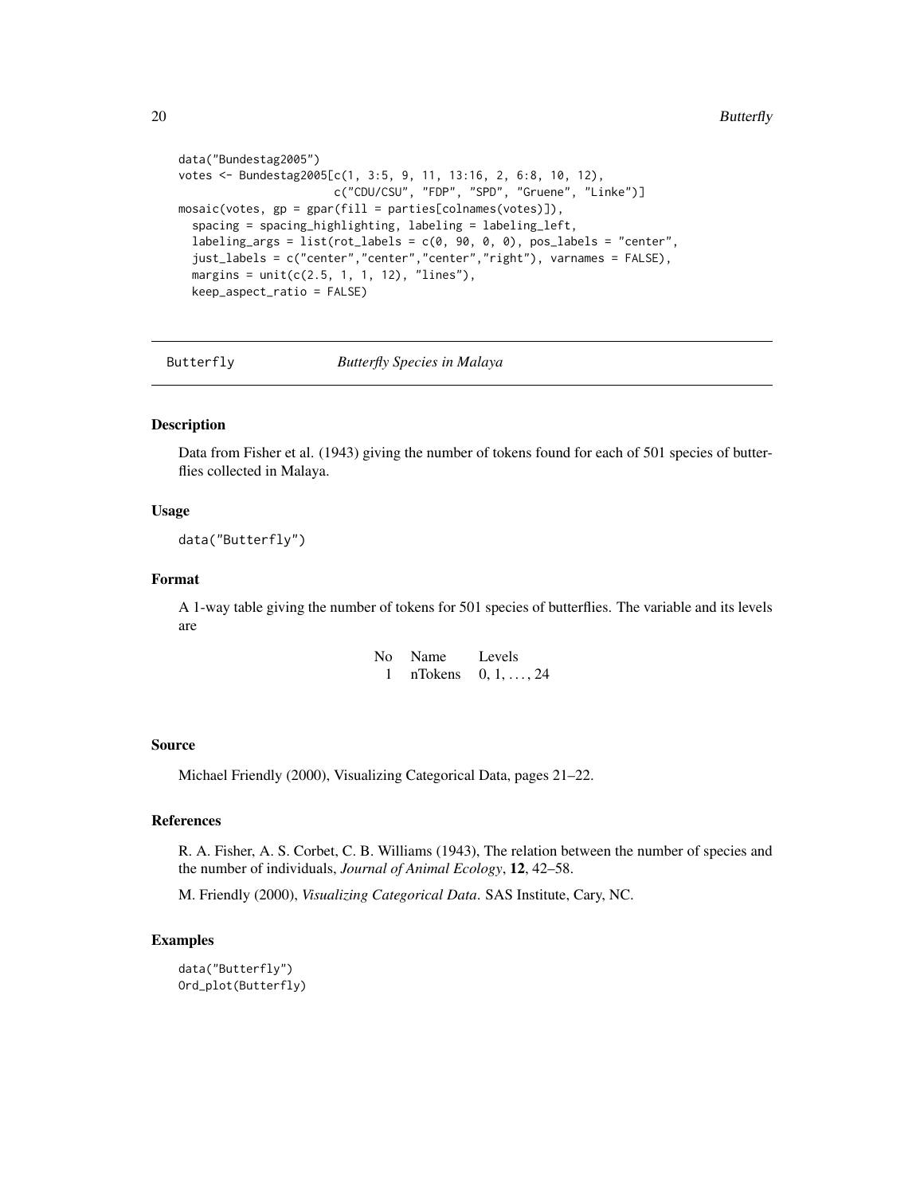```
data("Bundestag2005")
votes <- Bundestag2005[c(1, 3:5, 9, 11, 13:16, 2, 6:8, 10, 12),
                       c("CDU/CSU", "FDP", "SPD", "Gruene", "Linke")]
mosaic(votes, gp = gpar(fill = parties[colnames(votes)]),
  spacing = spacing_highlighting, labeling = labeling_left,
  labeling_args = list(rot_labels = c(0, 90, 0, 0), pos_labels = "center",
  just_labels = c("center","center","center","right"), varnames = FALSE),
  margins = unit(c(2.5, 1, 1, 12), "lines"),
  keep_aspect_ratio = FALSE)
```

---

## Butterfly — *Butterfly Species in Malaya*

---

### Description

Data from Fisher et al. (1943) giving the number of tokens found for each of 501 species of butterflies collected in Malaya.

### Usage

```
data("Butterfly")
```

### Format

A 1-way table giving the number of tokens for 501 species of butterflies. The variable and its levels are

| No | Name | Levels |
|---|---|---|
| 1 | nTokens | $0, 1, \ldots, 24$ |

### Source

Michael Friendly (2000), Visualizing Categorical Data, pages 21–22.

### References

R. A. Fisher, A. S. Corbet, C. B. Williams (1943), The relation between the number of species and the number of individuals, *Journal of Animal Ecology*, **12**, 42–58.

M. Friendly (2000), *Visualizing Categorical Data*. SAS Institute, Cary, NC.

### Examples

```
data("Butterfly")
Ord_plot(Butterfly)
```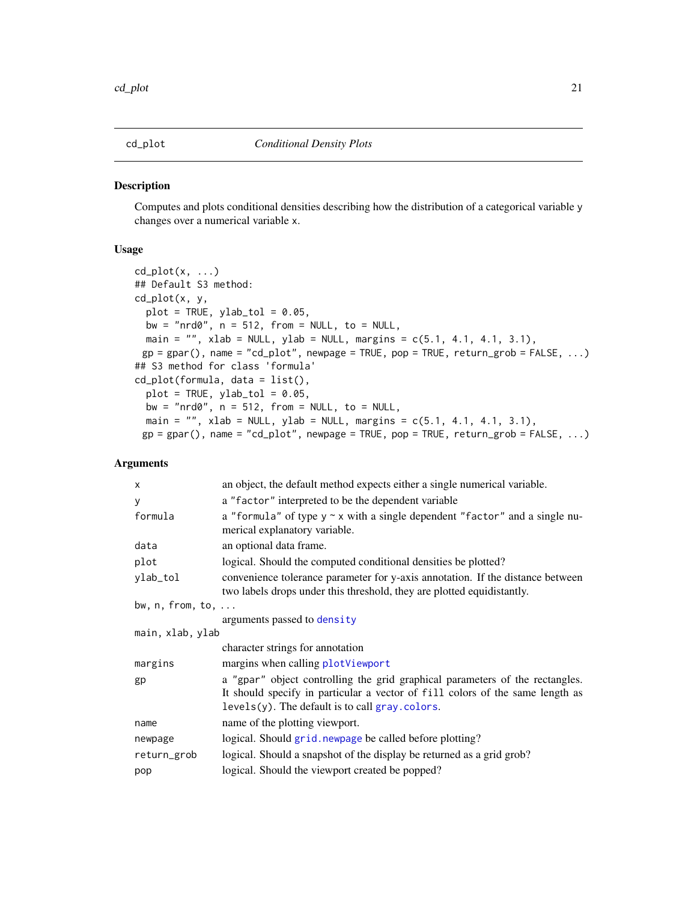cd_plot *Conditional Density Plots*

## Description

Computes and plots conditional densities describing how the distribution of a categorical variable y changes over a numerical variable x.

## Usage

```
cd_plot(x, ...)
## Default S3 method:
cd_plot(x, y,
  plot = TRUE, ylab_tol = 0.05,
  bw = "nrd0", n = 512, from = NULL, to = NULL,
  main = "", xlab = NULL, ylab = NULL, margins = c(5.1, 4.1, 4.1, 3.1),
 gp = gpar(), name = "cd_plot", newpage = TRUE, pop = TRUE, return_grob = FALSE, ...)
## S3 method for class 'formula'
cd_plot(formula, data = list(),
  plot = TRUE, ylab_tol = 0.05,
  bw = "nrd0", n = 512, from = NULL, to = NULL,
  main = "", xlab = NULL, ylab = NULL, margins = c(5.1, 4.1, 4.1, 3.1),
 gp = gpar(), name = "cd_plot", newpage = TRUE, pop = TRUE, return_grob = FALSE, ...)
```

## Arguments

| | |
|---|---|
| `x` | an object, the default method expects either a single numerical variable. |
| `y` | a `"factor"` interpreted to be the dependent variable |
| `formula` | a `"formula"` of type `y ~ x` with a single dependent `"factor"` and a single numerical explanatory variable. |
| `data` | an optional data frame. |
| `plot` | logical. Should the computed conditional densities be plotted? |
| `ylab_tol` | convenience tolerance parameter for y-axis annotation. If the distance between two labels drops under this threshold, they are plotted equidistantly. |
| `bw, n, from, to, ...` | arguments passed to `density` |
| `main, xlab, ylab` | character strings for annotation |
| `margins` | margins when calling `plotViewport` |
| `gp` | a `"gpar"` object controlling the grid graphical parameters of the rectangles. It should specify in particular a vector of `fill` colors of the same length as `levels(y)`. The default is to call `gray.colors`. |
| `name` | name of the plotting viewport. |
| `newpage` | logical. Should `grid.newpage` be called before plotting? |
| `return_grob` | logical. Should a snapshot of the display be returned as a grid grob? |
| `pop` | logical. Should the viewport created be popped? |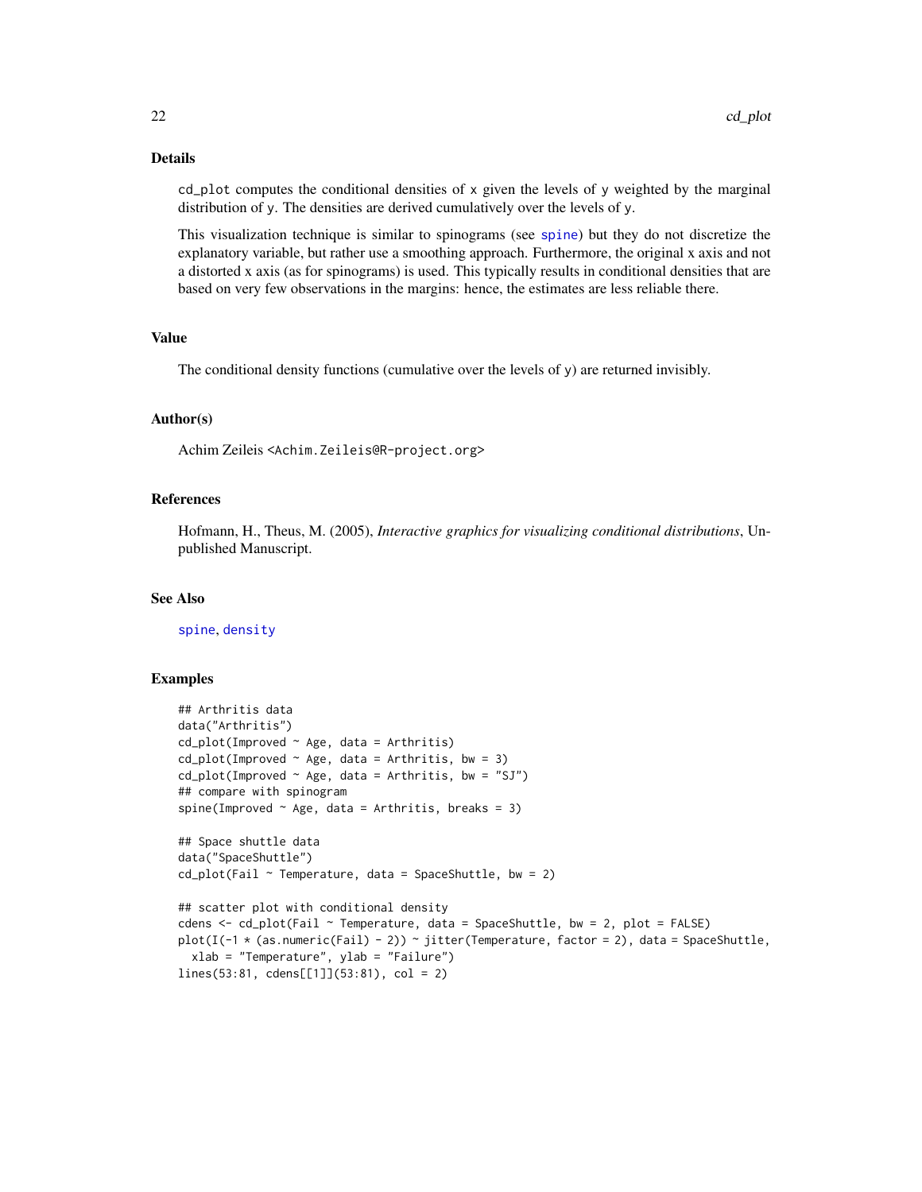### Details

`cd_plot` computes the conditional densities of `x` given the levels of `y` weighted by the marginal distribution of `y`. The densities are derived cumulatively over the levels of `y`.

This visualization technique is similar to spinograms (see `spine`) but they do not discretize the explanatory variable, but rather use a smoothing approach. Furthermore, the original x axis and not a distorted x axis (as for spinograms) is used. This typically results in conditional densities that are based on very few observations in the margins: hence, the estimates are less reliable there.

### Value

The conditional density functions (cumulative over the levels of `y`) are returned invisibly.

### Author(s)

Achim Zeileis <Achim.Zeileis@R-project.org>

### References

Hofmann, H., Theus, M. (2005), *Interactive graphics for visualizing conditional distributions*, Unpublished Manuscript.

### See Also

`spine`, `density`

### Examples

```
## Arthritis data
data("Arthritis")
cd_plot(Improved ~ Age, data = Arthritis)
cd_plot(Improved ~ Age, data = Arthritis, bw = 3)
cd_plot(Improved ~ Age, data = Arthritis, bw = "SJ")
## compare with spinogram
spine(Improved ~ Age, data = Arthritis, breaks = 3)

## Space shuttle data
data("SpaceShuttle")
cd_plot(Fail ~ Temperature, data = SpaceShuttle, bw = 2)

## scatter plot with conditional density
cdens <- cd_plot(Fail ~ Temperature, data = SpaceShuttle, bw = 2, plot = FALSE)
plot(I(-1 * (as.numeric(Fail) - 2)) ~ jitter(Temperature, factor = 2), data = SpaceShuttle,
  xlab = "Temperature", ylab = "Failure")
lines(53:81, cdens[[1]](53:81), col = 2)
```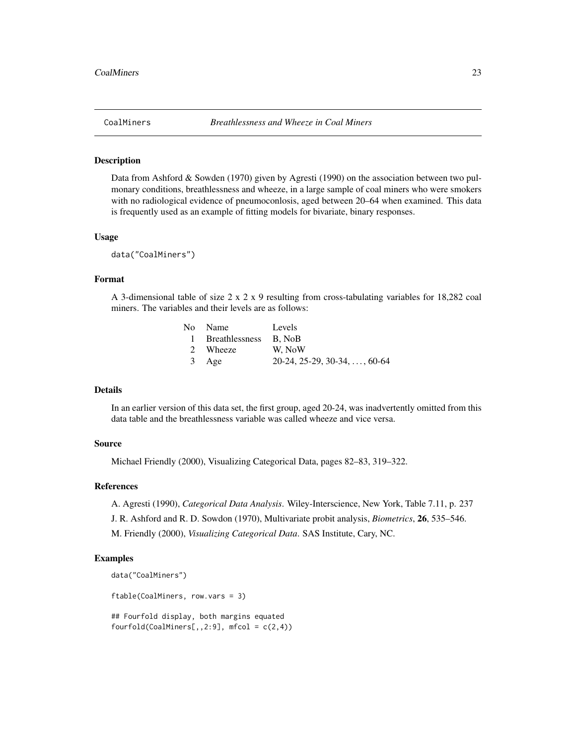# CoalMiners *Breathlessness and Wheeze in Coal Miners*

## Description

Data from Ashford & Sowden (1970) given by Agresti (1990) on the association between two pulmonary conditions, breathlessness and wheeze, in a large sample of coal miners who were smokers with no radiological evidence of pneumoconlosis, aged between 20–64 when examined. This data is frequently used as an example of fitting models for bivariate, binary responses.

## Usage

```
data("CoalMiners")
```

## Format

A 3-dimensional table of size 2 x 2 x 9 resulting from cross-tabulating variables for 18,282 coal miners. The variables and their levels are as follows:

| No | Name | Levels |
|---|---|---|
| 1 | Breathlessness | B, NoB |
| 2 | Wheeze | W, NoW |
| 3 | Age | 20-24, 25-29, 30-34, ..., 60-64 |

## Details

In an earlier version of this data set, the first group, aged 20-24, was inadvertently omitted from this data table and the breathlessness variable was called wheeze and vice versa.

## Source

Michael Friendly (2000), Visualizing Categorical Data, pages 82–83, 319–322.

## References

A. Agresti (1990), *Categorical Data Analysis*. Wiley-Interscience, New York, Table 7.11, p. 237

J. R. Ashford and R. D. Sowdon (1970), Multivariate probit analysis, *Biometrics*, **26**, 535–546.

M. Friendly (2000), *Visualizing Categorical Data*. SAS Institute, Cary, NC.

## Examples

```
data("CoalMiners")

ftable(CoalMiners, row.vars = 3)

## Fourfold display, both margins equated
fourfold(CoalMiners[,,2:9], mfcol = c(2,4))
```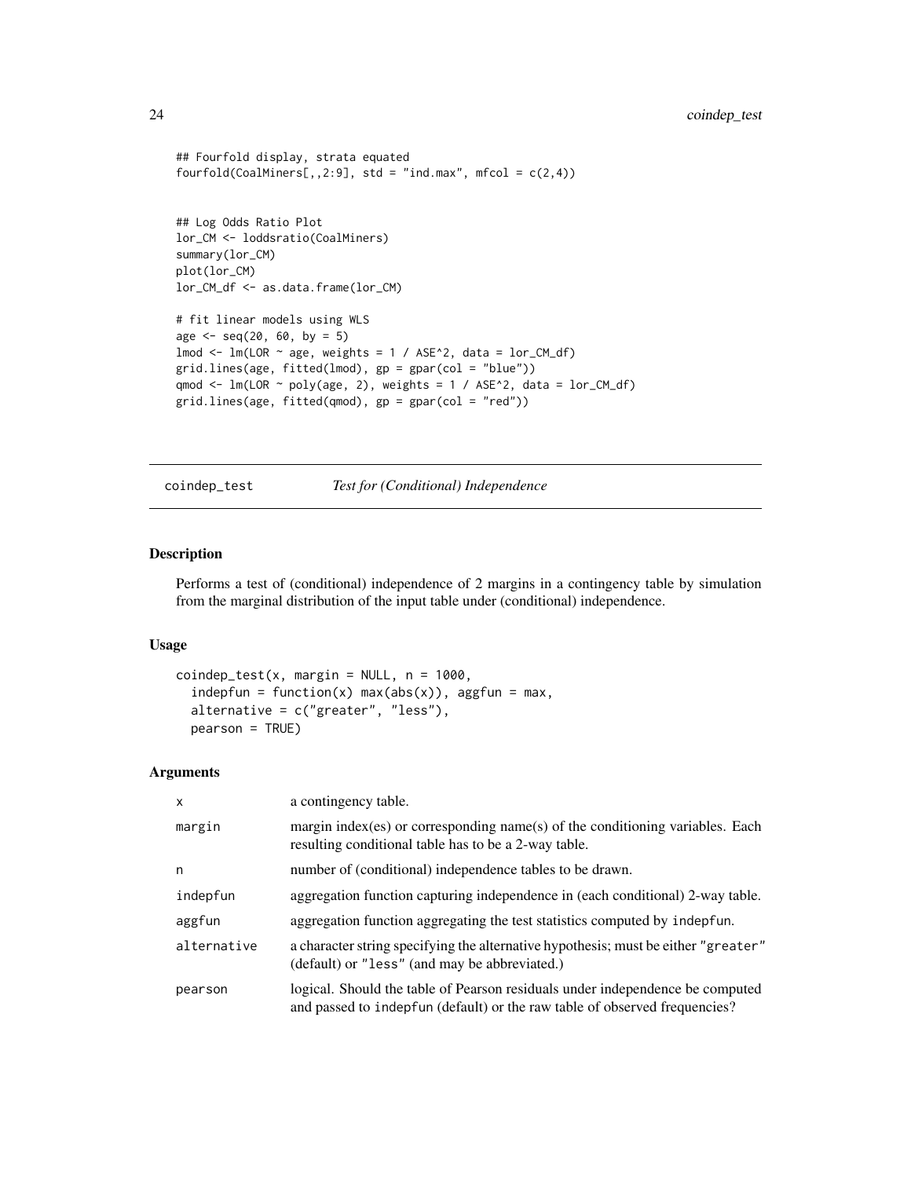```
## Fourfold display, strata equated
fourfold(CoalMiners[,,2:9], std = "ind.max", mfcol = c(2,4))


## Log Odds Ratio Plot
lor_CM <- loddsratio(CoalMiners)
summary(lor_CM)
plot(lor_CM)
lor_CM_df <- as.data.frame(lor_CM)

# fit linear models using WLS
age <- seq(20, 60, by = 5)
lmod <- lm(LOR ~ age, weights = 1 / ASE^2, data = lor_CM_df)
grid.lines(age, fitted(lmod), gp = gpar(col = "blue"))
qmod <- lm(LOR ~ poly(age, 2), weights = 1 / ASE^2, data = lor_CM_df)
grid.lines(age, fitted(qmod), gp = gpar(col = "red"))
```

---

## coindep_test — *Test for (Conditional) Independence*

### Description

Performs a test of (conditional) independence of 2 margins in a contingency table by simulation from the marginal distribution of the input table under (conditional) independence.

### Usage

```
coindep_test(x, margin = NULL, n = 1000,
  indepfun = function(x) max(abs(x)), aggfun = max,
  alternative = c("greater", "less"),
  pearson = TRUE)
```

### Arguments

| | |
|---|---|
| `x` | a contingency table. |
| `margin` | margin index(es) or corresponding name(s) of the conditioning variables. Each resulting conditional table has to be a 2-way table. |
| `n` | number of (conditional) independence tables to be drawn. |
| `indepfun` | aggregation function capturing independence in (each conditional) 2-way table. |
| `aggfun` | aggregation function aggregating the test statistics computed by `indepfun`. |
| `alternative` | a character string specifying the alternative hypothesis; must be either `"greater"` (default) or `"less"` (and may be abbreviated.) |
| `pearson` | logical. Should the table of Pearson residuals under independence be computed and passed to `indepfun` (default) or the raw table of observed frequencies? |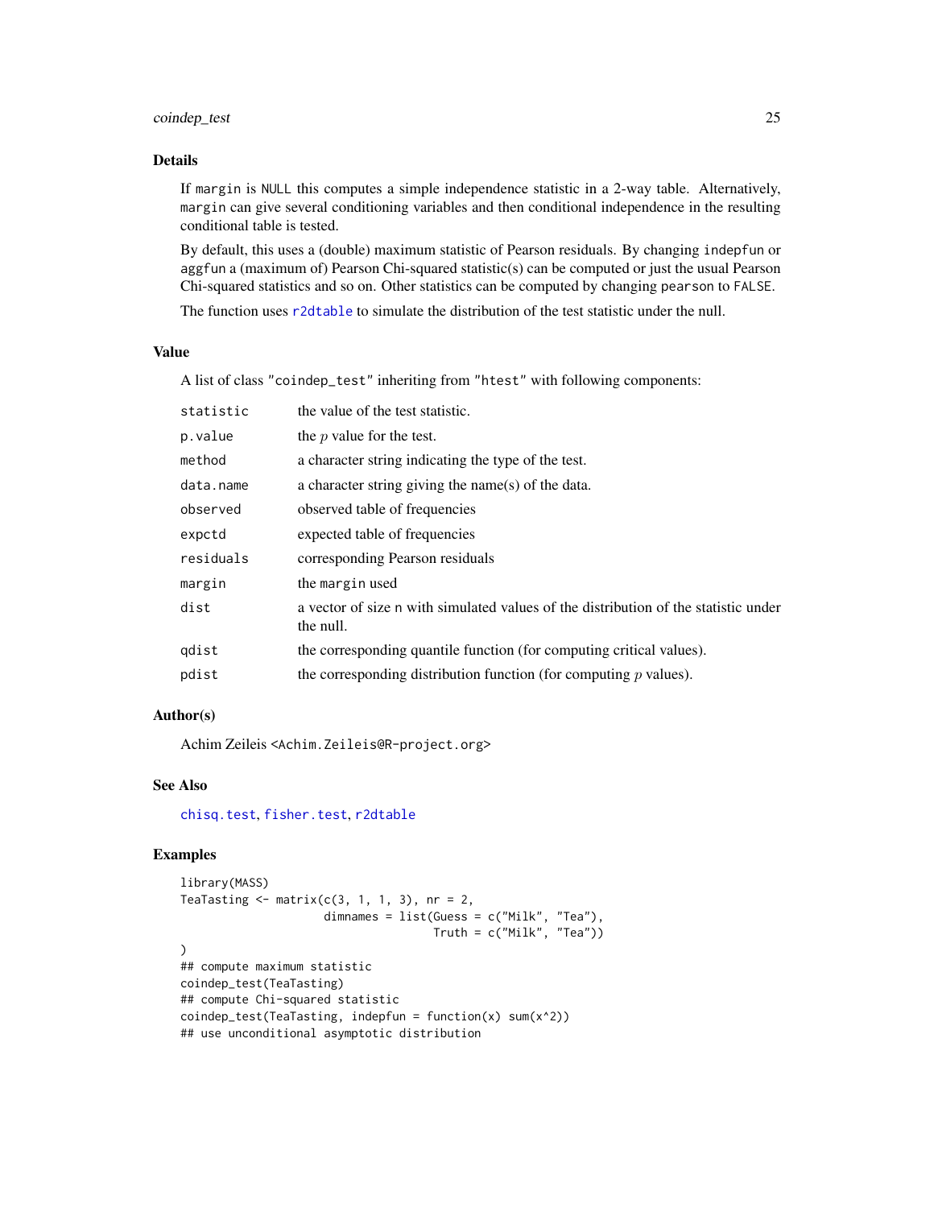## Details

If `margin` is `NULL` this computes a simple independence statistic in a 2-way table. Alternatively, `margin` can give several conditioning variables and then conditional independence in the resulting conditional table is tested.

By default, this uses a (double) maximum statistic of Pearson residuals. By changing `indepfun` or `aggfun` a (maximum of) Pearson Chi-squared statistic(s) can be computed or just the usual Pearson Chi-squared statistics and so on. Other statistics can be computed by changing `pearson` to `FALSE`.

The function uses `r2dtable` to simulate the distribution of the test statistic under the null.

## Value

A list of class `"coindep_test"` inheriting from `"htest"` with following components:

| | |
|---|---|
| `statistic` | the value of the test statistic. |
| `p.value` | the $p$ value for the test. |
| `method` | a character string indicating the type of the test. |
| `data.name` | a character string giving the name(s) of the data. |
| `observed` | observed table of frequencies |
| `expctd` | expected table of frequencies |
| `residuals` | corresponding Pearson residuals |
| `margin` | the `margin` used |
| `dist` | a vector of size `n` with simulated values of the distribution of the statistic under the null. |
| `qdist` | the corresponding quantile function (for computing critical values). |
| `pdist` | the corresponding distribution function (for computing $p$ values). |

## Author(s)

Achim Zeileis <Achim.Zeileis@R-project.org>

## See Also

`chisq.test`, `fisher.test`, `r2dtable`

## Examples

```
library(MASS)
TeaTasting <- matrix(c(3, 1, 1, 3), nr = 2,
                     dimnames = list(Guess = c("Milk", "Tea"),
                                     Truth = c("Milk", "Tea"))
)
## compute maximum statistic
coindep_test(TeaTasting)
## compute Chi-squared statistic
coindep_test(TeaTasting, indepfun = function(x) sum(x^2))
## use unconditional asymptotic distribution
```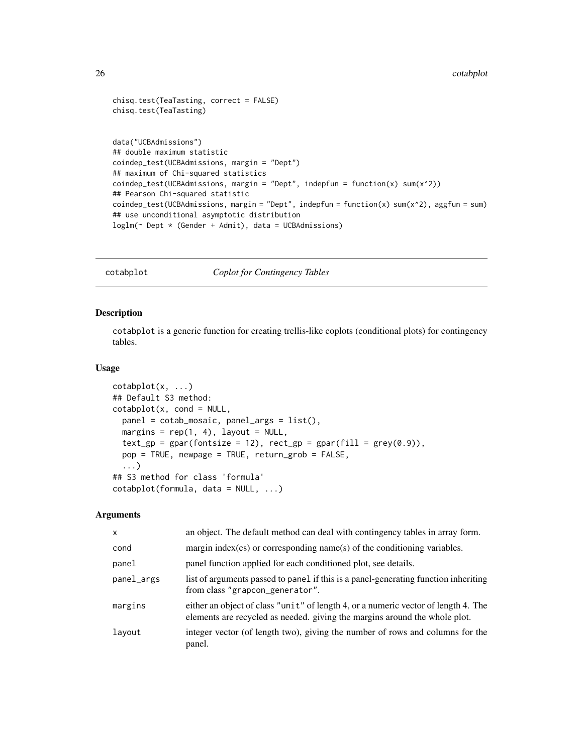```
chisq.test(TeaTasting, correct = FALSE)
chisq.test(TeaTasting)


data("UCBAdmissions")
## double maximum statistic
coindep_test(UCBAdmissions, margin = "Dept")
## maximum of Chi-squared statistics
coindep_test(UCBAdmissions, margin = "Dept", indepfun = function(x) sum(x^2))
## Pearson Chi-squared statistic
coindep_test(UCBAdmissions, margin = "Dept", indepfun = function(x) sum(x^2), aggfun = sum)
## use unconditional asymptotic distribution
loglm(~ Dept * (Gender + Admit), data = UCBAdmissions)
```

## cotabplot — *Coplot for Contingency Tables*

### Description

cotabplot is a generic function for creating trellis-like coplots (conditional plots) for contingency tables.

### Usage

```
cotabplot(x, ...)
## Default S3 method:
cotabplot(x, cond = NULL,
  panel = cotab_mosaic, panel_args = list(),
  margins = rep(1, 4), layout = NULL,
  text_gp = gpar(fontsize = 12), rect_gp = gpar(fill = grey(0.9)),
  pop = TRUE, newpage = TRUE, return_grob = FALSE,
  ...)
## S3 method for class 'formula'
cotabplot(formula, data = NULL, ...)
```

### Arguments

| | |
|---|---|
| x | an object. The default method can deal with contingency tables in array form. |
| cond | margin index(es) or corresponding name(s) of the conditioning variables. |
| panel | panel function applied for each conditioned plot, see details. |
| panel_args | list of arguments passed to panel if this is a panel-generating function inheriting from class "grapcon_generator". |
| margins | either an object of class "unit" of length 4, or a numeric vector of length 4. The elements are recycled as needed. giving the margins around the whole plot. |
| layout | integer vector (of length two), giving the number of rows and columns for the panel. |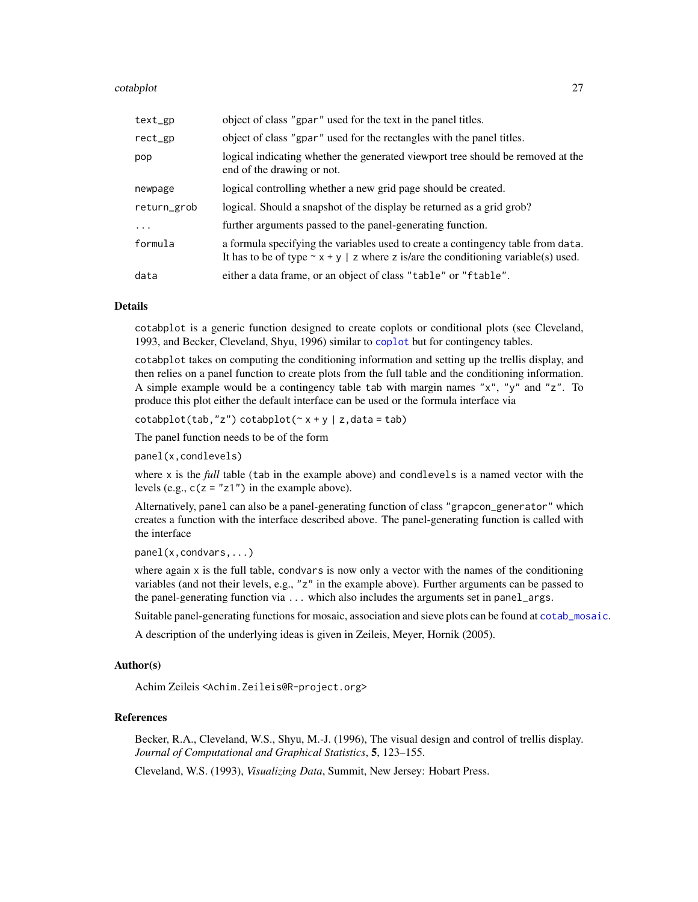| | |
|---|---|
| `text_gp` | object of class `"gpar"` used for the text in the panel titles. |
| `rect_gp` | object of class `"gpar"` used for the rectangles with the panel titles. |
| `pop` | logical indicating whether the generated viewport tree should be removed at the end of the drawing or not. |
| `newpage` | logical controlling whether a new grid page should be created. |
| `return_grob` | logical. Should a snapshot of the display be returned as a grid grob? |
| `...` | further arguments passed to the panel-generating function. |
| `formula` | a formula specifying the variables used to create a contingency table from `data`. It has to be of type `~ x + y | z` where `z` is/are the conditioning variable(s) used. |
| `data` | either a data frame, or an object of class `"table"` or `"ftable"`. |

## Details

`cotabplot` is a generic function designed to create coplots or conditional plots (see Cleveland, 1993, and Becker, Cleveland, Shyu, 1996) similar to `coplot` but for contingency tables.

`cotabplot` takes on computing the conditioning information and setting up the trellis display, and then relies on a panel function to create plots from the full table and the conditioning information. A simple example would be a contingency table `tab` with margin names `"x"`, `"y"` and `"z"`. To produce this plot either the default interface can be used or the formula interface via

`cotabplot(tab,"z") cotabplot(~ x + y | z,data = tab)`

The panel function needs to be of the form

`panel(x,condlevels)`

where `x` is the *full* table (`tab` in the example above) and `condlevels` is a named vector with the levels (e.g., `c(z = "z1")` in the example above).

Alternatively, `panel` can also be a panel-generating function of class `"grapcon_generator"` which creates a function with the interface described above. The panel-generating function is called with the interface

`panel(x,condvars,...)`

where again `x` is the full table, `condvars` is now only a vector with the names of the conditioning variables (and not their levels, e.g., `"z"` in the example above). Further arguments can be passed to the panel-generating function via `...` which also includes the arguments set in `panel_args`.

Suitable panel-generating functions for mosaic, association and sieve plots can be found at `cotab_mosaic`.

A description of the underlying ideas is given in Zeileis, Meyer, Hornik (2005).

## Author(s)

Achim Zeileis <Achim.Zeileis@R-project.org>

## References

Becker, R.A., Cleveland, W.S., Shyu, M.-J. (1996), The visual design and control of trellis display. *Journal of Computational and Graphical Statistics*, **5**, 123–155.

Cleveland, W.S. (1993), *Visualizing Data*, Summit, New Jersey: Hobart Press.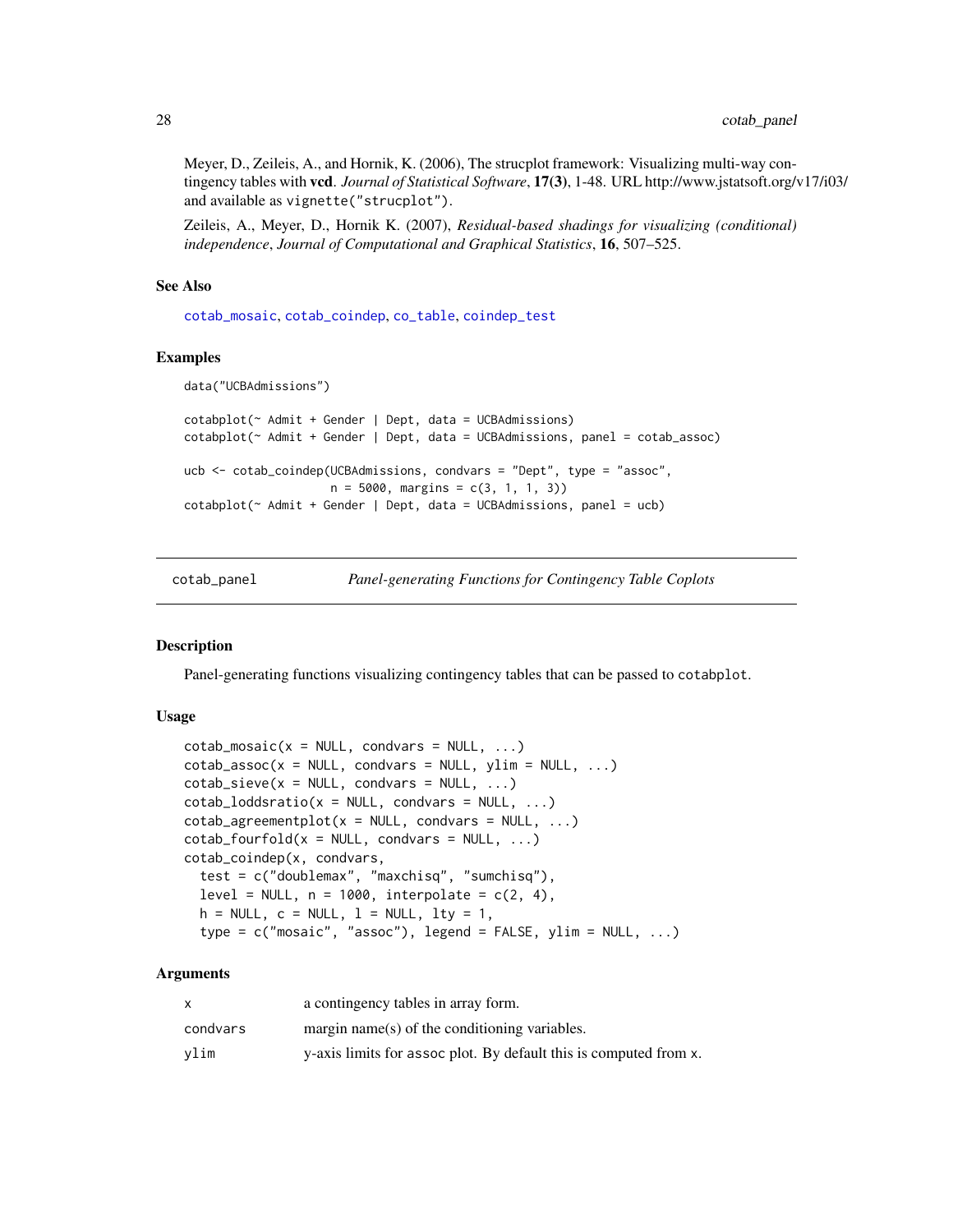Meyer, D., Zeileis, A., and Hornik, K. (2006), The strucplot framework: Visualizing multi-way contingency tables with **vcd**. *Journal of Statistical Software*, **17(3)**, 1-48. URL http://www.jstatsoft.org/v17/i03/ and available as `vignette("strucplot")`.

Zeileis, A., Meyer, D., Hornik K. (2007), *Residual-based shadings for visualizing (conditional) independence*, *Journal of Computational and Graphical Statistics*, **16**, 507–525.

### See Also

cotab_mosaic, cotab_coindep, co_table, coindep_test

### Examples

```
data("UCBAdmissions")

cotabplot(~ Admit + Gender | Dept, data = UCBAdmissions)
cotabplot(~ Admit + Gender | Dept, data = UCBAdmissions, panel = cotab_assoc)

ucb <- cotab_coindep(UCBAdmissions, condvars = "Dept", type = "assoc",
                     n = 5000, margins = c(3, 1, 1, 3))
cotabplot(~ Admit + Gender | Dept, data = UCBAdmissions, panel = ucb)
```

---

## cotab_panel *Panel-generating Functions for Contingency Table Coplots*

### Description

Panel-generating functions visualizing contingency tables that can be passed to `cotabplot`.

### Usage

```
cotab_mosaic(x = NULL, condvars = NULL, ...)
cotab_assoc(x = NULL, condvars = NULL, ylim = NULL, ...)
cotab_sieve(x = NULL, condvars = NULL, ...)
cotab_loddsratio(x = NULL, condvars = NULL, ...)
cotab_agreementplot(x = NULL, condvars = NULL, ...)
cotab_fourfold(x = NULL, condvars = NULL, ...)
cotab_coindep(x, condvars,
  test = c("doublemax", "maxchisq", "sumchisq"),
  level = NULL, n = 1000, interpolate = c(2, 4),
  h = NULL, c = NULL, l = NULL, lty = 1,
  type = c("mosaic", "assoc"), legend = FALSE, ylim = NULL, ...)
```

### Arguments

| | |
|---|---|
| `x` | a contingency tables in array form. |
| `condvars` | margin name(s) of the conditioning variables. |
| `ylim` | y-axis limits for `assoc` plot. By default this is computed from `x`. |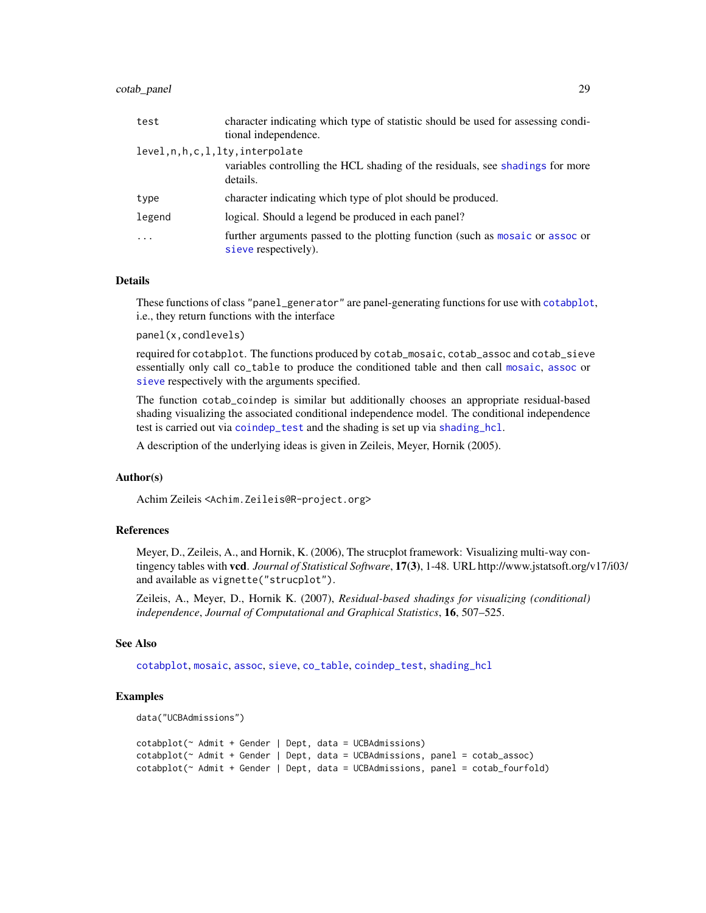| | |
|---|---|
| `test` | character indicating which type of statistic should be used for assessing conditional independence. |
| `level,n,h,c,l,lty,interpolate` | variables controlling the HCL shading of the residuals, see `shadings` for more details. |
| `type` | character indicating which type of plot should be produced. |
| `legend` | logical. Should a legend be produced in each panel? |
| `...` | further arguments passed to the plotting function (such as `mosaic` or `assoc` or `sieve` respectively). |

## Details

These functions of class `"panel_generator"` are panel-generating functions for use with `cotabplot`, i.e., they return functions with the interface

`panel(x,condlevels)`

required for `cotabplot`. The functions produced by `cotab_mosaic`, `cotab_assoc` and `cotab_sieve` essentially only call `co_table` to produce the conditioned table and then call `mosaic`, `assoc` or `sieve` respectively with the arguments specified.

The function `cotab_coindep` is similar but additionally chooses an appropriate residual-based shading visualizing the associated conditional independence model. The conditional independence test is carried out via `coindep_test` and the shading is set up via `shading_hcl`.

A description of the underlying ideas is given in Zeileis, Meyer, Hornik (2005).

## Author(s)

Achim Zeileis <Achim.Zeileis@R-project.org>

## References

Meyer, D., Zeileis, A., and Hornik, K. (2006), The strucplot framework: Visualizing multi-way contingency tables with **vcd**. *Journal of Statistical Software*, **17(3)**, 1-48. URL http://www.jstatsoft.org/v17/i03/ and available as `vignette("strucplot")`.

Zeileis, A., Meyer, D., Hornik K. (2007), *Residual-based shadings for visualizing (conditional) independence*, *Journal of Computational and Graphical Statistics*, **16**, 507–525.

## See Also

`cotabplot`, `mosaic`, `assoc`, `sieve`, `co_table`, `coindep_test`, `shading_hcl`

## Examples

```
data("UCBAdmissions")

cotabplot(~ Admit + Gender | Dept, data = UCBAdmissions)
cotabplot(~ Admit + Gender | Dept, data = UCBAdmissions, panel = cotab_assoc)
cotabplot(~ Admit + Gender | Dept, data = UCBAdmissions, panel = cotab_fourfold)
```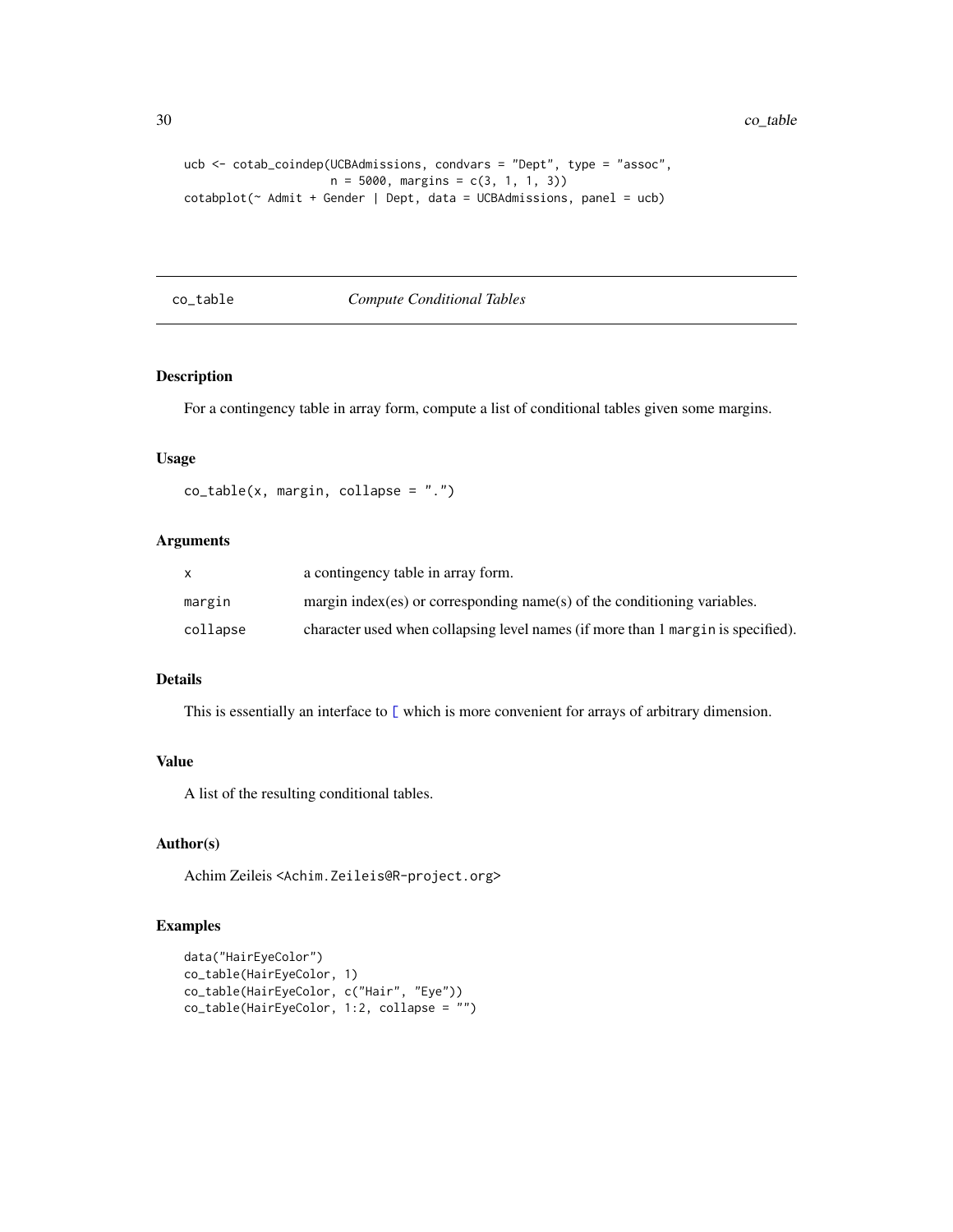```
ucb <- cotab_coindep(UCBAdmissions, condvars = "Dept", type = "assoc",
                     n = 5000, margins = c(3, 1, 1, 3))
cotabplot(~ Admit + Gender | Dept, data = UCBAdmissions, panel = ucb)
```

## co_table — *Compute Conditional Tables*

### Description

For a contingency table in array form, compute a list of conditional tables given some margins.

### Usage

```
co_table(x, margin, collapse = ".")
```

### Arguments

| | |
|---|---|
| x | a contingency table in array form. |
| margin | margin index(es) or corresponding name(s) of the conditioning variables. |
| collapse | character used when collapsing level names (if more than 1 margin is specified). |

### Details

This is essentially an interface to [ which is more convenient for arrays of arbitrary dimension.

### Value

A list of the resulting conditional tables.

### Author(s)

Achim Zeileis <Achim.Zeileis@R-project.org>

### Examples

```
data("HairEyeColor")
co_table(HairEyeColor, 1)
co_table(HairEyeColor, c("Hair", "Eye"))
co_table(HairEyeColor, 1:2, collapse = "")
```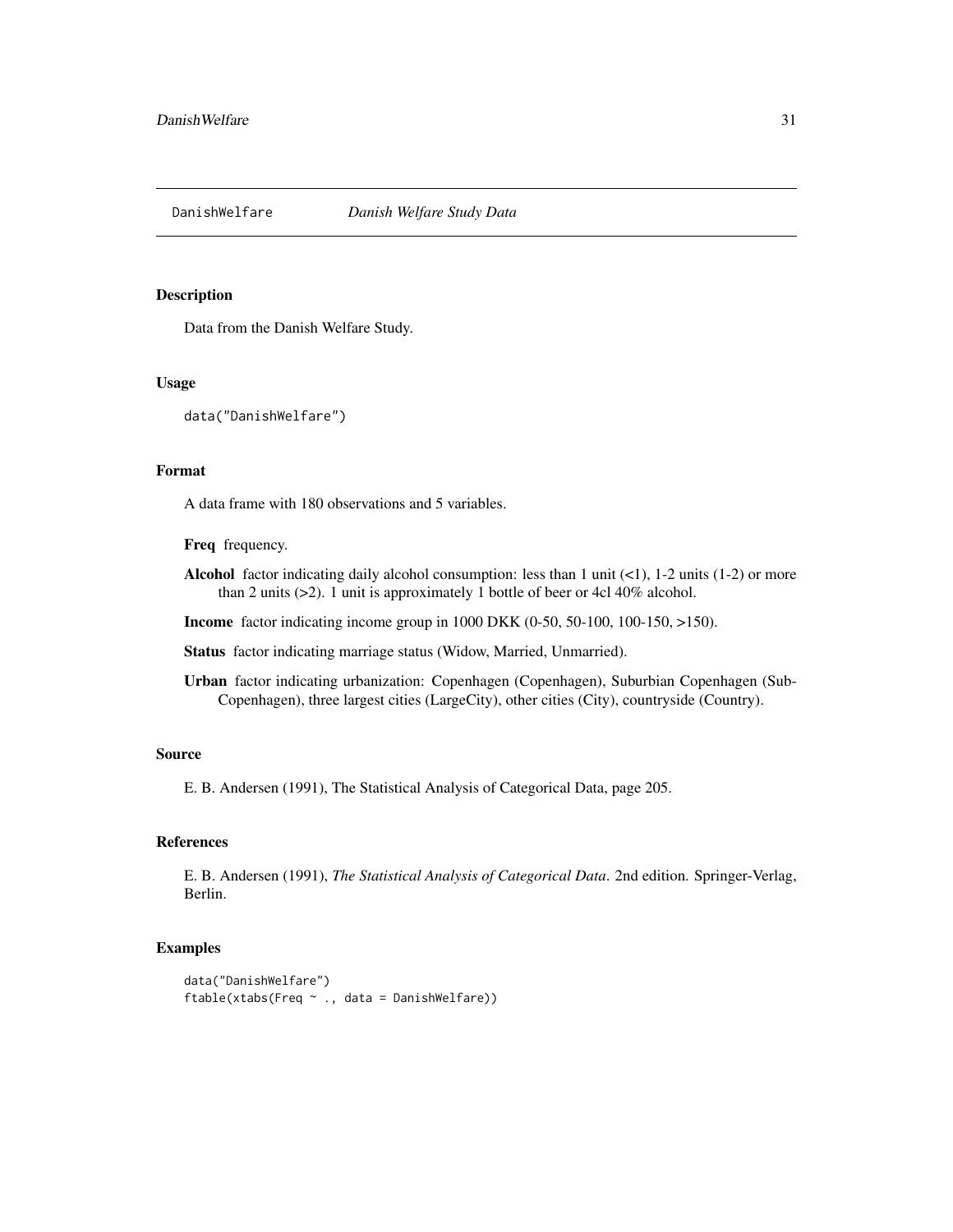# DanishWelfare *Danish Welfare Study Data*

## Description

Data from the Danish Welfare Study.

## Usage

```
data("DanishWelfare")
```

## Format

A data frame with 180 observations and 5 variables.

**Freq** frequency.

**Alcohol** factor indicating daily alcohol consumption: less than 1 unit (<1), 1-2 units (1-2) or more than 2 units (>2). 1 unit is approximately 1 bottle of beer or 4cl 40% alcohol.

**Income** factor indicating income group in 1000 DKK (0-50, 50-100, 100-150, >150).

**Status** factor indicating marriage status (Widow, Married, Unmarried).

**Urban** factor indicating urbanization: Copenhagen (Copenhagen), Suburbian Copenhagen (SubCopenhagen), three largest cities (LargeCity), other cities (City), countryside (Country).

## Source

E. B. Andersen (1991), The Statistical Analysis of Categorical Data, page 205.

## References

E. B. Andersen (1991), *The Statistical Analysis of Categorical Data*. 2nd edition. Springer-Verlag, Berlin.

## Examples

```
data("DanishWelfare")
ftable(xtabs(Freq ~ ., data = DanishWelfare))
```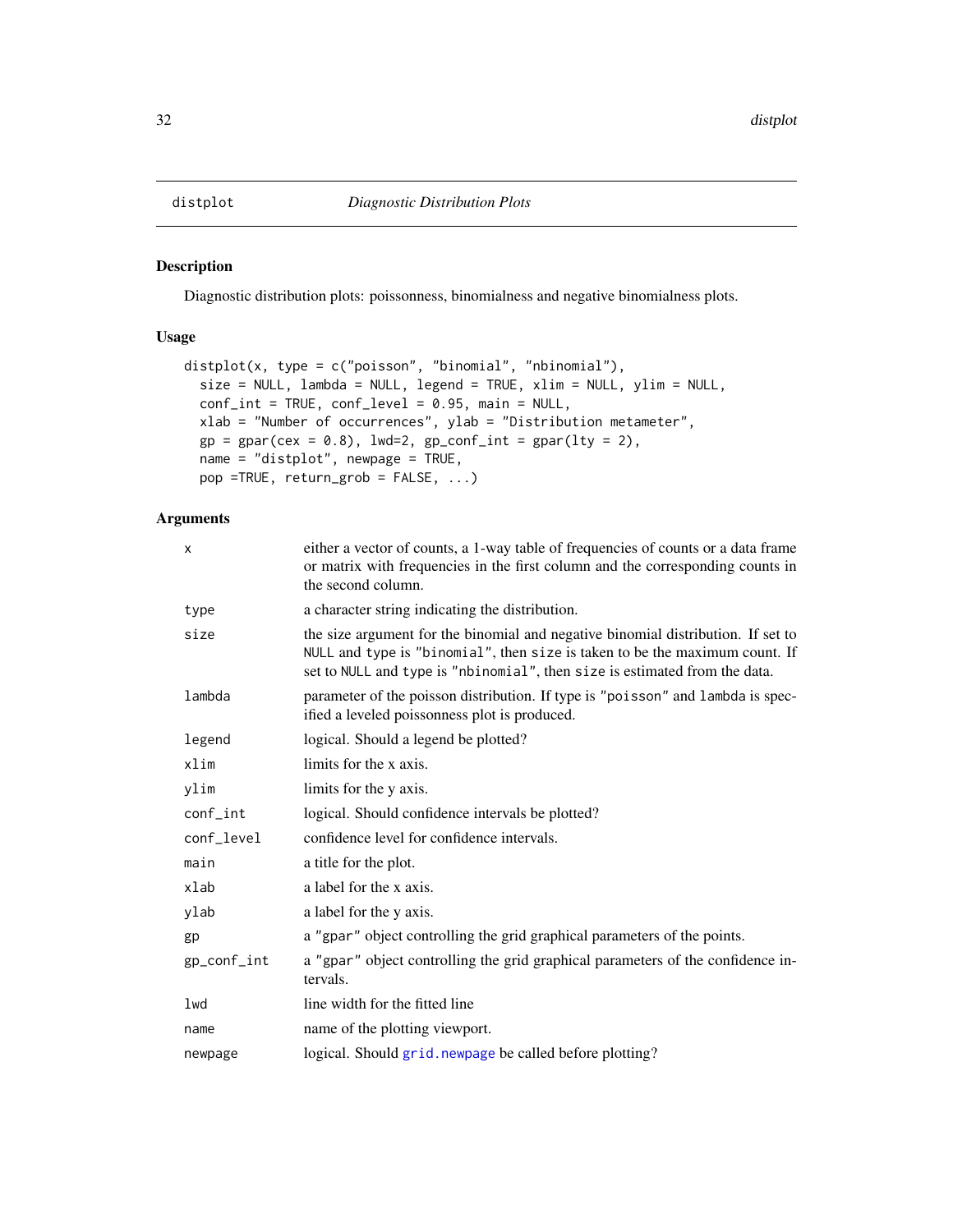# distplot — *Diagnostic Distribution Plots*

## Description

Diagnostic distribution plots: poissonness, binomialness and negative binomialness plots.

## Usage

```
distplot(x, type = c("poisson", "binomial", "nbinomial"),
  size = NULL, lambda = NULL, legend = TRUE, xlim = NULL, ylim = NULL,
  conf_int = TRUE, conf_level = 0.95, main = NULL,
  xlab = "Number of occurrences", ylab = "Distribution metameter",
  gp = gpar(cex = 0.8), lwd=2, gp_conf_int = gpar(lty = 2),
  name = "distplot", newpage = TRUE,
  pop =TRUE, return_grob = FALSE, ...)
```

## Arguments

| | |
|---|---|
| `x` | either a vector of counts, a 1-way table of frequencies of counts or a data frame or matrix with frequencies in the first column and the corresponding counts in the second column. |
| `type` | a character string indicating the distribution. |
| `size` | the size argument for the binomial and negative binomial distribution. If set to `NULL` and `type` is `"binomial"`, then `size` is taken to be the maximum count. If set to `NULL` and `type` is `"nbinomial"`, then `size` is estimated from the data. |
| `lambda` | parameter of the poisson distribution. If type is `"poisson"` and `lambda` is specified a leveled poissonness plot is produced. |
| `legend` | logical. Should a legend be plotted? |
| `xlim` | limits for the x axis. |
| `ylim` | limits for the y axis. |
| `conf_int` | logical. Should confidence intervals be plotted? |
| `conf_level` | confidence level for confidence intervals. |
| `main` | a title for the plot. |
| `xlab` | a label for the x axis. |
| `ylab` | a label for the y axis. |
| `gp` | a `"gpar"` object controlling the grid graphical parameters of the points. |
| `gp_conf_int` | a `"gpar"` object controlling the grid graphical parameters of the confidence intervals. |
| `lwd` | line width for the fitted line |
| `name` | name of the plotting viewport. |
| `newpage` | logical. Should `grid.newpage` be called before plotting? |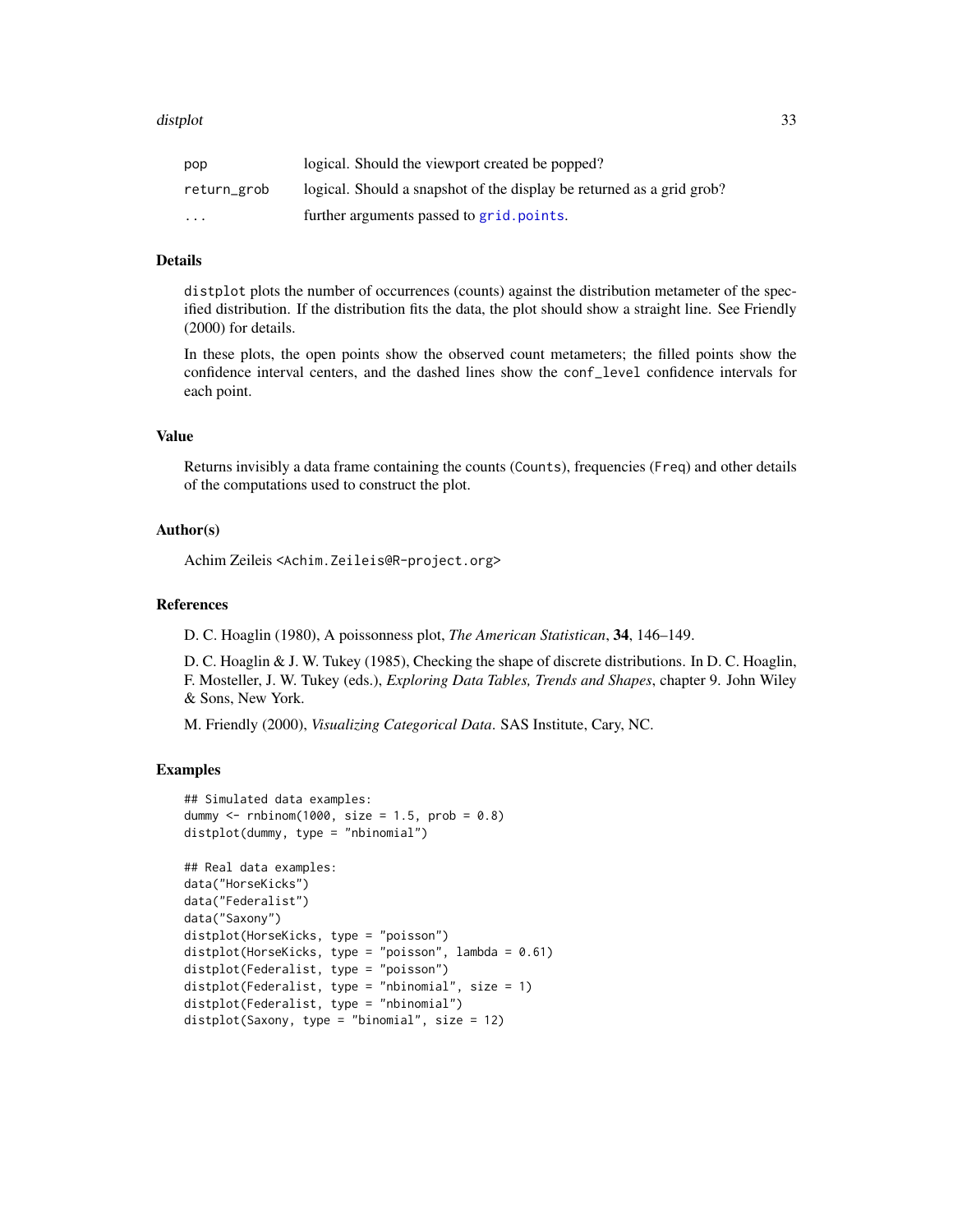| | |
|---|---|
| pop | logical. Should the viewport created be popped? |
| return_grob | logical. Should a snapshot of the display be returned as a grid grob? |
| ... | further arguments passed to grid.points. |

## Details

distplot plots the number of occurrences (counts) against the distribution metameter of the specified distribution. If the distribution fits the data, the plot should show a straight line. See Friendly (2000) for details.

In these plots, the open points show the observed count metameters; the filled points show the confidence interval centers, and the dashed lines show the conf_level confidence intervals for each point.

## Value

Returns invisibly a data frame containing the counts (Counts), frequencies (Freq) and other details of the computations used to construct the plot.

## Author(s)

Achim Zeileis <Achim.Zeileis@R-project.org>

## References

D. C. Hoaglin (1980), A poissonness plot, *The American Statistican*, **34**, 146–149.

D. C. Hoaglin & J. W. Tukey (1985), Checking the shape of discrete distributions. In D. C. Hoaglin, F. Mosteller, J. W. Tukey (eds.), *Exploring Data Tables, Trends and Shapes*, chapter 9. John Wiley & Sons, New York.

M. Friendly (2000), *Visualizing Categorical Data*. SAS Institute, Cary, NC.

## Examples

```
## Simulated data examples:
dummy <- rnbinom(1000, size = 1.5, prob = 0.8)
distplot(dummy, type = "nbinomial")

## Real data examples:
data("HorseKicks")
data("Federalist")
data("Saxony")
distplot(HorseKicks, type = "poisson")
distplot(HorseKicks, type = "poisson", lambda = 0.61)
distplot(Federalist, type = "poisson")
distplot(Federalist, type = "nbinomial", size = 1)
distplot(Federalist, type = "nbinomial")
distplot(Saxony, type = "binomial", size = 12)
```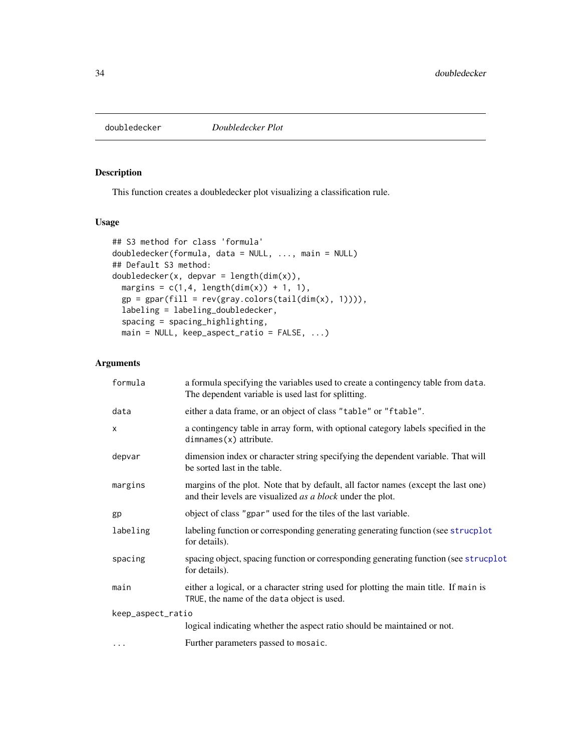# doubledecker *Doubledecker Plot*

## Description

This function creates a doubledecker plot visualizing a classification rule.

## Usage

```
## S3 method for class 'formula'
doubledecker(formula, data = NULL, ..., main = NULL)
## Default S3 method:
doubledecker(x, depvar = length(dim(x)),
  margins = c(1,4, length(dim(x)) + 1, 1),
  gp = gpar(fill = rev(gray.colors(tail(dim(x), 1)))),
  labeling = labeling_doubledecker,
  spacing = spacing_highlighting,
  main = NULL, keep_aspect_ratio = FALSE, ...)
```

## Arguments

| | |
|---|---|
| `formula` | a formula specifying the variables used to create a contingency table from `data`. The dependent variable is used last for splitting. |
| `data` | either a data frame, or an object of class `"table"` or `"ftable"`. |
| `x` | a contingency table in array form, with optional category labels specified in the `dimnames(x)` attribute. |
| `depvar` | dimension index or character string specifying the dependent variable. That will be sorted last in the table. |
| `margins` | margins of the plot. Note that by default, all factor names (except the last one) and their levels are visualized *as a block* under the plot. |
| `gp` | object of class `"gpar"` used for the tiles of the last variable. |
| `labeling` | labeling function or corresponding generating generating function (see `strucplot` for details). |
| `spacing` | spacing object, spacing function or corresponding generating function (see `strucplot` for details). |
| `main` | either a logical, or a character string used for plotting the main title. If `main` is `TRUE`, the name of the `data` object is used. |
| `keep_aspect_ratio` | logical indicating whether the aspect ratio should be maintained or not. |
| `...` | Further parameters passed to `mosaic`. |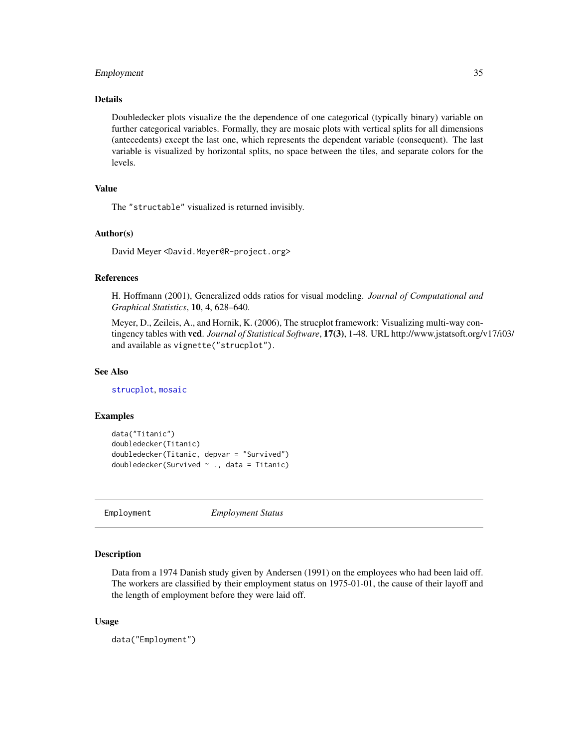### Details

Doubledecker plots visualize the the dependence of one categorical (typically binary) variable on further categorical variables. Formally, they are mosaic plots with vertical splits for all dimensions (antecedents) except the last one, which represents the dependent variable (consequent). The last variable is visualized by horizontal splits, no space between the tiles, and separate colors for the levels.

### Value

The "structable" visualized is returned invisibly.

### Author(s)

David Meyer <David.Meyer@R-project.org>

### References

H. Hoffmann (2001), Generalized odds ratios for visual modeling. *Journal of Computational and Graphical Statistics*, **10**, 4, 628–640.

Meyer, D., Zeileis, A., and Hornik, K. (2006), The strucplot framework: Visualizing multi-way contingency tables with **vcd**. *Journal of Statistical Software*, **17(3)**, 1-48. URL http://www.jstatsoft.org/v17/i03/ and available as `vignette("strucplot")`.

### See Also

`strucplot`, `mosaic`

### Examples

```
data("Titanic")
doubledecker(Titanic)
doubledecker(Titanic, depvar = "Survived")
doubledecker(Survived ~ ., data = Titanic)
```

---

## Employment *Employment Status*

---

### Description

Data from a 1974 Danish study given by Andersen (1991) on the employees who had been laid off. The workers are classified by their employment status on 1975-01-01, the cause of their layoff and the length of employment before they were laid off.

### Usage

```
data("Employment")
```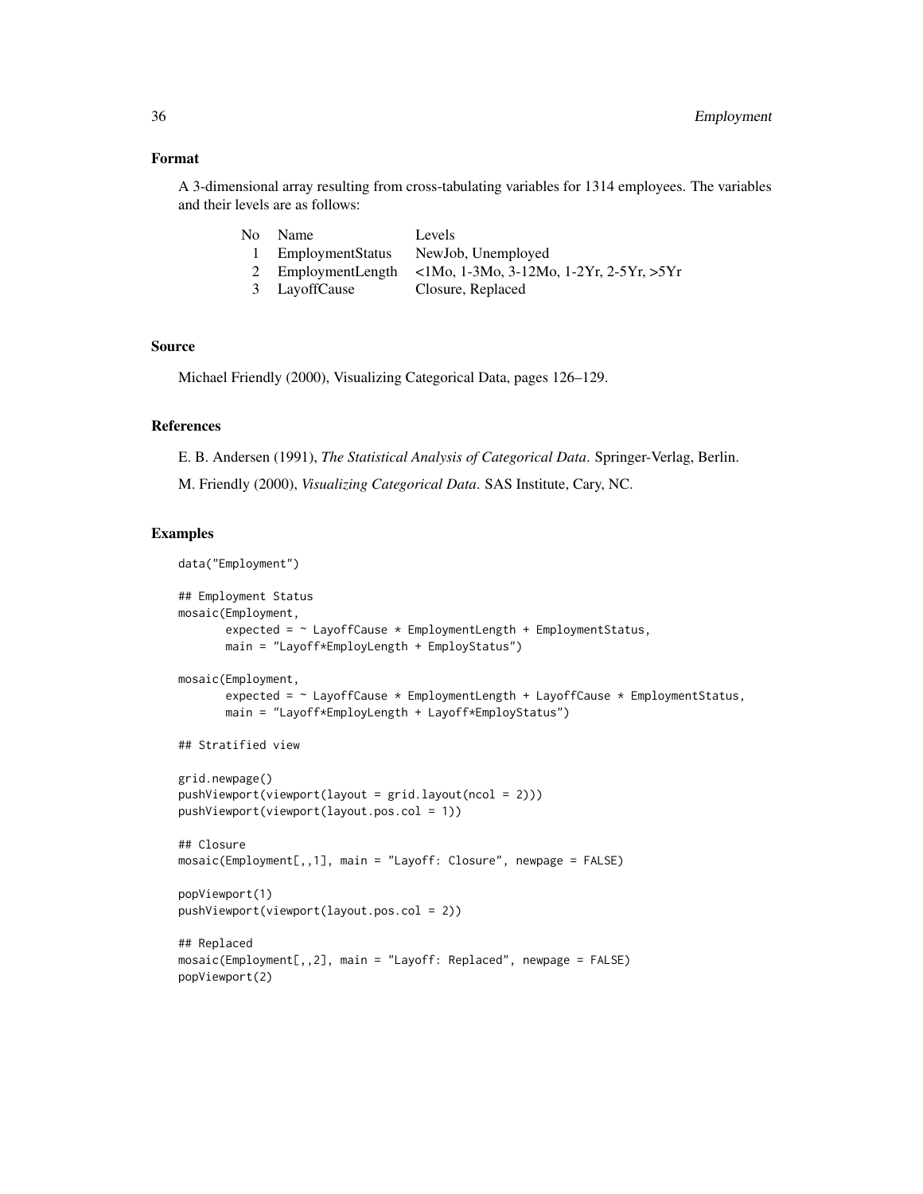## Format

A 3-dimensional array resulting from cross-tabulating variables for 1314 employees. The variables and their levels are as follows:

| No | Name | Levels |
|---|---|---|
| 1 | EmploymentStatus | NewJob, Unemployed |
| 2 | EmploymentLength | <1Mo, 1-3Mo, 3-12Mo, 1-2Yr, 2-5Yr, >5Yr |
| 3 | LayoffCause | Closure, Replaced |

## Source

Michael Friendly (2000), Visualizing Categorical Data, pages 126–129.

## References

E. B. Andersen (1991), *The Statistical Analysis of Categorical Data*. Springer-Verlag, Berlin.

M. Friendly (2000), *Visualizing Categorical Data*. SAS Institute, Cary, NC.

## Examples

```
data("Employment")

## Employment Status
mosaic(Employment,
       expected = ~ LayoffCause * EmploymentLength + EmploymentStatus,
       main = "Layoff*EmployLength + EmployStatus")

mosaic(Employment,
       expected = ~ LayoffCause * EmploymentLength + LayoffCause * EmploymentStatus,
       main = "Layoff*EmployLength + Layoff*EmployStatus")

## Stratified view

grid.newpage()
pushViewport(viewport(layout = grid.layout(ncol = 2)))
pushViewport(viewport(layout.pos.col = 1))

## Closure
mosaic(Employment[,,1], main = "Layoff: Closure", newpage = FALSE)

popViewport(1)
pushViewport(viewport(layout.pos.col = 2))

## Replaced
mosaic(Employment[,,2], main = "Layoff: Replaced", newpage = FALSE)
popViewport(2)
```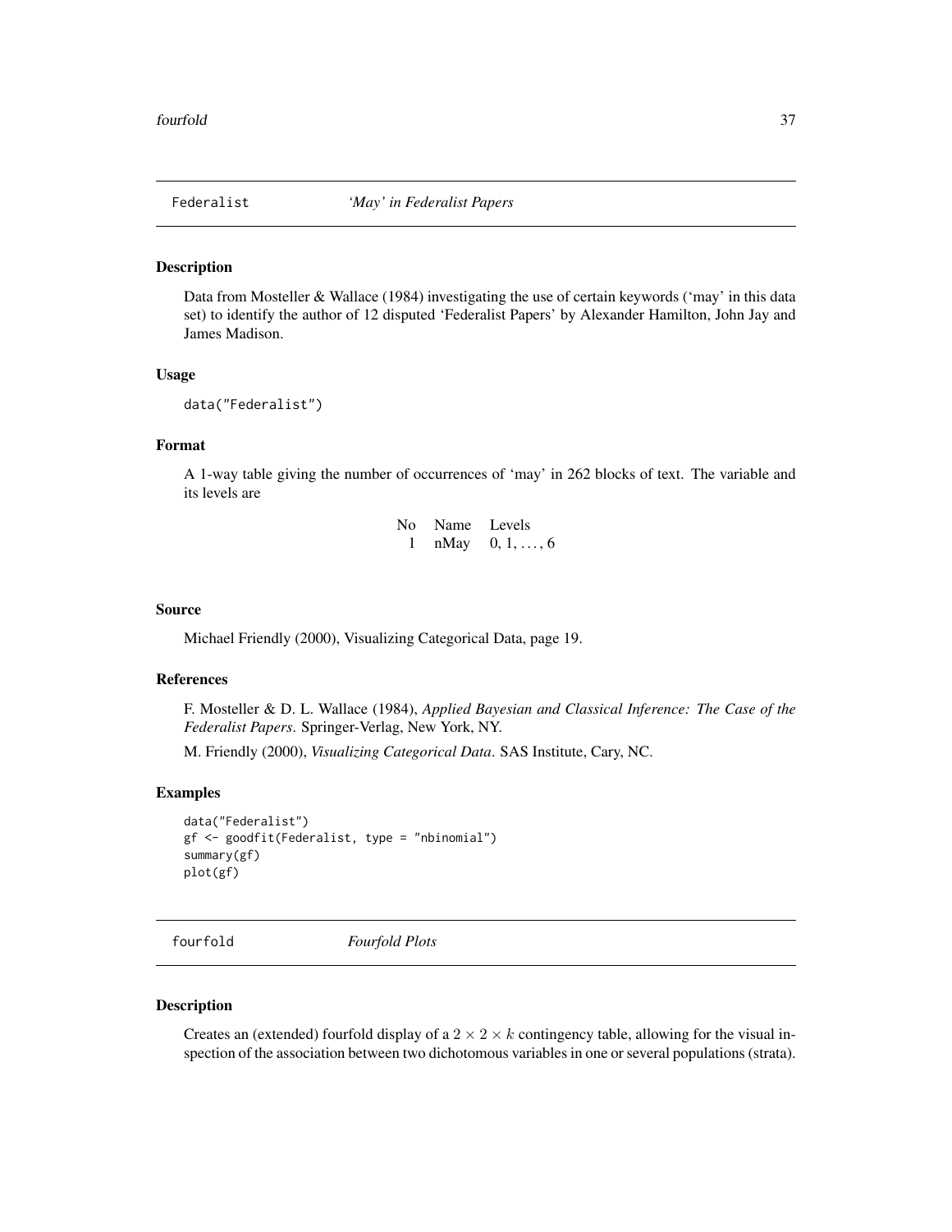## Federalist — *'May' in Federalist Papers*

### Description

Data from Mosteller & Wallace (1984) investigating the use of certain keywords ('may' in this data set) to identify the author of 12 disputed 'Federalist Papers' by Alexander Hamilton, John Jay and James Madison.

### Usage

```
data("Federalist")
```

### Format

A 1-way table giving the number of occurrences of 'may' in 262 blocks of text. The variable and its levels are

| No | Name | Levels |
|---|---|---|
| 1 | nMay | $0, 1, \ldots, 6$ |

### Source

Michael Friendly (2000), Visualizing Categorical Data, page 19.

### References

F. Mosteller & D. L. Wallace (1984), *Applied Bayesian and Classical Inference: The Case of the Federalist Papers*. Springer-Verlag, New York, NY.

M. Friendly (2000), *Visualizing Categorical Data*. SAS Institute, Cary, NC.

### Examples

```
data("Federalist")
gf <- goodfit(Federalist, type = "nbinomial")
summary(gf)
plot(gf)
```

## fourfold — *Fourfold Plots*

### Description

Creates an (extended) fourfold display of a $2 \times 2 \times k$ contingency table, allowing for the visual inspection of the association between two dichotomous variables in one or several populations (strata).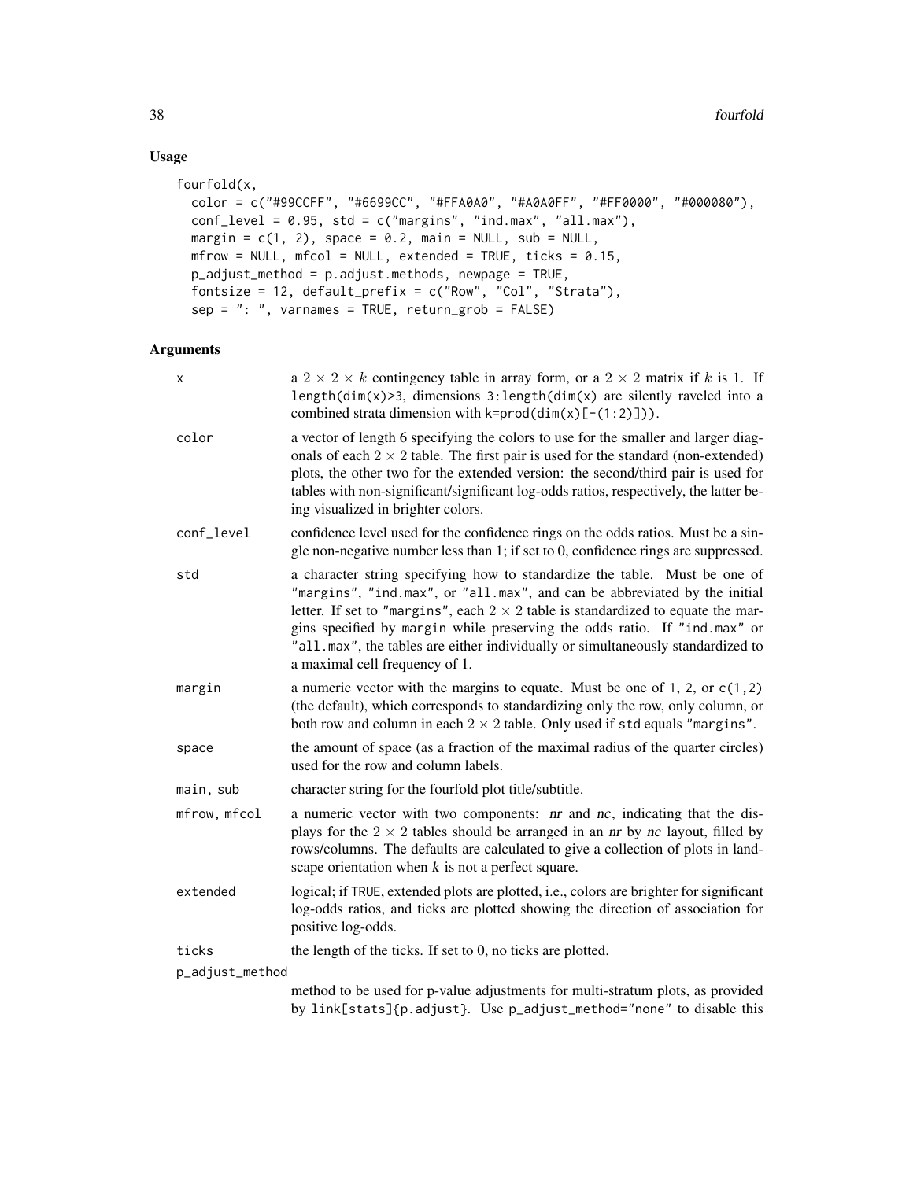## Usage

```
fourfold(x,
  color = c("#99CCFF", "#6699CC", "#FFA0A0", "#A0A0FF", "#FF0000", "#000080"),
  conf_level = 0.95, std = c("margins", "ind.max", "all.max"),
  margin = c(1, 2), space = 0.2, main = NULL, sub = NULL,
  mfrow = NULL, mfcol = NULL, extended = TRUE, ticks = 0.15,
  p_adjust_method = p.adjust.methods, newpage = TRUE,
  fontsize = 12, default_prefix = c("Row", "Col", "Strata"),
  sep = ": ", varnames = TRUE, return_grob = FALSE)
```

## Arguments

`x` — a $2 \times 2 \times k$ contingency table in array form, or a $2 \times 2$ matrix if $k$ is 1. If `length(dim(x)>3`, dimensions `3:length(dim(x)` are silently raveled into a combined strata dimension with `k=prod(dim(x)[-(1:2)])`.

`color` — a vector of length 6 specifying the colors to use for the smaller and larger diagonals of each $2 \times 2$ table. The first pair is used for the standard (non-extended) plots, the other two for the extended version: the second/third pair is used for tables with non-significant/significant log-odds ratios, respectively, the latter being visualized in brighter colors.

`conf_level` — confidence level used for the confidence rings on the odds ratios. Must be a single non-negative number less than 1; if set to 0, confidence rings are suppressed.

`std` — a character string specifying how to standardize the table. Must be one of `"margins"`, `"ind.max"`, or `"all.max"`, and can be abbreviated by the initial letter. If set to `"margins"`, each $2 \times 2$ table is standardized to equate the margins specified by `margin` while preserving the odds ratio. If `"ind.max"` or `"all.max"`, the tables are either individually or simultaneously standardized to a maximal cell frequency of 1.

`margin` — a numeric vector with the margins to equate. Must be one of `1`, `2`, or `c(1,2)` (the default), which corresponds to standardizing only the row, only column, or both row and column in each $2 \times 2$ table. Only used if `std` equals `"margins"`.

`space` — the amount of space (as a fraction of the maximal radius of the quarter circles) used for the row and column labels.

`main, sub` — character string for the fourfold plot title/subtitle.

`mfrow, mfcol` — a numeric vector with two components: *nr* and *nc*, indicating that the displays for the $2 \times 2$ tables should be arranged in an *nr* by *nc* layout, filled by rows/columns. The defaults are calculated to give a collection of plots in landscape orientation when *k* is not a perfect square.

`extended` — logical; if `TRUE`, extended plots are plotted, i.e., colors are brighter for significant log-odds ratios, and ticks are plotted showing the direction of association for positive log-odds.

`ticks` — the length of the ticks. If set to 0, no ticks are plotted.

`p_adjust_method` — method to be used for p-value adjustments for multi-stratum plots, as provided by `link[stats]{p.adjust}`. Use `p_adjust_method="none"` to disable this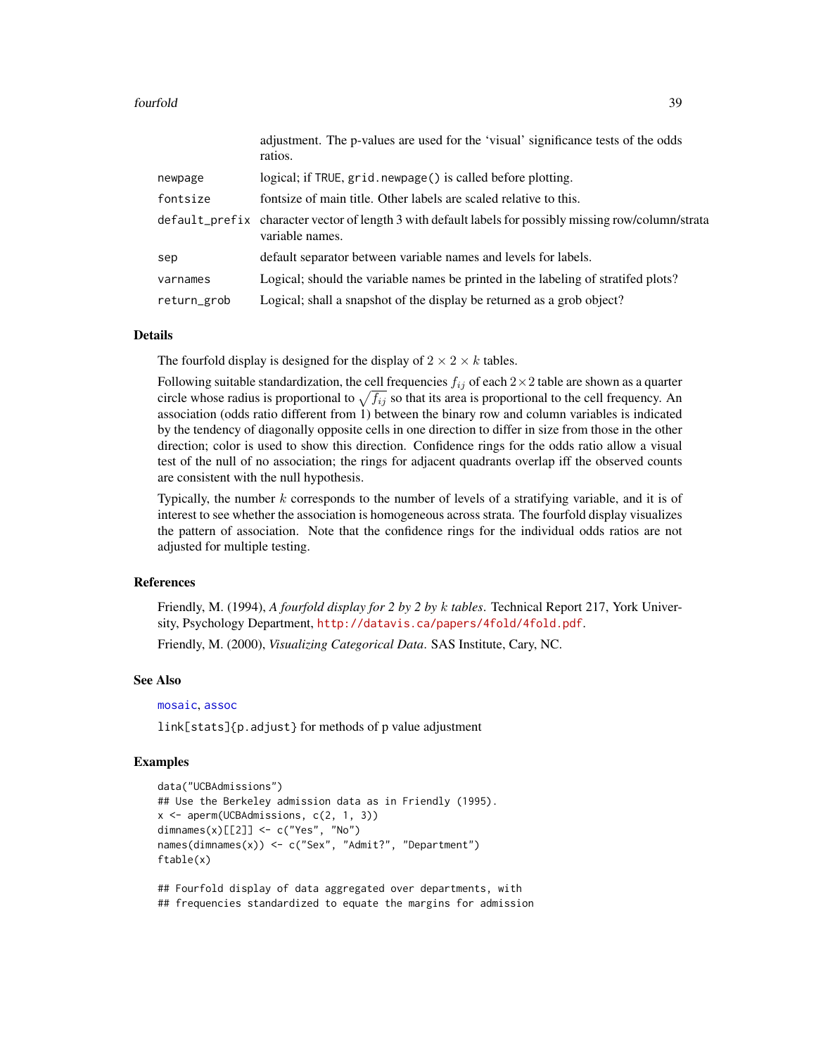| | |
|---|---|
| | adjustment. The p-values are used for the 'visual' significance tests of the odds ratios. |
| `newpage` | logical; if `TRUE`, `grid.newpage()` is called before plotting. |
| `fontsize` | fontsize of main title. Other labels are scaled relative to this. |
| `default_prefix` | character vector of length 3 with default labels for possibly missing row/column/strata variable names. |
| `sep` | default separator between variable names and levels for labels. |
| `varnames` | Logical; should the variable names be printed in the labeling of stratifed plots? |
| `return_grob` | Logical; shall a snapshot of the display be returned as a grob object? |

## Details

The fourfold display is designed for the display of $2 \times 2 \times k$ tables.

Following suitable standardization, the cell frequencies $f_{ij}$ of each $2 \times 2$ table are shown as a quarter circle whose radius is proportional to $\sqrt{f_{ij}}$ so that its area is proportional to the cell frequency. An association (odds ratio different from 1) between the binary row and column variables is indicated by the tendency of diagonally opposite cells in one direction to differ in size from those in the other direction; color is used to show this direction. Confidence rings for the odds ratio allow a visual test of the null of no association; the rings for adjacent quadrants overlap iff the observed counts are consistent with the null hypothesis.

Typically, the number $k$ corresponds to the number of levels of a stratifying variable, and it is of interest to see whether the association is homogeneous across strata. The fourfold display visualizes the pattern of association. Note that the confidence rings for the individual odds ratios are not adjusted for multiple testing.

## References

Friendly, M. (1994), *A fourfold display for 2 by 2 by k tables*. Technical Report 217, York University, Psychology Department, http://datavis.ca/papers/4fold/4fold.pdf.

Friendly, M. (2000), *Visualizing Categorical Data*. SAS Institute, Cary, NC.

## See Also

`mosaic`, `assoc`

`link[stats]{p.adjust}` for methods of p value adjustment

## Examples

```
data("UCBAdmissions")
## Use the Berkeley admission data as in Friendly (1995).
x <- aperm(UCBAdmissions, c(2, 1, 3))
dimnames(x)[[2]] <- c("Yes", "No")
names(dimnames(x)) <- c("Sex", "Admit?", "Department")
ftable(x)

## Fourfold display of data aggregated over departments, with
## frequencies standardized to equate the margins for admission
```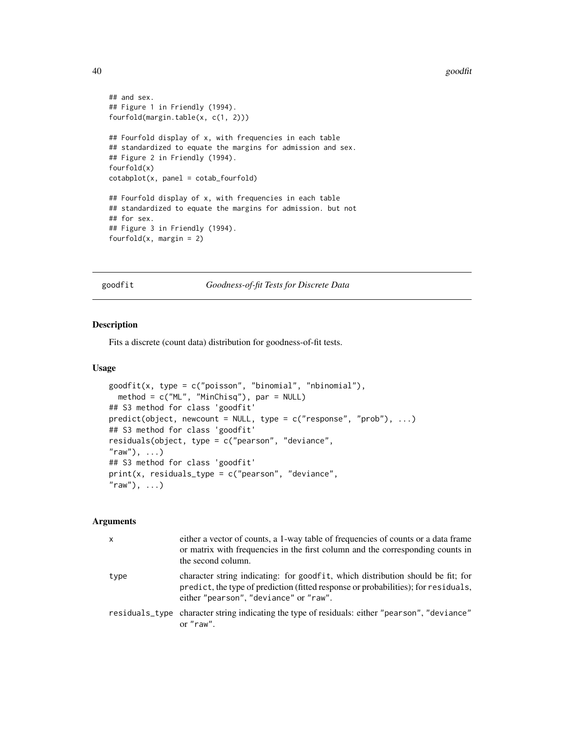```
## and sex.
## Figure 1 in Friendly (1994).
fourfold(margin.table(x, c(1, 2)))

## Fourfold display of x, with frequencies in each table
## standardized to equate the margins for admission and sex.
## Figure 2 in Friendly (1994).
fourfold(x)
cotabplot(x, panel = cotab_fourfold)

## Fourfold display of x, with frequencies in each table
## standardized to equate the margins for admission. but not
## for sex.
## Figure 3 in Friendly (1994).
fourfold(x, margin = 2)
```

## goodfit — *Goodness-of-fit Tests for Discrete Data*

### Description

Fits a discrete (count data) distribution for goodness-of-fit tests.

### Usage

```
goodfit(x, type = c("poisson", "binomial", "nbinomial"),
  method = c("ML", "MinChisq"), par = NULL)
## S3 method for class 'goodfit'
predict(object, newcount = NULL, type = c("response", "prob"), ...)
## S3 method for class 'goodfit'
residuals(object, type = c("pearson", "deviance",
"raw"), ...)
## S3 method for class 'goodfit'
print(x, residuals_type = c("pearson", "deviance",
"raw"), ...)
```

### Arguments

| | |
|---|---|
| `x` | either a vector of counts, a 1-way table of frequencies of counts or a data frame or matrix with frequencies in the first column and the corresponding counts in the second column. |
| `type` | character string indicating: for `goodfit`, which distribution should be fit; for `predict`, the type of prediction (fitted response or probabilities); for `residuals`, either `"pearson"`, `"deviance"` or `"raw"`. |
| `residuals_type` | character string indicating the type of residuals: either `"pearson"`, `"deviance"` or `"raw"`. |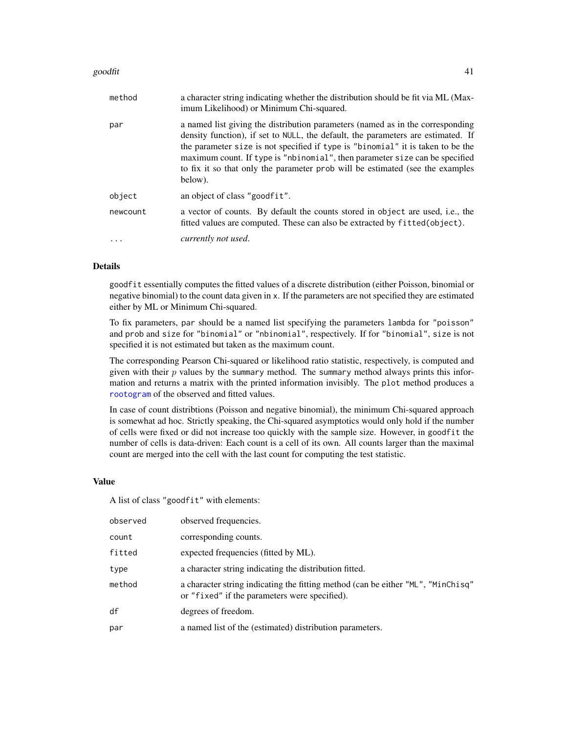| | |
|---|---|
| `method` | a character string indicating whether the distribution should be fit via ML (Maximum Likelihood) or Minimum Chi-squared. |
| `par` | a named list giving the distribution parameters (named as in the corresponding density function), if set to `NULL`, the default, the parameters are estimated. If the parameter `size` is not specified if `type` is `"binomial"` it is taken to be the maximum count. If `type` is `"nbinomial"`, then parameter `size` can be specified to fix it so that only the parameter `prob` will be estimated (see the examples below). |
| `object` | an object of class `"goodfit"`. |
| `newcount` | a vector of counts. By default the counts stored in `object` are used, i.e., the fitted values are computed. These can also be extracted by `fitted(object)`. |
| `...` | *currently not used*. |

## Details

`goodfit` essentially computes the fitted values of a discrete distribution (either Poisson, binomial or negative binomial) to the count data given in `x`. If the parameters are not specified they are estimated either by ML or Minimum Chi-squared.

To fix parameters, `par` should be a named list specifying the parameters `lambda` for `"poisson"` and `prob` and `size` for `"binomial"` or `"nbinomial"`, respectively. If for `"binomial"`, `size` is not specified it is not estimated but taken as the maximum count.

The corresponding Pearson Chi-squared or likelihood ratio statistic, respectively, is computed and given with their $p$ values by the `summary` method. The `summary` method always prints this information and returns a matrix with the printed information invisibly. The `plot` method produces a `rootogram` of the observed and fitted values.

In case of count distribtions (Poisson and negative binomial), the minimum Chi-squared approach is somewhat ad hoc. Strictly speaking, the Chi-squared asymptotics would only hold if the number of cells were fixed or did not increase too quickly with the sample size. However, in `goodfit` the number of cells is data-driven: Each count is a cell of its own. All counts larger than the maximal count are merged into the cell with the last count for computing the test statistic.

## Value

A list of class `"goodfit"` with elements:

| | |
|---|---|
| `observed` | observed frequencies. |
| `count` | corresponding counts. |
| `fitted` | expected frequencies (fitted by ML). |
| `type` | a character string indicating the distribution fitted. |
| `method` | a character string indicating the fitting method (can be either `"ML"`, `"MinChisq"` or `"fixed"` if the parameters were specified). |
| `df` | degrees of freedom. |
| `par` | a named list of the (estimated) distribution parameters. |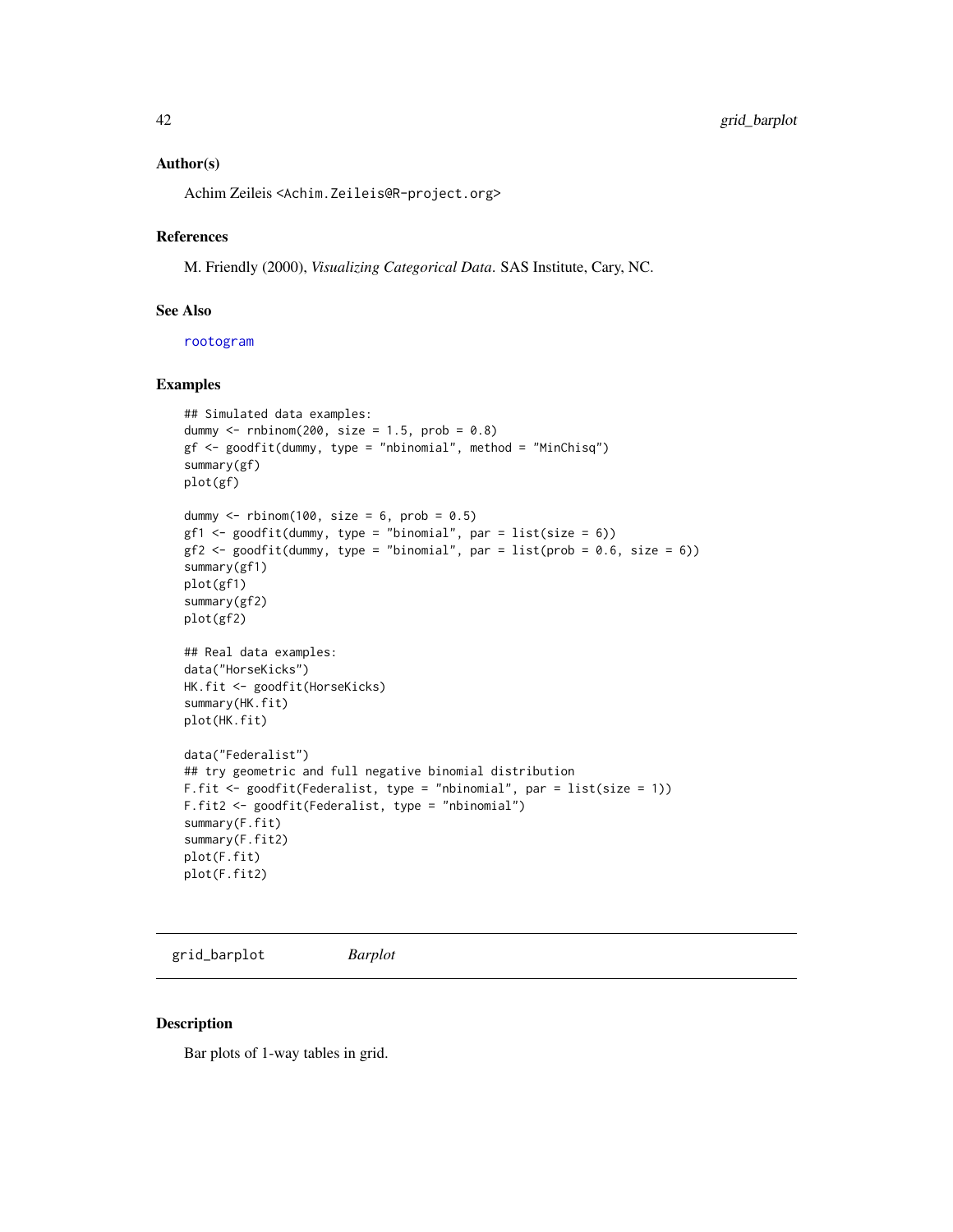### Author(s)

Achim Zeileis <Achim.Zeileis@R-project.org>

### References

M. Friendly (2000), *Visualizing Categorical Data*. SAS Institute, Cary, NC.

### See Also

rootogram

### Examples

```
## Simulated data examples:
dummy <- rnbinom(200, size = 1.5, prob = 0.8)
gf <- goodfit(dummy, type = "nbinomial", method = "MinChisq")
summary(gf)
plot(gf)

dummy <- rbinom(100, size = 6, prob = 0.5)
gf1 <- goodfit(dummy, type = "binomial", par = list(size = 6))
gf2 <- goodfit(dummy, type = "binomial", par = list(prob = 0.6, size = 6))
summary(gf1)
plot(gf1)
summary(gf2)
plot(gf2)

## Real data examples:
data("HorseKicks")
HK.fit <- goodfit(HorseKicks)
summary(HK.fit)
plot(HK.fit)

data("Federalist")
## try geometric and full negative binomial distribution
F.fit <- goodfit(Federalist, type = "nbinomial", par = list(size = 1))
F.fit2 <- goodfit(Federalist, type = "nbinomial")
summary(F.fit)
summary(F.fit2)
plot(F.fit)
plot(F.fit2)
```

---

## grid_barplot *Barplot*

### Description

Bar plots of 1-way tables in grid.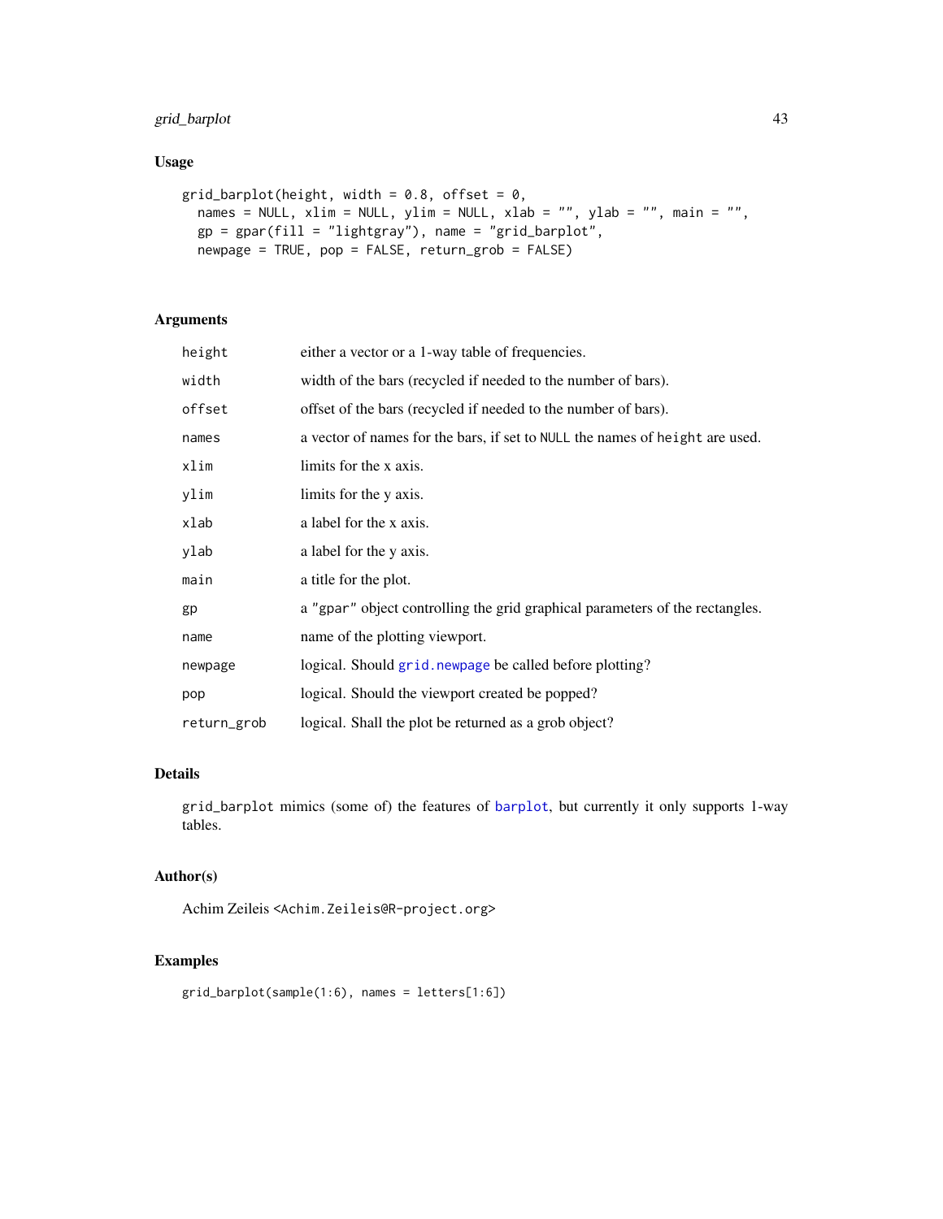## Usage

```
grid_barplot(height, width = 0.8, offset = 0,
  names = NULL, xlim = NULL, ylim = NULL, xlab = "", ylab = "", main = "",
  gp = gpar(fill = "lightgray"), name = "grid_barplot",
  newpage = TRUE, pop = FALSE, return_grob = FALSE)
```

## Arguments

| | |
|---|---|
| `height` | either a vector or a 1-way table of frequencies. |
| `width` | width of the bars (recycled if needed to the number of bars). |
| `offset` | offset of the bars (recycled if needed to the number of bars). |
| `names` | a vector of names for the bars, if set to `NULL` the names of `height` are used. |
| `xlim` | limits for the x axis. |
| `ylim` | limits for the y axis. |
| `xlab` | a label for the x axis. |
| `ylab` | a label for the y axis. |
| `main` | a title for the plot. |
| `gp` | a `"gpar"` object controlling the grid graphical parameters of the rectangles. |
| `name` | name of the plotting viewport. |
| `newpage` | logical. Should `grid.newpage` be called before plotting? |
| `pop` | logical. Should the viewport created be popped? |
| `return_grob` | logical. Shall the plot be returned as a grob object? |

## Details

`grid_barplot` mimics (some of) the features of `barplot`, but currently it only supports 1-way tables.

## Author(s)

Achim Zeileis <Achim.Zeileis@R-project.org>

## Examples

```
grid_barplot(sample(1:6), names = letters[1:6])
```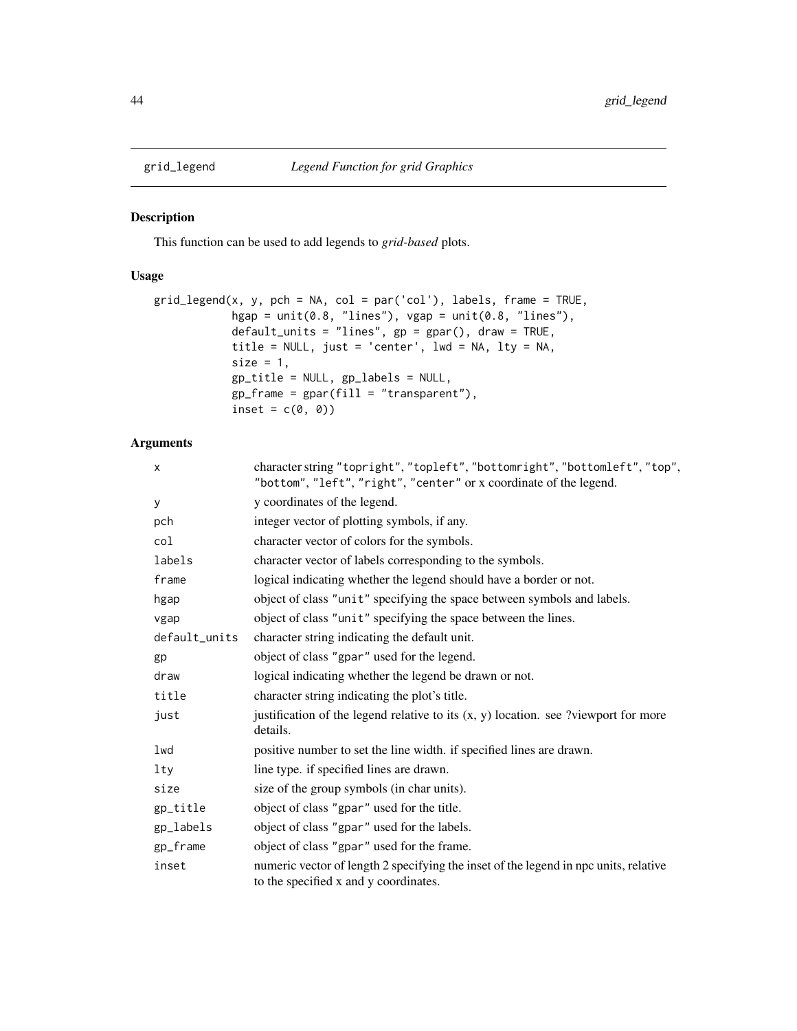# grid_legend — *Legend Function for grid Graphics*

## Description

This function can be used to add legends to *grid-based* plots.

## Usage

```
grid_legend(x, y, pch = NA, col = par('col'), labels, frame = TRUE,
            hgap = unit(0.8, "lines"), vgap = unit(0.8, "lines"),
            default_units = "lines", gp = gpar(), draw = TRUE,
            title = NULL, just = 'center', lwd = NA, lty = NA,
            size = 1,
            gp_title = NULL, gp_labels = NULL,
            gp_frame = gpar(fill = "transparent"),
            inset = c(0, 0))
```

## Arguments

| Argument | Description |
|---|---|
| `x` | character string `"topright"`, `"topleft"`, `"bottomright"`, `"bottomleft"`, `"top"`, `"bottom"`, `"left"`, `"right"`, `"center"` or x coordinate of the legend. |
| `y` | y coordinates of the legend. |
| `pch` | integer vector of plotting symbols, if any. |
| `col` | character vector of colors for the symbols. |
| `labels` | character vector of labels corresponding to the symbols. |
| `frame` | logical indicating whether the legend should have a border or not. |
| `hgap` | object of class `"unit"` specifying the space between symbols and labels. |
| `vgap` | object of class `"unit"` specifying the space between the lines. |
| `default_units` | character string indicating the default unit. |
| `gp` | object of class `"gpar"` used for the legend. |
| `draw` | logical indicating whether the legend be drawn or not. |
| `title` | character string indicating the plot's title. |
| `just` | justification of the legend relative to its (x, y) location. see ?viewport for more details. |
| `lwd` | positive number to set the line width. if specified lines are drawn. |
| `lty` | line type. if specified lines are drawn. |
| `size` | size of the group symbols (in char units). |
| `gp_title` | object of class `"gpar"` used for the title. |
| `gp_labels` | object of class `"gpar"` used for the labels. |
| `gp_frame` | object of class `"gpar"` used for the frame. |
| `inset` | numeric vector of length 2 specifying the inset of the legend in npc units, relative to the specified x and y coordinates. |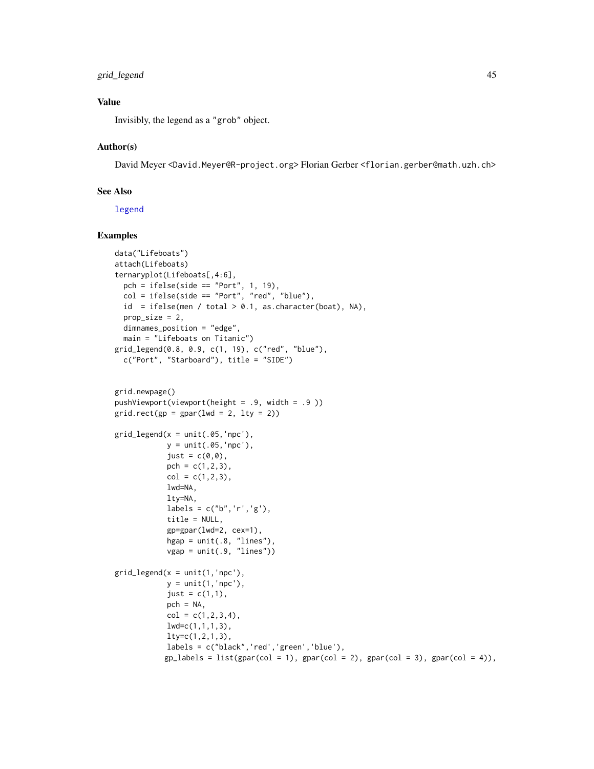## Value

Invisibly, the legend as a "grob" object.

## Author(s)

David Meyer <David.Meyer@R-project.org> Florian Gerber <florian.gerber@math.uzh.ch>

## See Also

legend

## Examples

```
data("Lifeboats")
attach(Lifeboats)
ternaryplot(Lifeboats[,4:6],
  pch = ifelse(side == "Port", 1, 19),
  col = ifelse(side == "Port", "red", "blue"),
  id  = ifelse(men / total > 0.1, as.character(boat), NA),
  prop_size = 2,
  dimnames_position = "edge",
  main = "Lifeboats on Titanic")
grid_legend(0.8, 0.9, c(1, 19), c("red", "blue"),
  c("Port", "Starboard"), title = "SIDE")


grid.newpage()
pushViewport(viewport(height = .9, width = .9 ))
grid.rect(gp = gpar(lwd = 2, lty = 2))

grid_legend(x = unit(.05,'npc'),
            y = unit(.05,'npc'),
            just = c(0,0),
            pch = c(1,2,3),
            col = c(1,2,3),
            lwd=NA,
            lty=NA,
            labels = c("b",'r','g'),
            title = NULL,
            gp=gpar(lwd=2, cex=1),
            hgap = unit(.8, "lines"),
            vgap = unit(.9, "lines"))

grid_legend(x = unit(1,'npc'),
            y = unit(1,'npc'),
            just = c(1,1),
            pch = NA,
            col = c(1,2,3,4),
            lwd=c(1,1,1,3),
            lty=c(1,2,1,3),
            labels = c("black",'red','green','blue'),
           gp_labels = list(gpar(col = 1), gpar(col = 2), gpar(col = 3), gpar(col = 4)),
```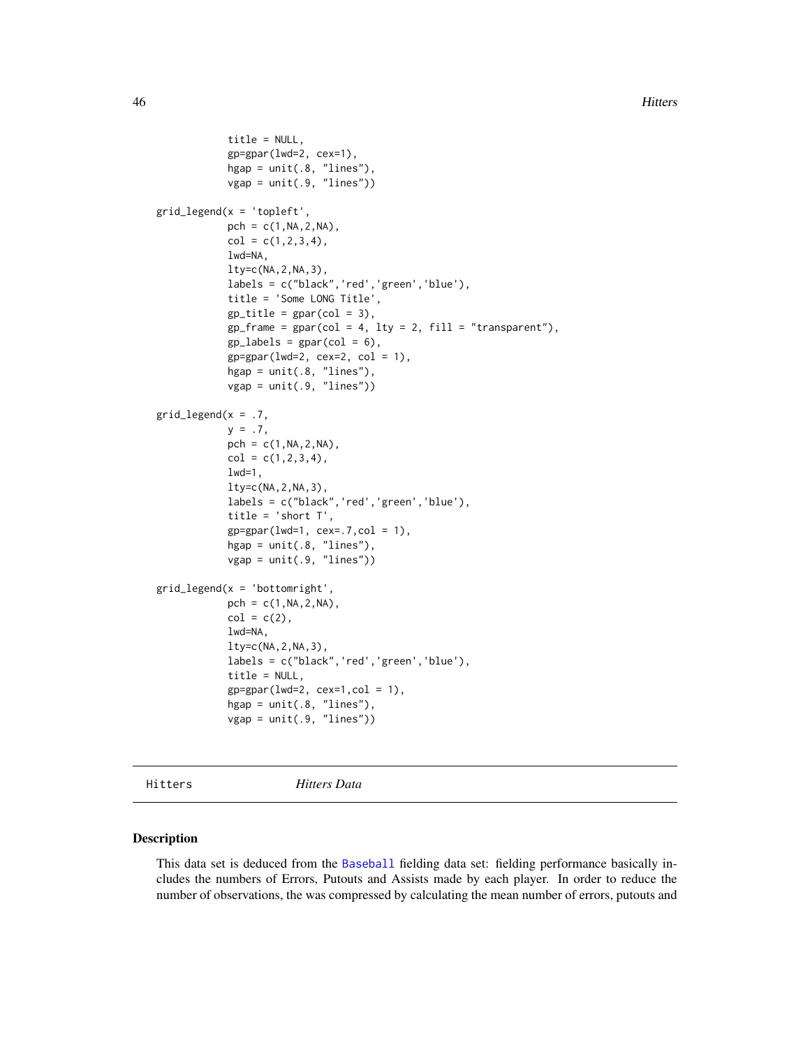```
            title = NULL,
            gp=gpar(lwd=2, cex=1),
            hgap = unit(.8, "lines"),
            vgap = unit(.9, "lines"))

grid_legend(x = 'topleft',
            pch = c(1,NA,2,NA),
            col = c(1,2,3,4),
            lwd=NA,
            lty=c(NA,2,NA,3),
            labels = c("black",'red','green','blue'),
            title = 'Some LONG Title',
            gp_title = gpar(col = 3),
            gp_frame = gpar(col = 4, lty = 2, fill = "transparent"),
            gp_labels = gpar(col = 6),
            gp=gpar(lwd=2, cex=2, col = 1),
            hgap = unit(.8, "lines"),
            vgap = unit(.9, "lines"))

grid_legend(x = .7,
            y = .7,
            pch = c(1,NA,2,NA),
            col = c(1,2,3,4),
            lwd=1,
            lty=c(NA,2,NA,3),
            labels = c("black",'red','green','blue'),
            title = 'short T',
            gp=gpar(lwd=1, cex=.7,col = 1),
            hgap = unit(.8, "lines"),
            vgap = unit(.9, "lines"))

grid_legend(x = 'bottomright',
            pch = c(1,NA,2,NA),
            col = c(2),
            lwd=NA,
            lty=c(NA,2,NA,3),
            labels = c("black",'red','green','blue'),
            title = NULL,
            gp=gpar(lwd=2, cex=1,col = 1),
            hgap = unit(.8, "lines"),
            vgap = unit(.9, "lines"))
```

---

Hitters    *Hitters Data*

---

## Description

This data set is deduced from the Baseball fielding data set: fielding performance basically includes the numbers of Errors, Putouts and Assists made by each player. In order to reduce the number of observations, the was compressed by calculating the mean number of errors, putouts and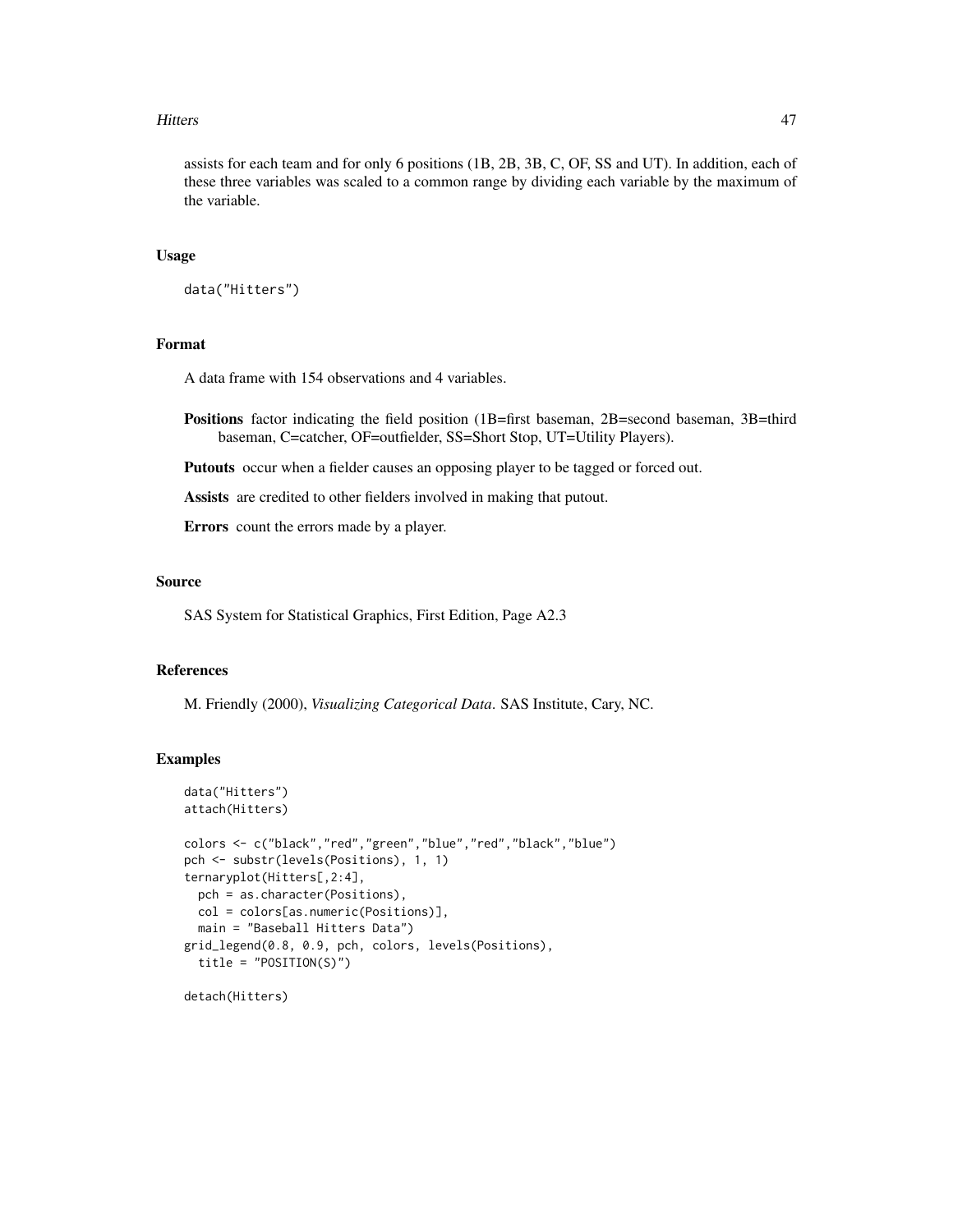assists for each team and for only 6 positions (1B, 2B, 3B, C, OF, SS and UT). In addition, each of these three variables was scaled to a common range by dividing each variable by the maximum of the variable.

## Usage

```
data("Hitters")
```

## Format

A data frame with 154 observations and 4 variables.

**Positions** factor indicating the field position (1B=first baseman, 2B=second baseman, 3B=third baseman, C=catcher, OF=outfielder, SS=Short Stop, UT=Utility Players).

**Putouts** occur when a fielder causes an opposing player to be tagged or forced out.

**Assists** are credited to other fielders involved in making that putout.

**Errors** count the errors made by a player.

## Source

SAS System for Statistical Graphics, First Edition, Page A2.3

## References

M. Friendly (2000), *Visualizing Categorical Data*. SAS Institute, Cary, NC.

## Examples

```
data("Hitters")
attach(Hitters)

colors <- c("black","red","green","blue","red","black","blue")
pch <- substr(levels(Positions), 1, 1)
ternaryplot(Hitters[,2:4],
  pch = as.character(Positions),
  col = colors[as.numeric(Positions)],
  main = "Baseball Hitters Data")
grid_legend(0.8, 0.9, pch, colors, levels(Positions),
  title = "POSITION(S)")

detach(Hitters)
```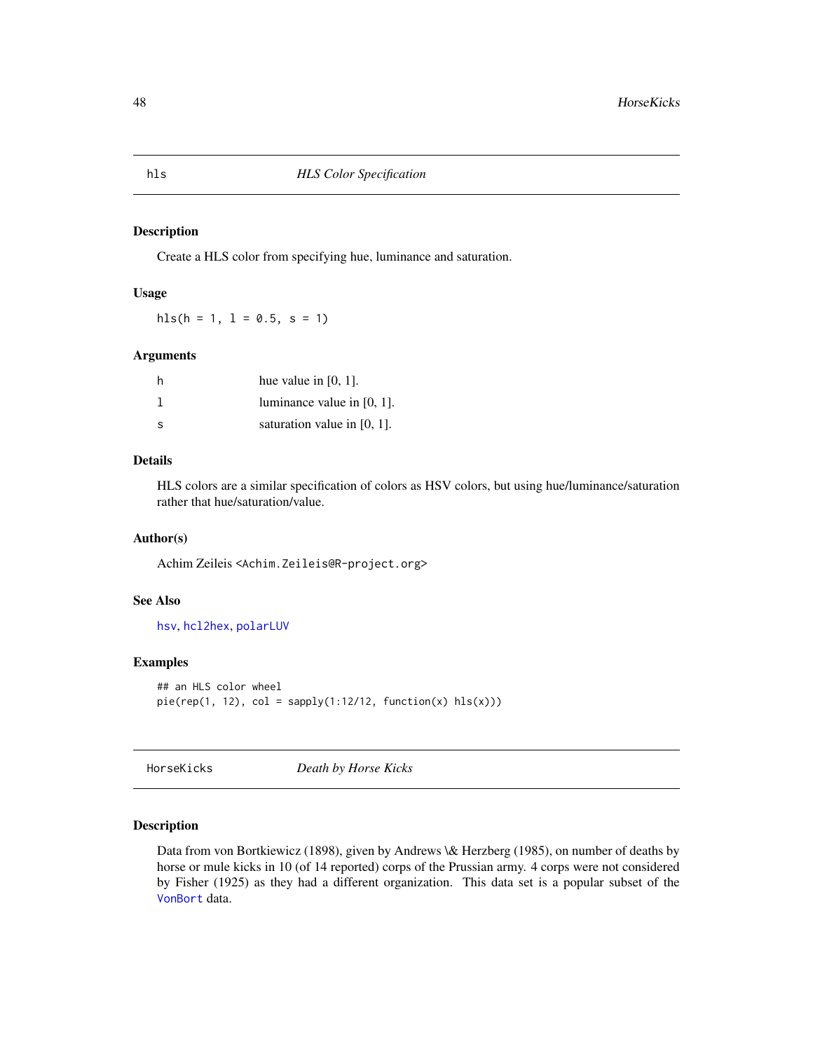## hls — *HLS Color Specification*

### Description

Create a HLS color from specifying hue, luminance and saturation.

### Usage

```
hls(h = 1, l = 0.5, s = 1)
```

### Arguments

| | |
|---|---|
| h | hue value in [0, 1]. |
| l | luminance value in [0, 1]. |
| s | saturation value in [0, 1]. |

### Details

HLS colors are a similar specification of colors as HSV colors, but using hue/luminance/saturation rather that hue/saturation/value.

### Author(s)

Achim Zeileis <Achim.Zeileis@R-project.org>

### See Also

hsv, hcl2hex, polarLUV

### Examples

```
## an HLS color wheel
pie(rep(1, 12), col = sapply(1:12/12, function(x) hls(x)))
```

## HorseKicks — *Death by Horse Kicks*

### Description

Data from von Bortkiewicz (1898), given by Andrews \& Herzberg (1985), on number of deaths by horse or mule kicks in 10 (of 14 reported) corps of the Prussian army. 4 corps were not considered by Fisher (1925) as they had a different organization. This data set is a popular subset of the VonBort data.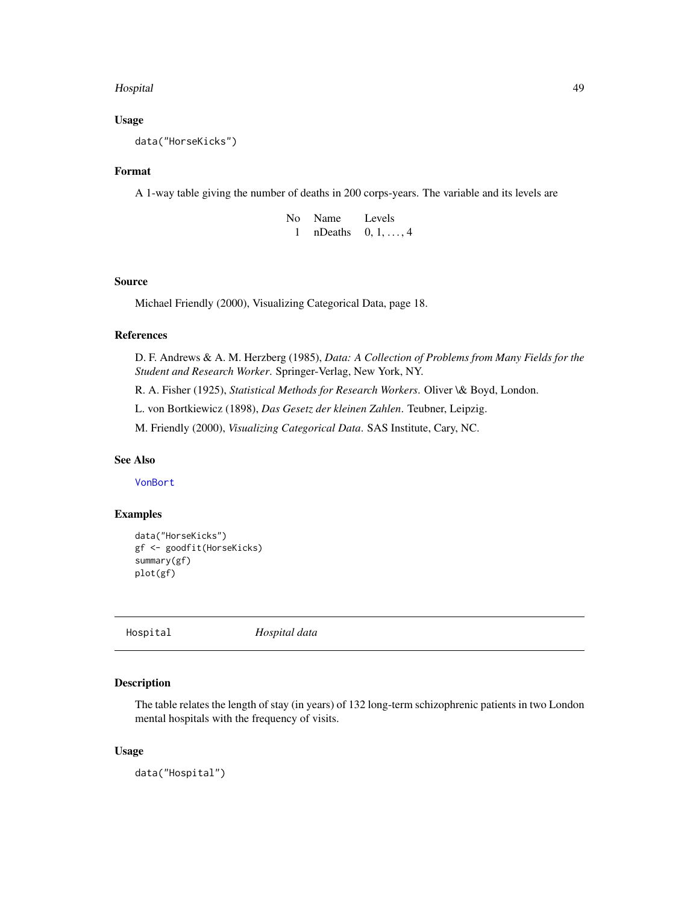### Usage

```
data("HorseKicks")
```

### Format

A 1-way table giving the number of deaths in 200 corps-years. The variable and its levels are

| No | Name | Levels |
|---|---|---|
| 1 | nDeaths | $0, 1, \ldots, 4$ |

### Source

Michael Friendly (2000), Visualizing Categorical Data, page 18.

### References

D. F. Andrews & A. M. Herzberg (1985), *Data: A Collection of Problems from Many Fields for the Student and Research Worker*. Springer-Verlag, New York, NY.

R. A. Fisher (1925), *Statistical Methods for Research Workers*. Oliver \& Boyd, London.

L. von Bortkiewicz (1898), *Das Gesetz der kleinen Zahlen*. Teubner, Leipzig.

M. Friendly (2000), *Visualizing Categorical Data*. SAS Institute, Cary, NC.

### See Also

VonBort

### Examples

```
data("HorseKicks")
gf <- goodfit(HorseKicks)
summary(gf)
plot(gf)
```

---

## Hospital *Hospital data*

### Description

The table relates the length of stay (in years) of 132 long-term schizophrenic patients in two London mental hospitals with the frequency of visits.

### Usage

```
data("Hospital")
```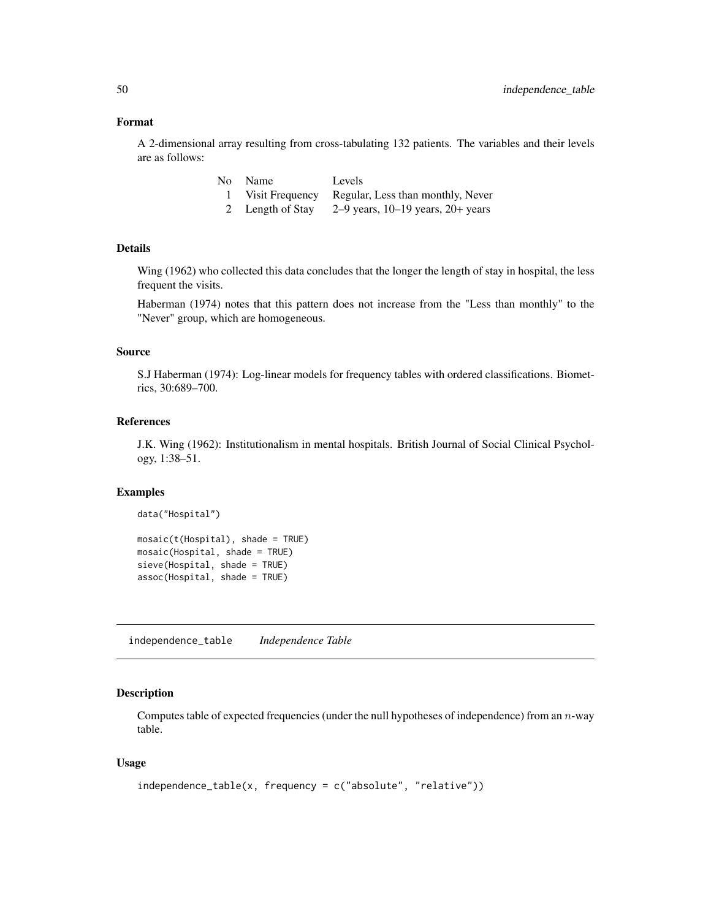### Format

A 2-dimensional array resulting from cross-tabulating 132 patients. The variables and their levels are as follows:

| No | Name | Levels |
|---|---|---|
| 1 | Visit Frequency | Regular, Less than monthly, Never |
| 2 | Length of Stay | 2–9 years, 10–19 years, 20+ years |

### Details

Wing (1962) who collected this data concludes that the longer the length of stay in hospital, the less frequent the visits.

Haberman (1974) notes that this pattern does not increase from the "Less than monthly" to the "Never" group, which are homogeneous.

### Source

S.J Haberman (1974): Log-linear models for frequency tables with ordered classifications. Biometrics, 30:689–700.

### References

J.K. Wing (1962): Institutionalism in mental hospitals. British Journal of Social Clinical Psychology, 1:38–51.

### Examples

```
data("Hospital")

mosaic(t(Hospital), shade = TRUE)
mosaic(Hospital, shade = TRUE)
sieve(Hospital, shade = TRUE)
assoc(Hospital, shade = TRUE)
```

---

## independence_table *Independence Table*

### Description

Computes table of expected frequencies (under the null hypotheses of independence) from an $n$-way table.

### Usage

```
independence_table(x, frequency = c("absolute", "relative"))
```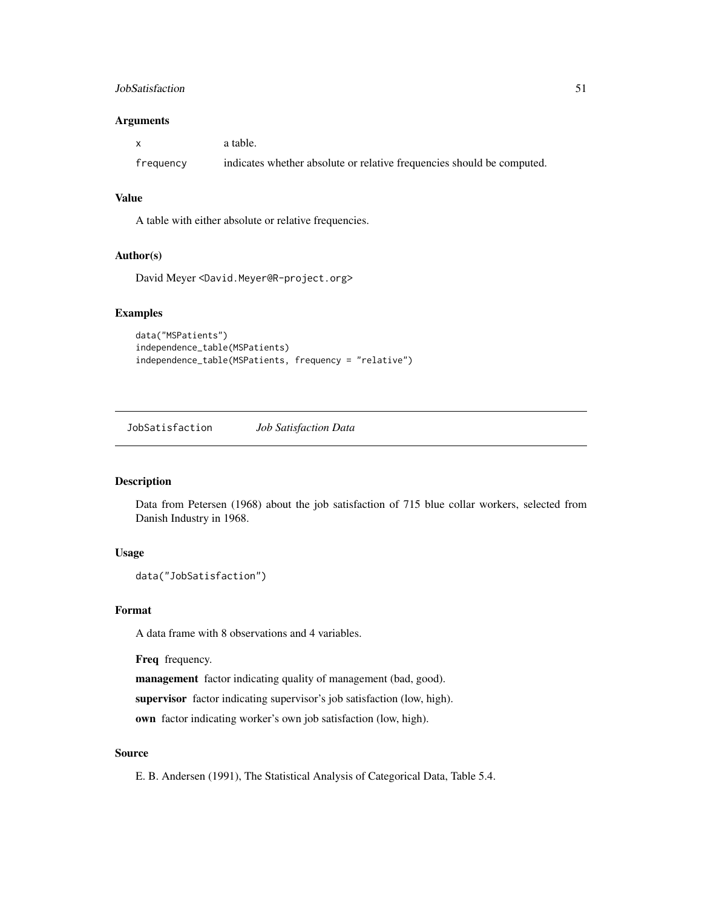### Arguments

| | |
|---|---|
| `x` | a table. |
| `frequency` | indicates whether absolute or relative frequencies should be computed. |

### Value

A table with either absolute or relative frequencies.

### Author(s)

David Meyer <David.Meyer@R-project.org>

### Examples

```
data("MSPatients")
independence_table(MSPatients)
independence_table(MSPatients, frequency = "relative")
```

---

## JobSatisfaction    *Job Satisfaction Data*

---

### Description

Data from Petersen (1968) about the job satisfaction of 715 blue collar workers, selected from Danish Industry in 1968.

### Usage

```
data("JobSatisfaction")
```

### Format

A data frame with 8 observations and 4 variables.

**Freq** frequency.

**management** factor indicating quality of management (bad, good).

**supervisor** factor indicating supervisor's job satisfaction (low, high).

**own** factor indicating worker's own job satisfaction (low, high).

### Source

E. B. Andersen (1991), The Statistical Analysis of Categorical Data, Table 5.4.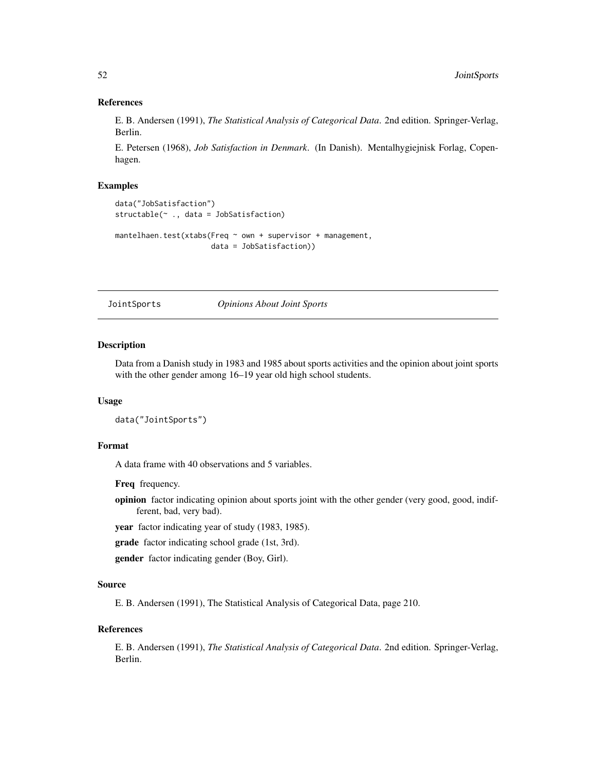### References

E. B. Andersen (1991), *The Statistical Analysis of Categorical Data*. 2nd edition. Springer-Verlag, Berlin.

E. Petersen (1968), *Job Satisfaction in Denmark*. (In Danish). Mentalhygiejnisk Forlag, Copenhagen.

### Examples

```
data("JobSatisfaction")
structable(~ ., data = JobSatisfaction)

mantelhaen.test(xtabs(Freq ~ own + supervisor + management,
                      data = JobSatisfaction))
```

---

## JointSports *Opinions About Joint Sports*

---

### Description

Data from a Danish study in 1983 and 1985 about sports activities and the opinion about joint sports with the other gender among 16–19 year old high school students.

### Usage

```
data("JointSports")
```

### Format

A data frame with 40 observations and 5 variables.

**Freq** frequency.

**opinion** factor indicating opinion about sports joint with the other gender (very good, good, indifferent, bad, very bad).

**year** factor indicating year of study (1983, 1985).

**grade** factor indicating school grade (1st, 3rd).

**gender** factor indicating gender (Boy, Girl).

### Source

E. B. Andersen (1991), The Statistical Analysis of Categorical Data, page 210.

### References

E. B. Andersen (1991), *The Statistical Analysis of Categorical Data*. 2nd edition. Springer-Verlag, Berlin.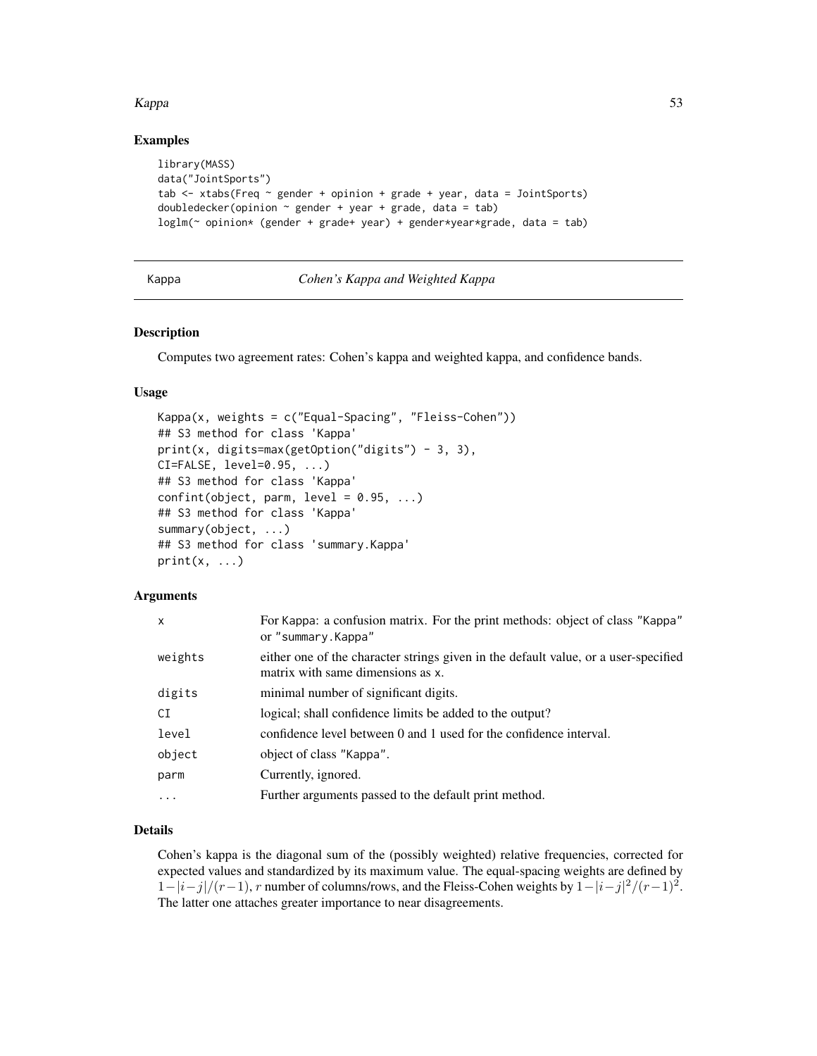## Examples

```
library(MASS)
data("JointSports")
tab <- xtabs(Freq ~ gender + opinion + grade + year, data = JointSports)
doubledecker(opinion ~ gender + year + grade, data = tab)
loglm(~ opinion* (gender + grade+ year) + gender*year*grade, data = tab)
```

---

# Kappa — *Cohen's Kappa and Weighted Kappa*

---

## Description

Computes two agreement rates: Cohen's kappa and weighted kappa, and confidence bands.

## Usage

```
Kappa(x, weights = c("Equal-Spacing", "Fleiss-Cohen"))
## S3 method for class 'Kappa'
print(x, digits=max(getOption("digits") - 3, 3),
CI=FALSE, level=0.95, ...)
## S3 method for class 'Kappa'
confint(object, parm, level = 0.95, ...)
## S3 method for class 'Kappa'
summary(object, ...)
## S3 method for class 'summary.Kappa'
print(x, ...)
```

## Arguments

| | |
|---|---|
| `x` | For Kappa: a confusion matrix. For the print methods: object of class "Kappa" or "summary.Kappa" |
| `weights` | either one of the character strings given in the default value, or a user-specified matrix with same dimensions as x. |
| `digits` | minimal number of significant digits. |
| `CI` | logical; shall confidence limits be added to the output? |
| `level` | confidence level between 0 and 1 used for the confidence interval. |
| `object` | object of class "Kappa". |
| `parm` | Currently, ignored. |
| `...` | Further arguments passed to the default print method. |

## Details

Cohen's kappa is the diagonal sum of the (possibly weighted) relative frequencies, corrected for expected values and standardized by its maximum value. The equal-spacing weights are defined by $1 - |i - j|/(r - 1)$, $r$ number of columns/rows, and the Fleiss-Cohen weights by $1 - |i - j|^2/(r - 1)^2$. The latter one attaches greater importance to near disagreements.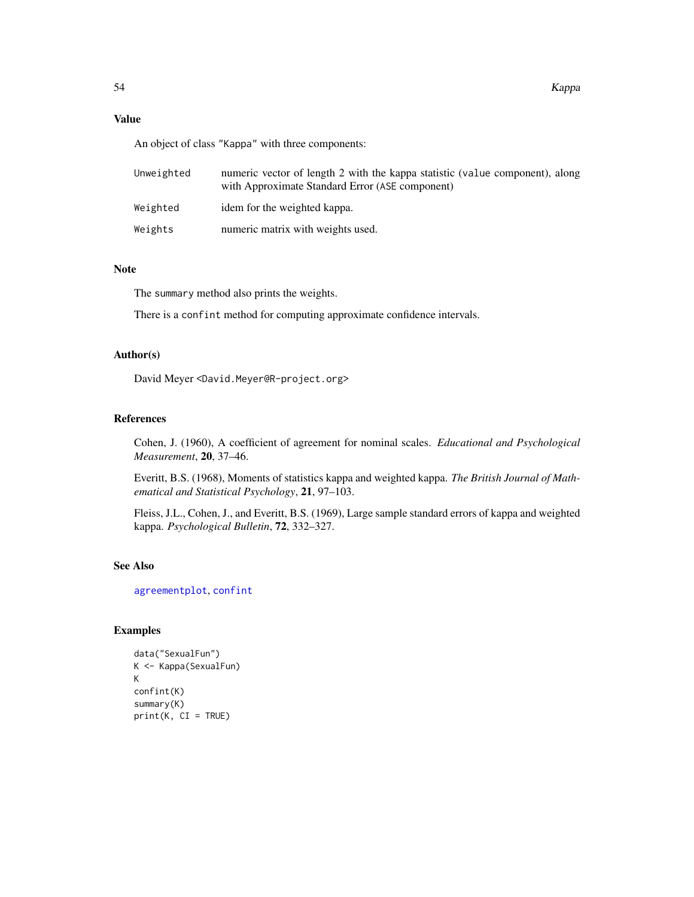## Value

An object of class "Kappa" with three components:

| | |
|---|---|
| `Unweighted` | numeric vector of length 2 with the kappa statistic (`value` component), along with Approximate Standard Error (`ASE` component) |
| `Weighted` | idem for the weighted kappa. |
| `Weights` | numeric matrix with weights used. |

## Note

The `summary` method also prints the weights.

There is a `confint` method for computing approximate confidence intervals.

## Author(s)

David Meyer <David.Meyer@R-project.org>

## References

Cohen, J. (1960), A coefficient of agreement for nominal scales. *Educational and Psychological Measurement*, **20**, 37–46.

Everitt, B.S. (1968), Moments of statistics kappa and weighted kappa. *The British Journal of Mathematical and Statistical Psychology*, **21**, 97–103.

Fleiss, J.L., Cohen, J., and Everitt, B.S. (1969), Large sample standard errors of kappa and weighted kappa. *Psychological Bulletin*, **72**, 332–327.

## See Also

`agreementplot`, `confint`

## Examples

```
data("SexualFun")
K <- Kappa(SexualFun)
K
confint(K)
summary(K)
print(K, CI = TRUE)
```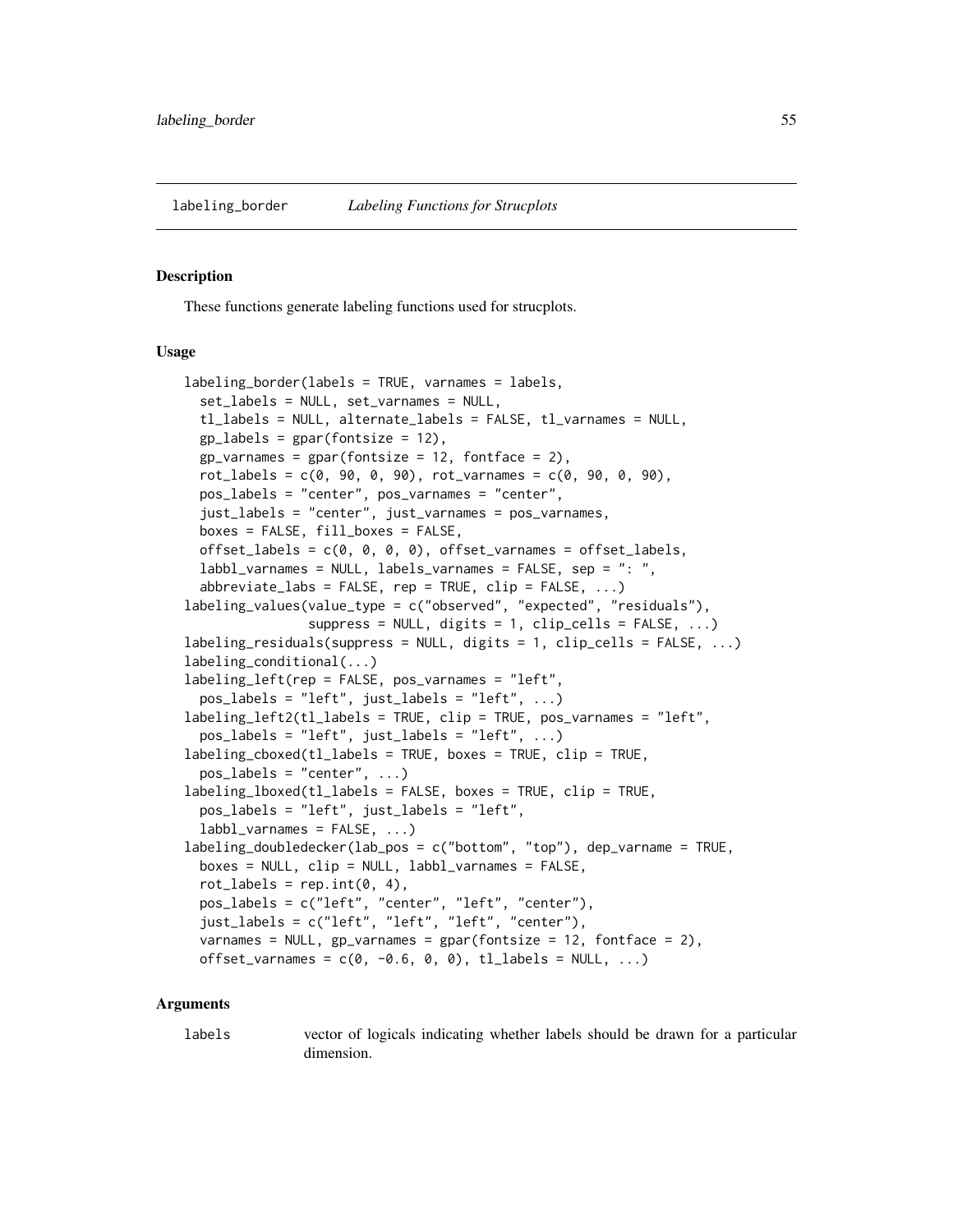## labeling_border    *Labeling Functions for Strucplots*

### Description

These functions generate labeling functions used for strucplots.

### Usage

```
labeling_border(labels = TRUE, varnames = labels,
  set_labels = NULL, set_varnames = NULL,
  tl_labels = NULL, alternate_labels = FALSE, tl_varnames = NULL,
  gp_labels = gpar(fontsize = 12),
  gp_varnames = gpar(fontsize = 12, fontface = 2),
  rot_labels = c(0, 90, 0, 90), rot_varnames = c(0, 90, 0, 90),
  pos_labels = "center", pos_varnames = "center",
  just_labels = "center", just_varnames = pos_varnames,
  boxes = FALSE, fill_boxes = FALSE,
  offset_labels = c(0, 0, 0, 0), offset_varnames = offset_labels,
  labbl_varnames = NULL, labels_varnames = FALSE, sep = ": ",
  abbreviate_labs = FALSE, rep = TRUE, clip = FALSE, ...)
labeling_values(value_type = c("observed", "expected", "residuals"),
                suppress = NULL, digits = 1, clip_cells = FALSE, ...)
labeling_residuals(suppress = NULL, digits = 1, clip_cells = FALSE, ...)
labeling_conditional(...)
labeling_left(rep = FALSE, pos_varnames = "left",
  pos_labels = "left", just_labels = "left", ...)
labeling_left2(tl_labels = TRUE, clip = TRUE, pos_varnames = "left",
  pos_labels = "left", just_labels = "left", ...)
labeling_cboxed(tl_labels = TRUE, boxes = TRUE, clip = TRUE,
  pos_labels = "center", ...)
labeling_lboxed(tl_labels = FALSE, boxes = TRUE, clip = TRUE,
  pos_labels = "left", just_labels = "left",
  labbl_varnames = FALSE, ...)
labeling_doubledecker(lab_pos = c("bottom", "top"), dep_varname = TRUE,
  boxes = NULL, clip = NULL, labbl_varnames = FALSE,
  rot_labels = rep.int(0, 4),
  pos_labels = c("left", "center", "left", "center"),
  just_labels = c("left", "left", "left", "center"),
  varnames = NULL, gp_varnames = gpar(fontsize = 12, fontface = 2),
  offset_varnames = c(0, -0.6, 0, 0), tl_labels = NULL, ...)
```

### Arguments

`labels` vector of logicals indicating whether labels should be drawn for a particular dimension.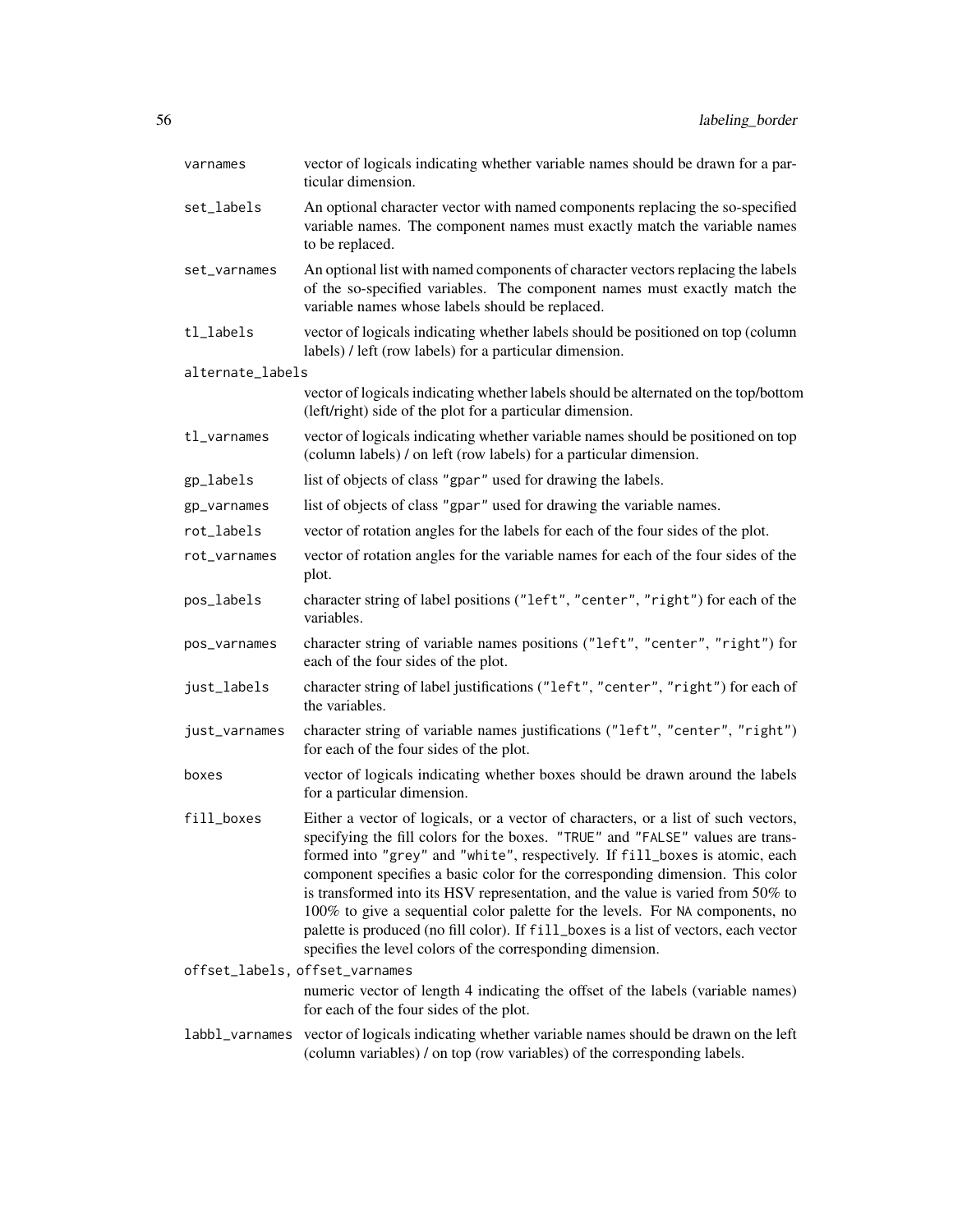`varnames`
: vector of logicals indicating whether variable names should be drawn for a particular dimension.

`set_labels`
: An optional character vector with named components replacing the so-specified variable names. The component names must exactly match the variable names to be replaced.

`set_varnames`
: An optional list with named components of character vectors replacing the labels of the so-specified variables. The component names must exactly match the variable names whose labels should be replaced.

`tl_labels`
: vector of logicals indicating whether labels should be positioned on top (column labels) / left (row labels) for a particular dimension.

`alternate_labels`
: vector of logicals indicating whether labels should be alternated on the top/bottom (left/right) side of the plot for a particular dimension.

`tl_varnames`
: vector of logicals indicating whether variable names should be positioned on top (column labels) / on left (row labels) for a particular dimension.

`gp_labels`
: list of objects of class `"gpar"` used for drawing the labels.

`gp_varnames`
: list of objects of class `"gpar"` used for drawing the variable names.

`rot_labels`
: vector of rotation angles for the labels for each of the four sides of the plot.

`rot_varnames`
: vector of rotation angles for the variable names for each of the four sides of the plot.

`pos_labels`
: character string of label positions (`"left"`, `"center"`, `"right"`) for each of the variables.

`pos_varnames`
: character string of variable names positions (`"left"`, `"center"`, `"right"`) for each of the four sides of the plot.

`just_labels`
: character string of label justifications (`"left"`, `"center"`, `"right"`) for each of the variables.

`just_varnames`
: character string of variable names justifications (`"left"`, `"center"`, `"right"`) for each of the four sides of the plot.

`boxes`
: vector of logicals indicating whether boxes should be drawn around the labels for a particular dimension.

`fill_boxes`
: Either a vector of logicals, or a vector of characters, or a list of such vectors, specifying the fill colors for the boxes. `"TRUE"` and `"FALSE"` values are transformed into `"grey"` and `"white"`, respectively. If `fill_boxes` is atomic, each component specifies a basic color for the corresponding dimension. This color is transformed into its HSV representation, and the value is varied from 50% to 100% to give a sequential color palette for the levels. For `NA` components, no palette is produced (no fill color). If `fill_boxes` is a list of vectors, each vector specifies the level colors of the corresponding dimension.

`offset_labels, offset_varnames`
: numeric vector of length 4 indicating the offset of the labels (variable names) for each of the four sides of the plot.

`labbl_varnames`
: vector of logicals indicating whether variable names should be drawn on the left (column variables) / on top (row variables) of the corresponding labels.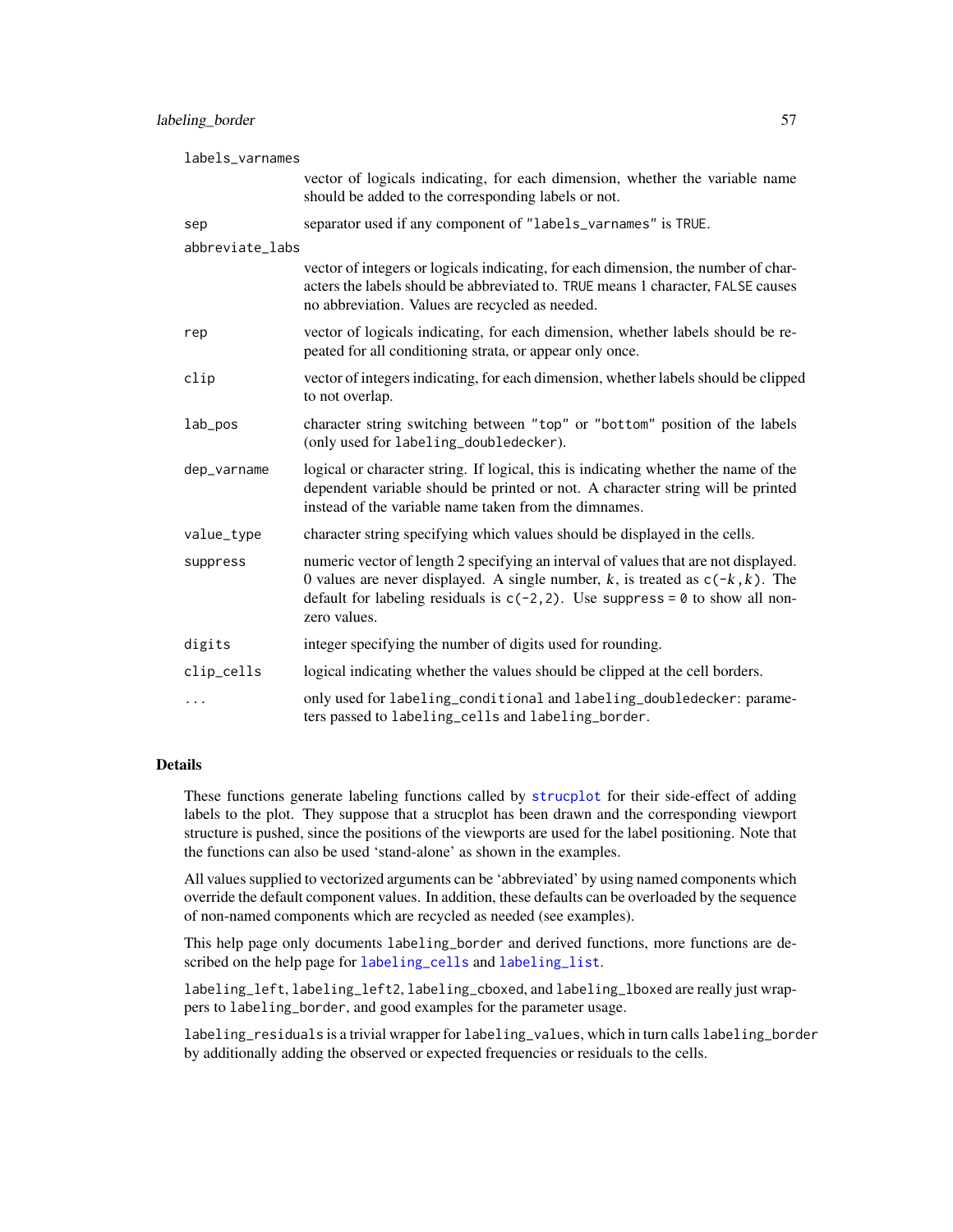| | |
|---|---|
| `labels_varnames` | vector of logicals indicating, for each dimension, whether the variable name should be added to the corresponding labels or not. |
| `sep` | separator used if any component of `"labels_varnames"` is `TRUE`. |
| `abbreviate_labs` | vector of integers or logicals indicating, for each dimension, the number of characters the labels should be abbreviated to. `TRUE` means 1 character, `FALSE` causes no abbreviation. Values are recycled as needed. |
| `rep` | vector of logicals indicating, for each dimension, whether labels should be repeated for all conditioning strata, or appear only once. |
| `clip` | vector of integers indicating, for each dimension, whether labels should be clipped to not overlap. |
| `lab_pos` | character string switching between `"top"` or `"bottom"` position of the labels (only used for `labeling_doubledecker`). |
| `dep_varname` | logical or character string. If logical, this is indicating whether the name of the dependent variable should be printed or not. A character string will be printed instead of the variable name taken from the dimnames. |
| `value_type` | character string specifying which values should be displayed in the cells. |
| `suppress` | numeric vector of length 2 specifying an interval of values that are not displayed. 0 values are never displayed. A single number, *k*, is treated as `c(-k,k)`. The default for labeling residuals is `c(-2,2)`. Use `suppress = 0` to show all non-zero values. |
| `digits` | integer specifying the number of digits used for rounding. |
| `clip_cells` | logical indicating whether the values should be clipped at the cell borders. |
| `...` | only used for `labeling_conditional` and `labeling_doubledecker`: parameters passed to `labeling_cells` and `labeling_border`. |

## Details

These functions generate labeling functions called by `strucplot` for their side-effect of adding labels to the plot. They suppose that a strucplot has been drawn and the corresponding viewport structure is pushed, since the positions of the viewports are used for the label positioning. Note that the functions can also be used 'stand-alone' as shown in the examples.

All values supplied to vectorized arguments can be 'abbreviated' by using named components which override the default component values. In addition, these defaults can be overloaded by the sequence of non-named components which are recycled as needed (see examples).

This help page only documents `labeling_border` and derived functions, more functions are described on the help page for `labeling_cells` and `labeling_list`.

`labeling_left`, `labeling_left2`, `labeling_cboxed`, and `labeling_lboxed` are really just wrappers to `labeling_border`, and good examples for the parameter usage.

`labeling_residuals` is a trivial wrapper for `labeling_values`, which in turn calls `labeling_border` by additionally adding the observed or expected frequencies or residuals to the cells.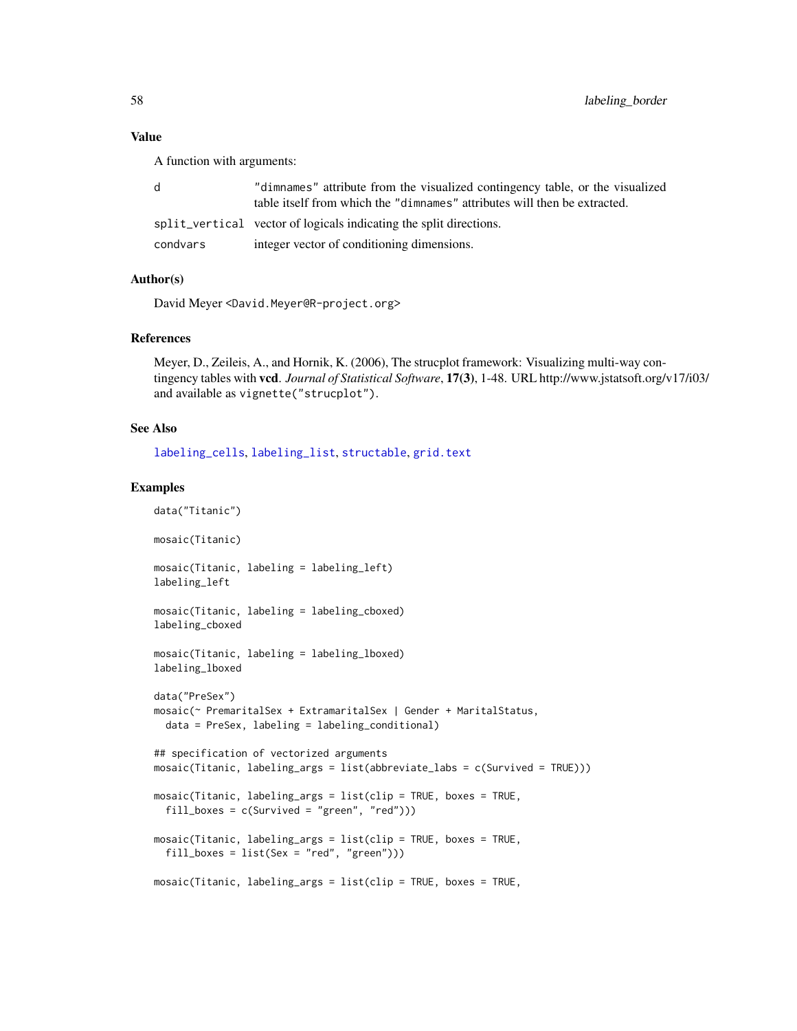### Value

A function with arguments:

| | |
|---|---|
| d | "dimnames" attribute from the visualized contingency table, or the visualized table itself from which the "dimnames" attributes will then be extracted. |
| split_vertical | vector of logicals indicating the split directions. |
| condvars | integer vector of conditioning dimensions. |

### Author(s)

David Meyer <David.Meyer@R-project.org>

### References

Meyer, D., Zeileis, A., and Hornik, K. (2006), The strucplot framework: Visualizing multi-way contingency tables with **vcd**. *Journal of Statistical Software*, **17(3)**, 1-48. URL http://www.jstatsoft.org/v17/i03/ and available as vignette("strucplot").

### See Also

labeling_cells, labeling_list, structable, grid.text

### Examples

```
data("Titanic")

mosaic(Titanic)

mosaic(Titanic, labeling = labeling_left)
labeling_left

mosaic(Titanic, labeling = labeling_cboxed)
labeling_cboxed

mosaic(Titanic, labeling = labeling_lboxed)
labeling_lboxed

data("PreSex")
mosaic(~ PremaritalSex + ExtramaritalSex | Gender + MaritalStatus,
  data = PreSex, labeling = labeling_conditional)

## specification of vectorized arguments
mosaic(Titanic, labeling_args = list(abbreviate_labs = c(Survived = TRUE)))

mosaic(Titanic, labeling_args = list(clip = TRUE, boxes = TRUE,
  fill_boxes = c(Survived = "green", "red")))

mosaic(Titanic, labeling_args = list(clip = TRUE, boxes = TRUE,
  fill_boxes = list(Sex = "red", "green")))

mosaic(Titanic, labeling_args = list(clip = TRUE, boxes = TRUE,
```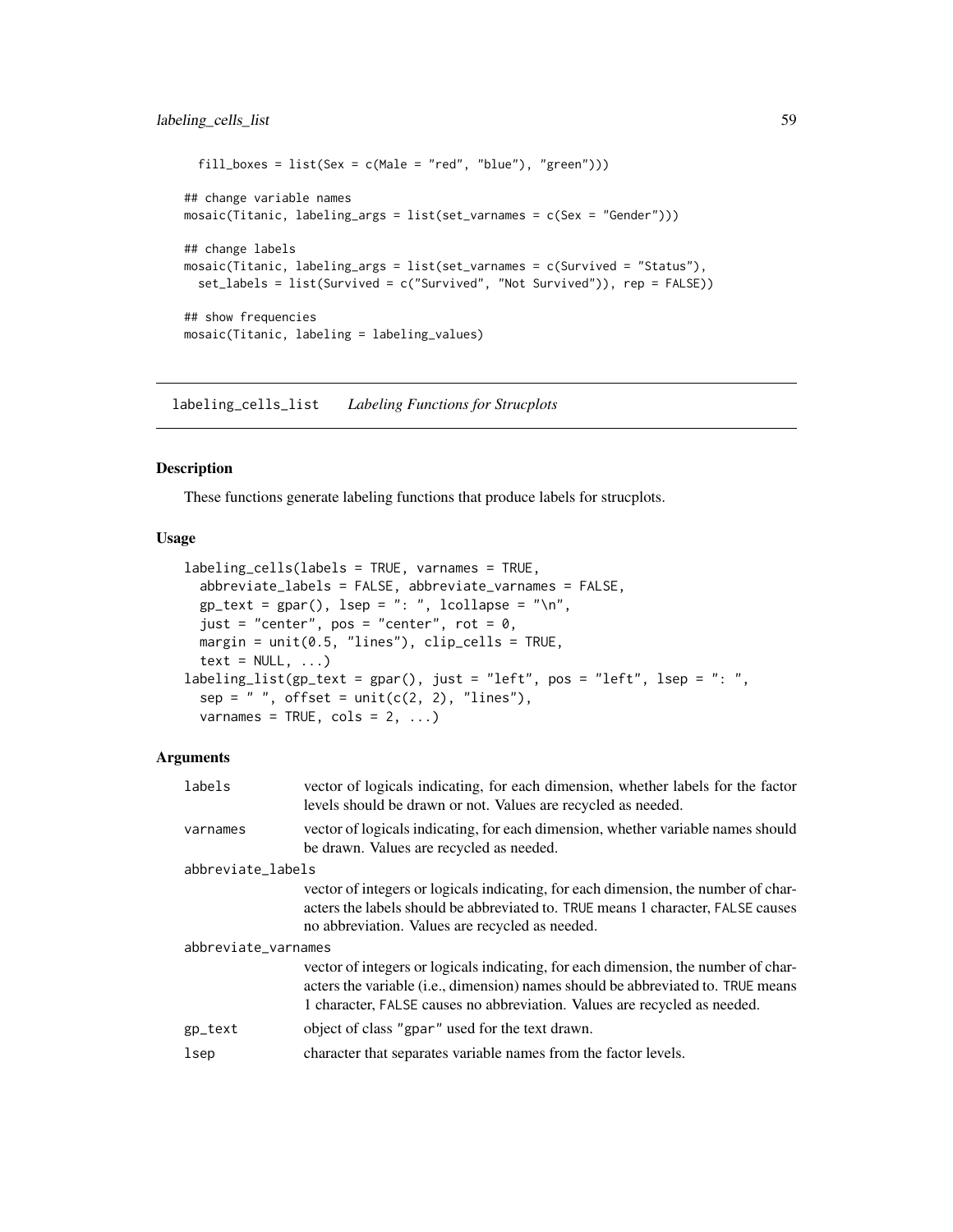```
  fill_boxes = list(Sex = c(Male = "red", "blue"), "green")))

## change variable names
mosaic(Titanic, labeling_args = list(set_varnames = c(Sex = "Gender")))

## change labels
mosaic(Titanic, labeling_args = list(set_varnames = c(Survived = "Status"),
  set_labels = list(Survived = c("Survived", "Not Survived")), rep = FALSE))

## show frequencies
mosaic(Titanic, labeling = labeling_values)
```

---

## labeling_cells_list *Labeling Functions for Strucplots*

### Description

These functions generate labeling functions that produce labels for strucplots.

### Usage

```
labeling_cells(labels = TRUE, varnames = TRUE,
  abbreviate_labels = FALSE, abbreviate_varnames = FALSE,
  gp_text = gpar(), lsep = ": ", lcollapse = "\n",
  just = "center", pos = "center", rot = 0,
  margin = unit(0.5, "lines"), clip_cells = TRUE,
  text = NULL, ...)
labeling_list(gp_text = gpar(), just = "left", pos = "left", lsep = ": ",
  sep = " ", offset = unit(c(2, 2), "lines"),
  varnames = TRUE, cols = 2, ...)
```

### Arguments

| | |
|---|---|
| labels | vector of logicals indicating, for each dimension, whether labels for the factor levels should be drawn or not. Values are recycled as needed. |
| varnames | vector of logicals indicating, for each dimension, whether variable names should be drawn. Values are recycled as needed. |
| abbreviate_labels | vector of integers or logicals indicating, for each dimension, the number of characters the labels should be abbreviated to. TRUE means 1 character, FALSE causes no abbreviation. Values are recycled as needed. |
| abbreviate_varnames | vector of integers or logicals indicating, for each dimension, the number of characters the variable (i.e., dimension) names should be abbreviated to. TRUE means 1 character, FALSE causes no abbreviation. Values are recycled as needed. |
| gp_text | object of class "gpar" used for the text drawn. |
| lsep | character that separates variable names from the factor levels. |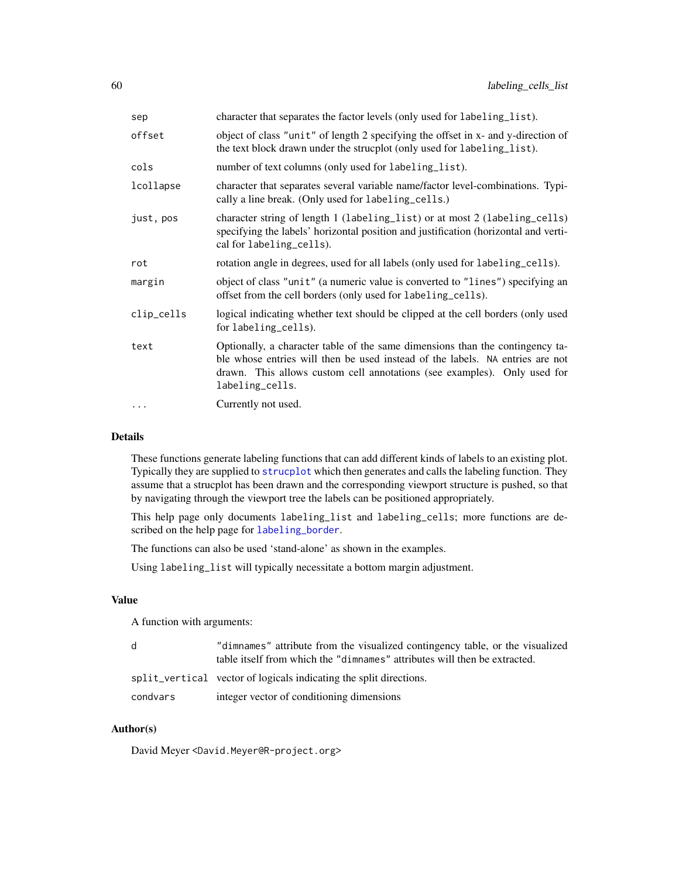| | |
|---|---|
| `sep` | character that separates the factor levels (only used for `labeling_list`). |
| `offset` | object of class `"unit"` of length 2 specifying the offset in x- and y-direction of the text block drawn under the strucplot (only used for `labeling_list`). |
| `cols` | number of text columns (only used for `labeling_list`). |
| `lcollapse` | character that separates several variable name/factor level-combinations. Typically a line break. (Only used for `labeling_cells`.) |
| `just, pos` | character string of length 1 (`labeling_list`) or at most 2 (`labeling_cells`) specifying the labels' horizontal position and justification (horizontal and vertical for `labeling_cells`). |
| `rot` | rotation angle in degrees, used for all labels (only used for `labeling_cells`). |
| `margin` | object of class `"unit"` (a numeric value is converted to `"lines"`) specifying an offset from the cell borders (only used for `labeling_cells`). |
| `clip_cells` | logical indicating whether text should be clipped at the cell borders (only used for `labeling_cells`). |
| `text` | Optionally, a character table of the same dimensions than the contingency table whose entries will then be used instead of the labels. `NA` entries are not drawn. This allows custom cell annotations (see examples). Only used for `labeling_cells`. |
| `...` | Currently not used. |

## Details

These functions generate labeling functions that can add different kinds of labels to an existing plot. Typically they are supplied to `strucplot` which then generates and calls the labeling function. They assume that a strucplot has been drawn and the corresponding viewport structure is pushed, so that by navigating through the viewport tree the labels can be positioned appropriately.

This help page only documents `labeling_list` and `labeling_cells`; more functions are described on the help page for `labeling_border`.

The functions can also be used 'stand-alone' as shown in the examples.

Using `labeling_list` will typically necessitate a bottom margin adjustment.

## Value

A function with arguments:

| | |
|---|---|
| `d` | `"dimnames"` attribute from the visualized contingency table, or the visualized table itself from which the `"dimnames"` attributes will then be extracted. |
| `split_vertical` | vector of logicals indicating the split directions. |
| `condvars` | integer vector of conditioning dimensions |

## Author(s)

David Meyer <David.Meyer@R-project.org>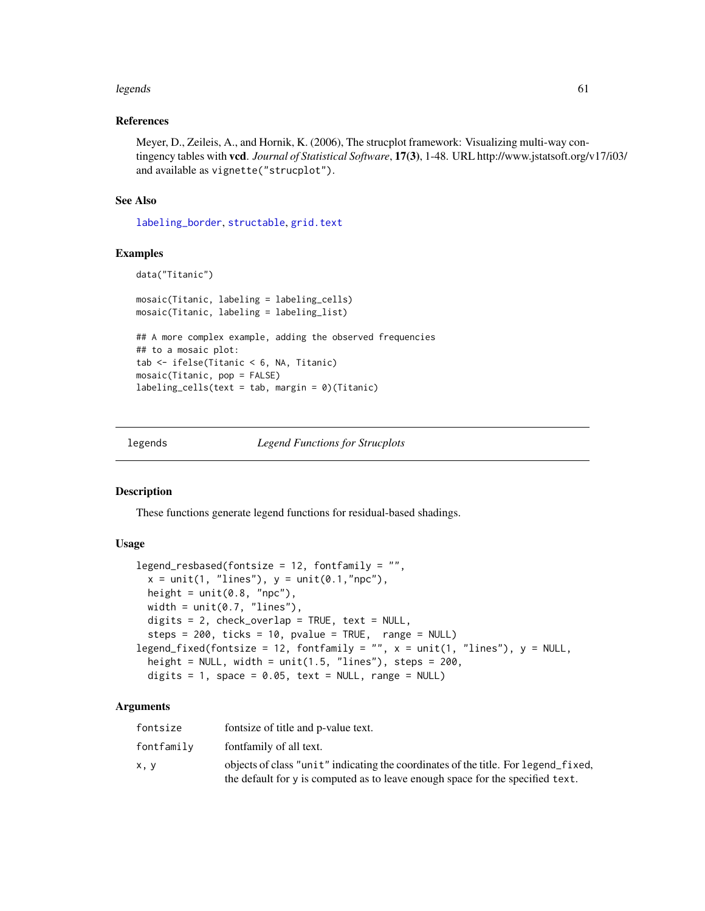### References

Meyer, D., Zeileis, A., and Hornik, K. (2006), The strucplot framework: Visualizing multi-way contingency tables with **vcd**. *Journal of Statistical Software*, **17(3)**, 1-48. URL http://www.jstatsoft.org/v17/i03/ and available as `vignette("strucplot")`.

### See Also

`labeling_border`, `structable`, `grid.text`

### Examples

```
data("Titanic")

mosaic(Titanic, labeling = labeling_cells)
mosaic(Titanic, labeling = labeling_list)

## A more complex example, adding the observed frequencies
## to a mosaic plot:
tab <- ifelse(Titanic < 6, NA, Titanic)
mosaic(Titanic, pop = FALSE)
labeling_cells(text = tab, margin = 0)(Titanic)
```

---

## legends — *Legend Functions for Strucplots*

### Description

These functions generate legend functions for residual-based shadings.

### Usage

```
legend_resbased(fontsize = 12, fontfamily = "",
  x = unit(1, "lines"), y = unit(0.1,"npc"),
  height = unit(0.8, "npc"),
  width = unit(0.7, "lines"),
  digits = 2, check_overlap = TRUE, text = NULL,
  steps = 200, ticks = 10, pvalue = TRUE,  range = NULL)
legend_fixed(fontsize = 12, fontfamily = "", x = unit(1, "lines"), y = NULL,
  height = NULL, width = unit(1.5, "lines"), steps = 200,
  digits = 1, space = 0.05, text = NULL, range = NULL)
```

### Arguments

| | |
|---|---|
| `fontsize` | fontsize of title and p-value text. |
| `fontfamily` | fontfamily of all text. |
| `x, y` | objects of class `"unit"` indicating the coordinates of the title. For `legend_fixed`, the default for `y` is computed as to leave enough space for the specified `text`. |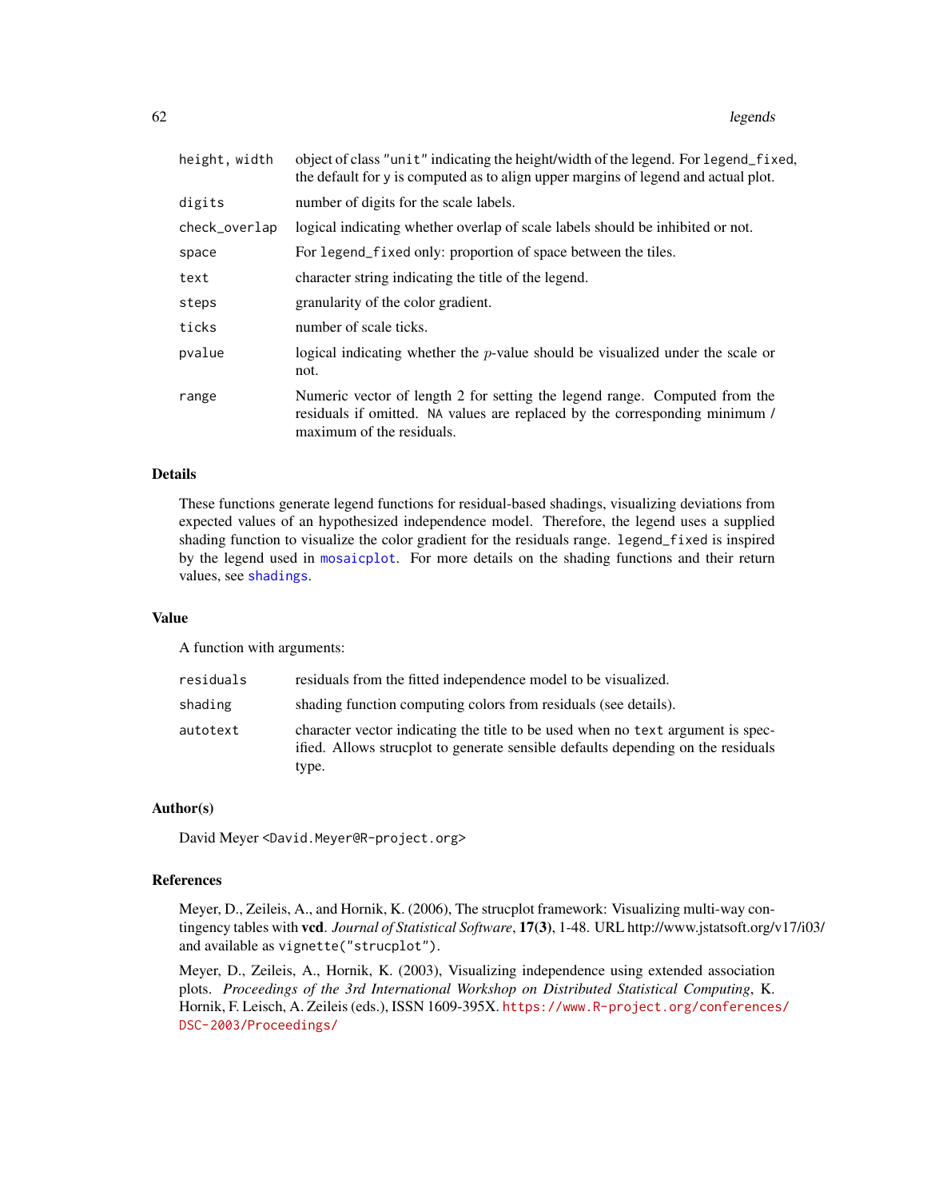| | |
|---|---|
| `height, width` | object of class `"unit"` indicating the height/width of the legend. For `legend_fixed`, the default for `y` is computed as to align upper margins of legend and actual plot. |
| `digits` | number of digits for the scale labels. |
| `check_overlap` | logical indicating whether overlap of scale labels should be inhibited or not. |
| `space` | For `legend_fixed` only: proportion of space between the tiles. |
| `text` | character string indicating the title of the legend. |
| `steps` | granularity of the color gradient. |
| `ticks` | number of scale ticks. |
| `pvalue` | logical indicating whether the $p$-value should be visualized under the scale or not. |
| `range` | Numeric vector of length 2 for setting the legend range. Computed from the residuals if omitted. `NA` values are replaced by the corresponding minimum / maximum of the residuals. |

### Details

These functions generate legend functions for residual-based shadings, visualizing deviations from expected values of an hypothesized independence model. Therefore, the legend uses a supplied shading function to visualize the color gradient for the residuals range. `legend_fixed` is inspired by the legend used in `mosaicplot`. For more details on the shading functions and their return values, see `shadings`.

### Value

A function with arguments:

| | |
|---|---|
| `residuals` | residuals from the fitted independence model to be visualized. |
| `shading` | shading function computing colors from residuals (see details). |
| `autotext` | character vector indicating the title to be used when no `text` argument is specified. Allows strucplot to generate sensible defaults depending on the residuals type. |

### Author(s)

David Meyer <David.Meyer@R-project.org>

### References

Meyer, D., Zeileis, A., and Hornik, K. (2006), The strucplot framework: Visualizing multi-way contingency tables with **vcd**. *Journal of Statistical Software*, **17(3)**, 1-48. URL http://www.jstatsoft.org/v17/i03/ and available as `vignette("strucplot")`.

Meyer, D., Zeileis, A., Hornik, K. (2003), Visualizing independence using extended association plots. *Proceedings of the 3rd International Workshop on Distributed Statistical Computing*, K. Hornik, F. Leisch, A. Zeileis (eds.), ISSN 1609-395X. https://www.R-project.org/conferences/DSC-2003/Proceedings/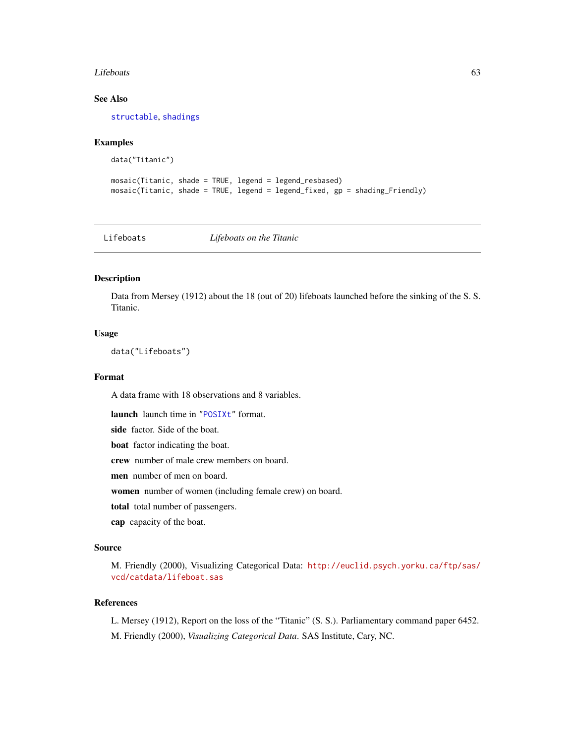### See Also

structable, shadings

### Examples

```
data("Titanic")

mosaic(Titanic, shade = TRUE, legend = legend_resbased)
mosaic(Titanic, shade = TRUE, legend = legend_fixed, gp = shading_Friendly)
```

---

## Lifeboats *Lifeboats on the Titanic*

---

### Description

Data from Mersey (1912) about the 18 (out of 20) lifeboats launched before the sinking of the S. S. Titanic.

### Usage

```
data("Lifeboats")
```

### Format

A data frame with 18 observations and 8 variables.

**launch** launch time in "POSIXt" format.

**side** factor. Side of the boat.

**boat** factor indicating the boat.

**crew** number of male crew members on board.

**men** number of men on board.

**women** number of women (including female crew) on board.

**total** total number of passengers.

**cap** capacity of the boat.

### Source

M. Friendly (2000), Visualizing Categorical Data: http://euclid.psych.yorku.ca/ftp/sas/vcd/catdata/lifeboat.sas

### References

L. Mersey (1912), Report on the loss of the "Titanic" (S. S.). Parliamentary command paper 6452.

M. Friendly (2000), *Visualizing Categorical Data*. SAS Institute, Cary, NC.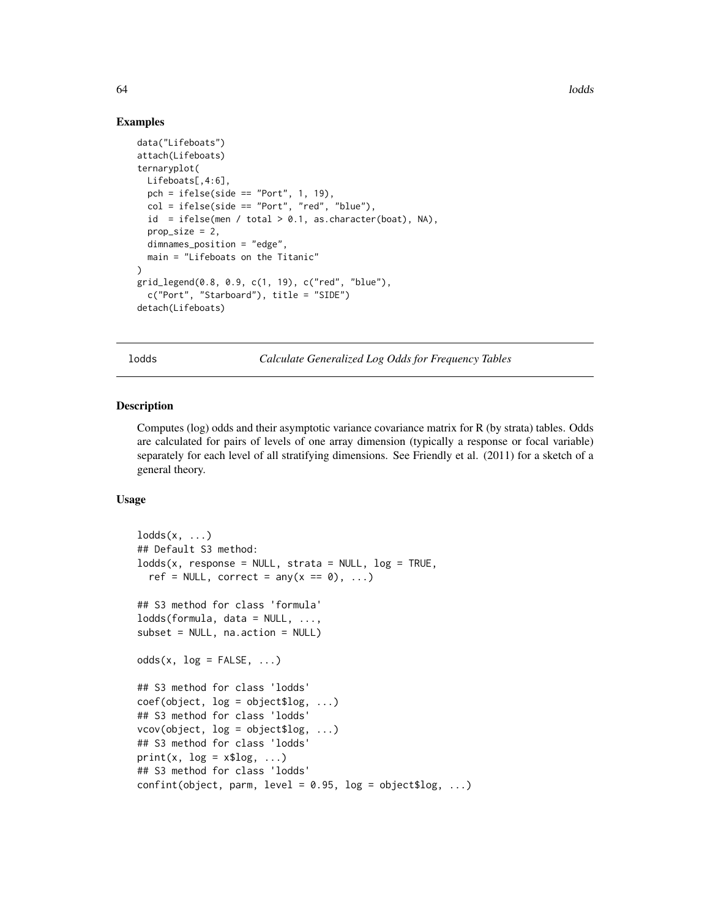## Examples

```
data("Lifeboats")
attach(Lifeboats)
ternaryplot(
  Lifeboats[,4:6],
  pch = ifelse(side == "Port", 1, 19),
  col = ifelse(side == "Port", "red", "blue"),
  id  = ifelse(men / total > 0.1, as.character(boat), NA),
  prop_size = 2,
  dimnames_position = "edge",
  main = "Lifeboats on the Titanic"
)
grid_legend(0.8, 0.9, c(1, 19), c("red", "blue"),
  c("Port", "Starboard"), title = "SIDE")
detach(Lifeboats)
```

---

# lodds — *Calculate Generalized Log Odds for Frequency Tables*

---

## Description

Computes (log) odds and their asymptotic variance covariance matrix for R (by strata) tables. Odds are calculated for pairs of levels of one array dimension (typically a response or focal variable) separately for each level of all stratifying dimensions. See Friendly et al. (2011) for a sketch of a general theory.

## Usage

```
lodds(x, ...)
## Default S3 method:
lodds(x, response = NULL, strata = NULL, log = TRUE,
  ref = NULL, correct = any(x == 0), ...)

## S3 method for class 'formula'
lodds(formula, data = NULL, ...,
subset = NULL, na.action = NULL)

odds(x, log = FALSE, ...)

## S3 method for class 'lodds'
coef(object, log = object$log, ...)
## S3 method for class 'lodds'
vcov(object, log = object$log, ...)
## S3 method for class 'lodds'
print(x, log = x$log, ...)
## S3 method for class 'lodds'
confint(object, parm, level = 0.95, log = object$log, ...)
```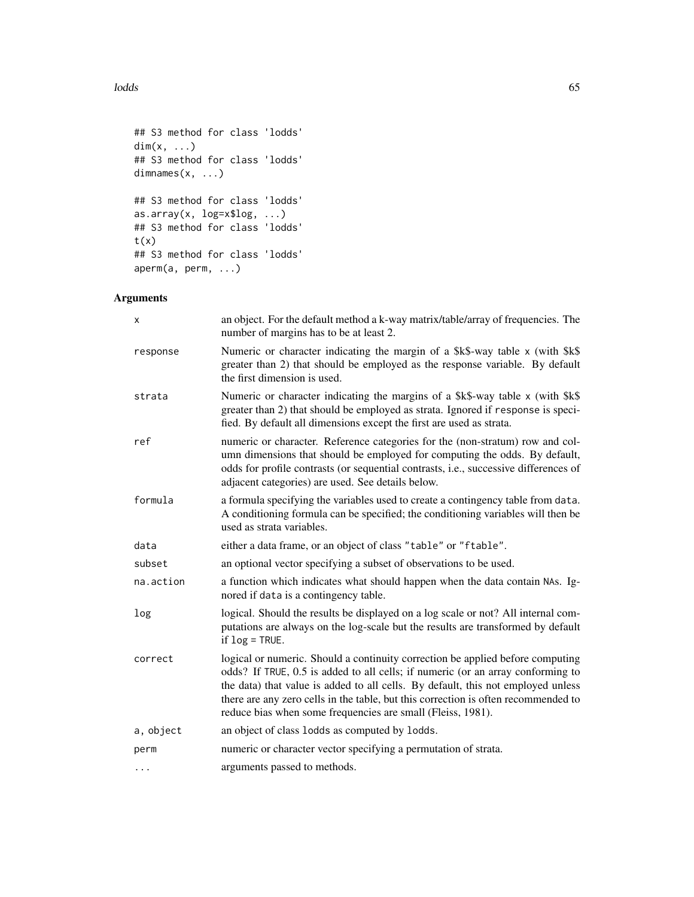```
## S3 method for class 'lodds'
dim(x, ...)
## S3 method for class 'lodds'
dimnames(x, ...)

## S3 method for class 'lodds'
as.array(x, log=x$log, ...)
## S3 method for class 'lodds'
t(x)
## S3 method for class 'lodds'
aperm(a, perm, ...)
```

## Arguments

| | |
|---|---|
| x | an object. For the default method a k-way matrix/table/array of frequencies. The number of margins has to be at least 2. |
| response | Numeric or character indicating the margin of a $k$-way table x (with $k$ greater than 2) that should be employed as the response variable. By default the first dimension is used. |
| strata | Numeric or character indicating the margins of a $k$-way table x (with $k$ greater than 2) that should be employed as strata. Ignored if response is specified. By default all dimensions except the first are used as strata. |
| ref | numeric or character. Reference categories for the (non-stratum) row and column dimensions that should be employed for computing the odds. By default, odds for profile contrasts (or sequential contrasts, i.e., successive differences of adjacent categories) are used. See details below. |
| formula | a formula specifying the variables used to create a contingency table from data. A conditioning formula can be specified; the conditioning variables will then be used as strata variables. |
| data | either a data frame, or an object of class "table" or "ftable". |
| subset | an optional vector specifying a subset of observations to be used. |
| na.action | a function which indicates what should happen when the data contain NAs. Ignored if data is a contingency table. |
| log | logical. Should the results be displayed on a log scale or not? All internal computations are always on the log-scale but the results are transformed by default if log = TRUE. |
| correct | logical or numeric. Should a continuity correction be applied before computing odds? If TRUE, 0.5 is added to all cells; if numeric (or an array conforming to the data) that value is added to all cells. By default, this not employed unless there are any zero cells in the table, but this correction is often recommended to reduce bias when some frequencies are small (Fleiss, 1981). |
| a, object | an object of class lodds as computed by lodds. |
| perm | numeric or character vector specifying a permutation of strata. |
| ... | arguments passed to methods. |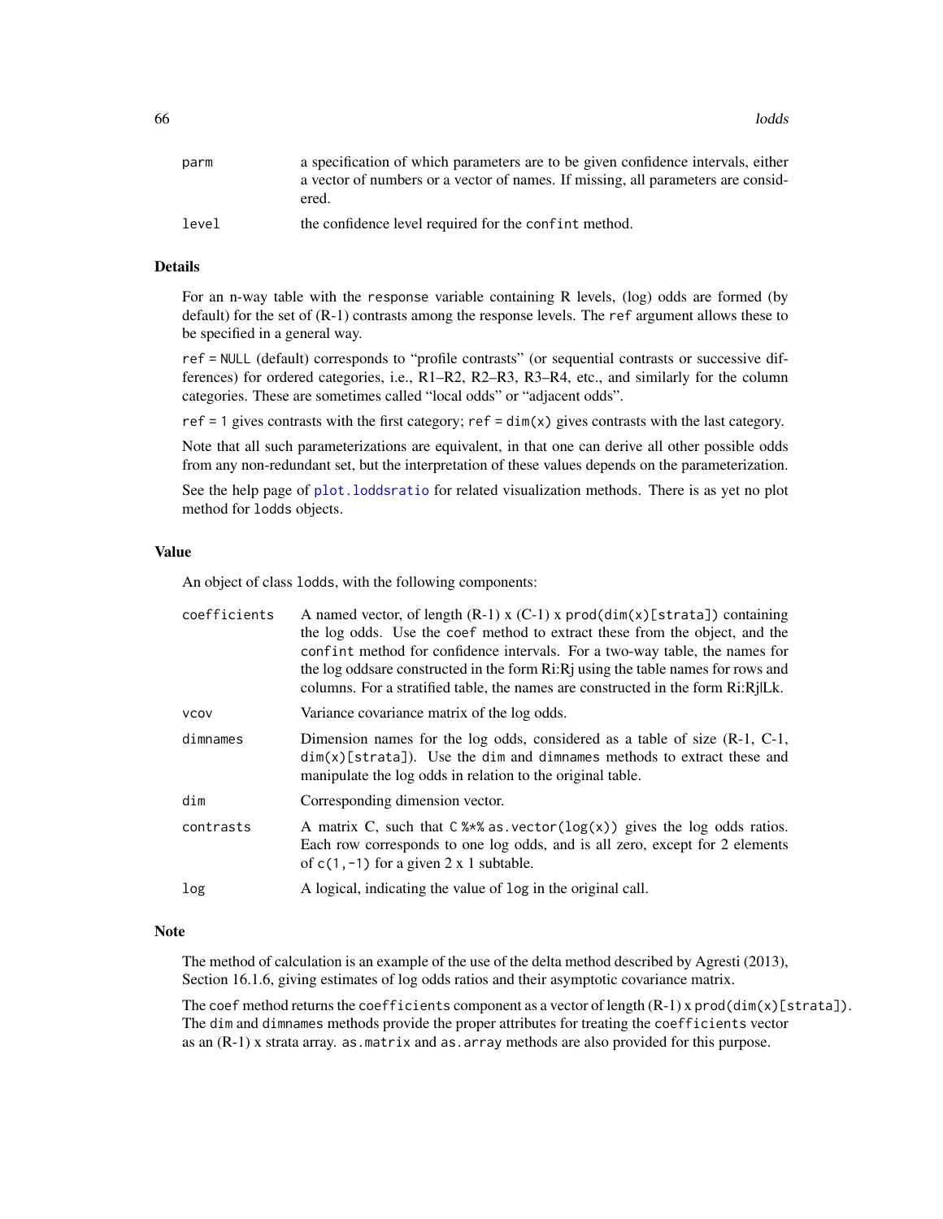| | |
|---|---|
| parm | a specification of which parameters are to be given confidence intervals, either a vector of numbers or a vector of names. If missing, all parameters are considered. |
| level | the confidence level required for the confint method. |

### Details

For an n-way table with the response variable containing R levels, (log) odds are formed (by default) for the set of (R-1) contrasts among the response levels. The ref argument allows these to be specified in a general way.

ref = NULL (default) corresponds to "profile contrasts" (or sequential contrasts or successive differences) for ordered categories, i.e., R1–R2, R2–R3, R3–R4, etc., and similarly for the column categories. These are sometimes called "local odds" or "adjacent odds".

ref = 1 gives contrasts with the first category; ref = dim(x) gives contrasts with the last category.

Note that all such parameterizations are equivalent, in that one can derive all other possible odds from any non-redundant set, but the interpretation of these values depends on the parameterization.

See the help page of plot.loddsratio for related visualization methods. There is as yet no plot method for lodds objects.

### Value

An object of class lodds, with the following components:

| | |
|---|---|
| coefficients | A named vector, of length (R-1) x (C-1) x prod(dim(x)[strata]) containing the log odds. Use the coef method to extract these from the object, and the confint method for confidence intervals. For a two-way table, the names for the log oddsare constructed in the form Ri:Rj using the table names for rows and columns. For a stratified table, the names are constructed in the form Ri:Rj\|Lk. |
| vcov | Variance covariance matrix of the log odds. |
| dimnames | Dimension names for the log odds, considered as a table of size (R-1, C-1, dim(x)[strata]). Use the dim and dimnames methods to extract these and manipulate the log odds in relation to the original table. |
| dim | Corresponding dimension vector. |
| contrasts | A matrix C, such that C %*% as.vector(log(x)) gives the log odds ratios. Each row corresponds to one log odds, and is all zero, except for 2 elements of c(1,-1) for a given 2 x 1 subtable. |
| log | A logical, indicating the value of log in the original call. |

### Note

The method of calculation is an example of the use of the delta method described by Agresti (2013), Section 16.1.6, giving estimates of log odds ratios and their asymptotic covariance matrix.

The coef method returns the coefficients component as a vector of length (R-1) x prod(dim(x)[strata]). The dim and dimnames methods provide the proper attributes for treating the coefficients vector as an (R-1) x strata array. as.matrix and as.array methods are also provided for this purpose.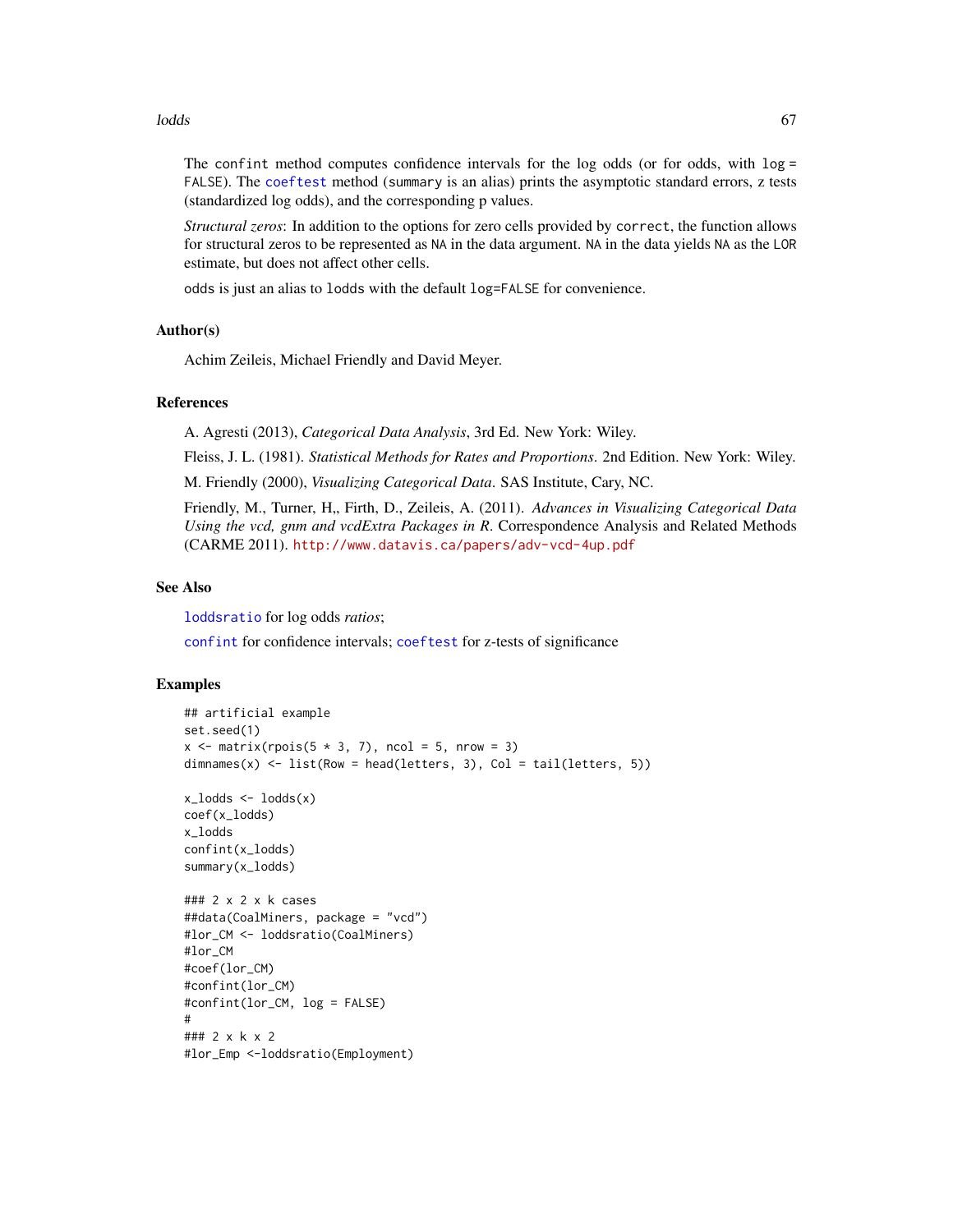The `confint` method computes confidence intervals for the log odds (or for odds, with `log = FALSE`). The `coeftest` method (`summary` is an alias) prints the asymptotic standard errors, z tests (standardized log odds), and the corresponding p values.

*Structural zeros*: In addition to the options for zero cells provided by `correct`, the function allows for structural zeros to be represented as `NA` in the data argument. `NA` in the data yields `NA` as the `LOR` estimate, but does not affect other cells.

`odds` is just an alias to `lodds` with the default `log=FALSE` for convenience.

## Author(s)

Achim Zeileis, Michael Friendly and David Meyer.

## References

A. Agresti (2013), *Categorical Data Analysis*, 3rd Ed. New York: Wiley.

Fleiss, J. L. (1981). *Statistical Methods for Rates and Proportions*. 2nd Edition. New York: Wiley.

M. Friendly (2000), *Visualizing Categorical Data*. SAS Institute, Cary, NC.

Friendly, M., Turner, H,, Firth, D., Zeileis, A. (2011). *Advances in Visualizing Categorical Data Using the vcd, gnm and vcdExtra Packages in R*. Correspondence Analysis and Related Methods (CARME 2011). http://www.datavis.ca/papers/adv-vcd-4up.pdf

## See Also

`loddsratio` for log odds *ratios*;

`confint` for confidence intervals; `coeftest` for z-tests of significance

## Examples

```
## artificial example
set.seed(1)
x <- matrix(rpois(5 * 3, 7), ncol = 5, nrow = 3)
dimnames(x) <- list(Row = head(letters, 3), Col = tail(letters, 5))

x_lodds <- lodds(x)
coef(x_lodds)
x_lodds
confint(x_lodds)
summary(x_lodds)

### 2 x 2 x k cases
##data(CoalMiners, package = "vcd")
#lor_CM <- loddsratio(CoalMiners)
#lor_CM
#coef(lor_CM)
#confint(lor_CM)
#confint(lor_CM, log = FALSE)
#
### 2 x k x 2
#lor_Emp <-loddsratio(Employment)
```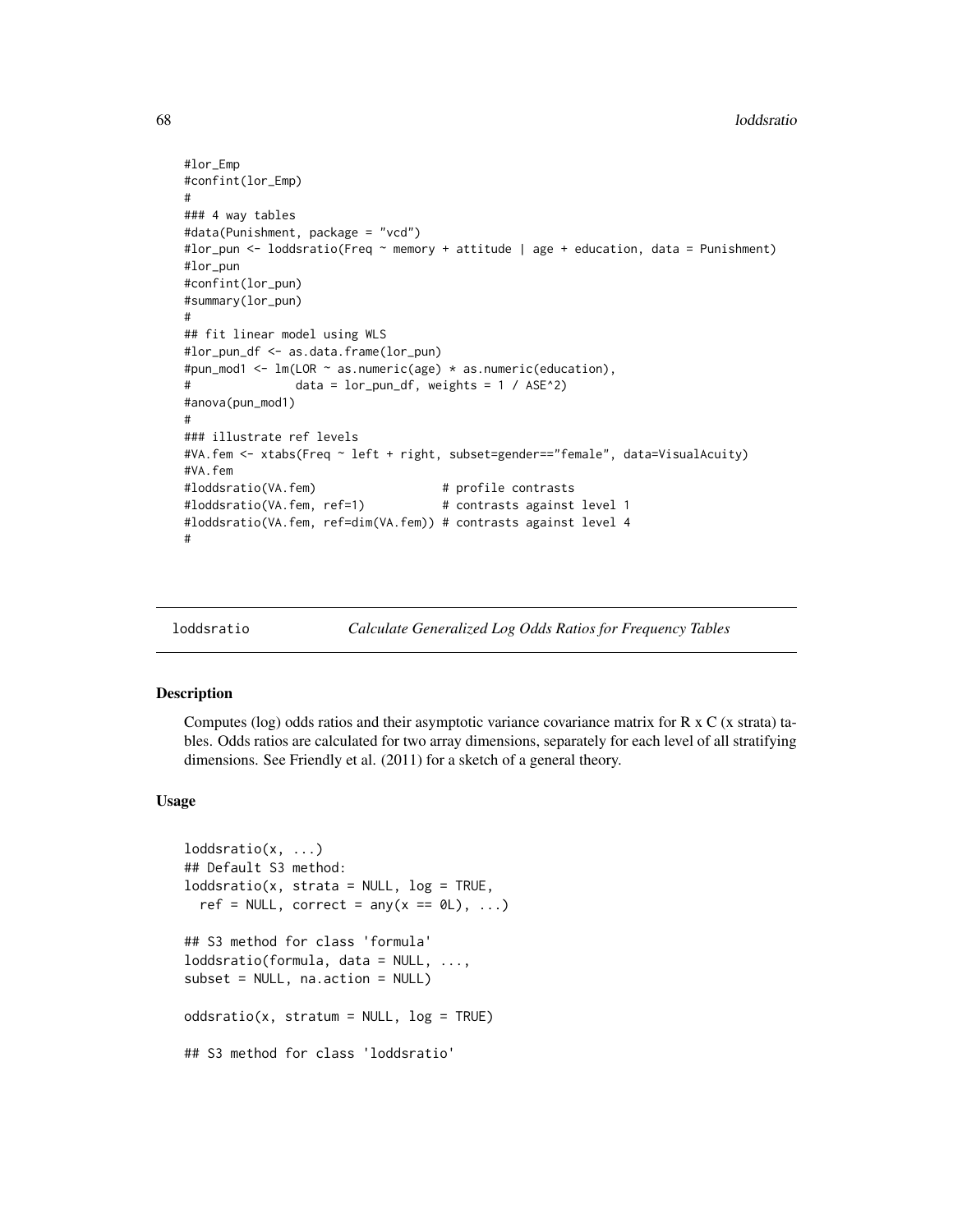```
#lor_Emp
#confint(lor_Emp)
#
### 4 way tables
#data(Punishment, package = "vcd")
#lor_pun <- loddsratio(Freq ~ memory + attitude | age + education, data = Punishment)
#lor_pun
#confint(lor_pun)
#summary(lor_pun)
#
## fit linear model using WLS
#lor_pun_df <- as.data.frame(lor_pun)
#pun_mod1 <- lm(LOR ~ as.numeric(age) * as.numeric(education),
#              data = lor_pun_df, weights = 1 / ASE^2)
#anova(pun_mod1)
#
### illustrate ref levels
#VA.fem <- xtabs(Freq ~ left + right, subset=gender=="female", data=VisualAcuity)
#VA.fem
#loddsratio(VA.fem)                  # profile contrasts
#loddsratio(VA.fem, ref=1)           # contrasts against level 1
#loddsratio(VA.fem, ref=dim(VA.fem)) # contrasts against level 4
#
```

---

loddsratio *Calculate Generalized Log Odds Ratios for Frequency Tables*

---

## Description

Computes (log) odds ratios and their asymptotic variance covariance matrix for R x C (x strata) tables. Odds ratios are calculated for two array dimensions, separately for each level of all stratifying dimensions. See Friendly et al. (2011) for a sketch of a general theory.

## Usage

```
loddsratio(x, ...)
## Default S3 method:
loddsratio(x, strata = NULL, log = TRUE,
  ref = NULL, correct = any(x == 0L), ...)

## S3 method for class 'formula'
loddsratio(formula, data = NULL, ...,
subset = NULL, na.action = NULL)

oddsratio(x, stratum = NULL, log = TRUE)

## S3 method for class 'loddsratio'
```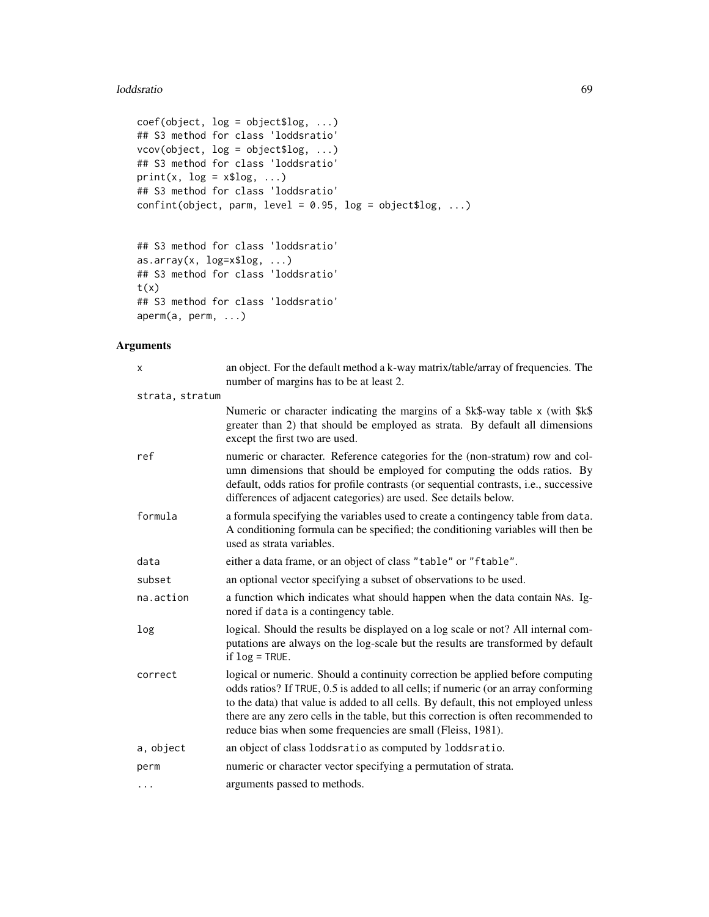```
coef(object, log = object$log, ...)
## S3 method for class 'loddsratio'
vcov(object, log = object$log, ...)
## S3 method for class 'loddsratio'
print(x, log = x$log, ...)
## S3 method for class 'loddsratio'
confint(object, parm, level = 0.95, log = object$log, ...)


## S3 method for class 'loddsratio'
as.array(x, log=x$log, ...)
## S3 method for class 'loddsratio'
t(x)
## S3 method for class 'loddsratio'
aperm(a, perm, ...)
```

## Arguments

| | |
|---|---|
| `x` | an object. For the default method a k-way matrix/table/array of frequencies. The number of margins has to be at least 2. |
| `strata, stratum` | Numeric or character indicating the margins of a $k$-way table `x` (with $k$ greater than 2) that should be employed as strata. By default all dimensions except the first two are used. |
| `ref` | numeric or character. Reference categories for the (non-stratum) row and column dimensions that should be employed for computing the odds ratios. By default, odds ratios for profile contrasts (or sequential contrasts, i.e., successive differences of adjacent categories) are used. See details below. |
| `formula` | a formula specifying the variables used to create a contingency table from `data`. A conditioning formula can be specified; the conditioning variables will then be used as strata variables. |
| `data` | either a data frame, or an object of class `"table"` or `"ftable"`. |
| `subset` | an optional vector specifying a subset of observations to be used. |
| `na.action` | a function which indicates what should happen when the data contain `NA`s. Ignored if `data` is a contingency table. |
| `log` | logical. Should the results be displayed on a log scale or not? All internal computations are always on the log-scale but the results are transformed by default if `log = TRUE`. |
| `correct` | logical or numeric. Should a continuity correction be applied before computing odds ratios? If `TRUE`, 0.5 is added to all cells; if numeric (or an array conforming to the data) that value is added to all cells. By default, this not employed unless there are any zero cells in the table, but this correction is often recommended to reduce bias when some frequencies are small (Fleiss, 1981). |
| `a, object` | an object of class `loddsratio` as computed by `loddsratio`. |
| `perm` | numeric or character vector specifying a permutation of strata. |
| `...` | arguments passed to methods. |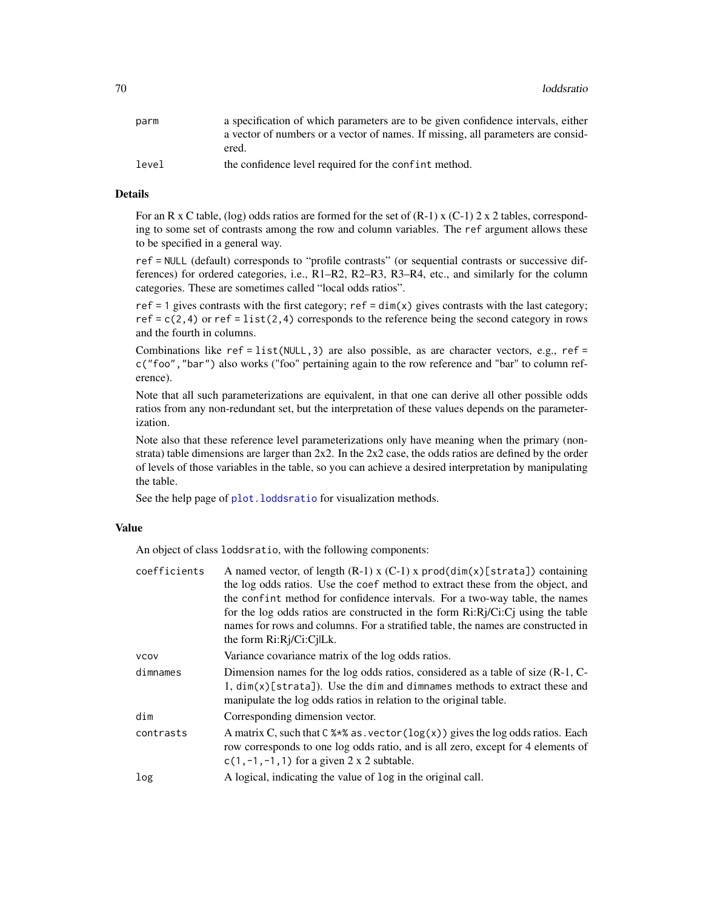| | |
|---|---|
| parm | a specification of which parameters are to be given confidence intervals, either a vector of numbers or a vector of names. If missing, all parameters are considered. |
| level | the confidence level required for the confint method. |

## Details

For an R x C table, (log) odds ratios are formed for the set of (R-1) x (C-1) 2 x 2 tables, corresponding to some set of contrasts among the row and column variables. The `ref` argument allows these to be specified in a general way.

`ref = NULL` (default) corresponds to "profile contrasts" (or sequential contrasts or successive differences) for ordered categories, i.e., R1–R2, R2–R3, R3–R4, etc., and similarly for the column categories. These are sometimes called "local odds ratios".

`ref = 1` gives contrasts with the first category; `ref = dim(x)` gives contrasts with the last category; `ref = c(2,4)` or `ref = list(2,4)` corresponds to the reference being the second category in rows and the fourth in columns.

Combinations like `ref = list(NULL,3)` are also possible, as are character vectors, e.g., `ref = c("foo","bar")` also works ("foo" pertaining again to the row reference and "bar" to column reference).

Note that all such parameterizations are equivalent, in that one can derive all other possible odds ratios from any non-redundant set, but the interpretation of these values depends on the parameterization.

Note also that these reference level parameterizations only have meaning when the primary (non-strata) table dimensions are larger than 2x2. In the 2x2 case, the odds ratios are defined by the order of levels of those variables in the table, so you can achieve a desired interpretation by manipulating the table.

See the help page of `plot.loddsratio` for visualization methods.

## Value

An object of class `loddsratio`, with the following components:

| | |
|---|---|
| coefficients | A named vector, of length (R-1) x (C-1) x `prod(dim(x)[strata])` containing the log odds ratios. Use the `coef` method to extract these from the object, and the `confint` method for confidence intervals. For a two-way table, the names for the log odds ratios are constructed in the form Ri:Rj/Ci:Cj using the table names for rows and columns. For a stratified table, the names are constructed in the form Ri:Rj/Ci:Cj\|Lk. |
| vcov | Variance covariance matrix of the log odds ratios. |
| dimnames | Dimension names for the log odds ratios, considered as a table of size (R-1, C-1, `dim(x)[strata]`). Use the `dim` and `dimnames` methods to extract these and manipulate the log odds ratios in relation to the original table. |
| dim | Corresponding dimension vector. |
| contrasts | A matrix C, such that `C %*% as.vector(log(x))` gives the log odds ratios. Each row corresponds to one log odds ratio, and is all zero, except for 4 elements of `c(1,-1,-1,1)` for a given 2 x 2 subtable. |
| log | A logical, indicating the value of `log` in the original call. |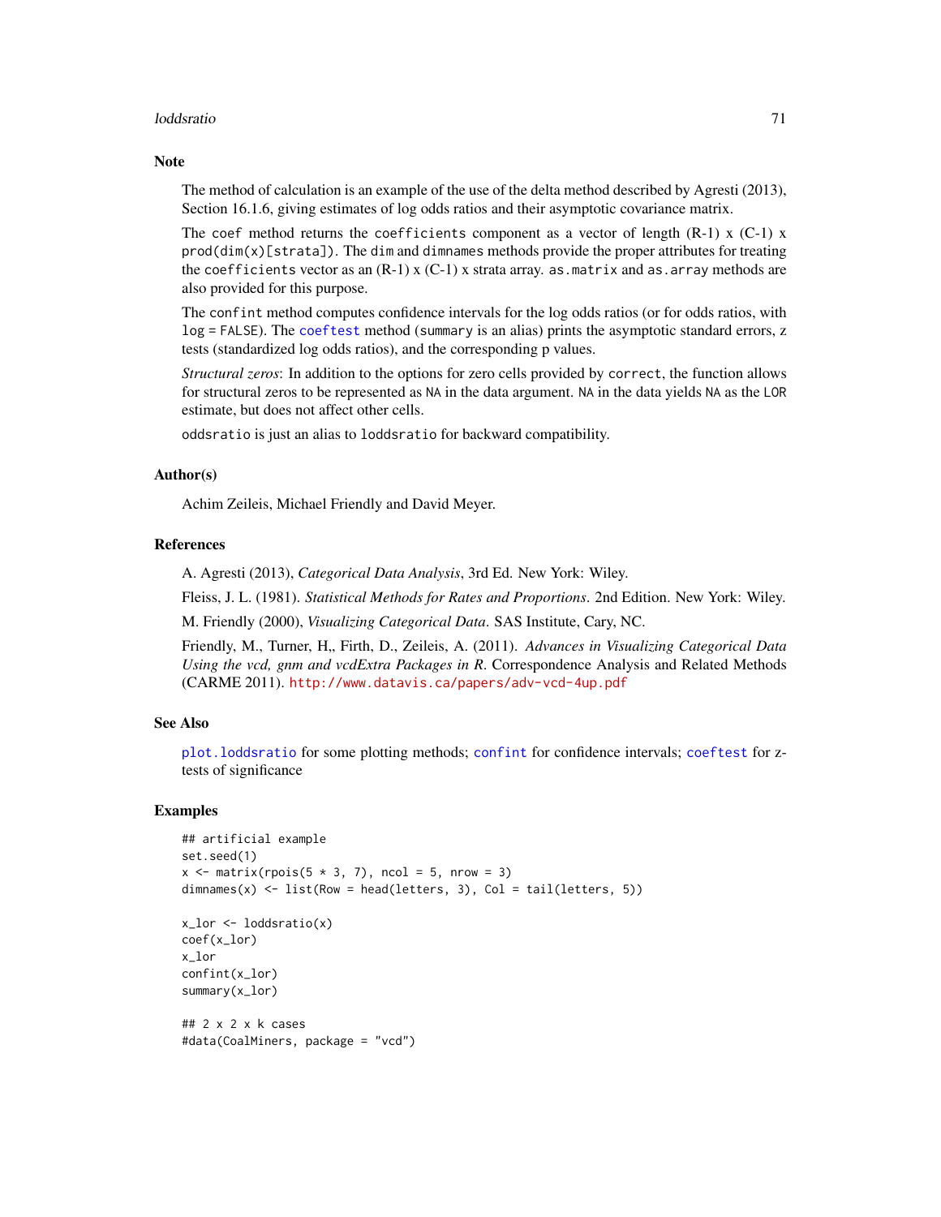## Note

The method of calculation is an example of the use of the delta method described by Agresti (2013), Section 16.1.6, giving estimates of log odds ratios and their asymptotic covariance matrix.

The `coef` method returns the `coefficients` component as a vector of length (R-1) x (C-1) x `prod(dim(x)[strata])`. The `dim` and `dimnames` methods provide the proper attributes for treating the `coefficients` vector as an (R-1) x (C-1) x strata array. `as.matrix` and `as.array` methods are also provided for this purpose.

The `confint` method computes confidence intervals for the log odds ratios (or for odds ratios, with `log = FALSE`). The `coeftest` method (`summary` is an alias) prints the asymptotic standard errors, z tests (standardized log odds ratios), and the corresponding p values.

*Structural zeros*: In addition to the options for zero cells provided by `correct`, the function allows for structural zeros to be represented as `NA` in the data argument. `NA` in the data yields `NA` as the `LOR` estimate, but does not affect other cells.

`oddsratio` is just an alias to `loddsratio` for backward compatibility.

## Author(s)

Achim Zeileis, Michael Friendly and David Meyer.

## References

A. Agresti (2013), *Categorical Data Analysis*, 3rd Ed. New York: Wiley.

Fleiss, J. L. (1981). *Statistical Methods for Rates and Proportions*. 2nd Edition. New York: Wiley.

M. Friendly (2000), *Visualizing Categorical Data*. SAS Institute, Cary, NC.

Friendly, M., Turner, H,, Firth, D., Zeileis, A. (2011). *Advances in Visualizing Categorical Data Using the vcd, gnm and vcdExtra Packages in R*. Correspondence Analysis and Related Methods (CARME 2011). http://www.datavis.ca/papers/adv-vcd-4up.pdf

## See Also

`plot.loddsratio` for some plotting methods; `confint` for confidence intervals; `coeftest` for z-tests of significance

## Examples

```
## artificial example
set.seed(1)
x <- matrix(rpois(5 * 3, 7), ncol = 5, nrow = 3)
dimnames(x) <- list(Row = head(letters, 3), Col = tail(letters, 5))

x_lor <- loddsratio(x)
coef(x_lor)
x_lor
confint(x_lor)
summary(x_lor)

## 2 x 2 x k cases
#data(CoalMiners, package = "vcd")
```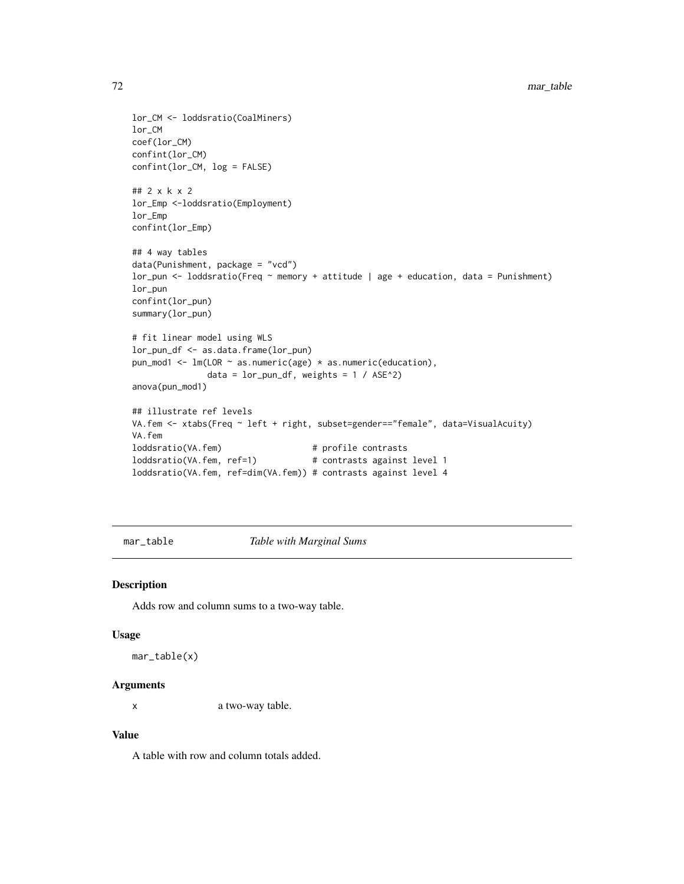```
lor_CM <- loddsratio(CoalMiners)
lor_CM
coef(lor_CM)
confint(lor_CM)
confint(lor_CM, log = FALSE)

## 2 x k x 2
lor_Emp <-loddsratio(Employment)
lor_Emp
confint(lor_Emp)

## 4 way tables
data(Punishment, package = "vcd")
lor_pun <- loddsratio(Freq ~ memory + attitude | age + education, data = Punishment)
lor_pun
confint(lor_pun)
summary(lor_pun)

# fit linear model using WLS
lor_pun_df <- as.data.frame(lor_pun)
pun_mod1 <- lm(LOR ~ as.numeric(age) * as.numeric(education),
               data = lor_pun_df, weights = 1 / ASE^2)
anova(pun_mod1)

## illustrate ref levels
VA.fem <- xtabs(Freq ~ left + right, subset=gender=="female", data=VisualAcuity)
VA.fem
loddsratio(VA.fem)                  # profile contrasts
loddsratio(VA.fem, ref=1)           # contrasts against level 1
loddsratio(VA.fem, ref=dim(VA.fem)) # contrasts against level 4
```

---

## mar_table *Table with Marginal Sums*

### Description

Adds row and column sums to a two-way table.

### Usage

```
mar_table(x)
```

### Arguments

x a two-way table.

### Value

A table with row and column totals added.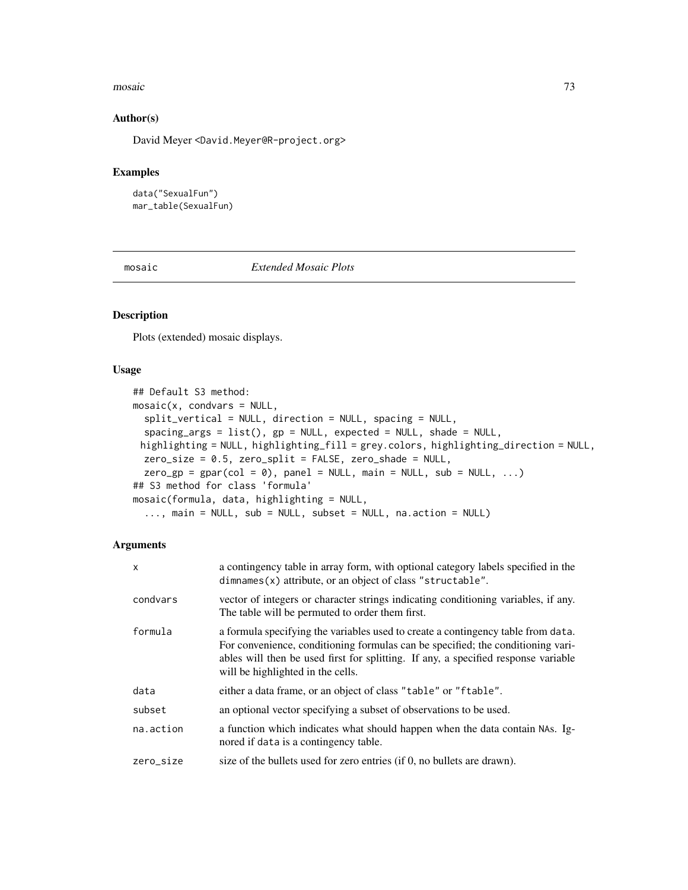## Author(s)

David Meyer <David.Meyer@R-project.org>

## Examples

```
data("SexualFun")
mar_table(SexualFun)
```

---

# mosaic — *Extended Mosaic Plots*

---

## Description

Plots (extended) mosaic displays.

## Usage

```
## Default S3 method:
mosaic(x, condvars = NULL,
  split_vertical = NULL, direction = NULL, spacing = NULL,
  spacing_args = list(), gp = NULL, expected = NULL, shade = NULL,
 highlighting = NULL, highlighting_fill = grey.colors, highlighting_direction = NULL,
  zero_size = 0.5, zero_split = FALSE, zero_shade = NULL,
  zero_gp = gpar(col = 0), panel = NULL, main = NULL, sub = NULL, ...)
## S3 method for class 'formula'
mosaic(formula, data, highlighting = NULL,
  ..., main = NULL, sub = NULL, subset = NULL, na.action = NULL)
```

## Arguments

| | |
|---|---|
| x | a contingency table in array form, with optional category labels specified in the `dimnames(x)` attribute, or an object of class `"structable"`. |
| condvars | vector of integers or character strings indicating conditioning variables, if any. The table will be permuted to order them first. |
| formula | a formula specifying the variables used to create a contingency table from `data`. For convenience, conditioning formulas can be specified; the conditioning variables will then be used first for splitting. If any, a specified response variable will be highlighted in the cells. |
| data | either a data frame, or an object of class `"table"` or `"ftable"`. |
| subset | an optional vector specifying a subset of observations to be used. |
| na.action | a function which indicates what should happen when the data contain NAs. Ignored if `data` is a contingency table. |
| zero_size | size of the bullets used for zero entries (if 0, no bullets are drawn). |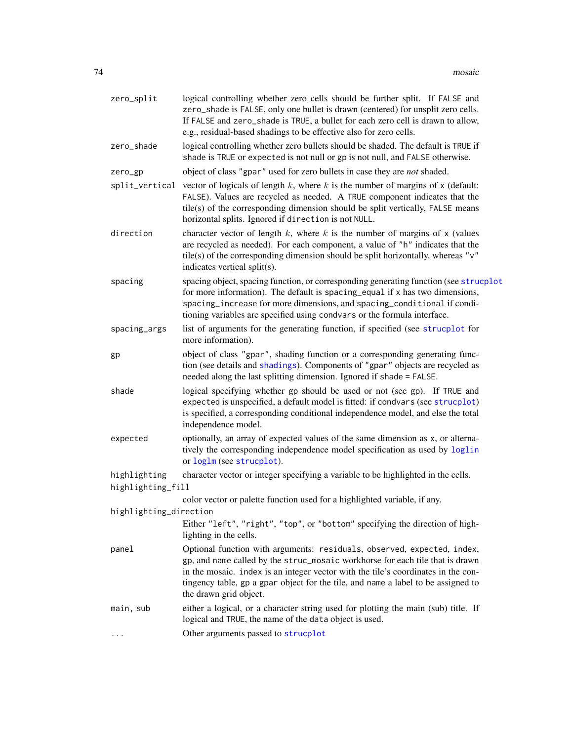| | |
|---|---|
| zero_split | logical controlling whether zero cells should be further split. If FALSE and zero_shade is FALSE, only one bullet is drawn (centered) for unsplit zero cells. If FALSE and zero_shade is TRUE, a bullet for each zero cell is drawn to allow, e.g., residual-based shadings to be effective also for zero cells. |
| zero_shade | logical controlling whether zero bullets should be shaded. The default is TRUE if shade is TRUE or expected is not null or gp is not null, and FALSE otherwise. |
| zero_gp | object of class "gpar" used for zero bullets in case they are *not* shaded. |
| split_vertical | vector of logicals of length $k$, where $k$ is the number of margins of x (default: FALSE). Values are recycled as needed. A TRUE component indicates that the tile(s) of the corresponding dimension should be split vertically, FALSE means horizontal splits. Ignored if direction is not NULL. |
| direction | character vector of length $k$, where $k$ is the number of margins of x (values are recycled as needed). For each component, a value of "h" indicates that the tile(s) of the corresponding dimension should be split horizontally, whereas "v" indicates vertical split(s). |
| spacing | spacing object, spacing function, or corresponding generating function (see strucplot for more information). The default is spacing_equal if x has two dimensions, spacing_increase for more dimensions, and spacing_conditional if conditioning variables are specified using condvars or the formula interface. |
| spacing_args | list of arguments for the generating function, if specified (see strucplot for more information). |
| gp | object of class "gpar", shading function or a corresponding generating function (see details and shadings). Components of "gpar" objects are recycled as needed along the last splitting dimension. Ignored if shade = FALSE. |
| shade | logical specifying whether gp should be used or not (see gp). If TRUE and expected is unspecified, a default model is fitted: if condvars (see strucplot) is specified, a corresponding conditional independence model, and else the total independence model. |
| expected | optionally, an array of expected values of the same dimension as x, or alternatively the corresponding independence model specification as used by loglin or loglm (see strucplot). |
| highlighting | character vector or integer specifying a variable to be highlighted in the cells. |
| highlighting_fill | color vector or palette function used for a highlighted variable, if any. |
| highlighting_direction | Either "left", "right", "top", or "bottom" specifying the direction of highlighting in the cells. |
| panel | Optional function with arguments: residuals, observed, expected, index, gp, and name called by the struc_mosaic workhorse for each tile that is drawn in the mosaic. index is an integer vector with the tile's coordinates in the contingency table, gp a gpar object for the tile, and name a label to be assigned to the drawn grid object. |
| main, sub | either a logical, or a character string used for plotting the main (sub) title. If logical and TRUE, the name of the data object is used. |
| ... | Other arguments passed to strucplot |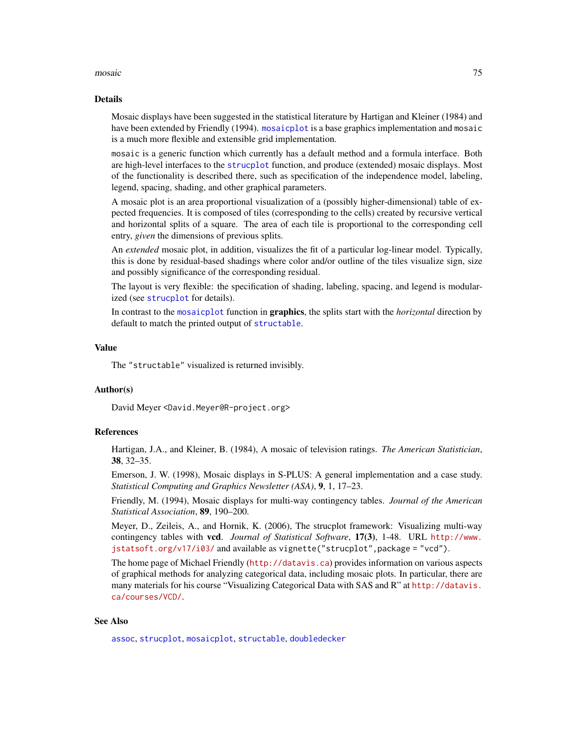## Details

Mosaic displays have been suggested in the statistical literature by Hartigan and Kleiner (1984) and have been extended by Friendly (1994). `mosaicplot` is a base graphics implementation and `mosaic` is a much more flexible and extensible grid implementation.

`mosaic` is a generic function which currently has a default method and a formula interface. Both are high-level interfaces to the `strucplot` function, and produce (extended) mosaic displays. Most of the functionality is described there, such as specification of the independence model, labeling, legend, spacing, shading, and other graphical parameters.

A mosaic plot is an area proportional visualization of a (possibly higher-dimensional) table of expected frequencies. It is composed of tiles (corresponding to the cells) created by recursive vertical and horizontal splits of a square. The area of each tile is proportional to the corresponding cell entry, *given* the dimensions of previous splits.

An *extended* mosaic plot, in addition, visualizes the fit of a particular log-linear model. Typically, this is done by residual-based shadings where color and/or outline of the tiles visualize sign, size and possibly significance of the corresponding residual.

The layout is very flexible: the specification of shading, labeling, spacing, and legend is modularized (see `strucplot` for details).

In contrast to the `mosaicplot` function in **graphics**, the splits start with the *horizontal* direction by default to match the printed output of `structable`.

## Value

The `"structable"` visualized is returned invisibly.

## Author(s)

David Meyer <David.Meyer@R-project.org>

## References

Hartigan, J.A., and Kleiner, B. (1984), A mosaic of television ratings. *The American Statistician*, **38**, 32–35.

Emerson, J. W. (1998), Mosaic displays in S-PLUS: A general implementation and a case study. *Statistical Computing and Graphics Newsletter (ASA)*, **9**, 1, 17–23.

Friendly, M. (1994), Mosaic displays for multi-way contingency tables. *Journal of the American Statistical Association*, **89**, 190–200.

Meyer, D., Zeileis, A., and Hornik, K. (2006), The strucplot framework: Visualizing multi-way contingency tables with **vcd**. *Journal of Statistical Software*, **17(3)**, 1-48. URL http://www.jstatsoft.org/v17/i03/ and available as `vignette("strucplot",package = "vcd")`.

The home page of Michael Friendly (http://datavis.ca) provides information on various aspects of graphical methods for analyzing categorical data, including mosaic plots. In particular, there are many materials for his course "Visualizing Categorical Data with SAS and R" at http://datavis.ca/courses/VCD/.

## See Also

`assoc`, `strucplot`, `mosaicplot`, `structable`, `doubledecker`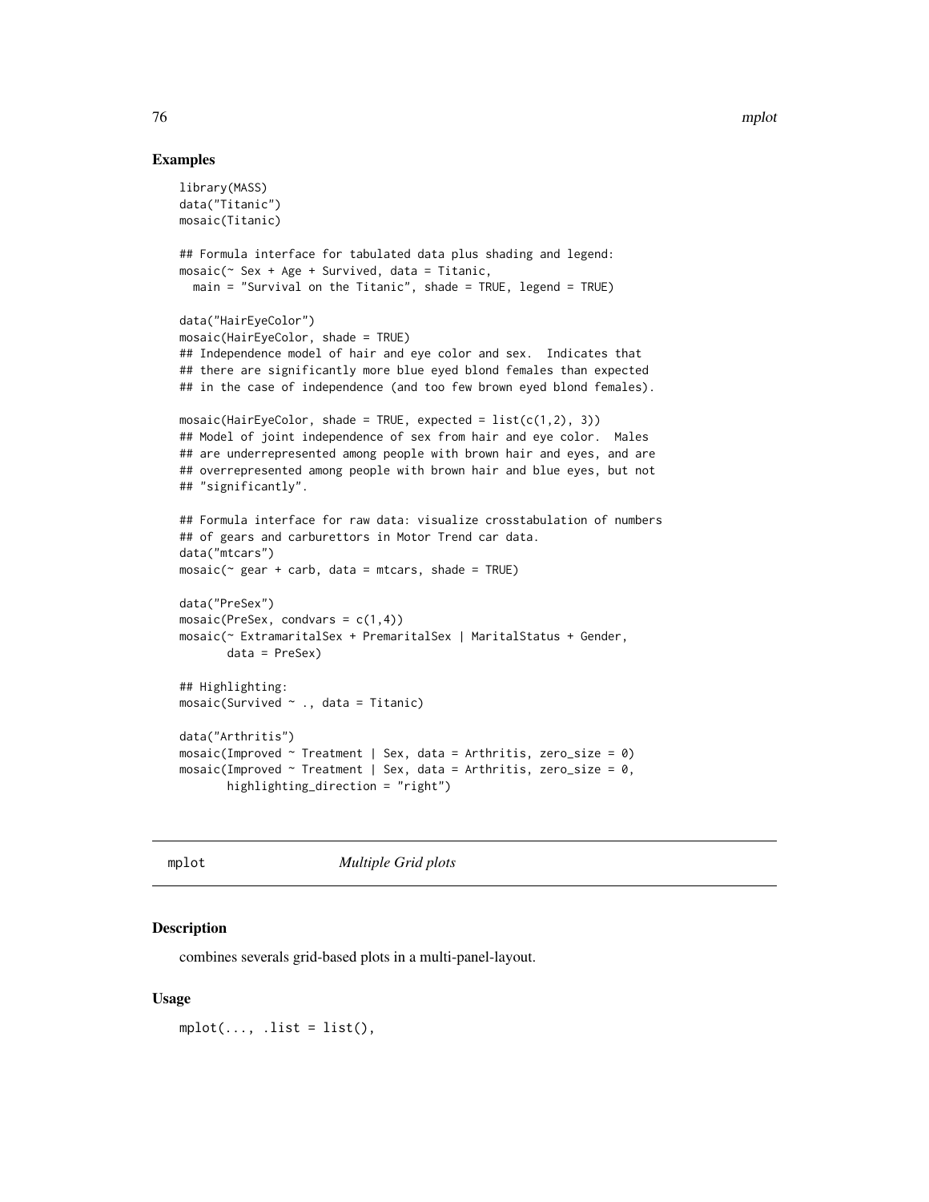## Examples

```
library(MASS)
data("Titanic")
mosaic(Titanic)

## Formula interface for tabulated data plus shading and legend:
mosaic(~ Sex + Age + Survived, data = Titanic,
  main = "Survival on the Titanic", shade = TRUE, legend = TRUE)

data("HairEyeColor")
mosaic(HairEyeColor, shade = TRUE)
## Independence model of hair and eye color and sex.  Indicates that
## there are significantly more blue eyed blond females than expected
## in the case of independence (and too few brown eyed blond females).

mosaic(HairEyeColor, shade = TRUE, expected = list(c(1,2), 3))
## Model of joint independence of sex from hair and eye color.  Males
## are underrepresented among people with brown hair and eyes, and are
## overrepresented among people with brown hair and blue eyes, but not
## "significantly".

## Formula interface for raw data: visualize crosstabulation of numbers
## of gears and carburettors in Motor Trend car data.
data("mtcars")
mosaic(~ gear + carb, data = mtcars, shade = TRUE)

data("PreSex")
mosaic(PreSex, condvars = c(1,4))
mosaic(~ ExtramaritalSex + PremaritalSex | MaritalStatus + Gender,
       data = PreSex)

## Highlighting:
mosaic(Survived ~ ., data = Titanic)

data("Arthritis")
mosaic(Improved ~ Treatment | Sex, data = Arthritis, zero_size = 0)
mosaic(Improved ~ Treatment | Sex, data = Arthritis, zero_size = 0,
       highlighting_direction = "right")
```

---

## mplot    *Multiple Grid plots*

### Description

combines severals grid-based plots in a multi-panel-layout.

### Usage

```
mplot(..., .list = list(),
```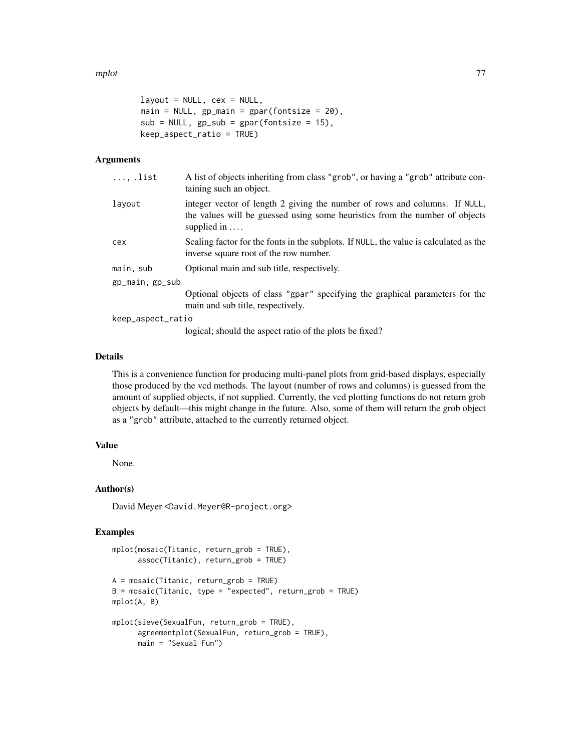```
layout = NULL, cex = NULL,
main = NULL, gp_main = gpar(fontsize = 20),
sub = NULL, gp_sub = gpar(fontsize = 15),
keep_aspect_ratio = TRUE)
```

### Arguments

| | |
|---|---|
| `...`, `.list` | A list of objects inheriting from class "grob", or having a "grob" attribute containing such an object. |
| `layout` | integer vector of length 2 giving the number of rows and columns. If NULL, the values will be guessed using some heuristics from the number of objects supplied in .... |
| `cex` | Scaling factor for the fonts in the subplots. If NULL, the value is calculated as the inverse square root of the row number. |
| `main`, `sub` | Optional main and sub title, respectively. |
| `gp_main`, `gp_sub` | Optional objects of class "gpar" specifying the graphical parameters for the main and sub title, respectively. |
| `keep_aspect_ratio` | logical; should the aspect ratio of the plots be fixed? |

### Details

This is a convenience function for producing multi-panel plots from grid-based displays, especially those produced by the vcd methods. The layout (number of rows and columns) is guessed from the amount of supplied objects, if not supplied. Currently, the vcd plotting functions do not return grob objects by default—this might change in the future. Also, some of them will return the grob object as a "grob" attribute, attached to the currently returned object.

### Value

None.

### Author(s)

David Meyer <David.Meyer@R-project.org>

### Examples

```
mplot(mosaic(Titanic, return_grob = TRUE),
      assoc(Titanic), return_grob = TRUE)

A = mosaic(Titanic, return_grob = TRUE)
B = mosaic(Titanic, type = "expected", return_grob = TRUE)
mplot(A, B)

mplot(sieve(SexualFun, return_grob = TRUE),
      agreementplot(SexualFun, return_grob = TRUE),
      main = "Sexual Fun")
```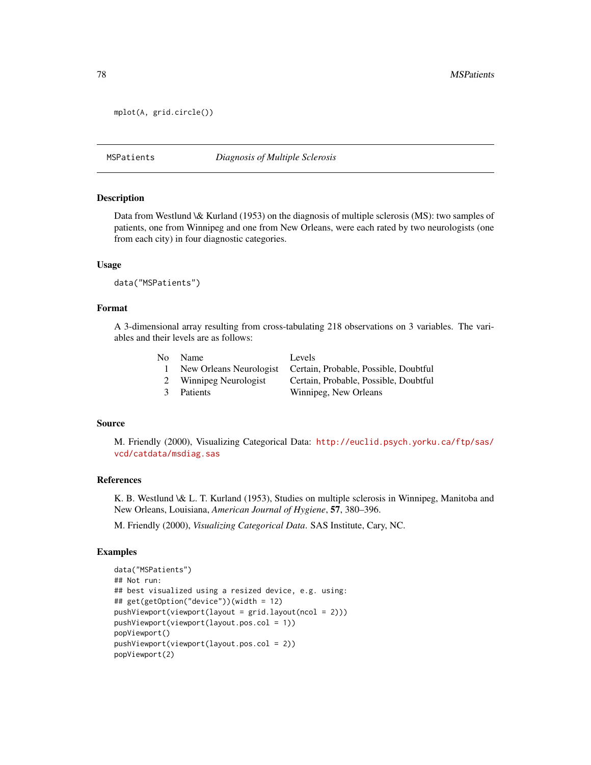```
mplot(A, grid.circle())
```

---

MSPatients *Diagnosis of Multiple Sclerosis*

---

### Description

Data from Westlund \& Kurland (1953) on the diagnosis of multiple sclerosis (MS): two samples of patients, one from Winnipeg and one from New Orleans, were each rated by two neurologists (one from each city) in four diagnostic categories.

### Usage

```
data("MSPatients")
```

### Format

A 3-dimensional array resulting from cross-tabulating 218 observations on 3 variables. The variables and their levels are as follows:

| No | Name | Levels |
|---|---|---|
| 1 | New Orleans Neurologist | Certain, Probable, Possible, Doubtful |
| 2 | Winnipeg Neurologist | Certain, Probable, Possible, Doubtful |
| 3 | Patients | Winnipeg, New Orleans |

### Source

M. Friendly (2000), Visualizing Categorical Data: http://euclid.psych.yorku.ca/ftp/sas/vcd/catdata/msdiag.sas

### References

K. B. Westlund \& L. T. Kurland (1953), Studies on multiple sclerosis in Winnipeg, Manitoba and New Orleans, Louisiana, *American Journal of Hygiene*, **57**, 380–396.

M. Friendly (2000), *Visualizing Categorical Data*. SAS Institute, Cary, NC.

### Examples

```
data("MSPatients")
## Not run:
## best visualized using a resized device, e.g. using:
## get(getOption("device"))(width = 12)
pushViewport(viewport(layout = grid.layout(ncol = 2)))
pushViewport(viewport(layout.pos.col = 1))
popViewport()
pushViewport(viewport(layout.pos.col = 2))
popViewport(2)
```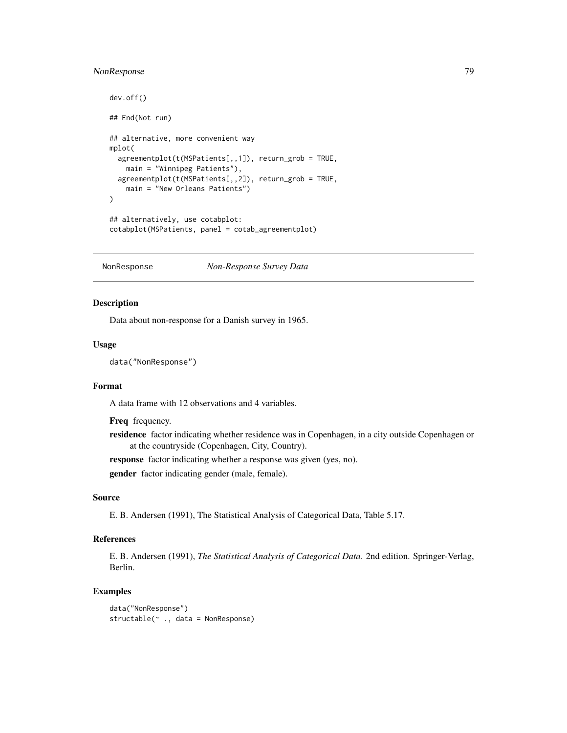```
dev.off()

## End(Not run)

## alternative, more convenient way
mplot(
  agreementplot(t(MSPatients[,,1]), return_grob = TRUE,
    main = "Winnipeg Patients"),
  agreementplot(t(MSPatients[,,2]), return_grob = TRUE,
    main = "New Orleans Patients")
)

## alternatively, use cotabplot:
cotabplot(MSPatients, panel = cotab_agreementplot)
```

---

NonResponse *Non-Response Survey Data*

---

## Description

Data about non-response for a Danish survey in 1965.

## Usage

```
data("NonResponse")
```

## Format

A data frame with 12 observations and 4 variables.

**Freq** frequency.

**residence** factor indicating whether residence was in Copenhagen, in a city outside Copenhagen or at the countryside (Copenhagen, City, Country).

**response** factor indicating whether a response was given (yes, no).

**gender** factor indicating gender (male, female).

## Source

E. B. Andersen (1991), The Statistical Analysis of Categorical Data, Table 5.17.

## References

E. B. Andersen (1991), *The Statistical Analysis of Categorical Data*. 2nd edition. Springer-Verlag, Berlin.

## Examples

```
data("NonResponse")
structable(~ ., data = NonResponse)
```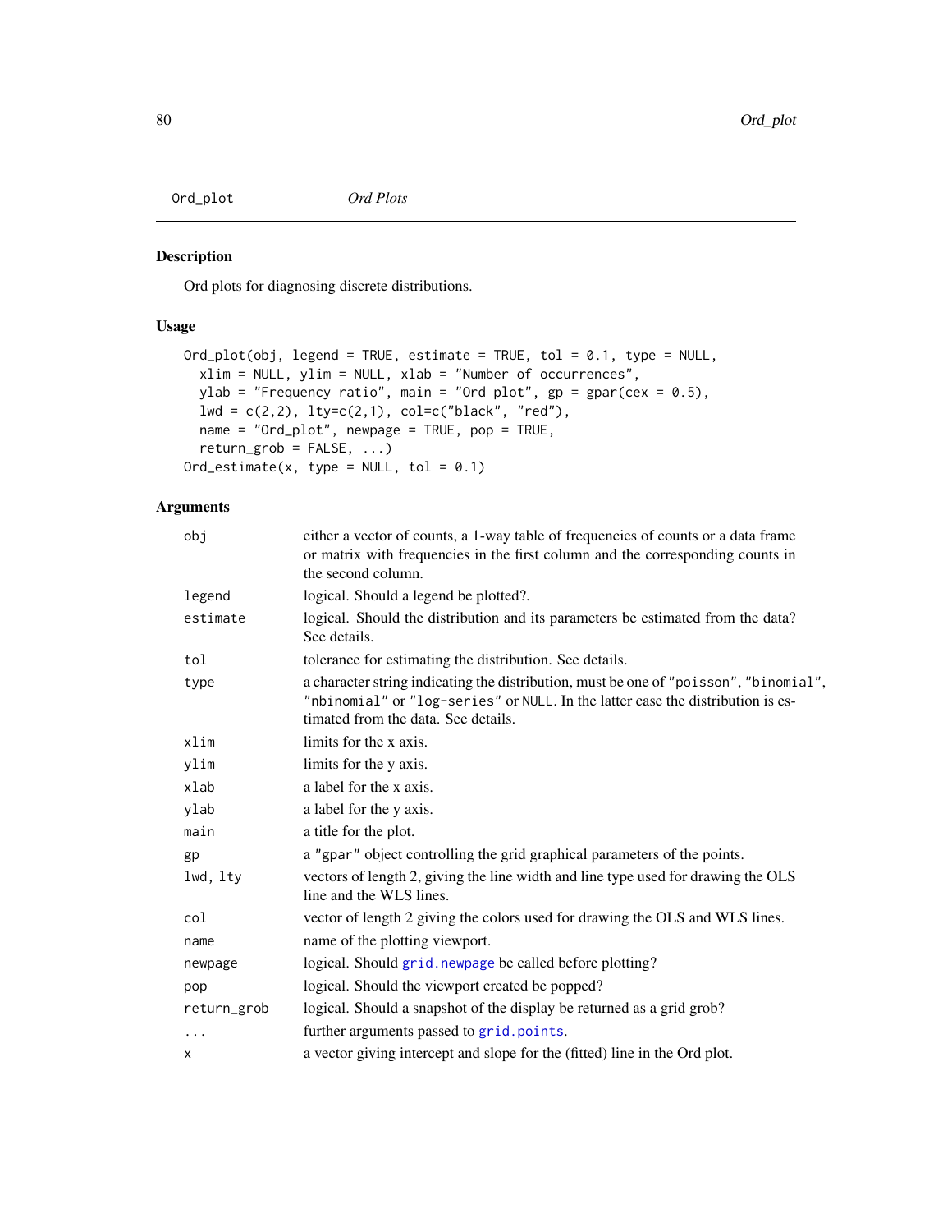Ord_plot *Ord Plots*

## Description

Ord plots for diagnosing discrete distributions.

## Usage

```
Ord_plot(obj, legend = TRUE, estimate = TRUE, tol = 0.1, type = NULL,
  xlim = NULL, ylim = NULL, xlab = "Number of occurrences",
  ylab = "Frequency ratio", main = "Ord plot", gp = gpar(cex = 0.5),
  lwd = c(2,2), lty=c(2,1), col=c("black", "red"),
  name = "Ord_plot", newpage = TRUE, pop = TRUE,
  return_grob = FALSE, ...)
Ord_estimate(x, type = NULL, tol = 0.1)
```

## Arguments

| | |
|---|---|
| `obj` | either a vector of counts, a 1-way table of frequencies of counts or a data frame or matrix with frequencies in the first column and the corresponding counts in the second column. |
| `legend` | logical. Should a legend be plotted?. |
| `estimate` | logical. Should the distribution and its parameters be estimated from the data? See details. |
| `tol` | tolerance for estimating the distribution. See details. |
| `type` | a character string indicating the distribution, must be one of `"poisson"`, `"binomial"`, `"nbinomial"` or `"log-series"` or `NULL`. In the latter case the distribution is estimated from the data. See details. |
| `xlim` | limits for the x axis. |
| `ylim` | limits for the y axis. |
| `xlab` | a label for the x axis. |
| `ylab` | a label for the y axis. |
| `main` | a title for the plot. |
| `gp` | a `"gpar"` object controlling the grid graphical parameters of the points. |
| `lwd, lty` | vectors of length 2, giving the line width and line type used for drawing the OLS line and the WLS lines. |
| `col` | vector of length 2 giving the colors used for drawing the OLS and WLS lines. |
| `name` | name of the plotting viewport. |
| `newpage` | logical. Should `grid.newpage` be called before plotting? |
| `pop` | logical. Should the viewport created be popped? |
| `return_grob` | logical. Should a snapshot of the display be returned as a grid grob? |
| `...` | further arguments passed to `grid.points`. |
| `x` | a vector giving intercept and slope for the (fitted) line in the Ord plot. |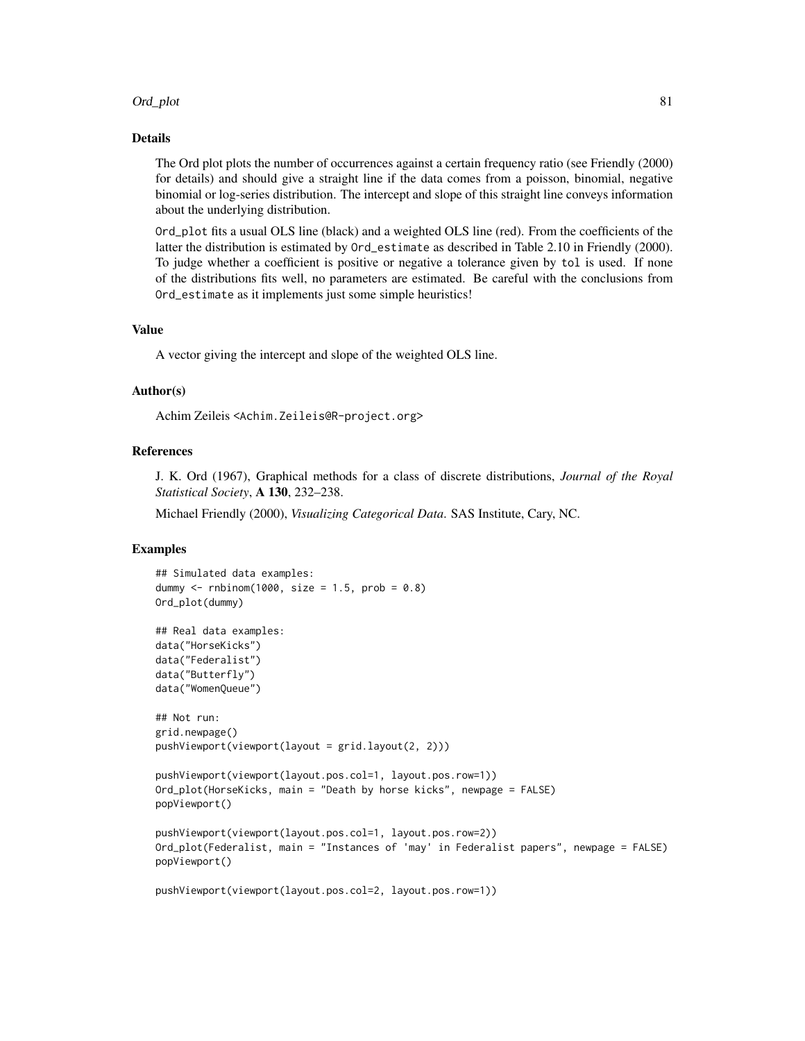### Details

The Ord plot plots the number of occurrences against a certain frequency ratio (see Friendly (2000) for details) and should give a straight line if the data comes from a poisson, binomial, negative binomial or log-series distribution. The intercept and slope of this straight line conveys information about the underlying distribution.

`Ord_plot` fits a usual OLS line (black) and a weighted OLS line (red). From the coefficients of the latter the distribution is estimated by `Ord_estimate` as described in Table 2.10 in Friendly (2000). To judge whether a coefficient is positive or negative a tolerance given by `tol` is used. If none of the distributions fits well, no parameters are estimated. Be careful with the conclusions from `Ord_estimate` as it implements just some simple heuristics!

### Value

A vector giving the intercept and slope of the weighted OLS line.

### Author(s)

Achim Zeileis <Achim.Zeileis@R-project.org>

### References

J. K. Ord (1967), Graphical methods for a class of discrete distributions, *Journal of the Royal Statistical Society*, **A 130**, 232–238.

Michael Friendly (2000), *Visualizing Categorical Data*. SAS Institute, Cary, NC.

### Examples

```
## Simulated data examples:
dummy <- rnbinom(1000, size = 1.5, prob = 0.8)
Ord_plot(dummy)

## Real data examples:
data("HorseKicks")
data("Federalist")
data("Butterfly")
data("WomenQueue")

## Not run:
grid.newpage()
pushViewport(viewport(layout = grid.layout(2, 2)))

pushViewport(viewport(layout.pos.col=1, layout.pos.row=1))
Ord_plot(HorseKicks, main = "Death by horse kicks", newpage = FALSE)
popViewport()

pushViewport(viewport(layout.pos.col=1, layout.pos.row=2))
Ord_plot(Federalist, main = "Instances of 'may' in Federalist papers", newpage = FALSE)
popViewport()

pushViewport(viewport(layout.pos.col=2, layout.pos.row=1))
```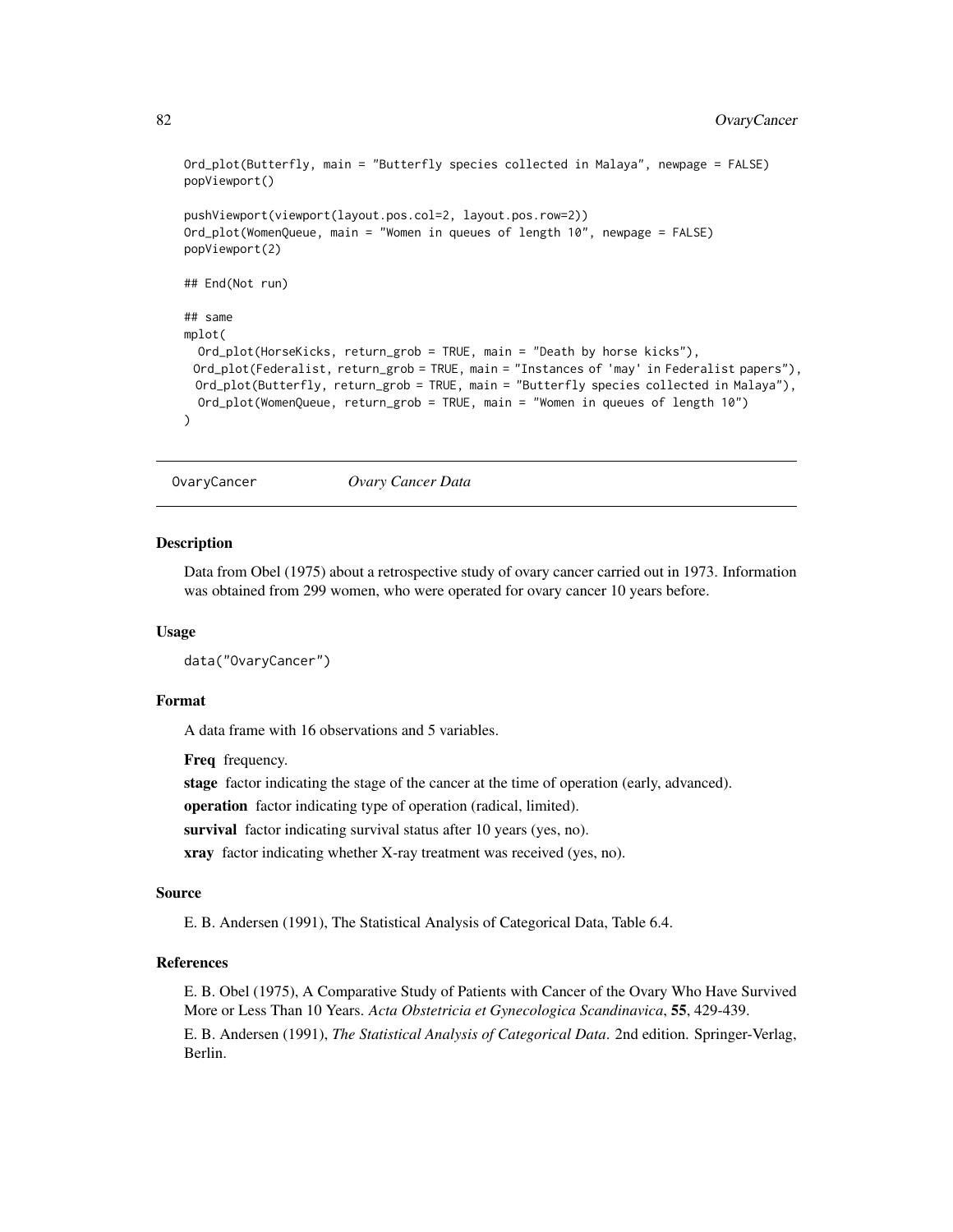```
Ord_plot(Butterfly, main = "Butterfly species collected in Malaya", newpage = FALSE)
popViewport()

pushViewport(viewport(layout.pos.col=2, layout.pos.row=2))
Ord_plot(WomenQueue, main = "Women in queues of length 10", newpage = FALSE)
popViewport(2)

## End(Not run)

## same
mplot(
  Ord_plot(HorseKicks, return_grob = TRUE, main = "Death by horse kicks"),
 Ord_plot(Federalist, return_grob = TRUE, main = "Instances of 'may' in Federalist papers"),
  Ord_plot(Butterfly, return_grob = TRUE, main = "Butterfly species collected in Malaya"),
  Ord_plot(WomenQueue, return_grob = TRUE, main = "Women in queues of length 10")
)
```

---

## OvaryCancer *Ovary Cancer Data*

---

### Description

Data from Obel (1975) about a retrospective study of ovary cancer carried out in 1973. Information was obtained from 299 women, who were operated for ovary cancer 10 years before.

### Usage

```
data("OvaryCancer")
```

### Format

A data frame with 16 observations and 5 variables.

**Freq** frequency.

**stage** factor indicating the stage of the cancer at the time of operation (early, advanced).

**operation** factor indicating type of operation (radical, limited).

**survival** factor indicating survival status after 10 years (yes, no).

**xray** factor indicating whether X-ray treatment was received (yes, no).

### Source

E. B. Andersen (1991), The Statistical Analysis of Categorical Data, Table 6.4.

### References

E. B. Obel (1975), A Comparative Study of Patients with Cancer of the Ovary Who Have Survived More or Less Than 10 Years. *Acta Obstetricia et Gynecologica Scandinavica*, **55**, 429-439.

E. B. Andersen (1991), *The Statistical Analysis of Categorical Data*. 2nd edition. Springer-Verlag, Berlin.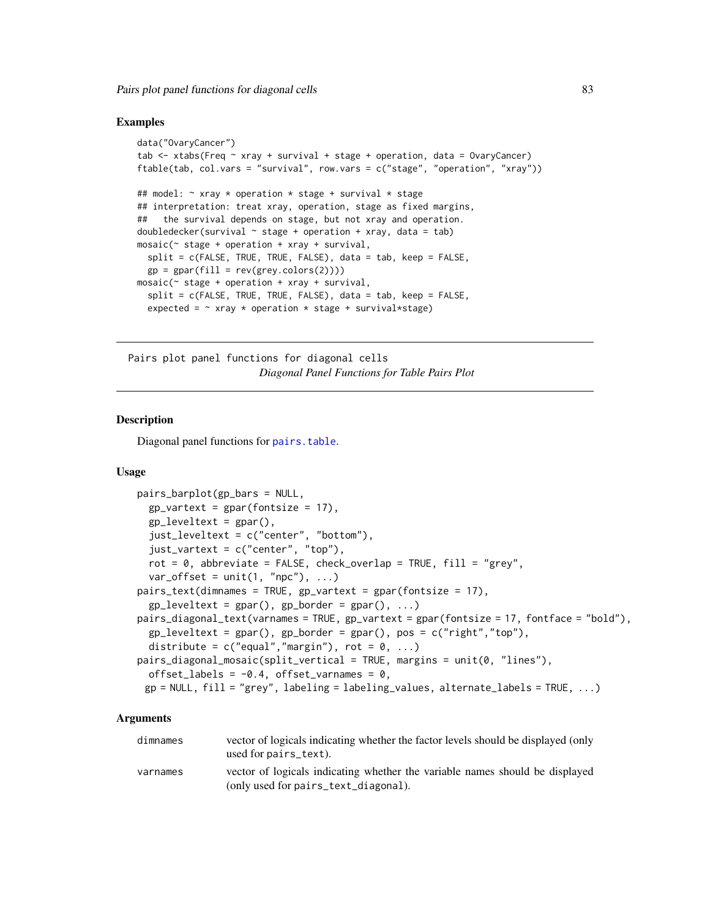### Examples

```
data("OvaryCancer")
tab <- xtabs(Freq ~ xray + survival + stage + operation, data = OvaryCancer)
ftable(tab, col.vars = "survival", row.vars = c("stage", "operation", "xray"))

## model: ~ xray * operation * stage + survival * stage
## interpretation: treat xray, operation, stage as fixed margins,
##   the survival depends on stage, but not xray and operation.
doubledecker(survival ~ stage + operation + xray, data = tab)
mosaic(~ stage + operation + xray + survival,
  split = c(FALSE, TRUE, TRUE, FALSE), data = tab, keep = FALSE,
  gp = gpar(fill = rev(grey.colors(2))))
mosaic(~ stage + operation + xray + survival,
  split = c(FALSE, TRUE, TRUE, FALSE), data = tab, keep = FALSE,
  expected = ~ xray * operation * stage + survival*stage)
```

---

Pairs plot panel functions for diagonal cells
*Diagonal Panel Functions for Table Pairs Plot*

---

### Description

Diagonal panel functions for pairs.table.

### Usage

```
pairs_barplot(gp_bars = NULL,
  gp_vartext = gpar(fontsize = 17),
  gp_leveltext = gpar(),
  just_leveltext = c("center", "bottom"),
  just_vartext = c("center", "top"),
  rot = 0, abbreviate = FALSE, check_overlap = TRUE, fill = "grey",
  var_offset = unit(1, "npc"), ...)
pairs_text(dimnames = TRUE, gp_vartext = gpar(fontsize = 17),
  gp_leveltext = gpar(), gp_border = gpar(), ...)
pairs_diagonal_text(varnames = TRUE, gp_vartext = gpar(fontsize = 17, fontface = "bold"),
  gp_leveltext = gpar(), gp_border = gpar(), pos = c("right","top"),
  distribute = c("equal","margin"), rot = 0, ...)
pairs_diagonal_mosaic(split_vertical = TRUE, margins = unit(0, "lines"),
  offset_labels = -0.4, offset_varnames = 0,
 gp = NULL, fill = "grey", labeling = labeling_values, alternate_labels = TRUE, ...)
```

### Arguments

| | |
|---|---|
| dimnames | vector of logicals indicating whether the factor levels should be displayed (only used for pairs_text). |
| varnames | vector of logicals indicating whether the variable names should be displayed (only used for pairs_text_diagonal). |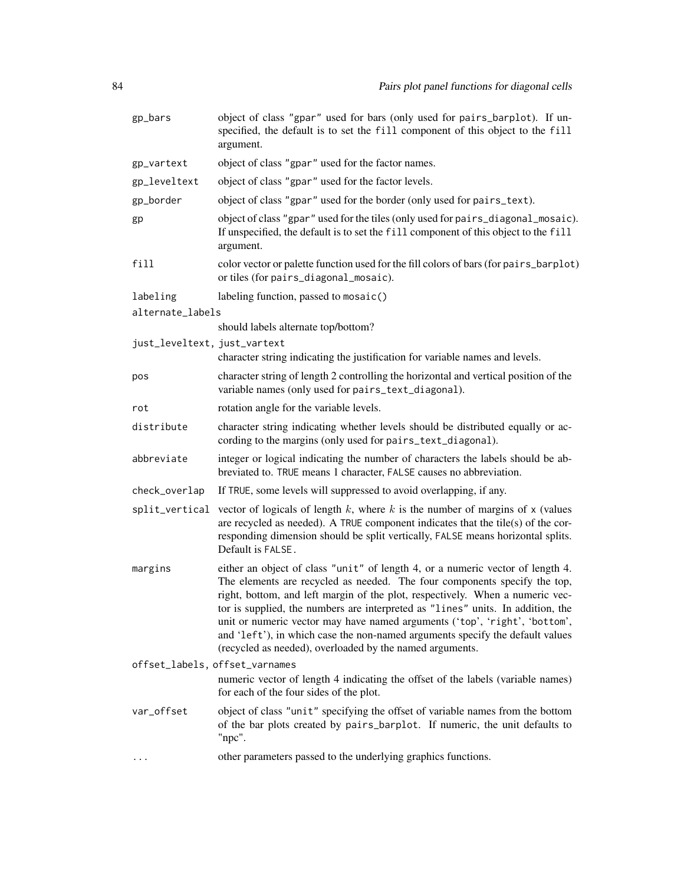| | |
|---|---|
| `gp_bars` | object of class "gpar" used for bars (only used for `pairs_barplot`). If unspecified, the default is to set the `fill` component of this object to the `fill` argument. |
| `gp_vartext` | object of class "gpar" used for the factor names. |
| `gp_leveltext` | object of class "gpar" used for the factor levels. |
| `gp_border` | object of class "gpar" used for the border (only used for `pairs_text`). |
| `gp` | object of class "gpar" used for the tiles (only used for `pairs_diagonal_mosaic`). If unspecified, the default is to set the `fill` component of this object to the `fill` argument. |
| `fill` | color vector or palette function used for the fill colors of bars (for `pairs_barplot`) or tiles (for `pairs_diagonal_mosaic`). |
| `labeling` | labeling function, passed to `mosaic()` |
| `alternate_labels` | should labels alternate top/bottom? |
| `just_leveltext, just_vartext` | character string indicating the justification for variable names and levels. |
| `pos` | character string of length 2 controlling the horizontal and vertical position of the variable names (only used for `pairs_text_diagonal`). |
| `rot` | rotation angle for the variable levels. |
| `distribute` | character string indicating whether levels should be distributed equally or according to the margins (only used for `pairs_text_diagonal`). |
| `abbreviate` | integer or logical indicating the number of characters the labels should be abbreviated to. `TRUE` means 1 character, `FALSE` causes no abbreviation. |
| `check_overlap` | If `TRUE`, some levels will suppressed to avoid overlapping, if any. |
| `split_vertical` | vector of logicals of length $k$, where $k$ is the number of margins of `x` (values are recycled as needed). A `TRUE` component indicates that the tile(s) of the corresponding dimension should be split vertically, `FALSE` means horizontal splits. Default is `FALSE`. |
| `margins` | either an object of class "unit" of length 4, or a numeric vector of length 4. The elements are recycled as needed. The four components specify the top, right, bottom, and left margin of the plot, respectively. When a numeric vector is supplied, the numbers are interpreted as "lines" units. In addition, the unit or numeric vector may have named arguments ('top', 'right', 'bottom', and 'left'), in which case the non-named arguments specify the default values (recycled as needed), overloaded by the named arguments. |
| `offset_labels, offset_varnames` | numeric vector of length 4 indicating the offset of the labels (variable names) for each of the four sides of the plot. |
| `var_offset` | object of class "unit" specifying the offset of variable names from the bottom of the bar plots created by `pairs_barplot`. If numeric, the unit defaults to "npc". |
| `...` | other parameters passed to the underlying graphics functions. |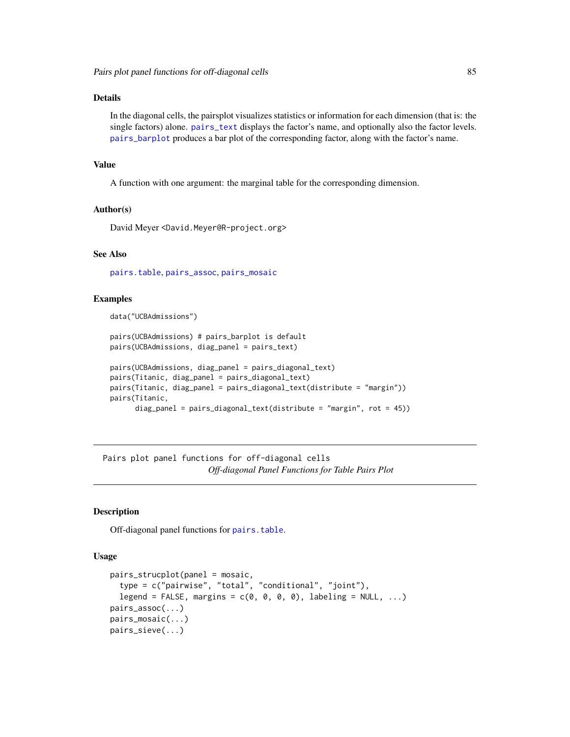### Details

In the diagonal cells, the pairsplot visualizes statistics or information for each dimension (that is: the single factors) alone. `pairs_text` displays the factor's name, and optionally also the factor levels. `pairs_barplot` produces a bar plot of the corresponding factor, along with the factor's name.

### Value

A function with one argument: the marginal table for the corresponding dimension.

### Author(s)

David Meyer <David.Meyer@R-project.org>

### See Also

`pairs.table`, `pairs_assoc`, `pairs_mosaic`

### Examples

```
data("UCBAdmissions")

pairs(UCBAdmissions) # pairs_barplot is default
pairs(UCBAdmissions, diag_panel = pairs_text)

pairs(UCBAdmissions, diag_panel = pairs_diagonal_text)
pairs(Titanic, diag_panel = pairs_diagonal_text)
pairs(Titanic, diag_panel = pairs_diagonal_text(distribute = "margin"))
pairs(Titanic,
      diag_panel = pairs_diagonal_text(distribute = "margin", rot = 45))
```

---

## Pairs plot panel functions for off-diagonal cells

*Off-diagonal Panel Functions for Table Pairs Plot*

---

### Description

Off-diagonal panel functions for `pairs.table`.

### Usage

```
pairs_strucplot(panel = mosaic,
  type = c("pairwise", "total", "conditional", "joint"),
  legend = FALSE, margins = c(0, 0, 0, 0), labeling = NULL, ...)
pairs_assoc(...)
pairs_mosaic(...)
pairs_sieve(...)
```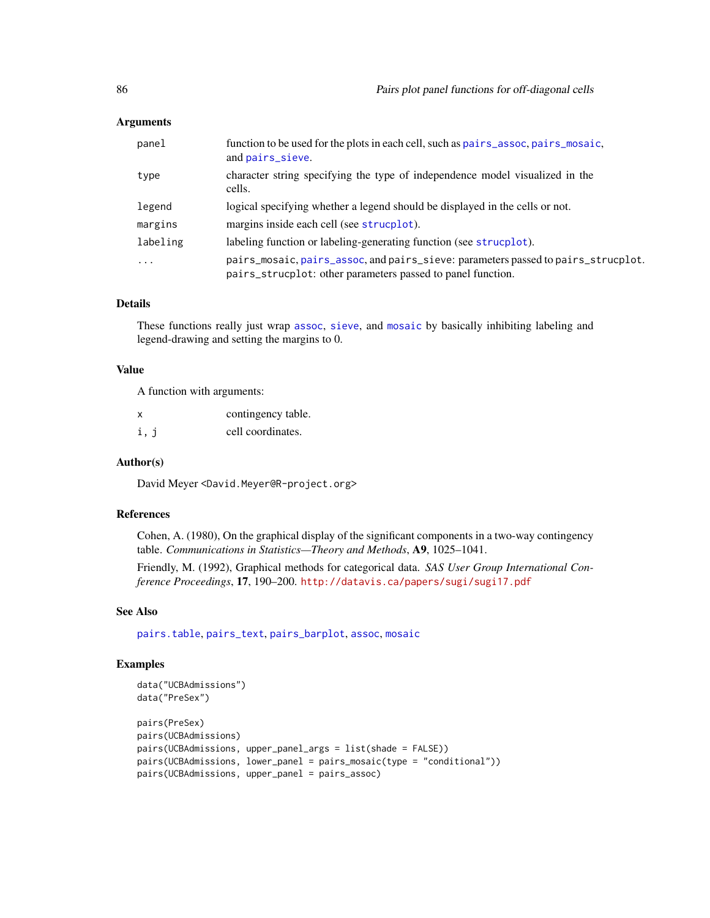### Arguments

| | |
|---|---|
| panel | function to be used for the plots in each cell, such as pairs_assoc, pairs_mosaic, and pairs_sieve. |
| type | character string specifying the type of independence model visualized in the cells. |
| legend | logical specifying whether a legend should be displayed in the cells or not. |
| margins | margins inside each cell (see strucplot). |
| labeling | labeling function or labeling-generating function (see strucplot). |
| ... | pairs_mosaic, pairs_assoc, and pairs_sieve: parameters passed to pairs_strucplot. pairs_strucplot: other parameters passed to panel function. |

### Details

These functions really just wrap assoc, sieve, and mosaic by basically inhibiting labeling and legend-drawing and setting the margins to 0.

### Value

A function with arguments:

| | |
|---|---|
| x | contingency table. |
| i, j | cell coordinates. |

### Author(s)

David Meyer <David.Meyer@R-project.org>

### References

Cohen, A. (1980), On the graphical display of the significant components in a two-way contingency table. *Communications in Statistics—Theory and Methods*, **A9**, 1025–1041.

Friendly, M. (1992), Graphical methods for categorical data. *SAS User Group International Conference Proceedings*, **17**, 190–200. http://datavis.ca/papers/sugi/sugi17.pdf

### See Also

pairs.table, pairs_text, pairs_barplot, assoc, mosaic

### Examples

```
data("UCBAdmissions")
data("PreSex")

pairs(PreSex)
pairs(UCBAdmissions)
pairs(UCBAdmissions, upper_panel_args = list(shade = FALSE))
pairs(UCBAdmissions, lower_panel = pairs_mosaic(type = "conditional"))
pairs(UCBAdmissions, upper_panel = pairs_assoc)
```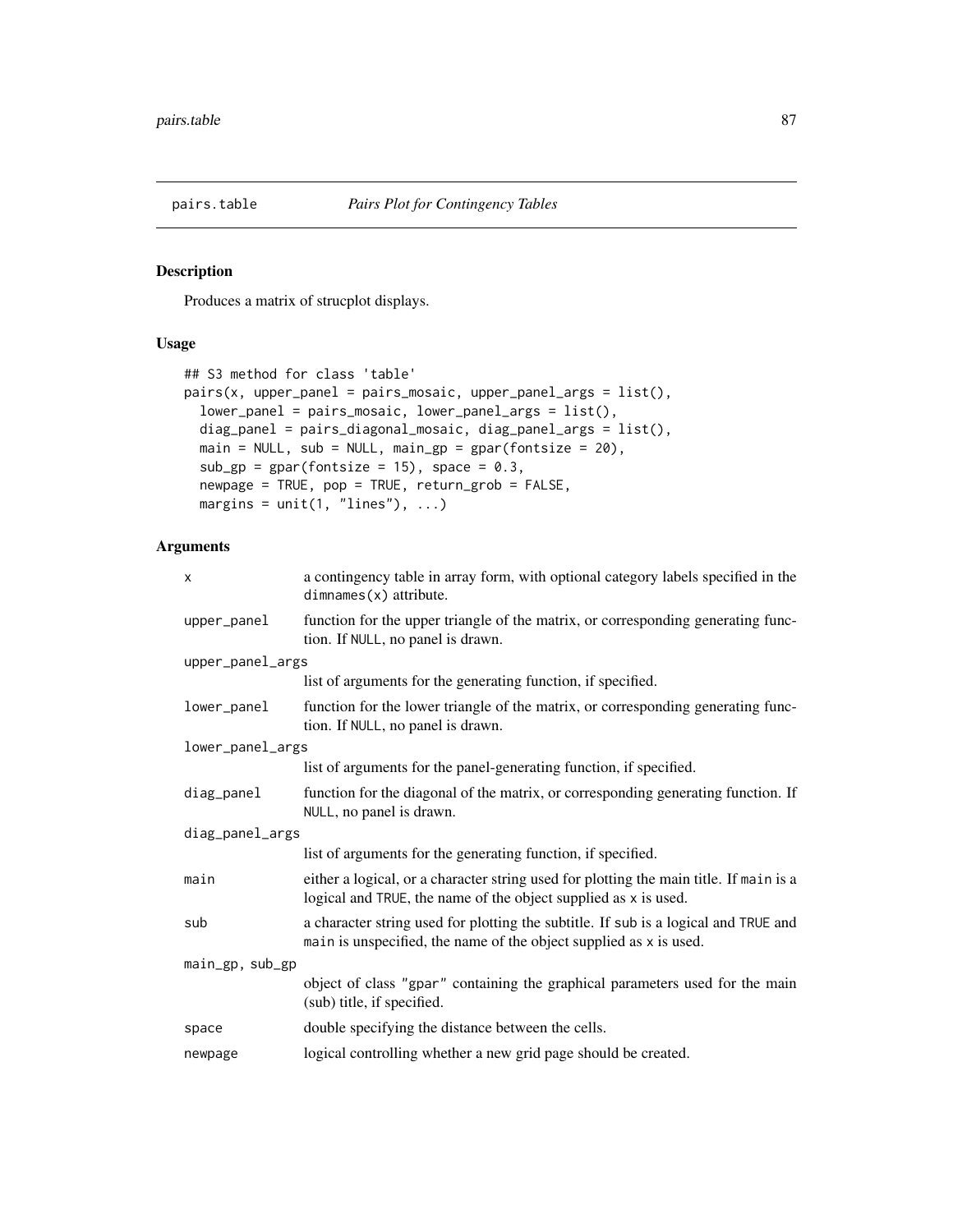pairs.table *Pairs Plot for Contingency Tables*

## Description

Produces a matrix of strucplot displays.

## Usage

```
## S3 method for class 'table'
pairs(x, upper_panel = pairs_mosaic, upper_panel_args = list(),
  lower_panel = pairs_mosaic, lower_panel_args = list(),
  diag_panel = pairs_diagonal_mosaic, diag_panel_args = list(),
  main = NULL, sub = NULL, main_gp = gpar(fontsize = 20),
  sub_gp = gpar(fontsize = 15), space = 0.3,
  newpage = TRUE, pop = TRUE, return_grob = FALSE,
  margins = unit(1, "lines"), ...)
```

## Arguments

| | |
|---|---|
| x | a contingency table in array form, with optional category labels specified in the dimnames(x) attribute. |
| upper_panel | function for the upper triangle of the matrix, or corresponding generating function. If NULL, no panel is drawn. |
| upper_panel_args | list of arguments for the generating function, if specified. |
| lower_panel | function for the lower triangle of the matrix, or corresponding generating function. If NULL, no panel is drawn. |
| lower_panel_args | list of arguments for the panel-generating function, if specified. |
| diag_panel | function for the diagonal of the matrix, or corresponding generating function. If NULL, no panel is drawn. |
| diag_panel_args | list of arguments for the generating function, if specified. |
| main | either a logical, or a character string used for plotting the main title. If main is a logical and TRUE, the name of the object supplied as x is used. |
| sub | a character string used for plotting the subtitle. If sub is a logical and TRUE and main is unspecified, the name of the object supplied as x is used. |
| main_gp, sub_gp | object of class "gpar" containing the graphical parameters used for the main (sub) title, if specified. |
| space | double specifying the distance between the cells. |
| newpage | logical controlling whether a new grid page should be created. |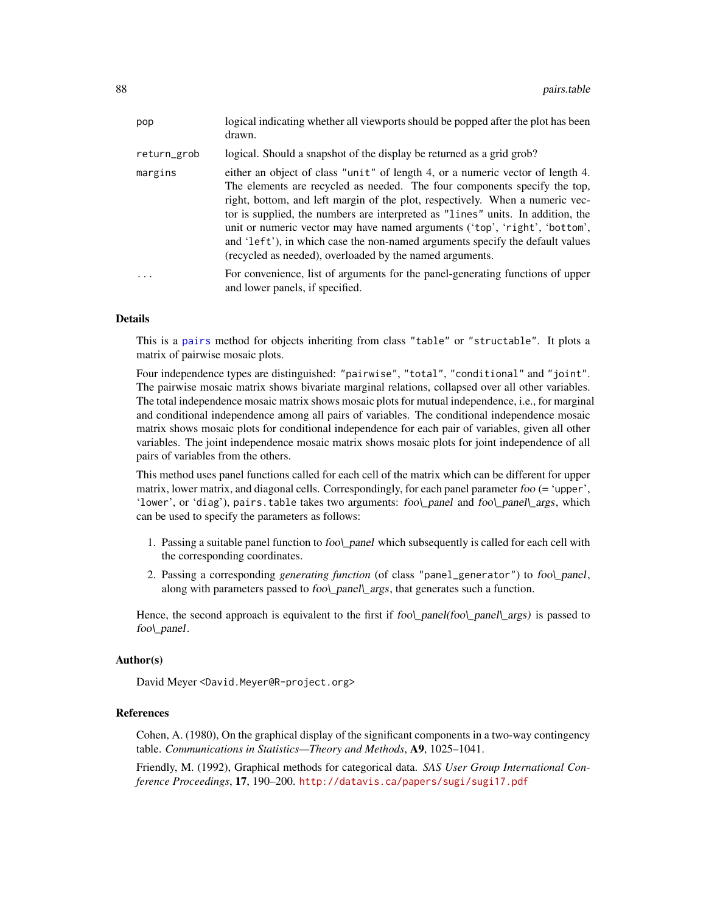| | |
|---|---|
| pop | logical indicating whether all viewports should be popped after the plot has been drawn. |
| return_grob | logical. Should a snapshot of the display be returned as a grid grob? |
| margins | either an object of class "unit" of length 4, or a numeric vector of length 4. The elements are recycled as needed. The four components specify the top, right, bottom, and left margin of the plot, respectively. When a numeric vector is supplied, the numbers are interpreted as "lines" units. In addition, the unit or numeric vector may have named arguments ('top', 'right', 'bottom', and 'left'), in which case the non-named arguments specify the default values (recycled as needed), overloaded by the named arguments. |
| ... | For convenience, list of arguments for the panel-generating functions of upper and lower panels, if specified. |

### Details

This is a pairs method for objects inheriting from class "table" or "structable". It plots a matrix of pairwise mosaic plots.

Four independence types are distinguished: "pairwise", "total", "conditional" and "joint". The pairwise mosaic matrix shows bivariate marginal relations, collapsed over all other variables. The total independence mosaic matrix shows mosaic plots for mutual independence, i.e., for marginal and conditional independence among all pairs of variables. The conditional independence mosaic matrix shows mosaic plots for conditional independence for each pair of variables, given all other variables. The joint independence mosaic matrix shows mosaic plots for joint independence of all pairs of variables from the others.

This method uses panel functions called for each cell of the matrix which can be different for upper matrix, lower matrix, and diagonal cells. Correspondingly, for each panel parameter *foo* (= 'upper', 'lower', or 'diag'), pairs.table takes two arguments: *foo\_panel* and *foo\_panel\_args*, which can be used to specify the parameters as follows:

1. Passing a suitable panel function to *foo\_panel* which subsequently is called for each cell with the corresponding coordinates.
2. Passing a corresponding *generating function* (of class "panel_generator") to *foo\_panel*, along with parameters passed to *foo\_panel\_args*, that generates such a function.

Hence, the second approach is equivalent to the first if *foo\_panel(foo\_panel\_args)* is passed to *foo\_panel*.

### Author(s)

David Meyer <David.Meyer@R-project.org>

### References

Cohen, A. (1980), On the graphical display of the significant components in a two-way contingency table. *Communications in Statistics—Theory and Methods*, **A9**, 1025–1041.

Friendly, M. (1992), Graphical methods for categorical data. *SAS User Group International Conference Proceedings*, **17**, 190–200. http://datavis.ca/papers/sugi/sugi17.pdf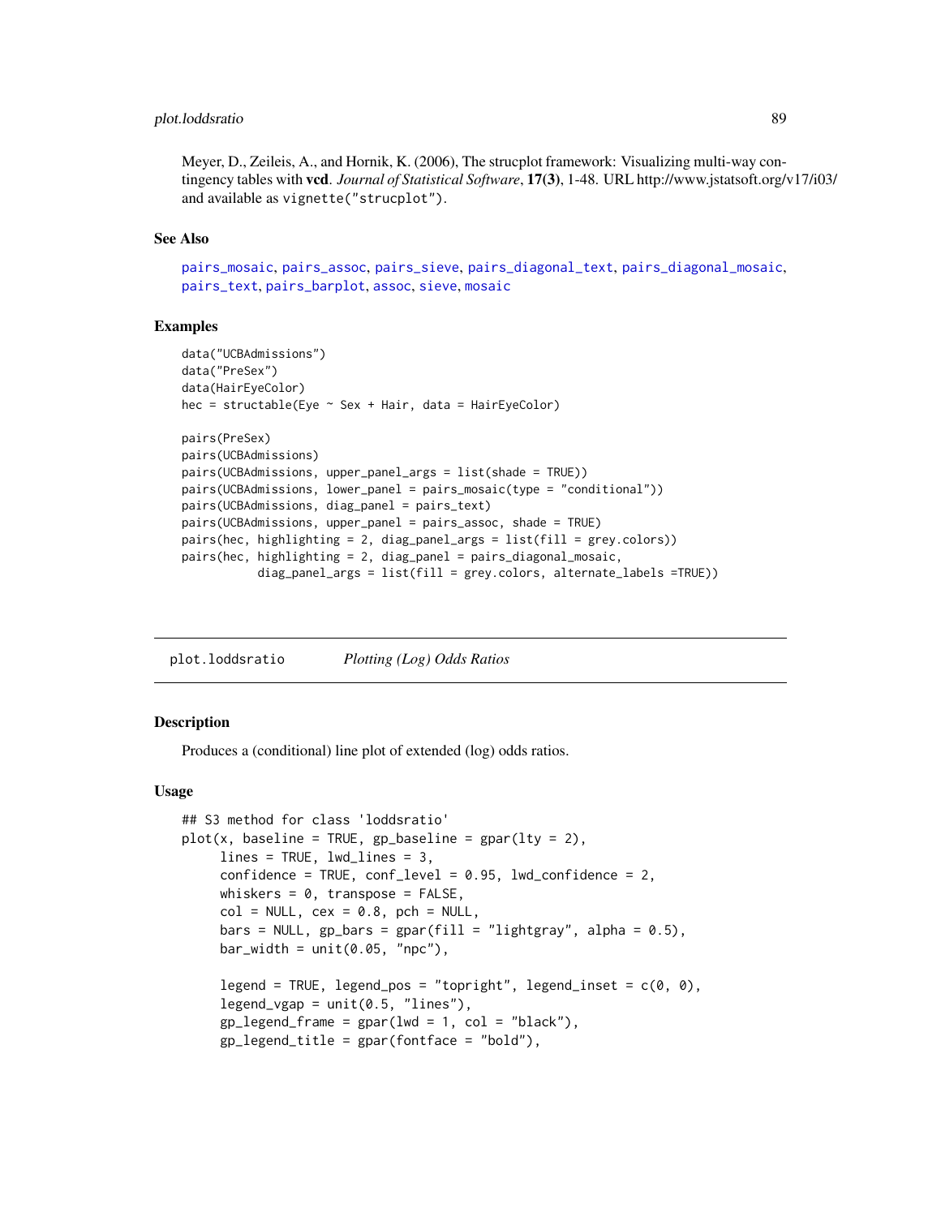Meyer, D., Zeileis, A., and Hornik, K. (2006), The strucplot framework: Visualizing multi-way contingency tables with **vcd**. *Journal of Statistical Software*, **17(3)**, 1-48. URL http://www.jstatsoft.org/v17/i03/ and available as `vignette("strucplot")`.

### See Also

`pairs_mosaic`, `pairs_assoc`, `pairs_sieve`, `pairs_diagonal_text`, `pairs_diagonal_mosaic`, `pairs_text`, `pairs_barplot`, `assoc`, `sieve`, `mosaic`

### Examples

```
data("UCBAdmissions")
data("PreSex")
data(HairEyeColor)
hec = structable(Eye ~ Sex + Hair, data = HairEyeColor)

pairs(PreSex)
pairs(UCBAdmissions)
pairs(UCBAdmissions, upper_panel_args = list(shade = TRUE))
pairs(UCBAdmissions, lower_panel = pairs_mosaic(type = "conditional"))
pairs(UCBAdmissions, diag_panel = pairs_text)
pairs(UCBAdmissions, upper_panel = pairs_assoc, shade = TRUE)
pairs(hec, highlighting = 2, diag_panel_args = list(fill = grey.colors))
pairs(hec, highlighting = 2, diag_panel = pairs_diagonal_mosaic,
          diag_panel_args = list(fill = grey.colors, alternate_labels =TRUE))
```

---

## plot.loddsratio *Plotting (Log) Odds Ratios*

### Description

Produces a (conditional) line plot of extended (log) odds ratios.

### Usage

```
## S3 method for class 'loddsratio'
plot(x, baseline = TRUE, gp_baseline = gpar(lty = 2),
     lines = TRUE, lwd_lines = 3,
     confidence = TRUE, conf_level = 0.95, lwd_confidence = 2,
     whiskers = 0, transpose = FALSE,
     col = NULL, cex = 0.8, pch = NULL,
     bars = NULL, gp_bars = gpar(fill = "lightgray", alpha = 0.5),
     bar_width = unit(0.05, "npc"),

     legend = TRUE, legend_pos = "topright", legend_inset = c(0, 0),
     legend_vgap = unit(0.5, "lines"),
     gp_legend_frame = gpar(lwd = 1, col = "black"),
     gp_legend_title = gpar(fontface = "bold"),
```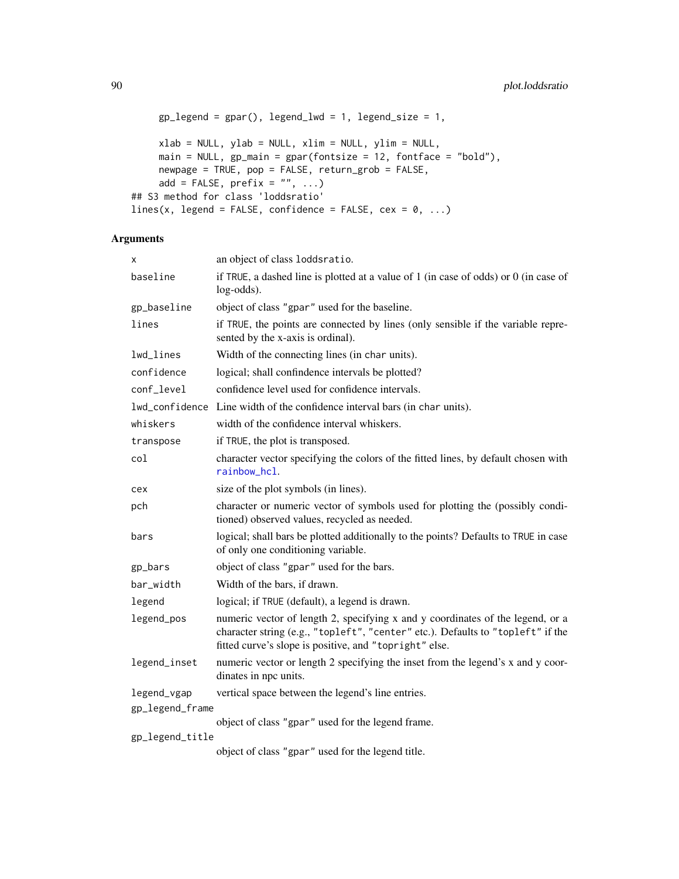```
    gp_legend = gpar(), legend_lwd = 1, legend_size = 1,

    xlab = NULL, ylab = NULL, xlim = NULL, ylim = NULL,
    main = NULL, gp_main = gpar(fontsize = 12, fontface = "bold"),
    newpage = TRUE, pop = FALSE, return_grob = FALSE,
    add = FALSE, prefix = "", ...)
## S3 method for class 'loddsratio'
lines(x, legend = FALSE, confidence = FALSE, cex = 0, ...)
```

## Arguments

| Argument | Description |
|---|---|
| x | an object of class loddsratio. |
| baseline | if TRUE, a dashed line is plotted at a value of 1 (in case of odds) or 0 (in case of log-odds). |
| gp_baseline | object of class "gpar" used for the baseline. |
| lines | if TRUE, the points are connected by lines (only sensible if the variable represented by the x-axis is ordinal). |
| lwd_lines | Width of the connecting lines (in char units). |
| confidence | logical; shall confindence intervals be plotted? |
| conf_level | confidence level used for confidence intervals. |
| lwd_confidence | Line width of the confidence interval bars (in char units). |
| whiskers | width of the confidence interval whiskers. |
| transpose | if TRUE, the plot is transposed. |
| col | character vector specifying the colors of the fitted lines, by default chosen with rainbow_hcl. |
| cex | size of the plot symbols (in lines). |
| pch | character or numeric vector of symbols used for plotting the (possibly conditioned) observed values, recycled as needed. |
| bars | logical; shall bars be plotted additionally to the points? Defaults to TRUE in case of only one conditioning variable. |
| gp_bars | object of class "gpar" used for the bars. |
| bar_width | Width of the bars, if drawn. |
| legend | logical; if TRUE (default), a legend is drawn. |
| legend_pos | numeric vector of length 2, specifying x and y coordinates of the legend, or a character string (e.g., "topleft", "center" etc.). Defaults to "topleft" if the fitted curve's slope is positive, and "topright" else. |
| legend_inset | numeric vector or length 2 specifying the inset from the legend's x and y coordinates in npc units. |
| legend_vgap | vertical space between the legend's line entries. |
| gp_legend_frame | object of class "gpar" used for the legend frame. |
| gp_legend_title | object of class "gpar" used for the legend title. |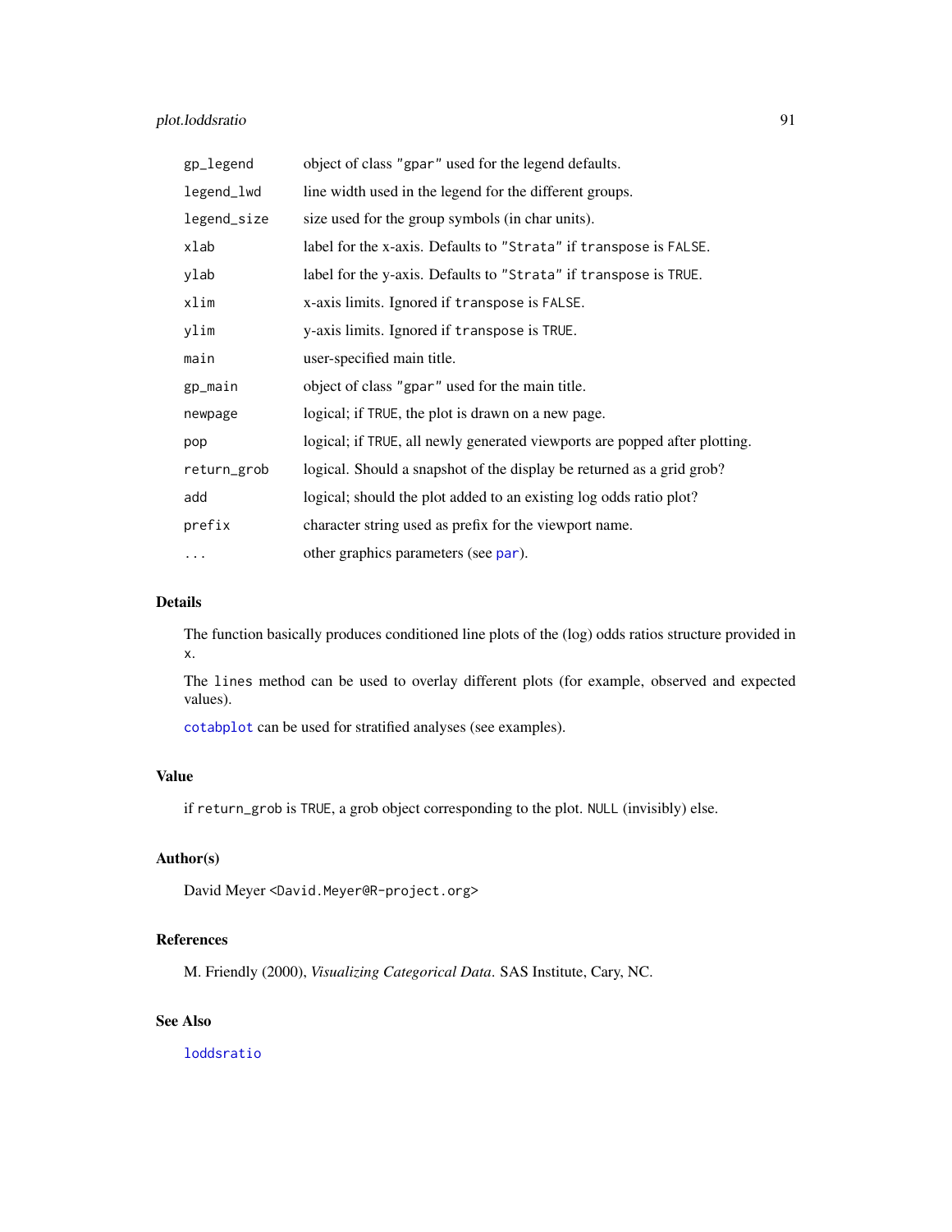| | |
|---|---|
| `gp_legend` | object of class "gpar" used for the legend defaults. |
| `legend_lwd` | line width used in the legend for the different groups. |
| `legend_size` | size used for the group symbols (in char units). |
| `xlab` | label for the x-axis. Defaults to "Strata" if `transpose` is `FALSE`. |
| `ylab` | label for the y-axis. Defaults to "Strata" if `transpose` is `TRUE`. |
| `xlim` | x-axis limits. Ignored if `transpose` is `FALSE`. |
| `ylim` | y-axis limits. Ignored if `transpose` is `TRUE`. |
| `main` | user-specified main title. |
| `gp_main` | object of class "gpar" used for the main title. |
| `newpage` | logical; if `TRUE`, the plot is drawn on a new page. |
| `pop` | logical; if `TRUE`, all newly generated viewports are popped after plotting. |
| `return_grob` | logical. Should a snapshot of the display be returned as a grid grob? |
| `add` | logical; should the plot added to an existing log odds ratio plot? |
| `prefix` | character string used as prefix for the viewport name. |
| `...` | other graphics parameters (see `par`). |

## Details

The function basically produces conditioned line plots of the (log) odds ratios structure provided in `x`.

The `lines` method can be used to overlay different plots (for example, observed and expected values).

`cotabplot` can be used for stratified analyses (see examples).

## Value

if `return_grob` is `TRUE`, a grob object corresponding to the plot. `NULL` (invisibly) else.

## Author(s)

David Meyer <David.Meyer@R-project.org>

## References

M. Friendly (2000), *Visualizing Categorical Data*. SAS Institute, Cary, NC.

## See Also

`loddsratio`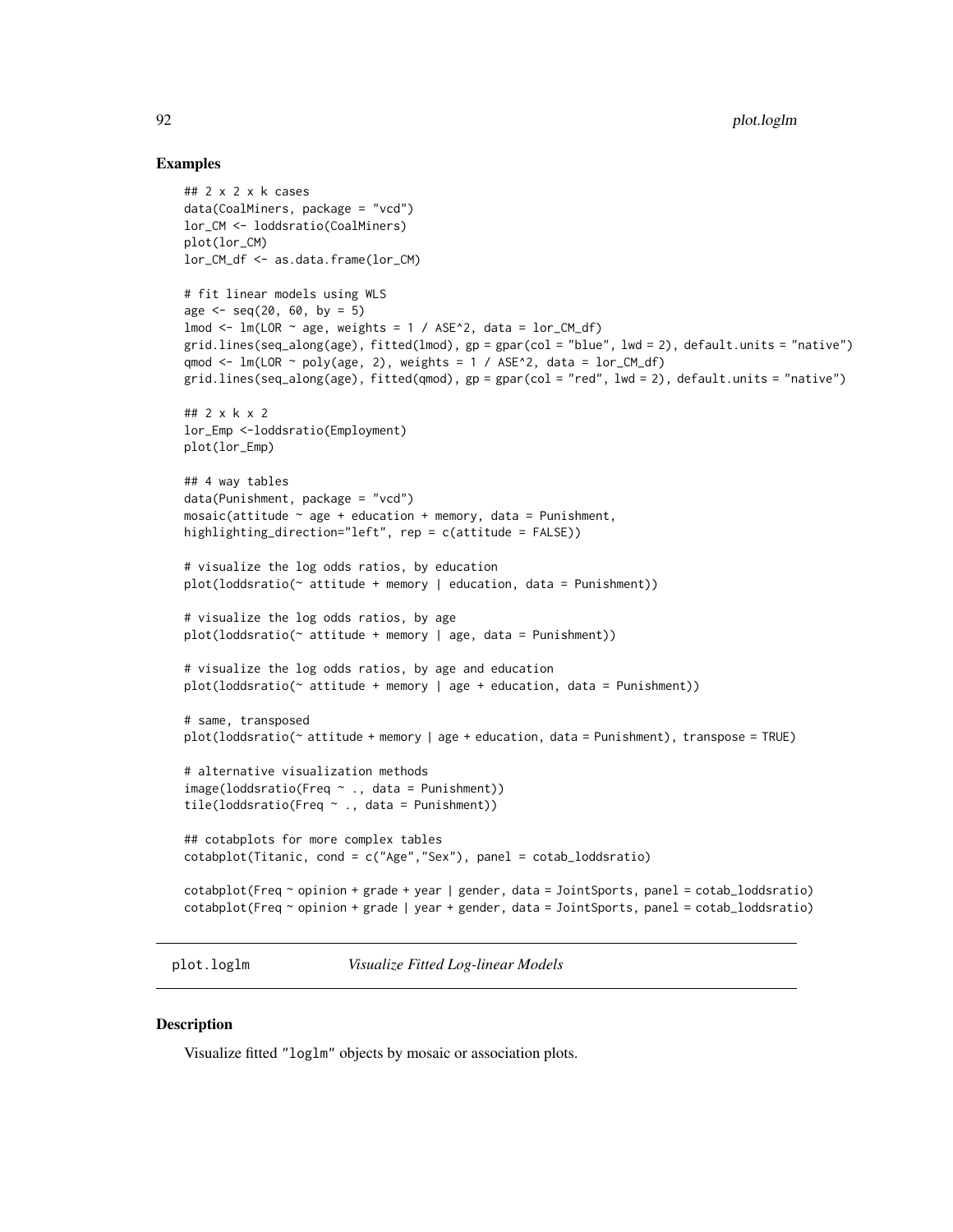## Examples

```
## 2 x 2 x k cases
data(CoalMiners, package = "vcd")
lor_CM <- loddsratio(CoalMiners)
plot(lor_CM)
lor_CM_df <- as.data.frame(lor_CM)

# fit linear models using WLS
age <- seq(20, 60, by = 5)
lmod <- lm(LOR ~ age, weights = 1 / ASE^2, data = lor_CM_df)
grid.lines(seq_along(age), fitted(lmod), gp = gpar(col = "blue", lwd = 2), default.units = "native")
qmod <- lm(LOR ~ poly(age, 2), weights = 1 / ASE^2, data = lor_CM_df)
grid.lines(seq_along(age), fitted(qmod), gp = gpar(col = "red", lwd = 2), default.units = "native")

## 2 x k x 2
lor_Emp <-loddsratio(Employment)
plot(lor_Emp)

## 4 way tables
data(Punishment, package = "vcd")
mosaic(attitude ~ age + education + memory, data = Punishment,
highlighting_direction="left", rep = c(attitude = FALSE))

# visualize the log odds ratios, by education
plot(loddsratio(~ attitude + memory | education, data = Punishment))

# visualize the log odds ratios, by age
plot(loddsratio(~ attitude + memory | age, data = Punishment))

# visualize the log odds ratios, by age and education
plot(loddsratio(~ attitude + memory | age + education, data = Punishment))

# same, transposed
plot(loddsratio(~ attitude + memory | age + education, data = Punishment), transpose = TRUE)

# alternative visualization methods
image(loddsratio(Freq ~ ., data = Punishment))
tile(loddsratio(Freq ~ ., data = Punishment))

## cotabplots for more complex tables
cotabplot(Titanic, cond = c("Age","Sex"), panel = cotab_loddsratio)

cotabplot(Freq ~ opinion + grade + year | gender, data = JointSports, panel = cotab_loddsratio)
cotabplot(Freq ~ opinion + grade | year + gender, data = JointSports, panel = cotab_loddsratio)
```

---

# plot.loglm — *Visualize Fitted Log-linear Models*

---

## Description

Visualize fitted "loglm" objects by mosaic or association plots.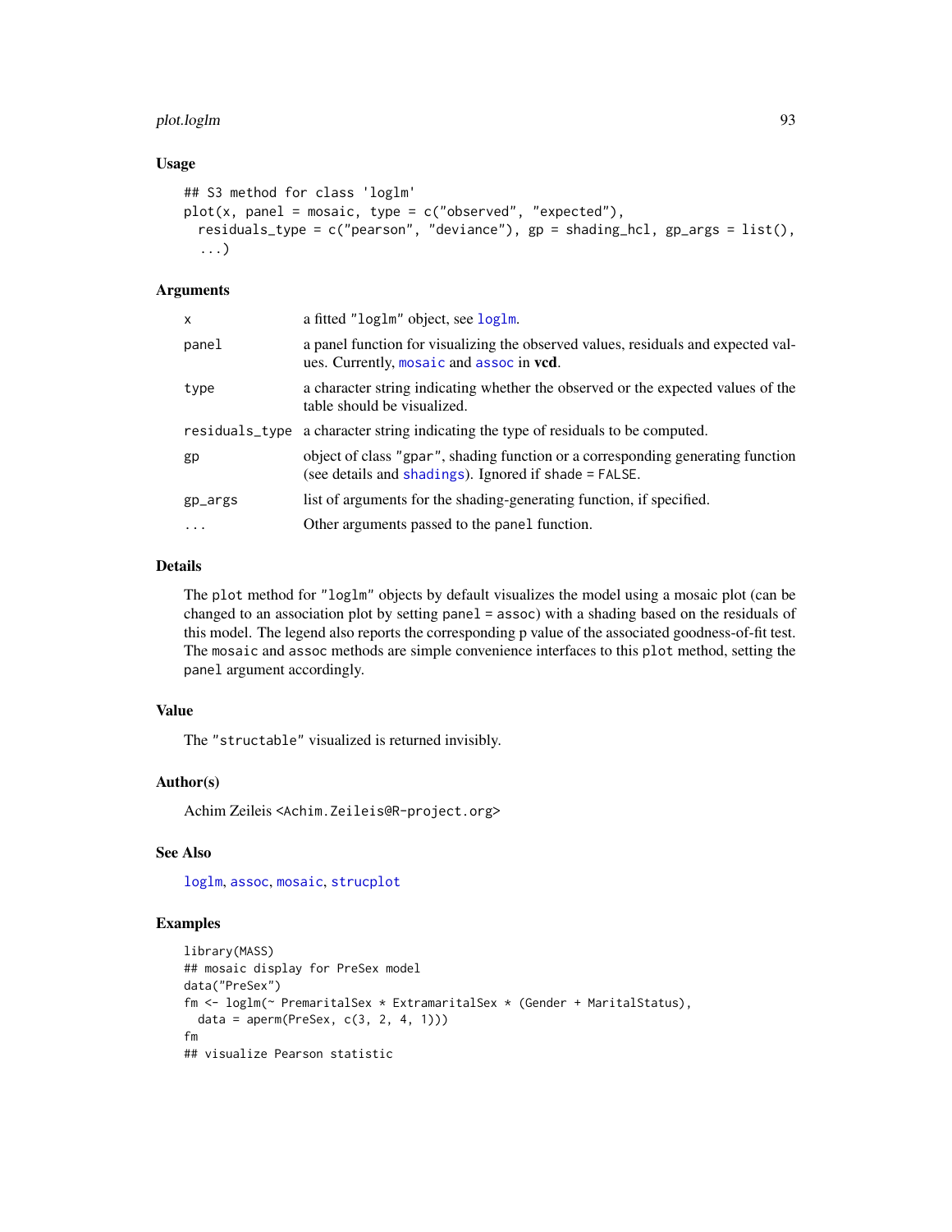### Usage

```
## S3 method for class 'loglm'
plot(x, panel = mosaic, type = c("observed", "expected"),
  residuals_type = c("pearson", "deviance"), gp = shading_hcl, gp_args = list(),
  ...)
```

### Arguments

| | |
|---|---|
| x | a fitted "loglm" object, see loglm. |
| panel | a panel function for visualizing the observed values, residuals and expected values. Currently, mosaic and assoc in **vcd**. |
| type | a character string indicating whether the observed or the expected values of the table should be visualized. |
| residuals_type | a character string indicating the type of residuals to be computed. |
| gp | object of class "gpar", shading function or a corresponding generating function (see details and shadings). Ignored if shade = FALSE. |
| gp_args | list of arguments for the shading-generating function, if specified. |
| ... | Other arguments passed to the panel function. |

### Details

The plot method for "loglm" objects by default visualizes the model using a mosaic plot (can be changed to an association plot by setting panel = assoc) with a shading based on the residuals of this model. The legend also reports the corresponding p value of the associated goodness-of-fit test. The mosaic and assoc methods are simple convenience interfaces to this plot method, setting the panel argument accordingly.

### Value

The "structable" visualized is returned invisibly.

### Author(s)

Achim Zeileis <Achim.Zeileis@R-project.org>

### See Also

loglm, assoc, mosaic, strucplot

### Examples

```
library(MASS)
## mosaic display for PreSex model
data("PreSex")
fm <- loglm(~ PremaritalSex * ExtramaritalSex * (Gender + MaritalStatus),
  data = aperm(PreSex, c(3, 2, 4, 1)))
fm
## visualize Pearson statistic
```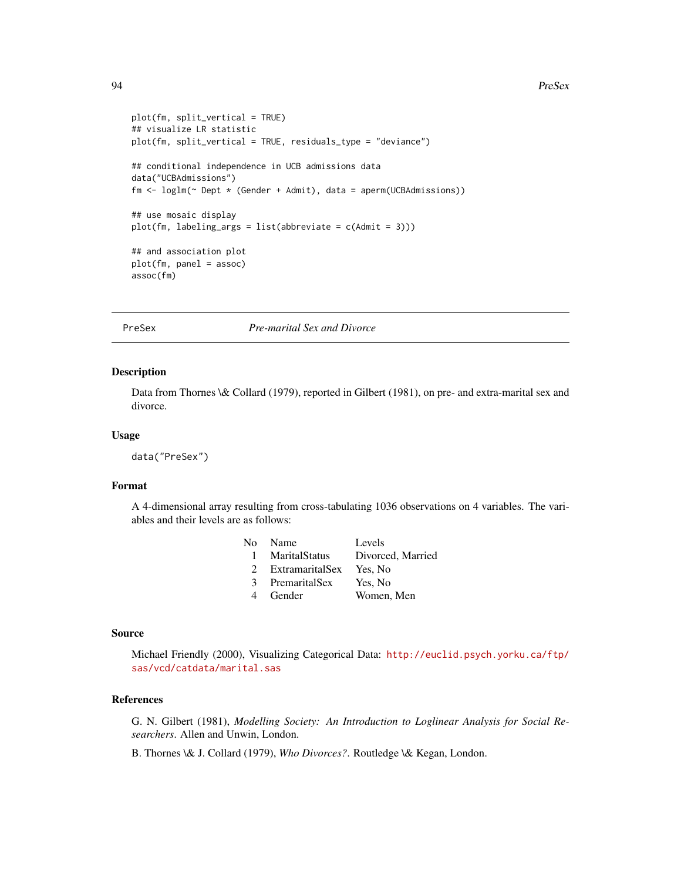```
plot(fm, split_vertical = TRUE)
## visualize LR statistic
plot(fm, split_vertical = TRUE, residuals_type = "deviance")

## conditional independence in UCB admissions data
data("UCBAdmissions")
fm <- loglm(~ Dept * (Gender + Admit), data = aperm(UCBAdmissions))

## use mosaic display
plot(fm, labeling_args = list(abbreviate = c(Admit = 3)))

## and association plot
plot(fm, panel = assoc)
assoc(fm)
```

## PreSex *Pre-marital Sex and Divorce*

### Description

Data from Thornes \& Collard (1979), reported in Gilbert (1981), on pre- and extra-marital sex and divorce.

### Usage

```
data("PreSex")
```

### Format

A 4-dimensional array resulting from cross-tabulating 1036 observations on 4 variables. The variables and their levels are as follows:

| No | Name | Levels |
|---|---|---|
| 1 | MaritalStatus | Divorced, Married |
| 2 | ExtramaritalSex | Yes, No |
| 3 | PremaritalSex | Yes, No |
| 4 | Gender | Women, Men |

### Source

Michael Friendly (2000), Visualizing Categorical Data: http://euclid.psych.yorku.ca/ftp/sas/vcd/catdata/marital.sas

### References

G. N. Gilbert (1981), *Modelling Society: An Introduction to Loglinear Analysis for Social Researchers*. Allen and Unwin, London.

B. Thornes \& J. Collard (1979), *Who Divorces?*. Routledge \& Kegan, London.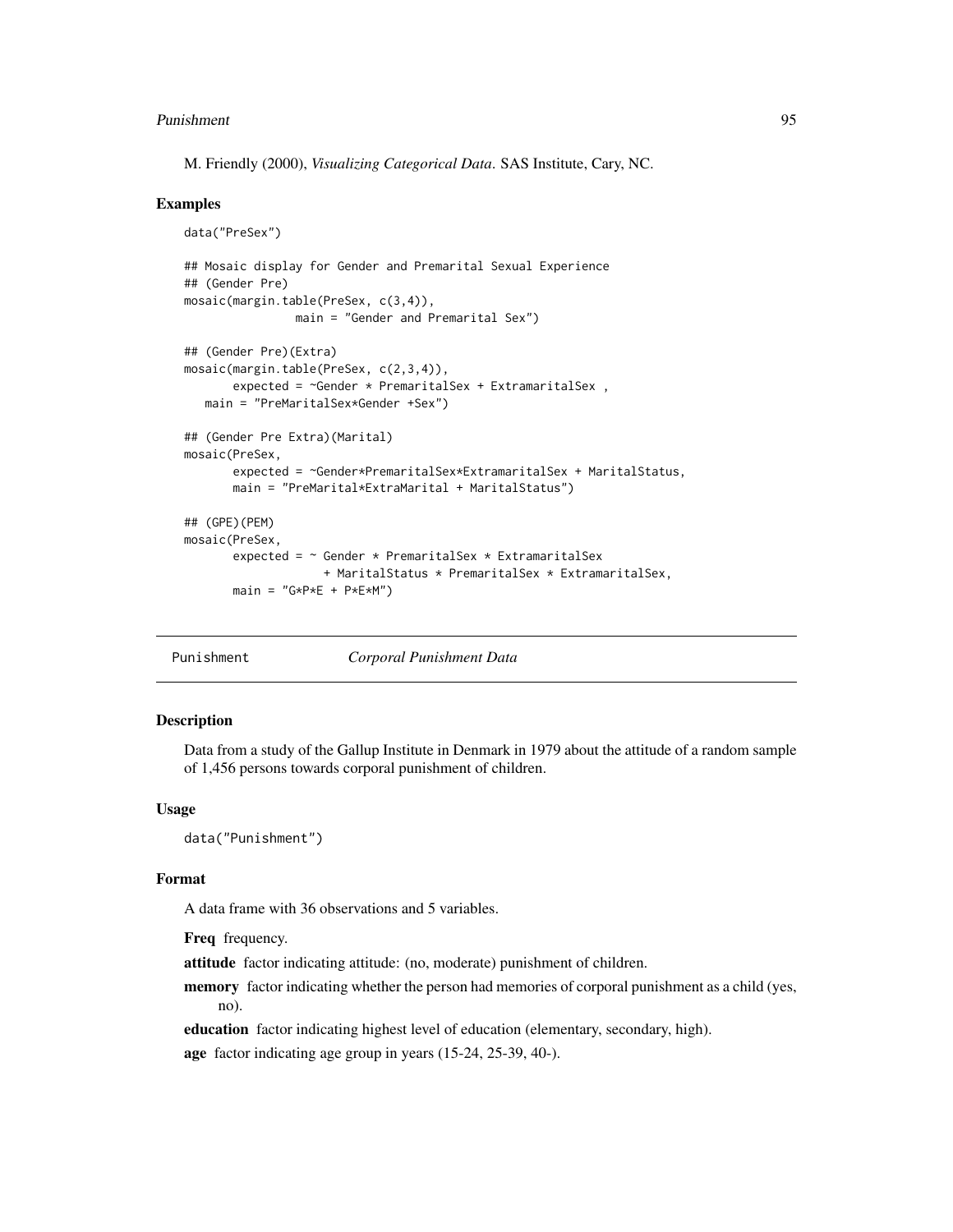M. Friendly (2000), *Visualizing Categorical Data*. SAS Institute, Cary, NC.

### Examples

```
data("PreSex")

## Mosaic display for Gender and Premarital Sexual Experience
## (Gender Pre)
mosaic(margin.table(PreSex, c(3,4)),
               main = "Gender and Premarital Sex")

## (Gender Pre)(Extra)
mosaic(margin.table(PreSex, c(2,3,4)),
       expected = ~Gender * PremaritalSex + ExtramaritalSex ,
   main = "PreMaritalSex*Gender +Sex")

## (Gender Pre Extra)(Marital)
mosaic(PreSex,
       expected = ~Gender*PremaritalSex*ExtramaritalSex + MaritalStatus,
       main = "PreMarital*ExtraMarital + MaritalStatus")

## (GPE)(PEM)
mosaic(PreSex,
       expected = ~ Gender * PremaritalSex * ExtramaritalSex
                   + MaritalStatus * PremaritalSex * ExtramaritalSex,
       main = "G*P*E + P*E*M")
```

---

## Punishment *Corporal Punishment Data*

### Description

Data from a study of the Gallup Institute in Denmark in 1979 about the attitude of a random sample of 1,456 persons towards corporal punishment of children.

### Usage

```
data("Punishment")
```

### Format

A data frame with 36 observations and 5 variables.

**Freq** frequency.

**attitude** factor indicating attitude: (no, moderate) punishment of children.

**memory** factor indicating whether the person had memories of corporal punishment as a child (yes, no).

**education** factor indicating highest level of education (elementary, secondary, high).

**age** factor indicating age group in years (15-24, 25-39, 40-).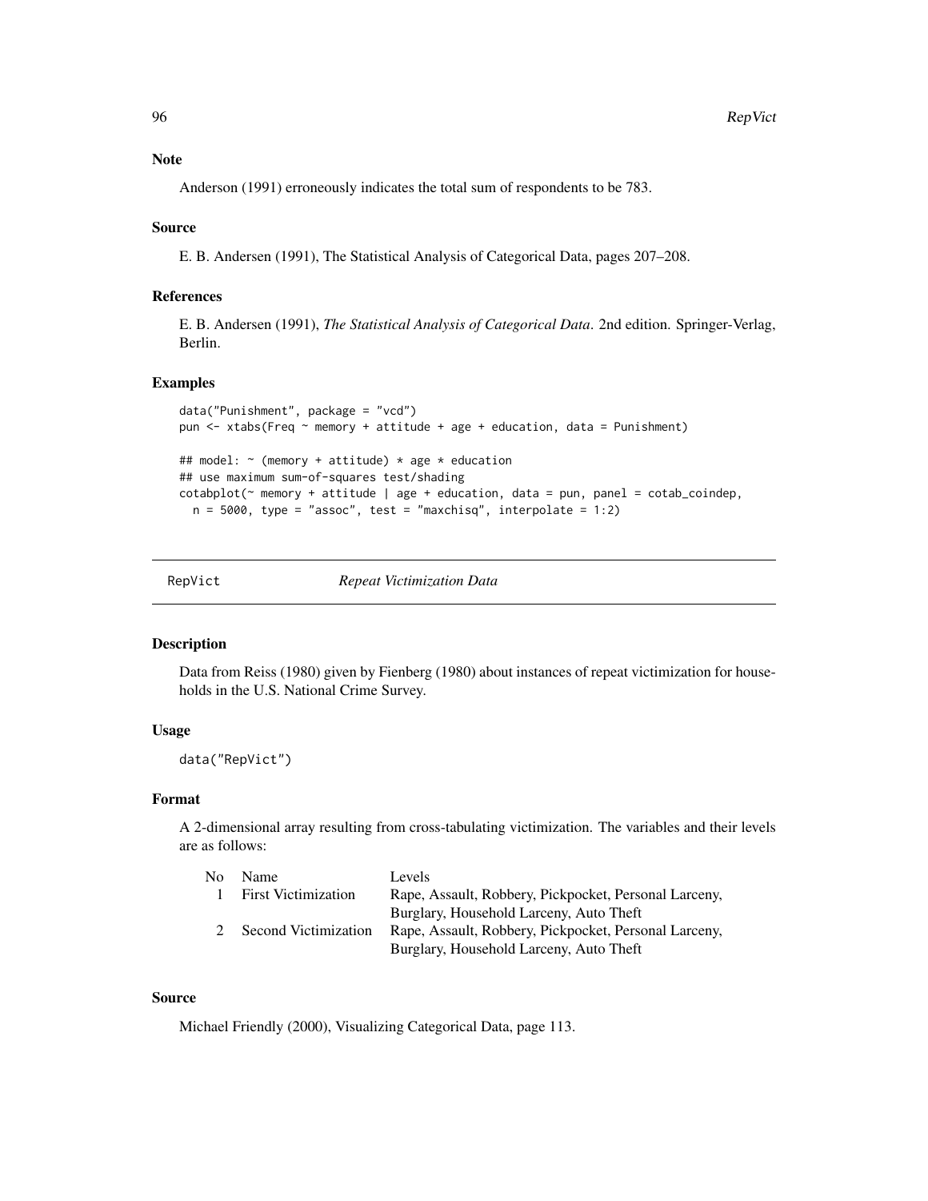### Note

Anderson (1991) erroneously indicates the total sum of respondents to be 783.

### Source

E. B. Andersen (1991), The Statistical Analysis of Categorical Data, pages 207–208.

### References

E. B. Andersen (1991), *The Statistical Analysis of Categorical Data*. 2nd edition. Springer-Verlag, Berlin.

### Examples

```
data("Punishment", package = "vcd")
pun <- xtabs(Freq ~ memory + attitude + age + education, data = Punishment)

## model: ~ (memory + attitude) * age * education
## use maximum sum-of-squares test/shading
cotabplot(~ memory + attitude | age + education, data = pun, panel = cotab_coindep,
  n = 5000, type = "assoc", test = "maxchisq", interpolate = 1:2)
```

---

## RepVict — *Repeat Victimization Data*

---

### Description

Data from Reiss (1980) given by Fienberg (1980) about instances of repeat victimization for households in the U.S. National Crime Survey.

### Usage

```
data("RepVict")
```

### Format

A 2-dimensional array resulting from cross-tabulating victimization. The variables and their levels are as follows:

| No | Name | Levels |
|---|---|---|
| 1 | First Victimization | Rape, Assault, Robbery, Pickpocket, Personal Larceny, Burglary, Household Larceny, Auto Theft |
| 2 | Second Victimization | Rape, Assault, Robbery, Pickpocket, Personal Larceny, Burglary, Household Larceny, Auto Theft |

### Source

Michael Friendly (2000), Visualizing Categorical Data, page 113.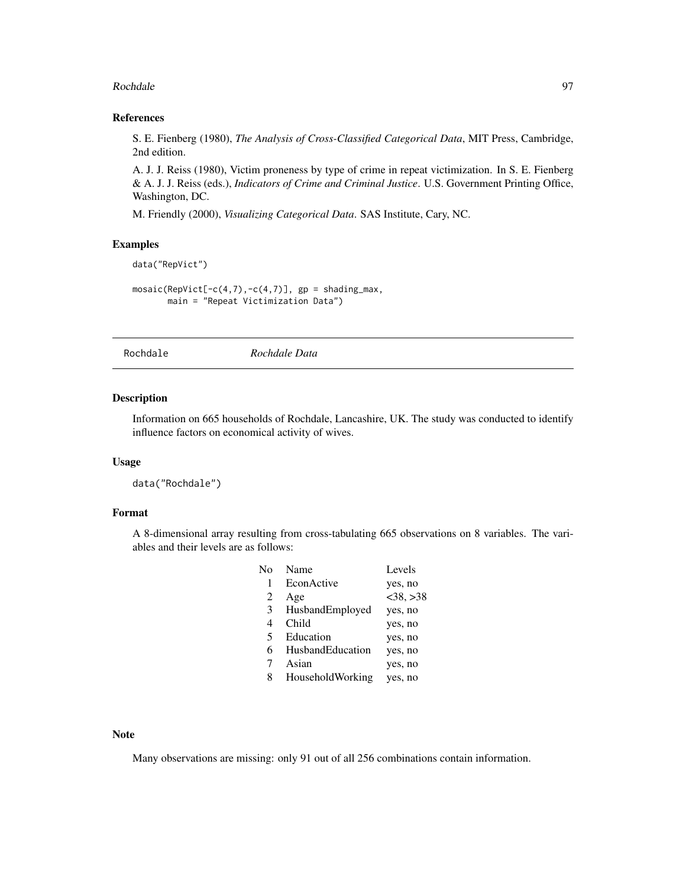### References

S. E. Fienberg (1980), *The Analysis of Cross-Classified Categorical Data*, MIT Press, Cambridge, 2nd edition.

A. J. J. Reiss (1980), Victim proneness by type of crime in repeat victimization. In S. E. Fienberg & A. J. J. Reiss (eds.), *Indicators of Crime and Criminal Justice*. U.S. Government Printing Office, Washington, DC.

M. Friendly (2000), *Visualizing Categorical Data*. SAS Institute, Cary, NC.

### Examples

```
data("RepVict")

mosaic(RepVict[-c(4,7),-c(4,7)], gp = shading_max,
       main = "Repeat Victimization Data")
```

---

## Rochdale *Rochdale Data*

---

### Description

Information on 665 households of Rochdale, Lancashire, UK. The study was conducted to identify influence factors on economical activity of wives.

### Usage

```
data("Rochdale")
```

### Format

A 8-dimensional array resulting from cross-tabulating 665 observations on 8 variables. The variables and their levels are as follows:

| No | Name | Levels |
|---|---|---|
| 1 | EconActive | yes, no |
| 2 | Age | <38, >38 |
| 3 | HusbandEmployed | yes, no |
| 4 | Child | yes, no |
| 5 | Education | yes, no |
| 6 | HusbandEducation | yes, no |
| 7 | Asian | yes, no |
| 8 | HouseholdWorking | yes, no |

### Note

Many observations are missing: only 91 out of all 256 combinations contain information.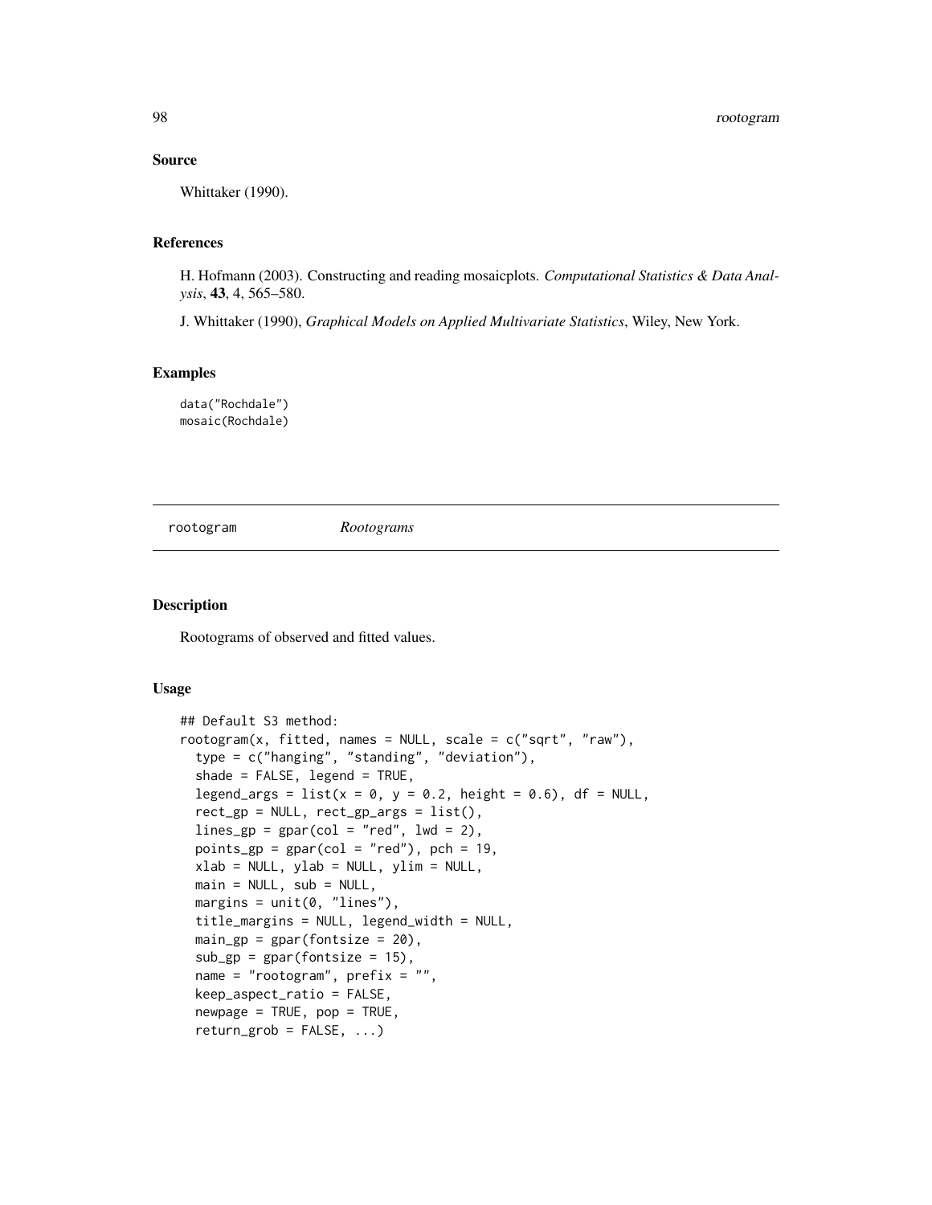### Source

Whittaker (1990).

### References

H. Hofmann (2003). Constructing and reading mosaicplots. *Computational Statistics & Data Analysis*, **43**, 4, 565–580.

J. Whittaker (1990), *Graphical Models on Applied Multivariate Statistics*, Wiley, New York.

### Examples

```
data("Rochdale")
mosaic(Rochdale)
```

---

## rootogram *Rootograms*

---

### Description

Rootograms of observed and fitted values.

### Usage

```
## Default S3 method:
rootogram(x, fitted, names = NULL, scale = c("sqrt", "raw"),
  type = c("hanging", "standing", "deviation"),
  shade = FALSE, legend = TRUE,
  legend_args = list(x = 0, y = 0.2, height = 0.6), df = NULL,
  rect_gp = NULL, rect_gp_args = list(),
  lines_gp = gpar(col = "red", lwd = 2),
  points_gp = gpar(col = "red"), pch = 19,
  xlab = NULL, ylab = NULL, ylim = NULL,
  main = NULL, sub = NULL,
  margins = unit(0, "lines"),
  title_margins = NULL, legend_width = NULL,
  main_gp = gpar(fontsize = 20),
  sub_gp = gpar(fontsize = 15),
  name = "rootogram", prefix = "",
  keep_aspect_ratio = FALSE,
  newpage = TRUE, pop = TRUE,
  return_grob = FALSE, ...)
```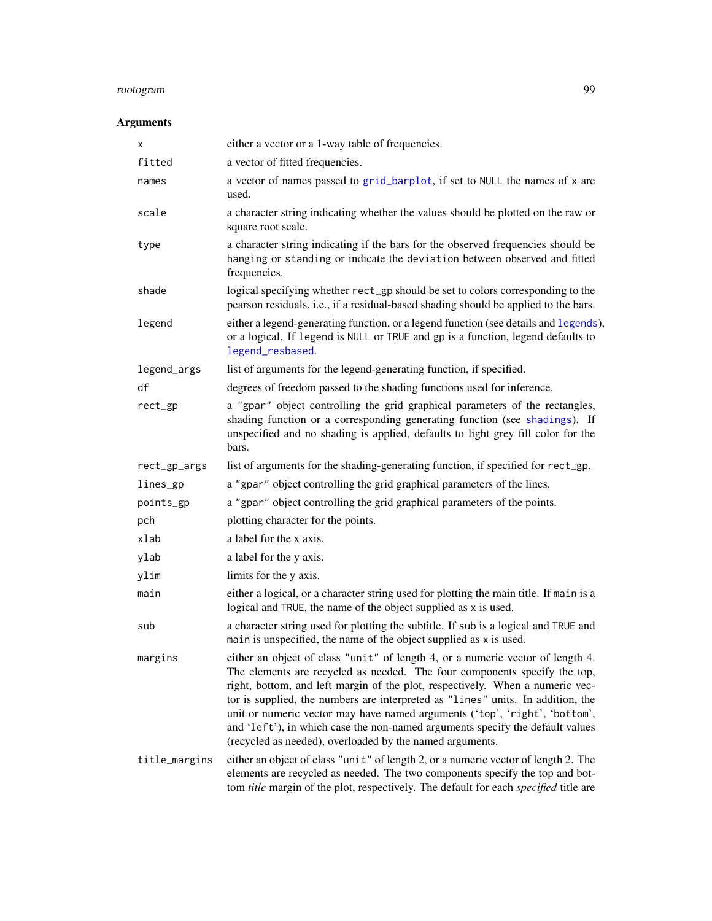## Arguments

| | |
|---|---|
| `x` | either a vector or a 1-way table of frequencies. |
| `fitted` | a vector of fitted frequencies. |
| `names` | a vector of names passed to `grid_barplot`, if set to `NULL` the names of `x` are used. |
| `scale` | a character string indicating whether the values should be plotted on the raw or square root scale. |
| `type` | a character string indicating if the bars for the observed frequencies should be `hanging` or `standing` or indicate the `deviation` between observed and fitted frequencies. |
| `shade` | logical specifying whether `rect_gp` should be set to colors corresponding to the pearson residuals, i.e., if a residual-based shading should be applied to the bars. |
| `legend` | either a legend-generating function, or a legend function (see details and `legends`), or a logical. If `legend` is `NULL` or `TRUE` and `gp` is a function, legend defaults to `legend_resbased`. |
| `legend_args` | list of arguments for the legend-generating function, if specified. |
| `df` | degrees of freedom passed to the shading functions used for inference. |
| `rect_gp` | a `"gpar"` object controlling the grid graphical parameters of the rectangles, shading function or a corresponding generating function (see `shadings`). If unspecified and no shading is applied, defaults to light grey fill color for the bars. |
| `rect_gp_args` | list of arguments for the shading-generating function, if specified for `rect_gp`. |
| `lines_gp` | a `"gpar"` object controlling the grid graphical parameters of the lines. |
| `points_gp` | a `"gpar"` object controlling the grid graphical parameters of the points. |
| `pch` | plotting character for the points. |
| `xlab` | a label for the x axis. |
| `ylab` | a label for the y axis. |
| `ylim` | limits for the y axis. |
| `main` | either a logical, or a character string used for plotting the main title. If `main` is a logical and `TRUE`, the name of the object supplied as `x` is used. |
| `sub` | a character string used for plotting the subtitle. If `sub` is a logical and `TRUE` and `main` is unspecified, the name of the object supplied as `x` is used. |
| `margins` | either an object of class `"unit"` of length 4, or a numeric vector of length 4. The elements are recycled as needed. The four components specify the top, right, bottom, and left margin of the plot, respectively. When a numeric vector is supplied, the numbers are interpreted as `"lines"` units. In addition, the unit or numeric vector may have named arguments ('`top`', '`right`', '`bottom`', and '`left`'), in which case the non-named arguments specify the default values (recycled as needed), overloaded by the named arguments. |
| `title_margins` | either an object of class `"unit"` of length 2, or a numeric vector of length 2. The elements are recycled as needed. The two components specify the top and bottom *title* margin of the plot, respectively. The default for each *specified* title are |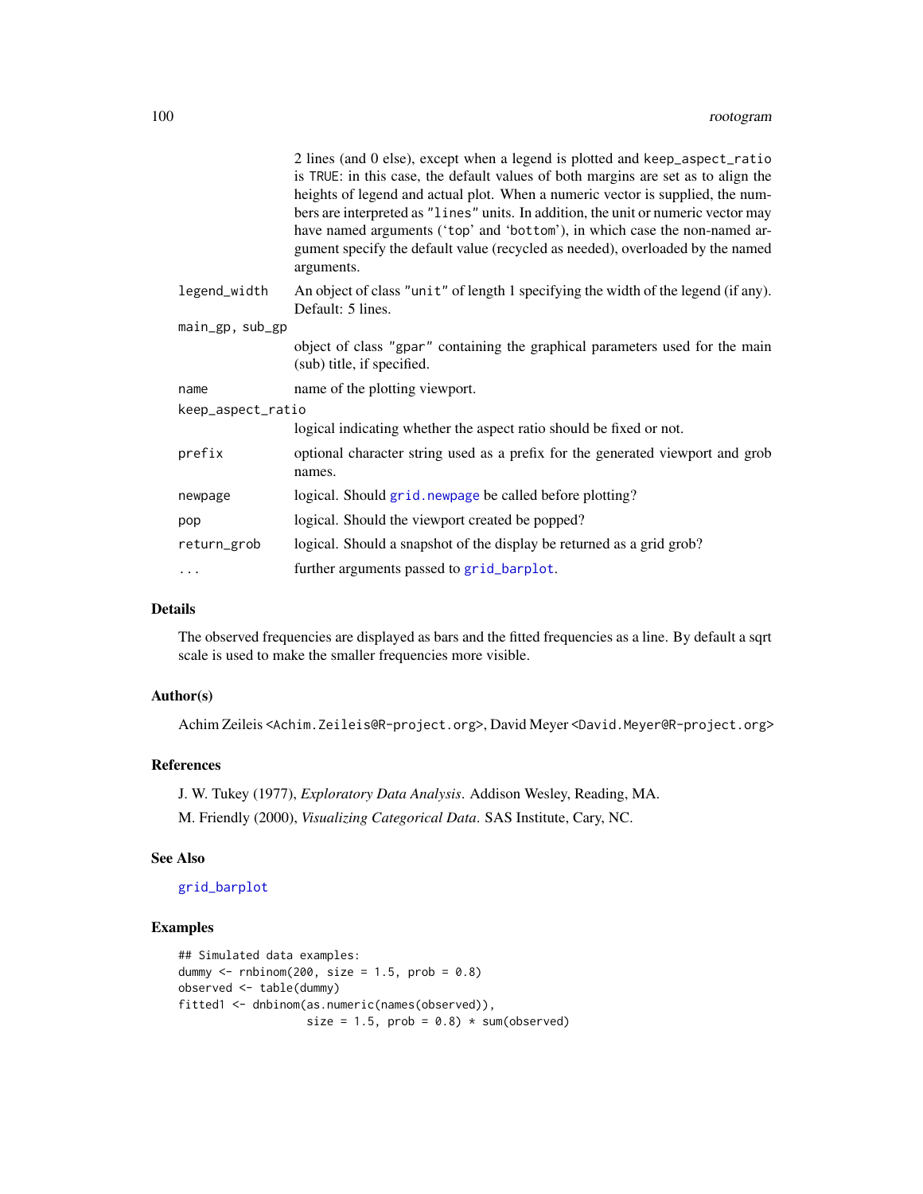2 lines (and 0 else), except when a legend is plotted and `keep_aspect_ratio` is TRUE: in this case, the default values of both margins are set as to align the heights of legend and actual plot. When a numeric vector is supplied, the numbers are interpreted as "lines" units. In addition, the unit or numeric vector may have named arguments ('top' and 'bottom'), in which case the non-named argument specify the default value (recycled as needed), overloaded by the named arguments.

`legend_width` An object of class "unit" of length 1 specifying the width of the legend (if any). Default: 5 lines.

`main_gp, sub_gp` object of class "gpar" containing the graphical parameters used for the main (sub) title, if specified.

`name` name of the plotting viewport.

`keep_aspect_ratio` logical indicating whether the aspect ratio should be fixed or not.

`prefix` optional character string used as a prefix for the generated viewport and grob names.

`newpage` logical. Should `grid.newpage` be called before plotting?

`pop` logical. Should the viewport created be popped?

`return_grob` logical. Should a snapshot of the display be returned as a grid grob?

`...` further arguments passed to `grid_barplot`.

### Details

The observed frequencies are displayed as bars and the fitted frequencies as a line. By default a sqrt scale is used to make the smaller frequencies more visible.

### Author(s)

Achim Zeileis <Achim.Zeileis@R-project.org>, David Meyer <David.Meyer@R-project.org>

### References

J. W. Tukey (1977), *Exploratory Data Analysis*. Addison Wesley, Reading, MA.

M. Friendly (2000), *Visualizing Categorical Data*. SAS Institute, Cary, NC.

### See Also

`grid_barplot`

### Examples

```
## Simulated data examples:
dummy <- rnbinom(200, size = 1.5, prob = 0.8)
observed <- table(dummy)
fitted1 <- dnbinom(as.numeric(names(observed)),
                   size = 1.5, prob = 0.8) * sum(observed)
```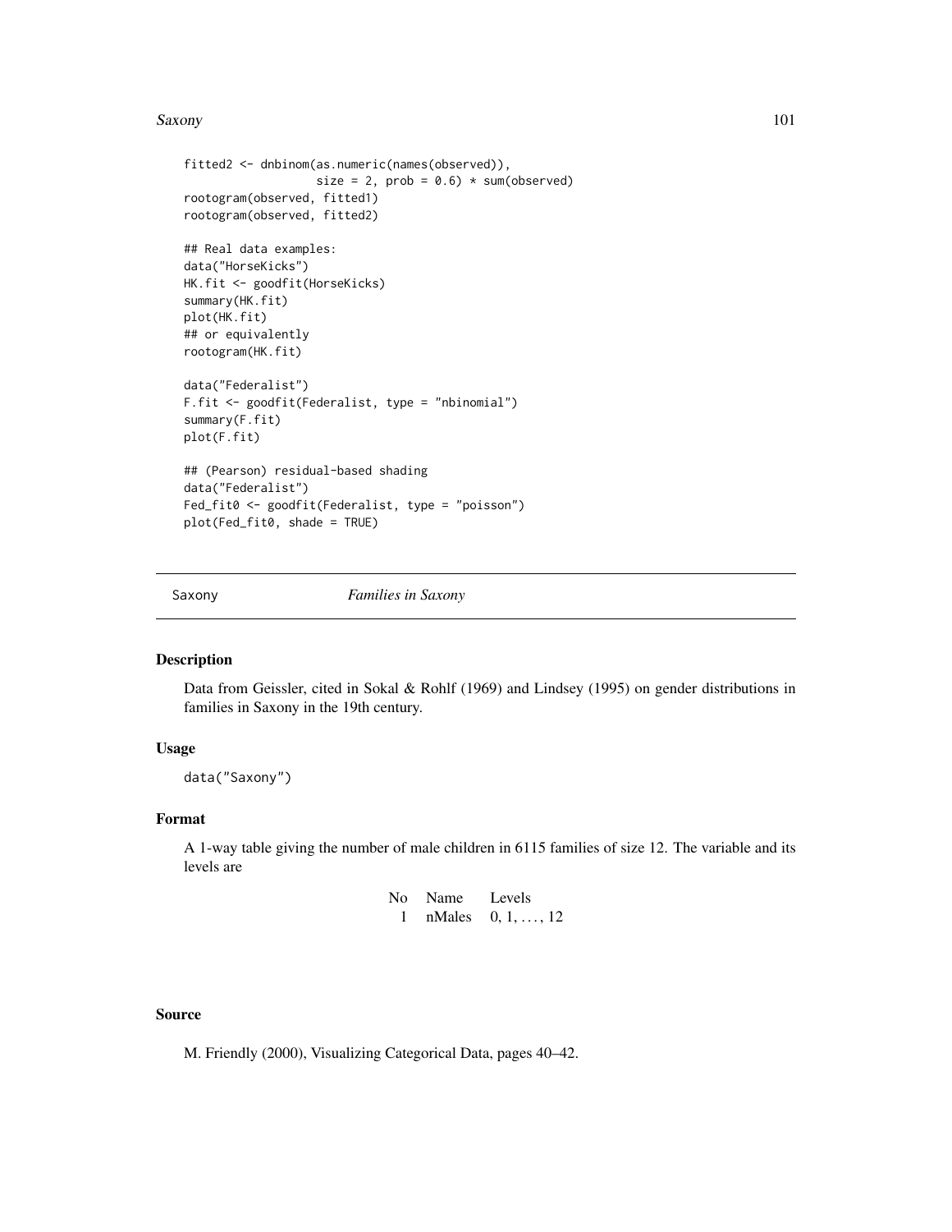```
fitted2 <- dnbinom(as.numeric(names(observed)),
                   size = 2, prob = 0.6) * sum(observed)
rootogram(observed, fitted1)
rootogram(observed, fitted2)

## Real data examples:
data("HorseKicks")
HK.fit <- goodfit(HorseKicks)
summary(HK.fit)
plot(HK.fit)
## or equivalently
rootogram(HK.fit)

data("Federalist")
F.fit <- goodfit(Federalist, type = "nbinomial")
summary(F.fit)
plot(F.fit)

## (Pearson) residual-based shading
data("Federalist")
Fed_fit0 <- goodfit(Federalist, type = "poisson")
plot(Fed_fit0, shade = TRUE)
```

---

Saxony *Families in Saxony*

---

## Description

Data from Geissler, cited in Sokal & Rohlf (1969) and Lindsey (1995) on gender distributions in families in Saxony in the 19th century.

## Usage

```
data("Saxony")
```

## Format

A 1-way table giving the number of male children in 6115 families of size 12. The variable and its levels are

| No | Name | Levels |
|---|---|---|
| 1 | nMales | $0, 1, \ldots, 12$ |

## Source

M. Friendly (2000), Visualizing Categorical Data, pages 40–42.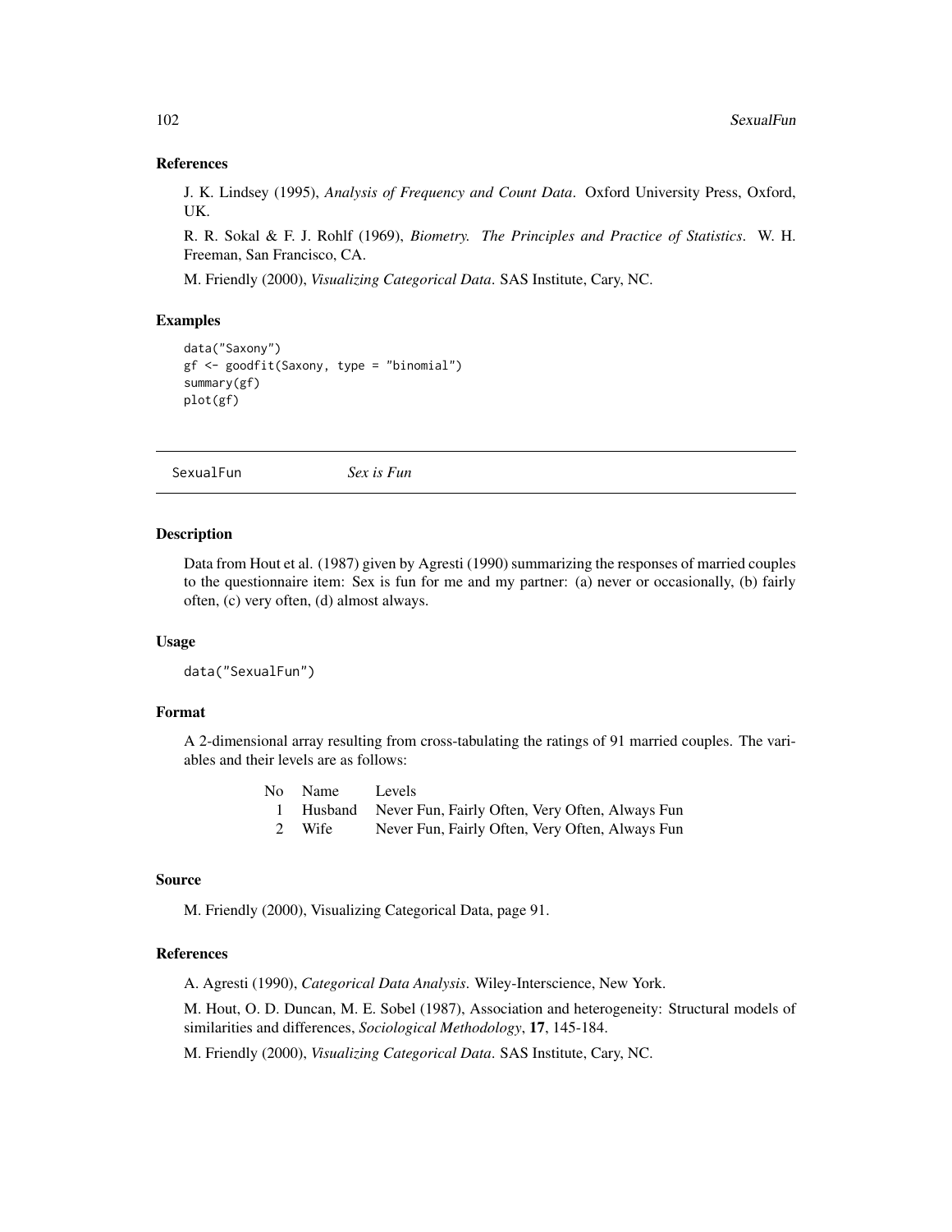### References

J. K. Lindsey (1995), *Analysis of Frequency and Count Data*. Oxford University Press, Oxford, UK.

R. R. Sokal & F. J. Rohlf (1969), *Biometry. The Principles and Practice of Statistics*. W. H. Freeman, San Francisco, CA.

M. Friendly (2000), *Visualizing Categorical Data*. SAS Institute, Cary, NC.

### Examples

```
data("Saxony")
gf <- goodfit(Saxony, type = "binomial")
summary(gf)
plot(gf)
```

---

## SexualFun *Sex is Fun*

---

### Description

Data from Hout et al. (1987) given by Agresti (1990) summarizing the responses of married couples to the questionnaire item: Sex is fun for me and my partner: (a) never or occasionally, (b) fairly often, (c) very often, (d) almost always.

### Usage

```
data("SexualFun")
```

### Format

A 2-dimensional array resulting from cross-tabulating the ratings of 91 married couples. The variables and their levels are as follows:

| No | Name | Levels |
|---|---|---|
| 1 | Husband | Never Fun, Fairly Often, Very Often, Always Fun |
| 2 | Wife | Never Fun, Fairly Often, Very Often, Always Fun |

### Source

M. Friendly (2000), Visualizing Categorical Data, page 91.

### References

A. Agresti (1990), *Categorical Data Analysis*. Wiley-Interscience, New York.

M. Hout, O. D. Duncan, M. E. Sobel (1987), Association and heterogeneity: Structural models of similarities and differences, *Sociological Methodology*, **17**, 145-184.

M. Friendly (2000), *Visualizing Categorical Data*. SAS Institute, Cary, NC.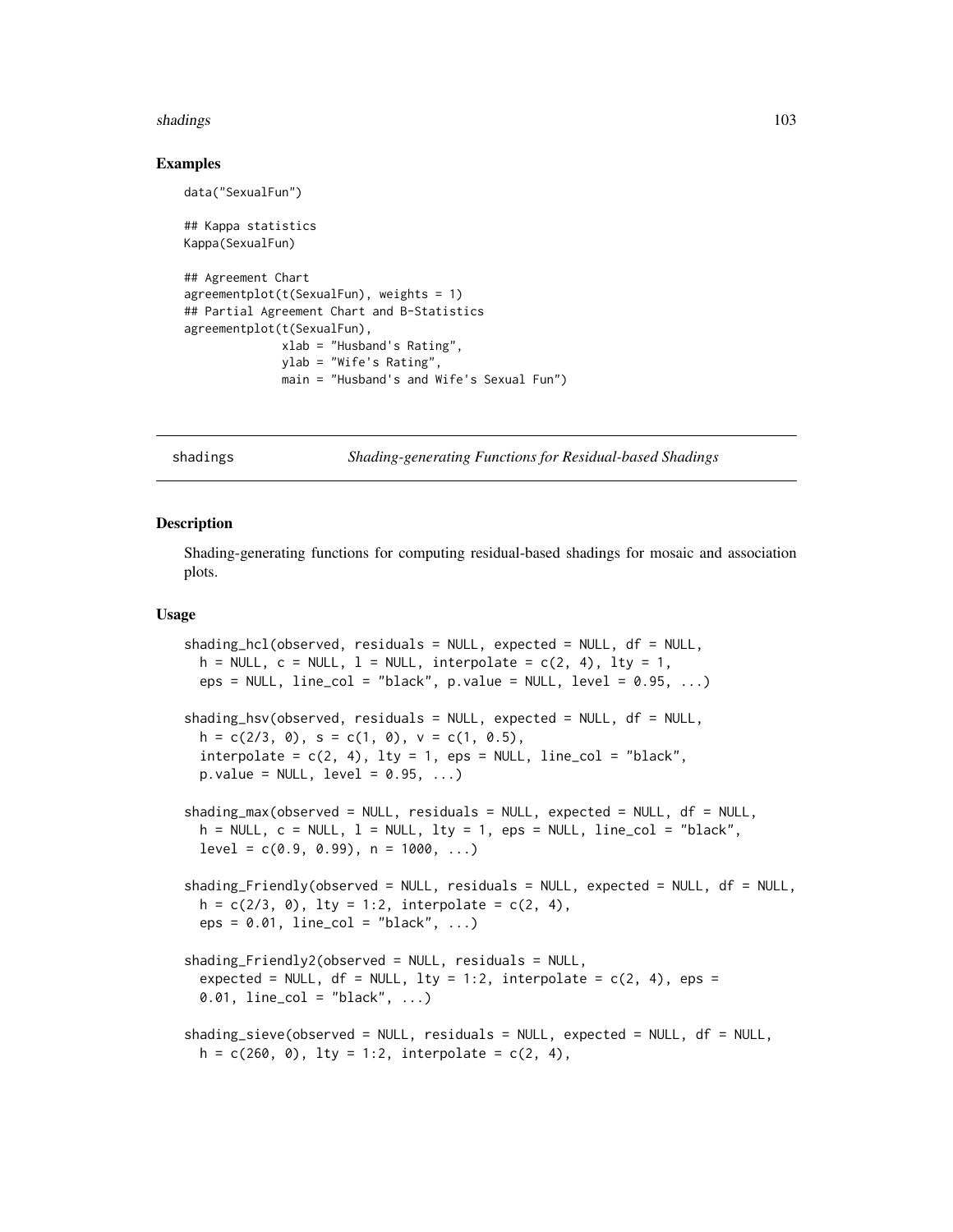### Examples

```
data("SexualFun")

## Kappa statistics
Kappa(SexualFun)

## Agreement Chart
agreementplot(t(SexualFun), weights = 1)
## Partial Agreement Chart and B-Statistics
agreementplot(t(SexualFun),
              xlab = "Husband's Rating",
              ylab = "Wife's Rating",
              main = "Husband's and Wife's Sexual Fun")
```

---

## shadings *Shading-generating Functions for Residual-based Shadings*

---

### Description

Shading-generating functions for computing residual-based shadings for mosaic and association plots.

### Usage

```
shading_hcl(observed, residuals = NULL, expected = NULL, df = NULL,
  h = NULL, c = NULL, l = NULL, interpolate = c(2, 4), lty = 1,
  eps = NULL, line_col = "black", p.value = NULL, level = 0.95, ...)

shading_hsv(observed, residuals = NULL, expected = NULL, df = NULL,
  h = c(2/3, 0), s = c(1, 0), v = c(1, 0.5),
  interpolate = c(2, 4), lty = 1, eps = NULL, line_col = "black",
  p.value = NULL, level = 0.95, ...)

shading_max(observed = NULL, residuals = NULL, expected = NULL, df = NULL,
  h = NULL, c = NULL, l = NULL, lty = 1, eps = NULL, line_col = "black",
  level = c(0.9, 0.99), n = 1000, ...)

shading_Friendly(observed = NULL, residuals = NULL, expected = NULL, df = NULL,
  h = c(2/3, 0), lty = 1:2, interpolate = c(2, 4),
  eps = 0.01, line_col = "black", ...)

shading_Friendly2(observed = NULL, residuals = NULL,
  expected = NULL, df = NULL, lty = 1:2, interpolate = c(2, 4), eps =
  0.01, line_col = "black", ...)

shading_sieve(observed = NULL, residuals = NULL, expected = NULL, df = NULL,
  h = c(260, 0), lty = 1:2, interpolate = c(2, 4),
```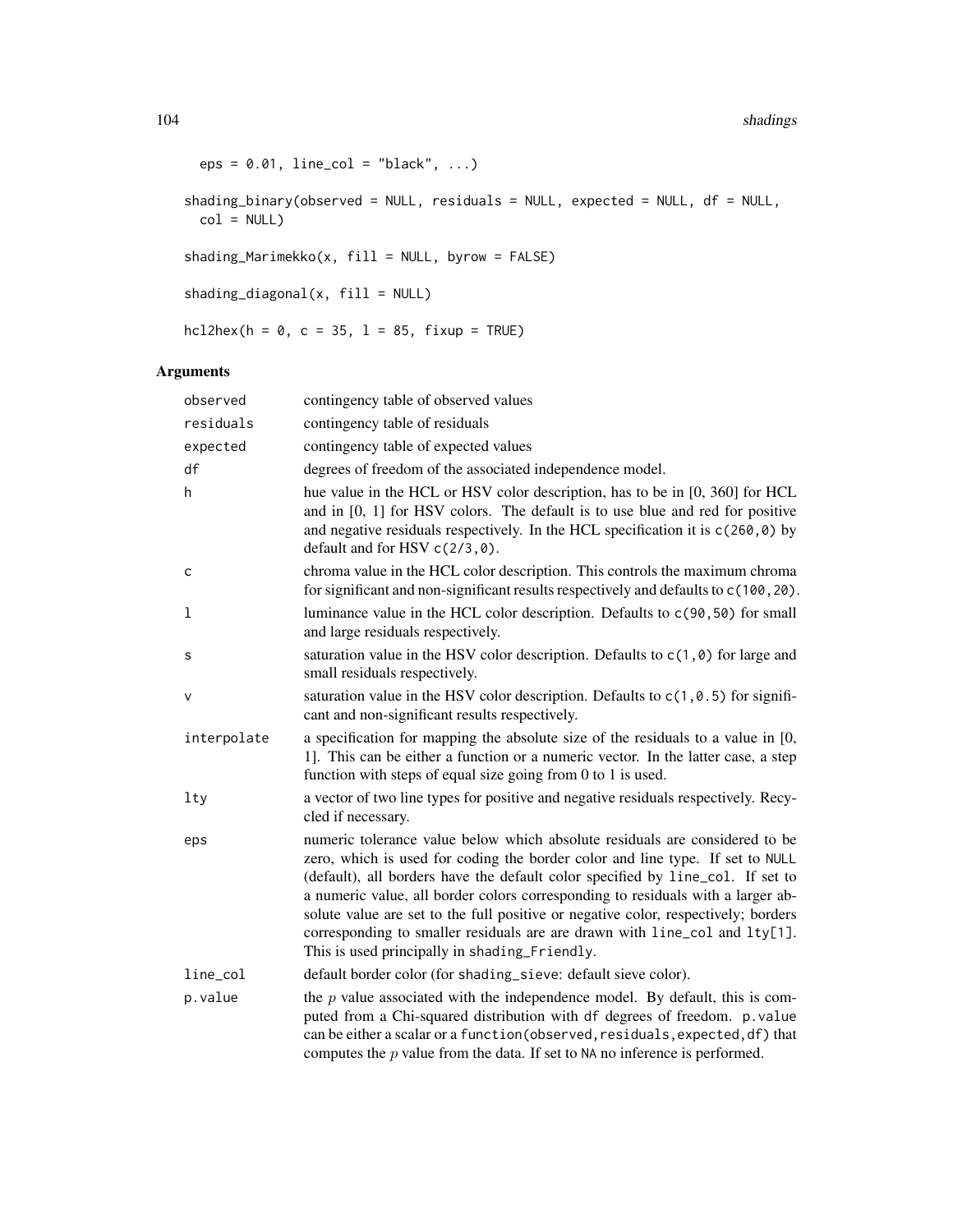```
  eps = 0.01, line_col = "black", ...)

shading_binary(observed = NULL, residuals = NULL, expected = NULL, df = NULL,
  col = NULL)

shading_Marimekko(x, fill = NULL, byrow = FALSE)

shading_diagonal(x, fill = NULL)

hcl2hex(h = 0, c = 35, l = 85, fixup = TRUE)
```

## Arguments

| | |
|---|---|
| `observed` | contingency table of observed values |
| `residuals` | contingency table of residuals |
| `expected` | contingency table of expected values |
| `df` | degrees of freedom of the associated independence model. |
| `h` | hue value in the HCL or HSV color description, has to be in [0, 360] for HCL and in [0, 1] for HSV colors. The default is to use blue and red for positive and negative residuals respectively. In the HCL specification it is `c(260,0)` by default and for HSV `c(2/3,0)`. |
| `c` | chroma value in the HCL color description. This controls the maximum chroma for significant and non-significant results respectively and defaults to `c(100,20)`. |
| `l` | luminance value in the HCL color description. Defaults to `c(90,50)` for small and large residuals respectively. |
| `s` | saturation value in the HSV color description. Defaults to `c(1,0)` for large and small residuals respectively. |
| `v` | saturation value in the HSV color description. Defaults to `c(1,0.5)` for significant and non-significant results respectively. |
| `interpolate` | a specification for mapping the absolute size of the residuals to a value in [0, 1]. This can be either a function or a numeric vector. In the latter case, a step function with steps of equal size going from 0 to 1 is used. |
| `lty` | a vector of two line types for positive and negative residuals respectively. Recycled if necessary. |
| `eps` | numeric tolerance value below which absolute residuals are considered to be zero, which is used for coding the border color and line type. If set to `NULL` (default), all borders have the default color specified by `line_col`. If set to a numeric value, all border colors corresponding to residuals with a larger absolute value are set to the full positive or negative color, respectively; borders corresponding to smaller residuals are are drawn with `line_col` and `lty[1]`. This is used principally in `shading_Friendly`. |
| `line_col` | default border color (for `shading_sieve`: default sieve color). |
| `p.value` | the $p$ value associated with the independence model. By default, this is computed from a Chi-squared distribution with `df` degrees of freedom. `p.value` can be either a scalar or a `function(observed,residuals,expected,df)` that computes the $p$ value from the data. If set to `NA` no inference is performed. |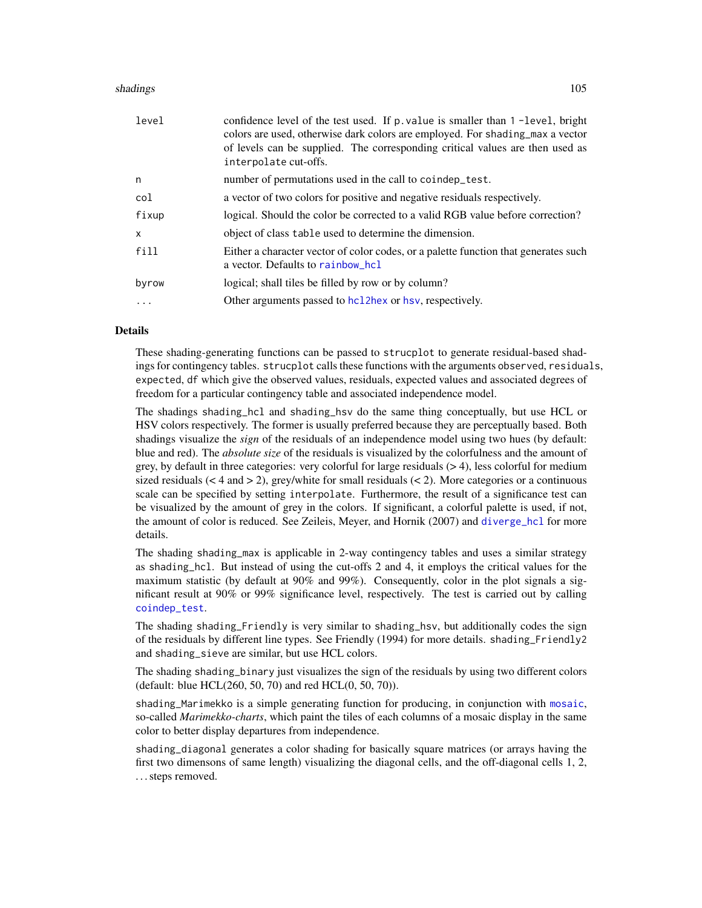| | |
|---|---|
| `level` | confidence level of the test used. If `p.value` is smaller than `1 -level`, bright colors are used, otherwise dark colors are employed. For `shading_max` a vector of levels can be supplied. The corresponding critical values are then used as `interpolate` cut-offs. |
| `n` | number of permutations used in the call to `coindep_test`. |
| `col` | a vector of two colors for positive and negative residuals respectively. |
| `fixup` | logical. Should the color be corrected to a valid RGB value before correction? |
| `x` | object of class `table` used to determine the dimension. |
| `fill` | Either a character vector of color codes, or a palette function that generates such a vector. Defaults to `rainbow_hcl` |
| `byrow` | logical; shall tiles be filled by row or by column? |
| `...` | Other arguments passed to `hcl2hex` or `hsv`, respectively. |

## Details

These shading-generating functions can be passed to `strucplot` to generate residual-based shadings for contingency tables. `strucplot` calls these functions with the arguments `observed`, `residuals`, `expected`, `df` which give the observed values, residuals, expected values and associated degrees of freedom for a particular contingency table and associated independence model.

The shadings `shading_hcl` and `shading_hsv` do the same thing conceptually, but use HCL or HSV colors respectively. The former is usually preferred because they are perceptually based. Both shadings visualize the *sign* of the residuals of an independence model using two hues (by default: blue and red). The *absolute size* of the residuals is visualized by the colorfulness and the amount of grey, by default in three categories: very colorful for large residuals (> 4), less colorful for medium sized residuals (< 4 and > 2), grey/white for small residuals (< 2). More categories or a continuous scale can be specified by setting `interpolate`. Furthermore, the result of a significance test can be visualized by the amount of grey in the colors. If significant, a colorful palette is used, if not, the amount of color is reduced. See Zeileis, Meyer, and Hornik (2007) and `diverge_hcl` for more details.

The shading `shading_max` is applicable in 2-way contingency tables and uses a similar strategy as `shading_hcl`. But instead of using the cut-offs 2 and 4, it employs the critical values for the maximum statistic (by default at 90% and 99%). Consequently, color in the plot signals a significant result at 90% or 99% significance level, respectively. The test is carried out by calling `coindep_test`.

The shading `shading_Friendly` is very similar to `shading_hsv`, but additionally codes the sign of the residuals by different line types. See Friendly (1994) for more details. `shading_Friendly2` and `shading_sieve` are similar, but use HCL colors.

The shading `shading_binary` just visualizes the sign of the residuals by using two different colors (default: blue HCL(260, 50, 70) and red HCL(0, 50, 70)).

`shading_Marimekko` is a simple generating function for producing, in conjunction with `mosaic`, so-called *Marimekko-charts*, which paint the tiles of each columns of a mosaic display in the same color to better display departures from independence.

`shading_diagonal` generates a color shading for basically square matrices (or arrays having the first two dimensons of same length) visualizing the diagonal cells, and the off-diagonal cells 1, 2, ... steps removed.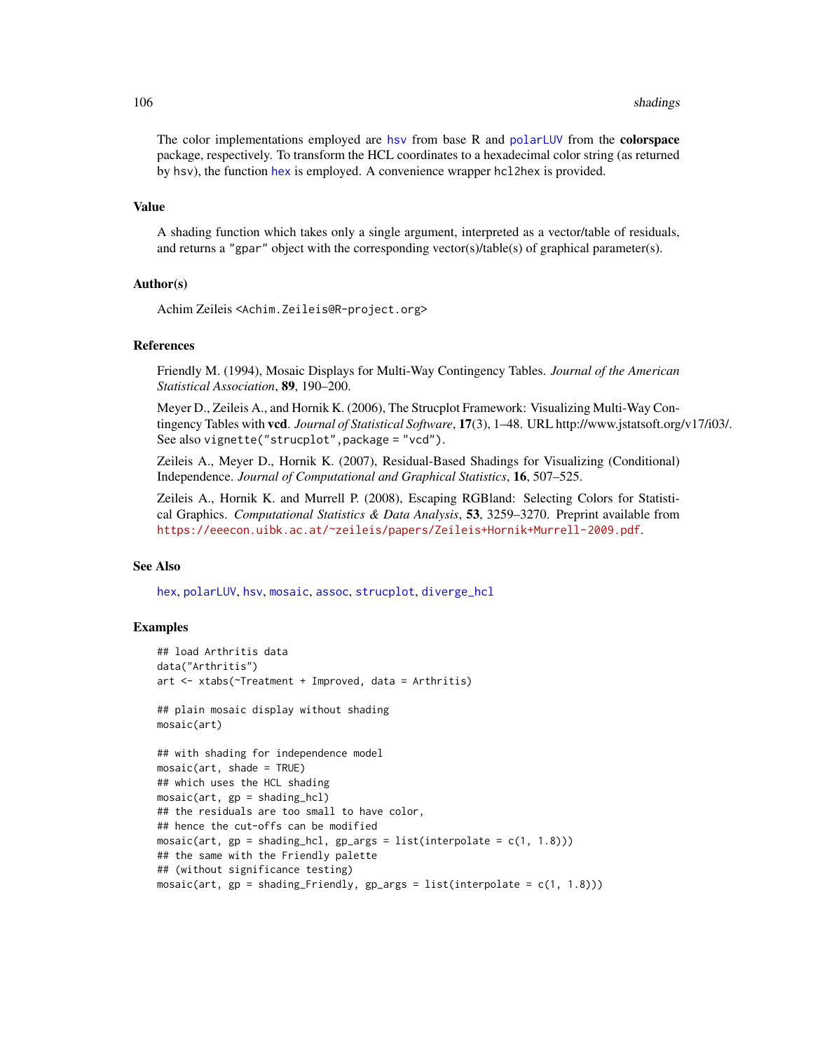The color implementations employed are `hsv` from base R and `polarLUV` from the **colorspace** package, respectively. To transform the HCL coordinates to a hexadecimal color string (as returned by `hsv`), the function `hex` is employed. A convenience wrapper `hcl2hex` is provided.

## Value

A shading function which takes only a single argument, interpreted as a vector/table of residuals, and returns a `"gpar"` object with the corresponding vector(s)/table(s) of graphical parameter(s).

## Author(s)

Achim Zeileis <Achim.Zeileis@R-project.org>

## References

Friendly M. (1994), Mosaic Displays for Multi-Way Contingency Tables. *Journal of the American Statistical Association*, **89**, 190–200.

Meyer D., Zeileis A., and Hornik K. (2006), The Strucplot Framework: Visualizing Multi-Way Contingency Tables with **vcd**. *Journal of Statistical Software*, **17**(3), 1–48. URL http://www.jstatsoft.org/v17/i03/. See also `vignette("strucplot",package = "vcd")`.

Zeileis A., Meyer D., Hornik K. (2007), Residual-Based Shadings for Visualizing (Conditional) Independence. *Journal of Computational and Graphical Statistics*, **16**, 507–525.

Zeileis A., Hornik K. and Murrell P. (2008), Escaping RGBland: Selecting Colors for Statistical Graphics. *Computational Statistics & Data Analysis*, **53**, 3259–3270. Preprint available from https://eeecon.uibk.ac.at/~zeileis/papers/Zeileis+Hornik+Murrell-2009.pdf.

## See Also

`hex`, `polarLUV`, `hsv`, `mosaic`, `assoc`, `strucplot`, `diverge_hcl`

## Examples

```
## load Arthritis data
data("Arthritis")
art <- xtabs(~Treatment + Improved, data = Arthritis)

## plain mosaic display without shading
mosaic(art)

## with shading for independence model
mosaic(art, shade = TRUE)
## which uses the HCL shading
mosaic(art, gp = shading_hcl)
## the residuals are too small to have color,
## hence the cut-offs can be modified
mosaic(art, gp = shading_hcl, gp_args = list(interpolate = c(1, 1.8)))
## the same with the Friendly palette
## (without significance testing)
mosaic(art, gp = shading_Friendly, gp_args = list(interpolate = c(1, 1.8)))
```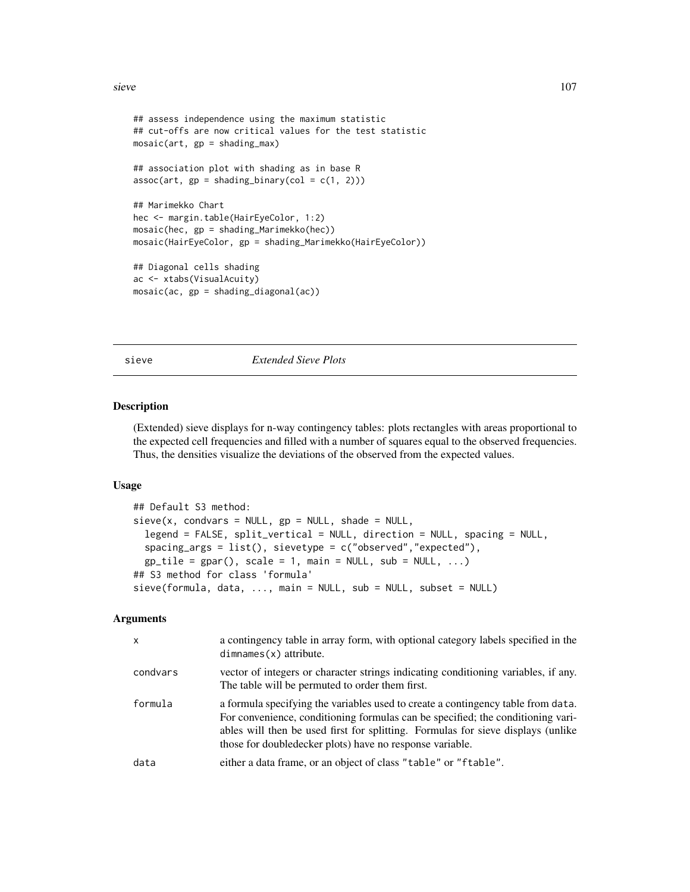```
## assess independence using the maximum statistic
## cut-offs are now critical values for the test statistic
mosaic(art, gp = shading_max)

## association plot with shading as in base R
assoc(art, gp = shading_binary(col = c(1, 2)))

## Marimekko Chart
hec <- margin.table(HairEyeColor, 1:2)
mosaic(hec, gp = shading_Marimekko(hec))
mosaic(HairEyeColor, gp = shading_Marimekko(HairEyeColor))

## Diagonal cells shading
ac <- xtabs(VisualAcuity)
mosaic(ac, gp = shading_diagonal(ac))
```

---

## sieve *Extended Sieve Plots*

### Description

(Extended) sieve displays for n-way contingency tables: plots rectangles with areas proportional to the expected cell frequencies and filled with a number of squares equal to the observed frequencies. Thus, the densities visualize the deviations of the observed from the expected values.

### Usage

```
## Default S3 method:
sieve(x, condvars = NULL, gp = NULL, shade = NULL,
  legend = FALSE, split_vertical = NULL, direction = NULL, spacing = NULL,
  spacing_args = list(), sievetype = c("observed","expected"),
  gp_tile = gpar(), scale = 1, main = NULL, sub = NULL, ...)
## S3 method for class 'formula'
sieve(formula, data, ..., main = NULL, sub = NULL, subset = NULL)
```

### Arguments

| | |
|---|---|
| `x` | a contingency table in array form, with optional category labels specified in the `dimnames(x)` attribute. |
| `condvars` | vector of integers or character strings indicating conditioning variables, if any. The table will be permuted to order them first. |
| `formula` | a formula specifying the variables used to create a contingency table from `data`. For convenience, conditioning formulas can be specified; the conditioning variables will then be used first for splitting. Formulas for sieve displays (unlike those for doubledecker plots) have no response variable. |
| `data` | either a data frame, or an object of class `"table"` or `"ftable"`. |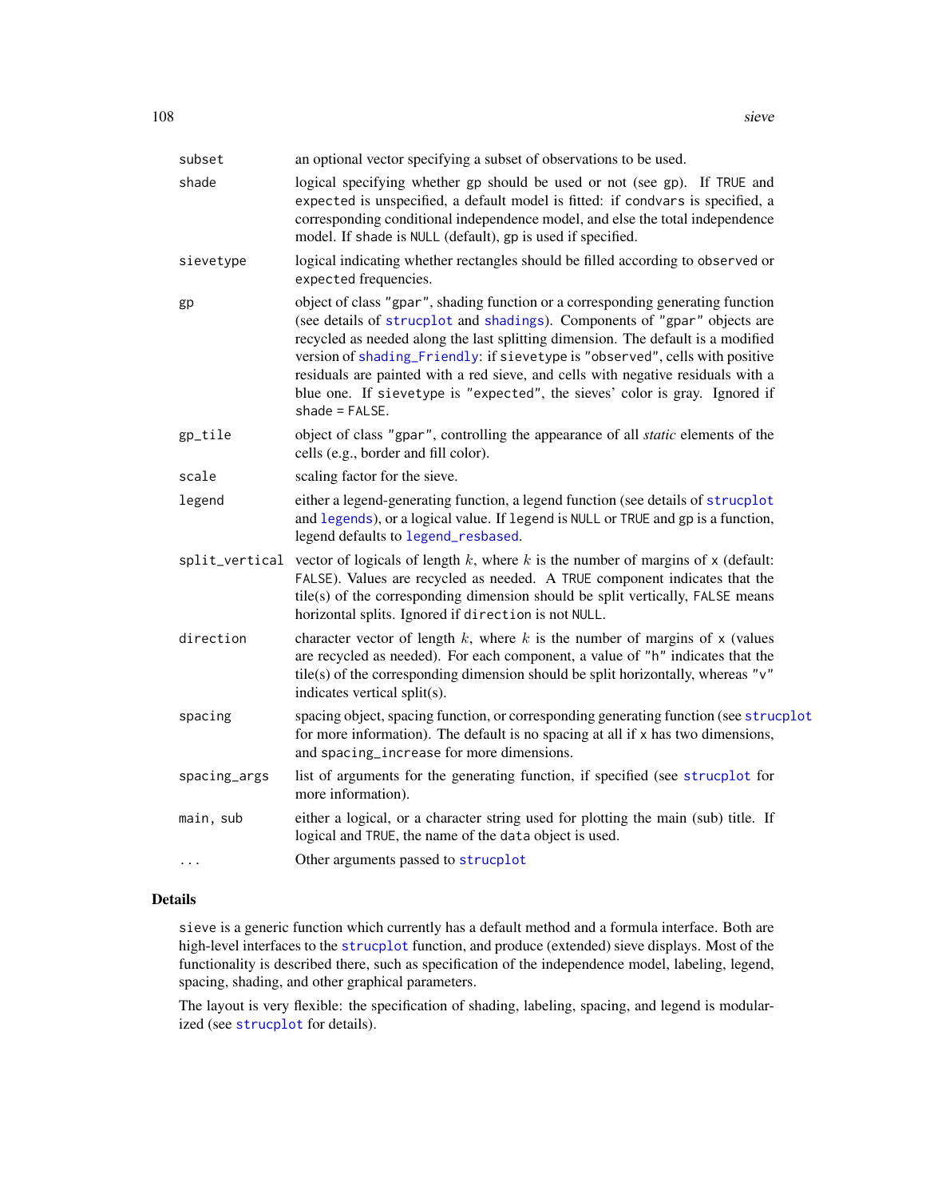| | |
|---|---|
| subset | an optional vector specifying a subset of observations to be used. |
| shade | logical specifying whether gp should be used or not (see gp). If TRUE and expected is unspecified, a default model is fitted: if condvars is specified, a corresponding conditional independence model, and else the total independence model. If shade is NULL (default), gp is used if specified. |
| sievetype | logical indicating whether rectangles should be filled according to observed or expected frequencies. |
| gp | object of class "gpar", shading function or a corresponding generating function (see details of strucplot and shadings). Components of "gpar" objects are recycled as needed along the last splitting dimension. The default is a modified version of shading_Friendly: if sievetype is "observed", cells with positive residuals are painted with a red sieve, and cells with negative residuals with a blue one. If sievetype is "expected", the sieves' color is gray. Ignored if shade = FALSE. |
| gp_tile | object of class "gpar", controlling the appearance of all *static* elements of the cells (e.g., border and fill color). |
| scale | scaling factor for the sieve. |
| legend | either a legend-generating function, a legend function (see details of strucplot and legends), or a logical value. If legend is NULL or TRUE and gp is a function, legend defaults to legend_resbased. |
| split_vertical | vector of logicals of length $k$, where $k$ is the number of margins of x (default: FALSE). Values are recycled as needed. A TRUE component indicates that the tile(s) of the corresponding dimension should be split vertically, FALSE means horizontal splits. Ignored if direction is not NULL. |
| direction | character vector of length $k$, where $k$ is the number of margins of x (values are recycled as needed). For each component, a value of "h" indicates that the tile(s) of the corresponding dimension should be split horizontally, whereas "v" indicates vertical split(s). |
| spacing | spacing object, spacing function, or corresponding generating function (see strucplot for more information). The default is no spacing at all if x has two dimensions, and spacing_increase for more dimensions. |
| spacing_args | list of arguments for the generating function, if specified (see strucplot for more information). |
| main, sub | either a logical, or a character string used for plotting the main (sub) title. If logical and TRUE, the name of the data object is used. |
| ... | Other arguments passed to strucplot |

## Details

sieve is a generic function which currently has a default method and a formula interface. Both are high-level interfaces to the strucplot function, and produce (extended) sieve displays. Most of the functionality is described there, such as specification of the independence model, labeling, legend, spacing, shading, and other graphical parameters.

The layout is very flexible: the specification of shading, labeling, spacing, and legend is modularized (see strucplot for details).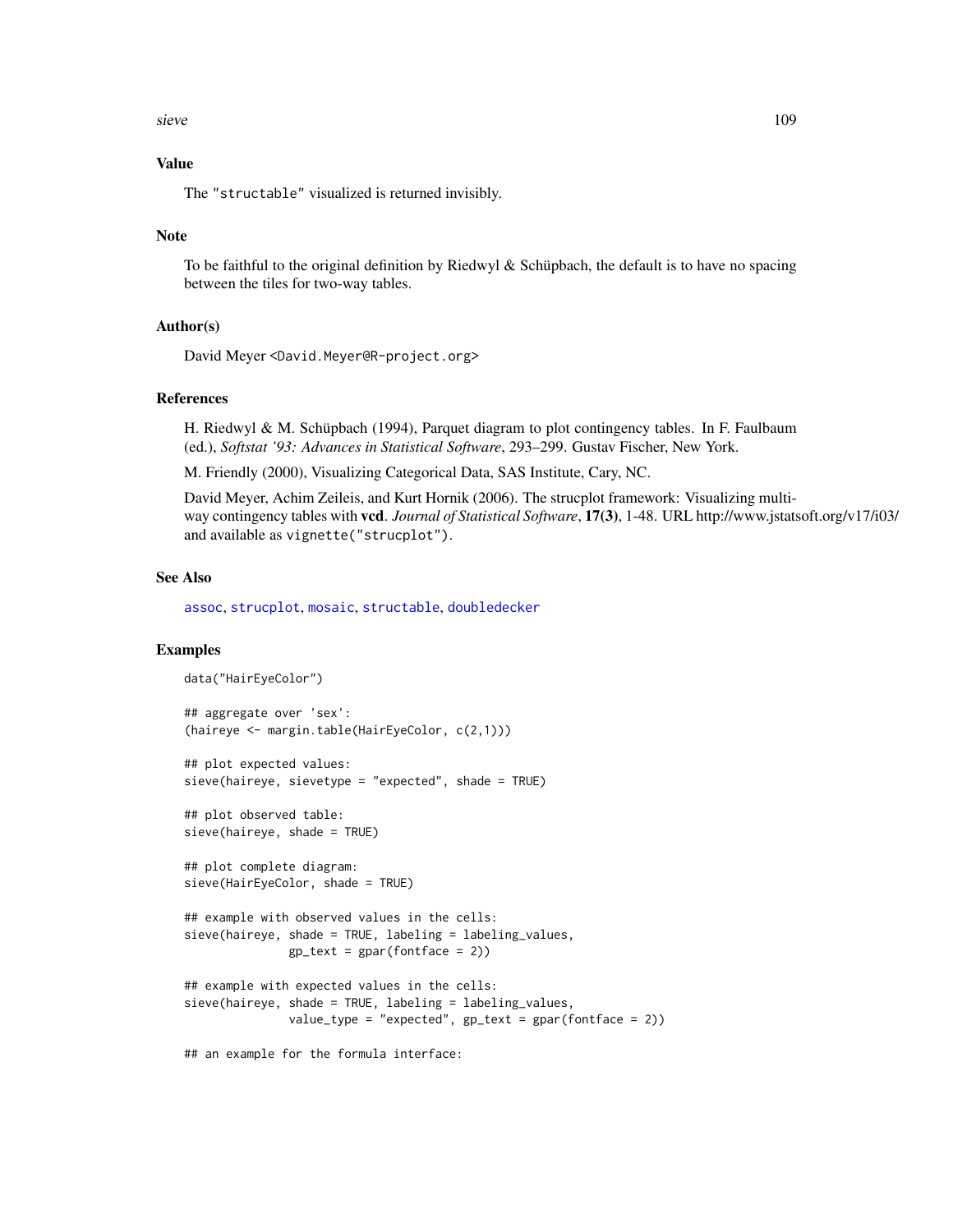## Value

The "structable" visualized is returned invisibly.

## Note

To be faithful to the original definition by Riedwyl & Schüpbach, the default is to have no spacing between the tiles for two-way tables.

## Author(s)

David Meyer <David.Meyer@R-project.org>

## References

H. Riedwyl & M. Schüpbach (1994), Parquet diagram to plot contingency tables. In F. Faulbaum (ed.), *Softstat '93: Advances in Statistical Software*, 293–299. Gustav Fischer, New York.

M. Friendly (2000), Visualizing Categorical Data, SAS Institute, Cary, NC.

David Meyer, Achim Zeileis, and Kurt Hornik (2006). The strucplot framework: Visualizing multi-way contingency tables with **vcd**. *Journal of Statistical Software*, **17(3)**, 1-48. URL http://www.jstatsoft.org/v17/i03/ and available as vignette("strucplot").

## See Also

assoc, strucplot, mosaic, structable, doubledecker

## Examples

```
data("HairEyeColor")

## aggregate over 'sex':
(haireye <- margin.table(HairEyeColor, c(2,1)))

## plot expected values:
sieve(haireye, sievetype = "expected", shade = TRUE)

## plot observed table:
sieve(haireye, shade = TRUE)

## plot complete diagram:
sieve(HairEyeColor, shade = TRUE)

## example with observed values in the cells:
sieve(haireye, shade = TRUE, labeling = labeling_values,
               gp_text = gpar(fontface = 2))

## example with expected values in the cells:
sieve(haireye, shade = TRUE, labeling = labeling_values,
               value_type = "expected", gp_text = gpar(fontface = 2))

## an example for the formula interface:
```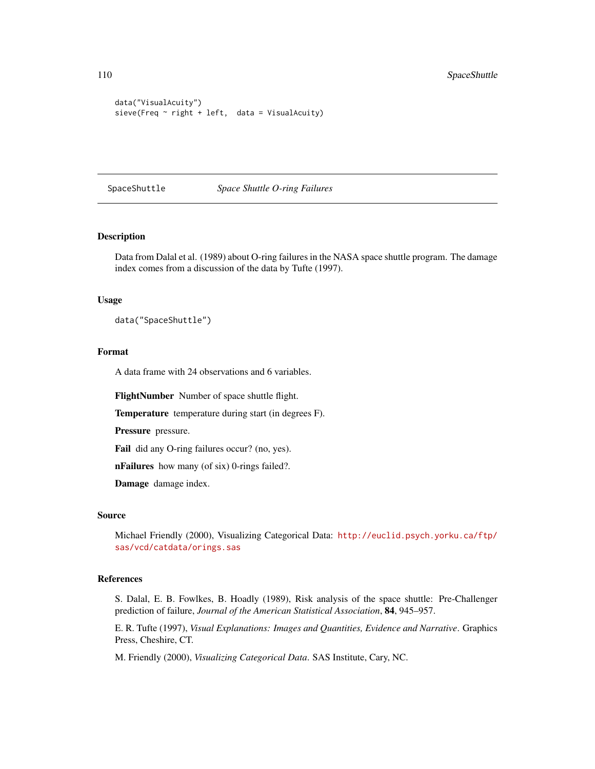```
data("VisualAcuity")
sieve(Freq ~ right + left,  data = VisualAcuity)
```

---

## SpaceShuttle — *Space Shuttle O-ring Failures*

---

### Description

Data from Dalal et al. (1989) about O-ring failures in the NASA space shuttle program. The damage index comes from a discussion of the data by Tufte (1997).

### Usage

```
data("SpaceShuttle")
```

### Format

A data frame with 24 observations and 6 variables.

**FlightNumber** Number of space shuttle flight.

**Temperature** temperature during start (in degrees F).

**Pressure** pressure.

**Fail** did any O-ring failures occur? (no, yes).

**nFailures** how many (of six) 0-rings failed?.

**Damage** damage index.

### Source

Michael Friendly (2000), Visualizing Categorical Data: http://euclid.psych.yorku.ca/ftp/sas/vcd/catdata/orings.sas

### References

S. Dalal, E. B. Fowlkes, B. Hoadly (1989), Risk analysis of the space shuttle: Pre-Challenger prediction of failure, *Journal of the American Statistical Association*, **84**, 945–957.

E. R. Tufte (1997), *Visual Explanations: Images and Quantities, Evidence and Narrative*. Graphics Press, Cheshire, CT.

M. Friendly (2000), *Visualizing Categorical Data*. SAS Institute, Cary, NC.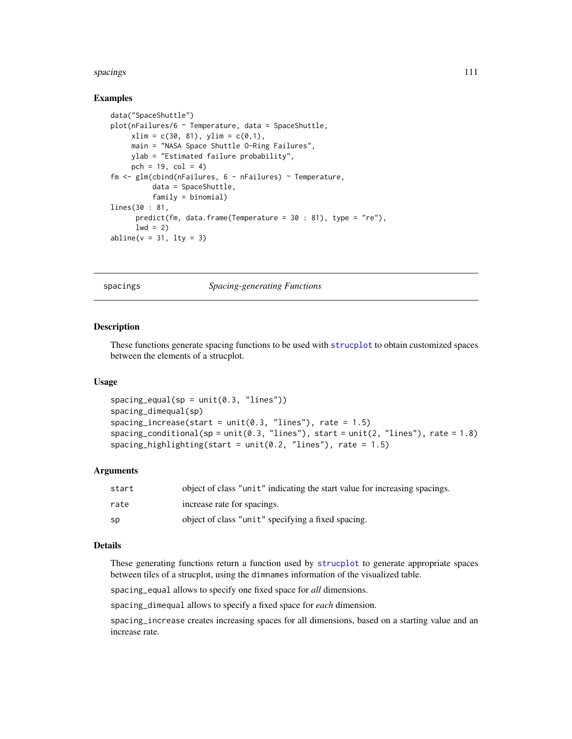### Examples

```
data("SpaceShuttle")
plot(nFailures/6 ~ Temperature, data = SpaceShuttle,
     xlim = c(30, 81), ylim = c(0,1),
     main = "NASA Space Shuttle O-Ring Failures",
     ylab = "Estimated failure probability",
     pch = 19, col = 4)
fm <- glm(cbind(nFailures, 6 - nFailures) ~ Temperature,
          data = SpaceShuttle,
          family = binomial)
lines(30 : 81,
      predict(fm, data.frame(Temperature = 30 : 81), type = "re"),
      lwd = 2)
abline(v = 31, lty = 3)
```

---

## spacings — *Spacing-generating Functions*

---

### Description

These functions generate spacing functions to be used with strucplot to obtain customized spaces between the elements of a strucplot.

### Usage

```
spacing_equal(sp = unit(0.3, "lines"))
spacing_dimequal(sp)
spacing_increase(start = unit(0.3, "lines"), rate = 1.5)
spacing_conditional(sp = unit(0.3, "lines"), start = unit(2, "lines"), rate = 1.8)
spacing_highlighting(start = unit(0.2, "lines"), rate = 1.5)
```

### Arguments

| | |
|---|---|
| `start` | object of class `"unit"` indicating the start value for increasing spacings. |
| `rate` | increase rate for spacings. |
| `sp` | object of class `"unit"` specifying a fixed spacing. |

### Details

These generating functions return a function used by strucplot to generate appropriate spaces between tiles of a strucplot, using the `dimnames` information of the visualized table.

`spacing_equal` allows to specify one fixed space for *all* dimensions.

`spacing_dimequal` allows to specify a fixed space for *each* dimension.

`spacing_increase` creates increasing spaces for all dimensions, based on a starting value and an increase rate.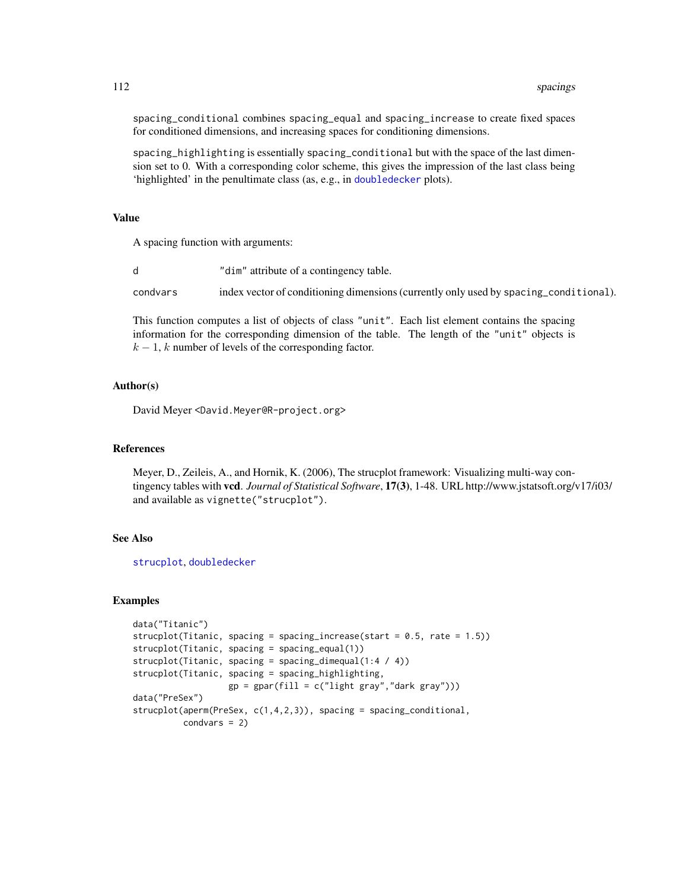spacing_conditional combines spacing_equal and spacing_increase to create fixed spaces for conditioned dimensions, and increasing spaces for conditioning dimensions.

spacing_highlighting is essentially spacing_conditional but with the space of the last dimension set to 0. With a corresponding color scheme, this gives the impression of the last class being 'highlighted' in the penultimate class (as, e.g., in doubledecker plots).

## Value

A spacing function with arguments:

| | |
|---|---|
| d | "dim" attribute of a contingency table. |
| condvars | index vector of conditioning dimensions (currently only used by spacing_conditional). |

This function computes a list of objects of class "unit". Each list element contains the spacing information for the corresponding dimension of the table. The length of the "unit" objects is $k-1$, $k$ number of levels of the corresponding factor.

## Author(s)

David Meyer <David.Meyer@R-project.org>

## References

Meyer, D., Zeileis, A., and Hornik, K. (2006), The strucplot framework: Visualizing multi-way contingency tables with **vcd**. *Journal of Statistical Software*, **17(3)**, 1-48. URL http://www.jstatsoft.org/v17/i03/ and available as vignette("strucplot").

## See Also

strucplot, doubledecker

## Examples

```
data("Titanic")
strucplot(Titanic, spacing = spacing_increase(start = 0.5, rate = 1.5))
strucplot(Titanic, spacing = spacing_equal(1))
strucplot(Titanic, spacing = spacing_dimequal(1:4 / 4))
strucplot(Titanic, spacing = spacing_highlighting,
                   gp = gpar(fill = c("light gray","dark gray")))
data("PreSex")
strucplot(aperm(PreSex, c(1,4,2,3)), spacing = spacing_conditional,
          condvars = 2)
```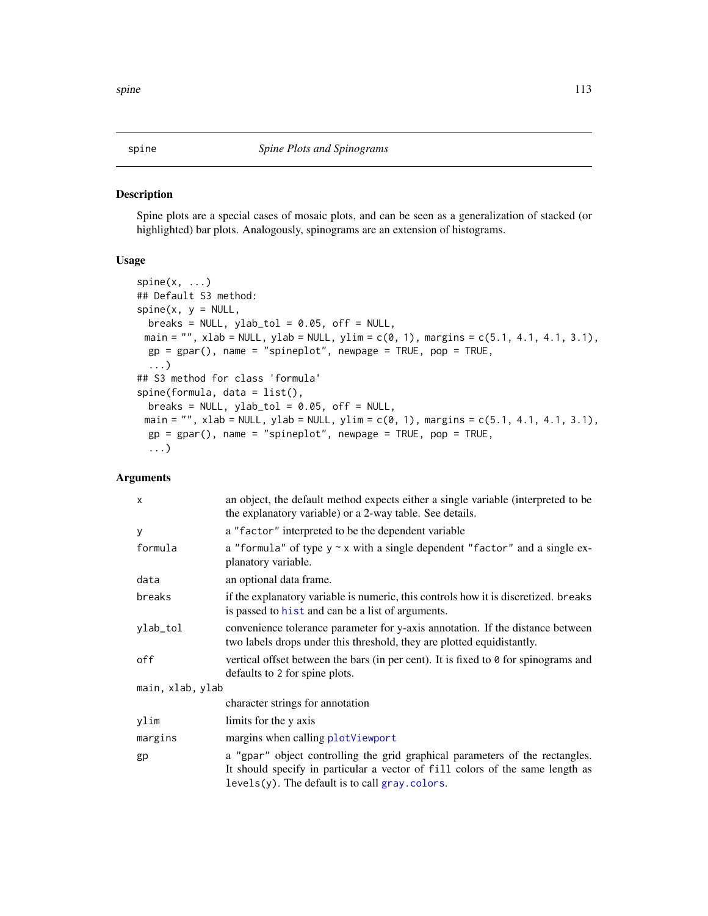# spine — *Spine Plots and Spinograms*

## Description

Spine plots are a special cases of mosaic plots, and can be seen as a generalization of stacked (or highlighted) bar plots. Analogously, spinograms are an extension of histograms.

## Usage

```
spine(x, ...)
## Default S3 method:
spine(x, y = NULL,
  breaks = NULL, ylab_tol = 0.05, off = NULL,
 main = "", xlab = NULL, ylab = NULL, ylim = c(0, 1), margins = c(5.1, 4.1, 4.1, 3.1),
  gp = gpar(), name = "spineplot", newpage = TRUE, pop = TRUE,
  ...)
## S3 method for class 'formula'
spine(formula, data = list(),
  breaks = NULL, ylab_tol = 0.05, off = NULL,
 main = "", xlab = NULL, ylab = NULL, ylim = c(0, 1), margins = c(5.1, 4.1, 4.1, 3.1),
  gp = gpar(), name = "spineplot", newpage = TRUE, pop = TRUE,
  ...)
```

## Arguments

| | |
|---|---|
| `x` | an object, the default method expects either a single variable (interpreted to be the explanatory variable) or a 2-way table. See details. |
| `y` | a `"factor"` interpreted to be the dependent variable |
| `formula` | a `"formula"` of type `y ~ x` with a single dependent `"factor"` and a single explanatory variable. |
| `data` | an optional data frame. |
| `breaks` | if the explanatory variable is numeric, this controls how it is discretized. `breaks` is passed to `hist` and can be a list of arguments. |
| `ylab_tol` | convenience tolerance parameter for y-axis annotation. If the distance between two labels drops under this threshold, they are plotted equidistantly. |
| `off` | vertical offset between the bars (in per cent). It is fixed to `0` for spinograms and defaults to `2` for spine plots. |
| `main, xlab, ylab` | character strings for annotation |
| `ylim` | limits for the y axis |
| `margins` | margins when calling `plotViewport` |
| `gp` | a `"gpar"` object controlling the grid graphical parameters of the rectangles. It should specify in particular a vector of `fill` colors of the same length as `levels(y)`. The default is to call `gray.colors`. |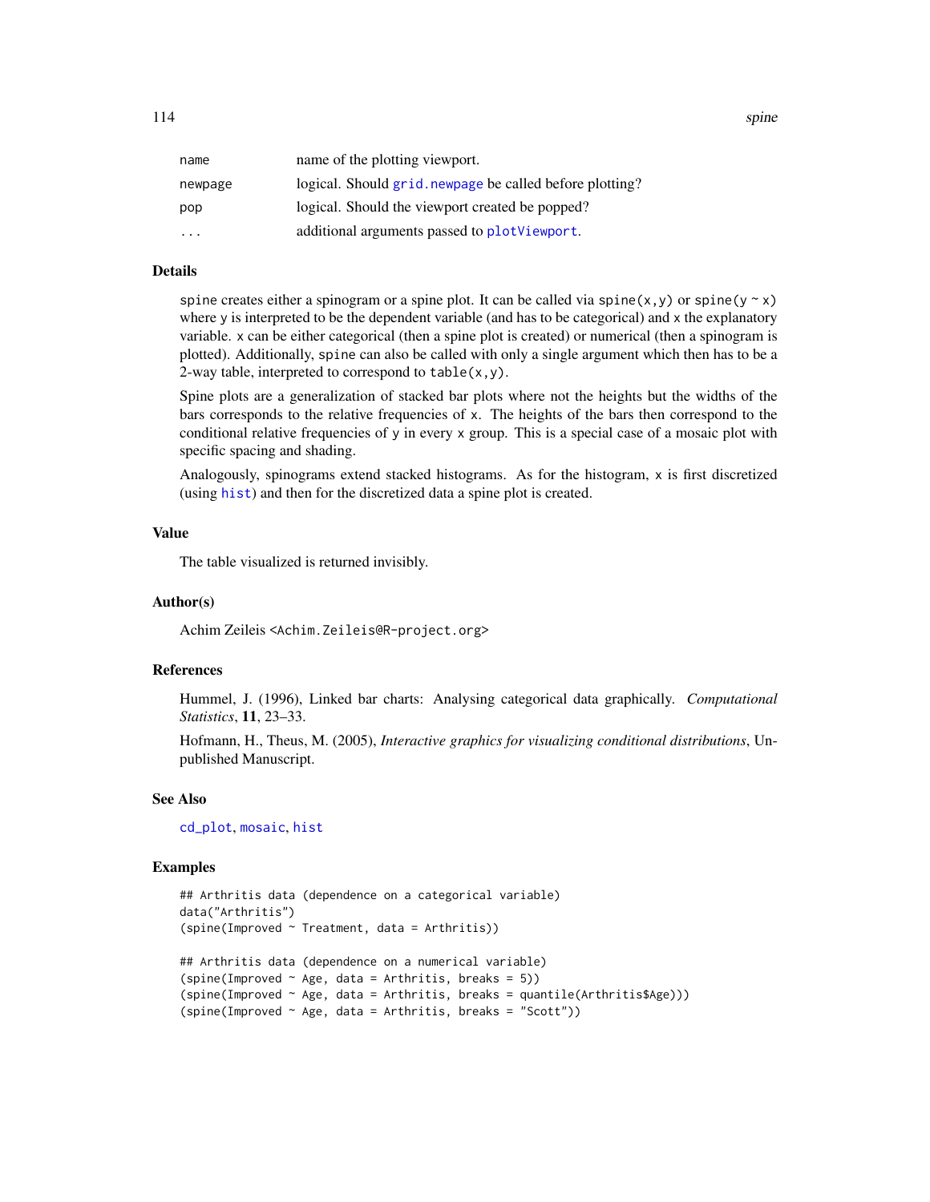| | |
|---|---|
| name | name of the plotting viewport. |
| newpage | logical. Should grid.newpage be called before plotting? |
| pop | logical. Should the viewport created be popped? |
| ... | additional arguments passed to plotViewport. |

### Details

spine creates either a spinogram or a spine plot. It can be called via spine(x,y) or spine(y ~ x) where y is interpreted to be the dependent variable (and has to be categorical) and x the explanatory variable. x can be either categorical (then a spine plot is created) or numerical (then a spinogram is plotted). Additionally, spine can also be called with only a single argument which then has to be a 2-way table, interpreted to correspond to table(x,y).

Spine plots are a generalization of stacked bar plots where not the heights but the widths of the bars corresponds to the relative frequencies of x. The heights of the bars then correspond to the conditional relative frequencies of y in every x group. This is a special case of a mosaic plot with specific spacing and shading.

Analogously, spinograms extend stacked histograms. As for the histogram, x is first discretized (using hist) and then for the discretized data a spine plot is created.

### Value

The table visualized is returned invisibly.

### Author(s)

Achim Zeileis <Achim.Zeileis@R-project.org>

### References

Hummel, J. (1996), Linked bar charts: Analysing categorical data graphically. *Computational Statistics*, **11**, 23–33.

Hofmann, H., Theus, M. (2005), *Interactive graphics for visualizing conditional distributions*, Unpublished Manuscript.

### See Also

cd_plot, mosaic, hist

### Examples

```
## Arthritis data (dependence on a categorical variable)
data("Arthritis")
(spine(Improved ~ Treatment, data = Arthritis))

## Arthritis data (dependence on a numerical variable)
(spine(Improved ~ Age, data = Arthritis, breaks = 5))
(spine(Improved ~ Age, data = Arthritis, breaks = quantile(Arthritis$Age)))
(spine(Improved ~ Age, data = Arthritis, breaks = "Scott"))
```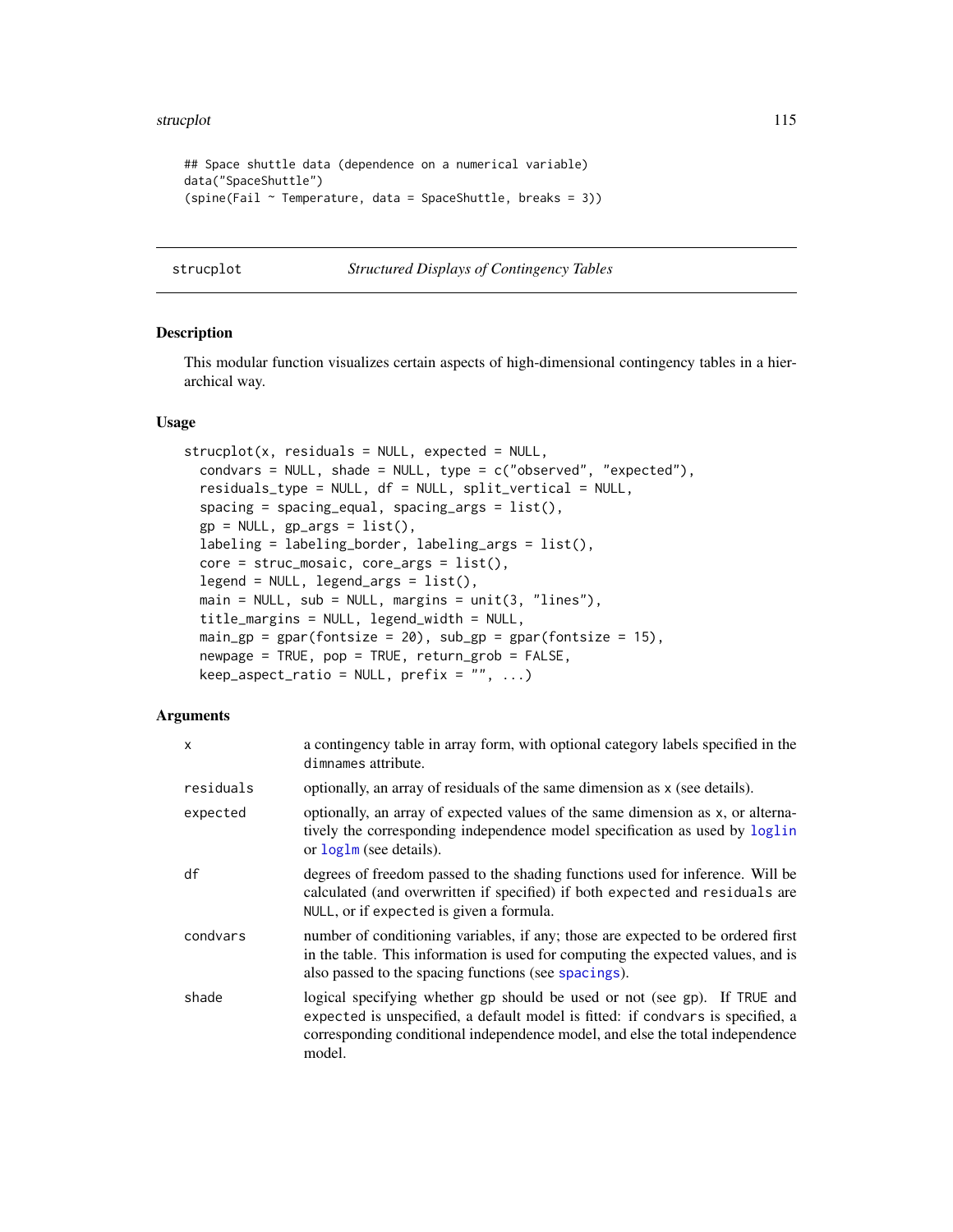```
## Space shuttle data (dependence on a numerical variable)
data("SpaceShuttle")
(spine(Fail ~ Temperature, data = SpaceShuttle, breaks = 3))
```

---

## strucplot *Structured Displays of Contingency Tables*

---

### Description

This modular function visualizes certain aspects of high-dimensional contingency tables in a hierarchical way.

### Usage

```
strucplot(x, residuals = NULL, expected = NULL,
  condvars = NULL, shade = NULL, type = c("observed", "expected"),
  residuals_type = NULL, df = NULL, split_vertical = NULL,
  spacing = spacing_equal, spacing_args = list(),
  gp = NULL, gp_args = list(),
  labeling = labeling_border, labeling_args = list(),
  core = struc_mosaic, core_args = list(),
  legend = NULL, legend_args = list(),
  main = NULL, sub = NULL, margins = unit(3, "lines"),
  title_margins = NULL, legend_width = NULL,
  main_gp = gpar(fontsize = 20), sub_gp = gpar(fontsize = 15),
  newpage = TRUE, pop = TRUE, return_grob = FALSE,
  keep_aspect_ratio = NULL, prefix = "", ...)
```

### Arguments

| | |
|---|---|
| `x` | a contingency table in array form, with optional category labels specified in the `dimnames` attribute. |
| `residuals` | optionally, an array of residuals of the same dimension as `x` (see details). |
| `expected` | optionally, an array of expected values of the same dimension as `x`, or alternatively the corresponding independence model specification as used by `loglin` or `loglm` (see details). |
| `df` | degrees of freedom passed to the shading functions used for inference. Will be calculated (and overwritten if specified) if both `expected` and `residuals` are `NULL`, or if `expected` is given a formula. |
| `condvars` | number of conditioning variables, if any; those are expected to be ordered first in the table. This information is used for computing the expected values, and is also passed to the spacing functions (see `spacings`). |
| `shade` | logical specifying whether `gp` should be used or not (see `gp`). If `TRUE` and `expected` is unspecified, a default model is fitted: if `condvars` is specified, a corresponding conditional independence model, and else the total independence model. |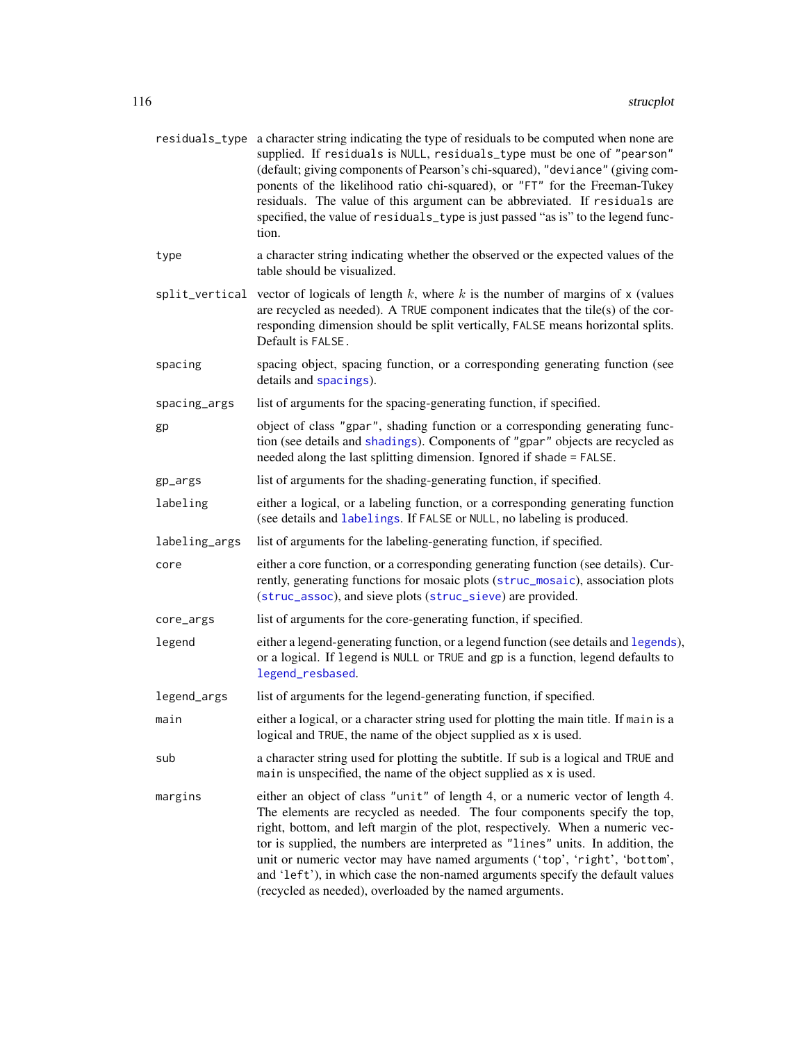| | |
|---|---|
| `residuals_type` | a character string indicating the type of residuals to be computed when none are supplied. If `residuals` is `NULL`, `residuals_type` must be one of `"pearson"` (default; giving components of Pearson's chi-squared), `"deviance"` (giving components of the likelihood ratio chi-squared), or `"FT"` for the Freeman-Tukey residuals. The value of this argument can be abbreviated. If `residuals` are specified, the value of `residuals_type` is just passed "as is" to the legend function. |
| `type` | a character string indicating whether the observed or the expected values of the table should be visualized. |
| `split_vertical` | vector of logicals of length $k$, where $k$ is the number of margins of `x` (values are recycled as needed). A `TRUE` component indicates that the tile(s) of the corresponding dimension should be split vertically, `FALSE` means horizontal splits. Default is `FALSE`. |
| `spacing` | spacing object, spacing function, or a corresponding generating function (see details and `spacings`). |
| `spacing_args` | list of arguments for the spacing-generating function, if specified. |
| `gp` | object of class `"gpar"`, shading function or a corresponding generating function (see details and `shadings`). Components of `"gpar"` objects are recycled as needed along the last splitting dimension. Ignored if `shade = FALSE`. |
| `gp_args` | list of arguments for the shading-generating function, if specified. |
| `labeling` | either a logical, or a labeling function, or a corresponding generating function (see details and `labelings`. If `FALSE` or `NULL`, no labeling is produced. |
| `labeling_args` | list of arguments for the labeling-generating function, if specified. |
| `core` | either a core function, or a corresponding generating function (see details). Currently, generating functions for mosaic plots (`struc_mosaic`), association plots (`struc_assoc`), and sieve plots (`struc_sieve`) are provided. |
| `core_args` | list of arguments for the core-generating function, if specified. |
| `legend` | either a legend-generating function, or a legend function (see details and `legends`), or a logical. If `legend` is `NULL` or `TRUE` and `gp` is a function, legend defaults to `legend_resbased`. |
| `legend_args` | list of arguments for the legend-generating function, if specified. |
| `main` | either a logical, or a character string used for plotting the main title. If `main` is a logical and `TRUE`, the name of the object supplied as `x` is used. |
| `sub` | a character string used for plotting the subtitle. If `sub` is a logical and `TRUE` and `main` is unspecified, the name of the object supplied as `x` is used. |
| `margins` | either an object of class `"unit"` of length 4, or a numeric vector of length 4. The elements are recycled as needed. The four components specify the top, right, bottom, and left margin of the plot, respectively. When a numeric vector is supplied, the numbers are interpreted as `"lines"` units. In addition, the unit or numeric vector may have named arguments ('`top`', '`right`', '`bottom`', and '`left`'), in which case the non-named arguments specify the default values (recycled as needed), overloaded by the named arguments. |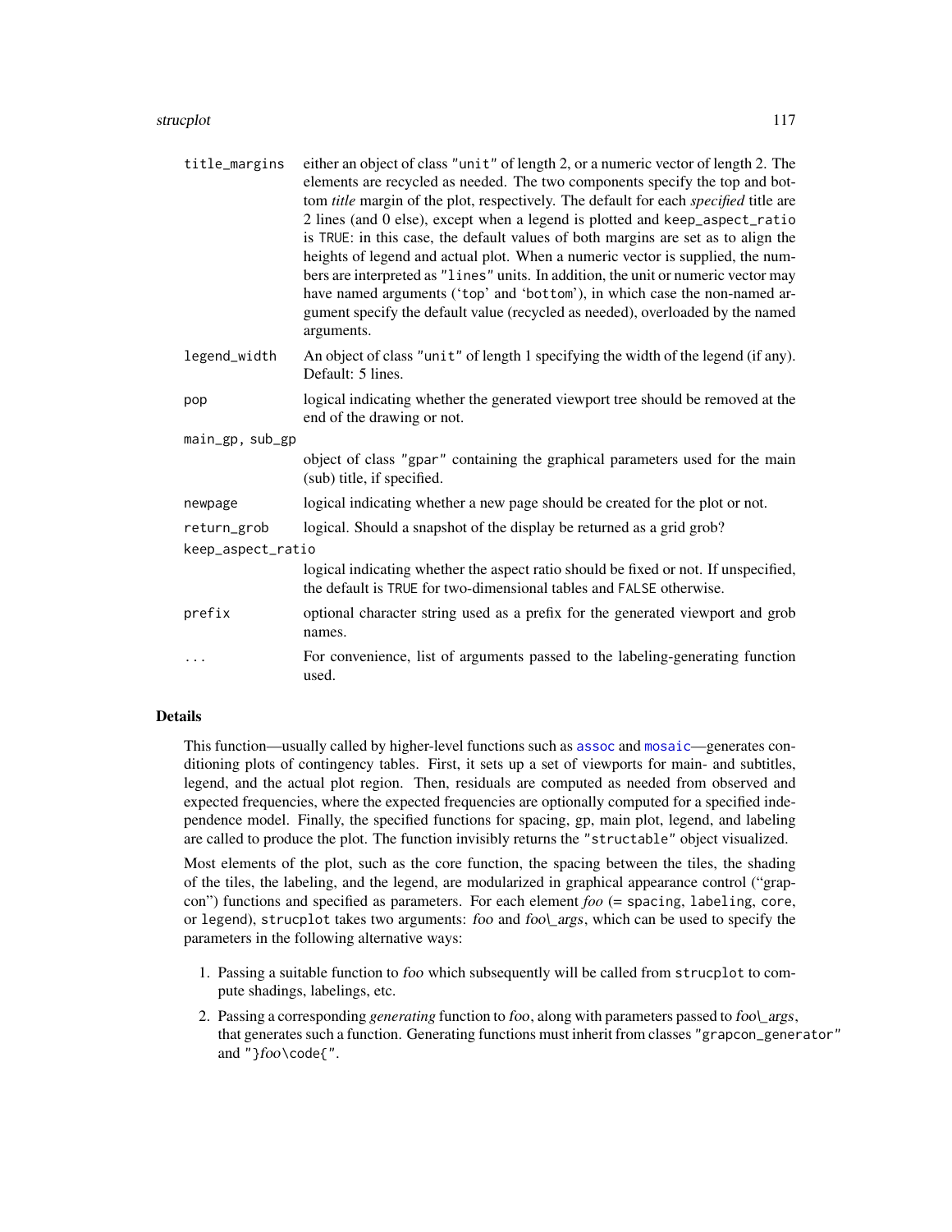| | |
|---|---|
| `title_margins` | either an object of class `"unit"` of length 2, or a numeric vector of length 2. The elements are recycled as needed. The two components specify the top and bottom *title* margin of the plot, respectively. The default for each *specified* title are 2 lines (and 0 else), except when a legend is plotted and `keep_aspect_ratio` is `TRUE`: in this case, the default values of both margins are set as to align the heights of legend and actual plot. When a numeric vector is supplied, the numbers are interpreted as `"lines"` units. In addition, the unit or numeric vector may have named arguments (`'top'` and `'bottom'`), in which case the non-named argument specify the default value (recycled as needed), overloaded by the named arguments. |
| `legend_width` | An object of class `"unit"` of length 1 specifying the width of the legend (if any). Default: 5 lines. |
| `pop` | logical indicating whether the generated viewport tree should be removed at the end of the drawing or not. |
| `main_gp, sub_gp` | object of class `"gpar"` containing the graphical parameters used for the main (sub) title, if specified. |
| `newpage` | logical indicating whether a new page should be created for the plot or not. |
| `return_grob` | logical. Should a snapshot of the display be returned as a grid grob? |
| `keep_aspect_ratio` | logical indicating whether the aspect ratio should be fixed or not. If unspecified, the default is `TRUE` for two-dimensional tables and `FALSE` otherwise. |
| `prefix` | optional character string used as a prefix for the generated viewport and grob names. |
| `...` | For convenience, list of arguments passed to the labeling-generating function used. |

## Details

This function—usually called by higher-level functions such as `assoc` and `mosaic`—generates conditioning plots of contingency tables. First, it sets up a set of viewports for main- and subtitles, legend, and the actual plot region. Then, residuals are computed as needed from observed and expected frequencies, where the expected frequencies are optionally computed for a specified independence model. Finally, the specified functions for spacing, gp, main plot, legend, and labeling are called to produce the plot. The function invisibly returns the `"structable"` object visualized.

Most elements of the plot, such as the core function, the spacing between the tiles, the shading of the tiles, the labeling, and the legend, are modularized in graphical appearance control ("grapcon") functions and specified as parameters. For each element *foo* (= `spacing`, `labeling`, `core`, or `legend`), `strucplot` takes two arguments: *foo* and *foo\_args*, which can be used to specify the parameters in the following alternative ways:

1. Passing a suitable function to *foo* which subsequently will be called from `strucplot` to compute shadings, labelings, etc.
2. Passing a corresponding *generating* function to *foo*, along with parameters passed to *foo\_args*, that generates such a function. Generating functions must inherit from classes `"grapcon_generator"` and `"}`*foo*`\code{"`.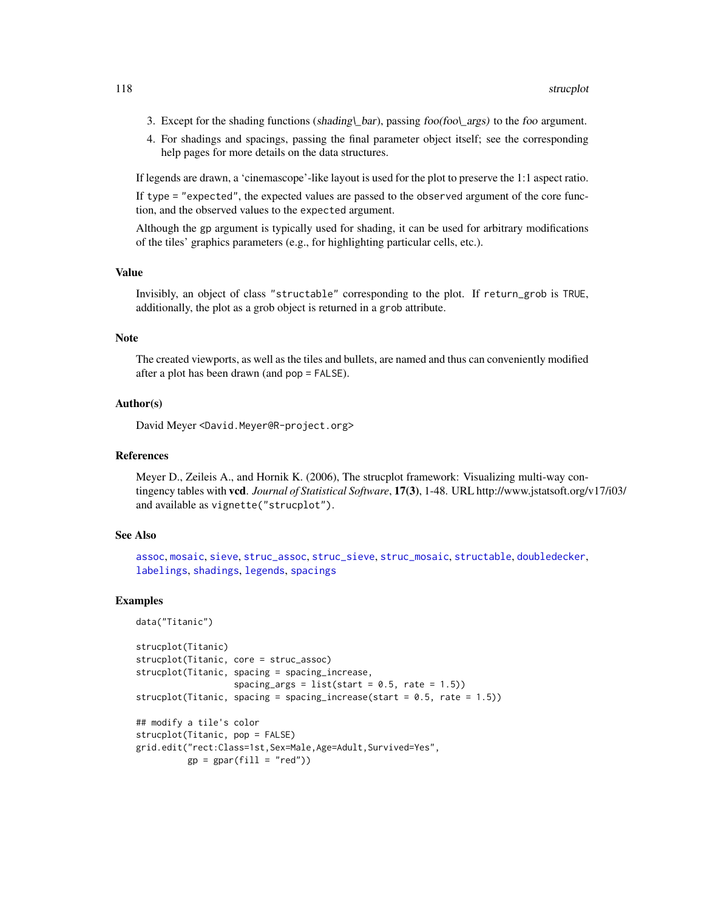3. Except for the shading functions (*shading\_bar*), passing *foo(foo\_args)* to the *foo* argument.
4. For shadings and spacings, passing the final parameter object itself; see the corresponding help pages for more details on the data structures.

If legends are drawn, a 'cinemascope'-like layout is used for the plot to preserve the 1:1 aspect ratio.

If `type = "expected"`, the expected values are passed to the `observed` argument of the core function, and the observed values to the `expected` argument.

Although the gp argument is typically used for shading, it can be used for arbitrary modifications of the tiles' graphics parameters (e.g., for highlighting particular cells, etc.).

## Value

Invisibly, an object of class `"structable"` corresponding to the plot. If `return_grob` is `TRUE`, additionally, the plot as a grob object is returned in a `grob` attribute.

## Note

The created viewports, as well as the tiles and bullets, are named and thus can conveniently modified after a plot has been drawn (and `pop = FALSE`).

## Author(s)

David Meyer <`David.Meyer@R-project.org`>

## References

Meyer D., Zeileis A., and Hornik K. (2006), The strucplot framework: Visualizing multi-way contingency tables with **vcd**. *Journal of Statistical Software*, **17(3)**, 1-48. URL http://www.jstatsoft.org/v17/i03/ and available as `vignette("strucplot")`.

## See Also

`assoc`, `mosaic`, `sieve`, `struc_assoc`, `struc_sieve`, `struc_mosaic`, `structable`, `doubledecker`, `labelings`, `shadings`, `legends`, `spacings`

## Examples

```
data("Titanic")

strucplot(Titanic)
strucplot(Titanic, core = struc_assoc)
strucplot(Titanic, spacing = spacing_increase,
                   spacing_args = list(start = 0.5, rate = 1.5))
strucplot(Titanic, spacing = spacing_increase(start = 0.5, rate = 1.5))

## modify a tile's color
strucplot(Titanic, pop = FALSE)
grid.edit("rect:Class=1st,Sex=Male,Age=Adult,Survived=Yes",
          gp = gpar(fill = "red"))
```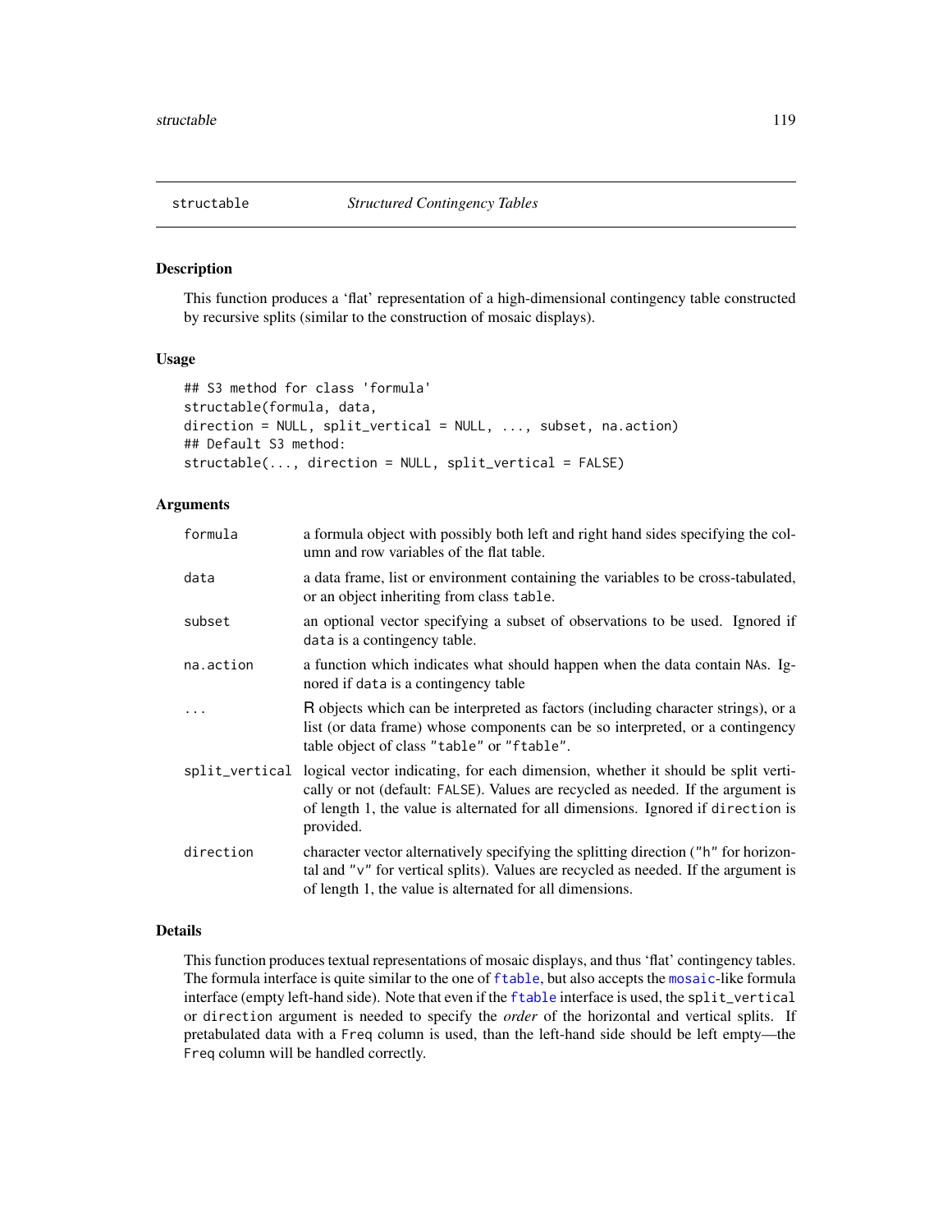structable *Structured Contingency Tables*

## Description

This function produces a 'flat' representation of a high-dimensional contingency table constructed by recursive splits (similar to the construction of mosaic displays).

## Usage

```
## S3 method for class 'formula'
structable(formula, data,
direction = NULL, split_vertical = NULL, ..., subset, na.action)
## Default S3 method:
structable(..., direction = NULL, split_vertical = FALSE)
```

## Arguments

| | |
|---|---|
| `formula` | a formula object with possibly both left and right hand sides specifying the column and row variables of the flat table. |
| `data` | a data frame, list or environment containing the variables to be cross-tabulated, or an object inheriting from class `table`. |
| `subset` | an optional vector specifying a subset of observations to be used. Ignored if `data` is a contingency table. |
| `na.action` | a function which indicates what should happen when the data contain `NA`s. Ignored if `data` is a contingency table |
| `...` | R objects which can be interpreted as factors (including character strings), or a list (or data frame) whose components can be so interpreted, or a contingency table object of class `"table"` or `"ftable"`. |
| `split_vertical` | logical vector indicating, for each dimension, whether it should be split vertically or not (default: `FALSE`). Values are recycled as needed. If the argument is of length 1, the value is alternated for all dimensions. Ignored if `direction` is provided. |
| `direction` | character vector alternatively specifying the splitting direction (`"h"` for horizontal and `"v"` for vertical splits). Values are recycled as needed. If the argument is of length 1, the value is alternated for all dimensions. |

## Details

This function produces textual representations of mosaic displays, and thus 'flat' contingency tables. The formula interface is quite similar to the one of `ftable`, but also accepts the `mosaic`-like formula interface (empty left-hand side). Note that even if the `ftable` interface is used, the `split_vertical` or `direction` argument is needed to specify the *order* of the horizontal and vertical splits. If pretabulated data with a `Freq` column is used, than the left-hand side should be left empty—the `Freq` column will be handled correctly.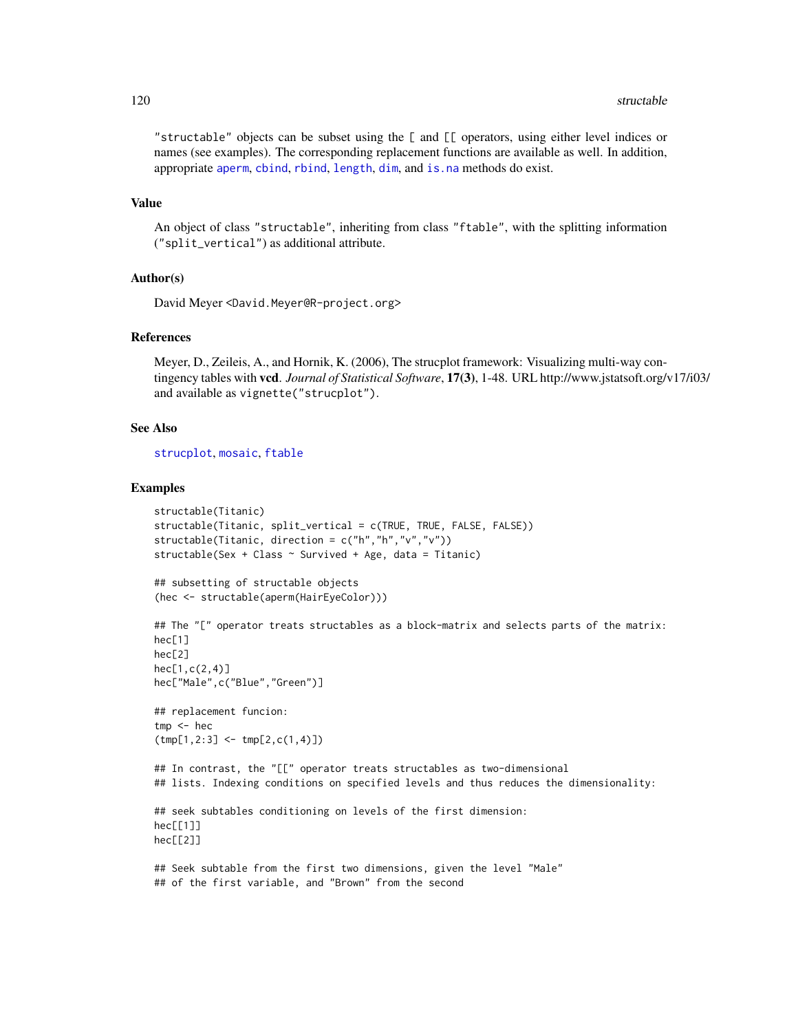"structable" objects can be subset using the [ and [[ operators, using either level indices or names (see examples). The corresponding replacement functions are available as well. In addition, appropriate aperm, cbind, rbind, length, dim, and is.na methods do exist.

### Value

An object of class "structable", inheriting from class "ftable", with the splitting information ("split_vertical") as additional attribute.

### Author(s)

David Meyer <David.Meyer@R-project.org>

### References

Meyer, D., Zeileis, A., and Hornik, K. (2006), The strucplot framework: Visualizing multi-way contingency tables with **vcd**. *Journal of Statistical Software*, **17(3)**, 1-48. URL http://www.jstatsoft.org/v17/i03/ and available as vignette("strucplot").

### See Also

strucplot, mosaic, ftable

### Examples

```
structable(Titanic)
structable(Titanic, split_vertical = c(TRUE, TRUE, FALSE, FALSE))
structable(Titanic, direction = c("h","h","v","v"))
structable(Sex + Class ~ Survived + Age, data = Titanic)

## subsetting of structable objects
(hec <- structable(aperm(HairEyeColor)))

## The "[" operator treats structables as a block-matrix and selects parts of the matrix:
hec[1]
hec[2]
hec[1,c(2,4)]
hec["Male",c("Blue","Green")]

## replacement funcion:
tmp <- hec
(tmp[1,2:3] <- tmp[2,c(1,4)])

## In contrast, the "[[" operator treats structables as two-dimensional
## lists. Indexing conditions on specified levels and thus reduces the dimensionality:

## seek subtables conditioning on levels of the first dimension:
hec[[1]]
hec[[2]]

## Seek subtable from the first two dimensions, given the level "Male"
## of the first variable, and "Brown" from the second
```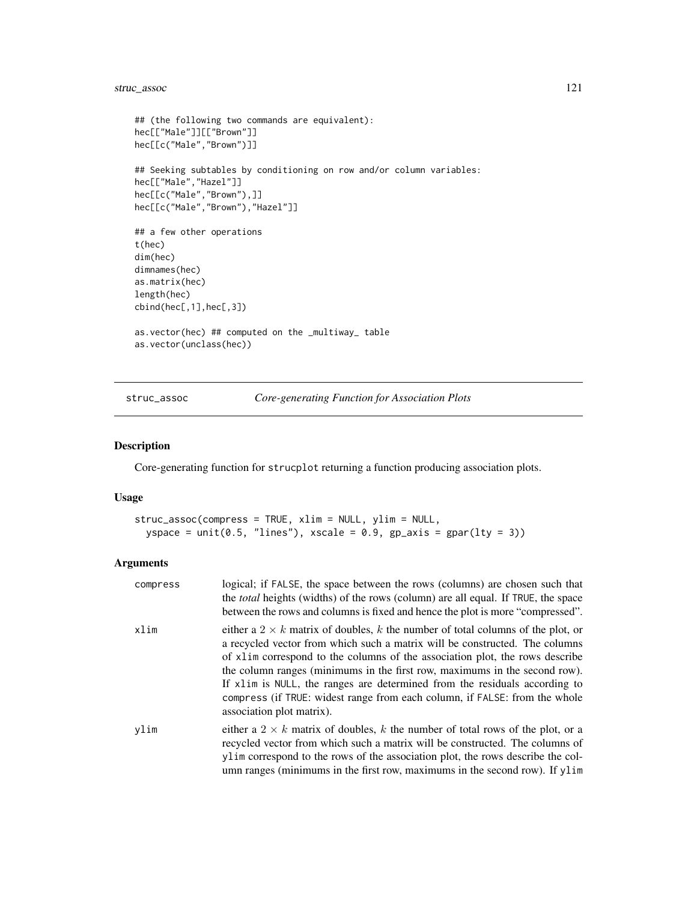```
## (the following two commands are equivalent):
hec[["Male"]][["Brown"]]
hec[[c("Male","Brown")]]

## Seeking subtables by conditioning on row and/or column variables:
hec[["Male","Hazel"]]
hec[[c("Male","Brown"),]]
hec[[c("Male","Brown"),"Hazel"]]

## a few other operations
t(hec)
dim(hec)
dimnames(hec)
as.matrix(hec)
length(hec)
cbind(hec[,1],hec[,3])

as.vector(hec) ## computed on the _multiway_ table
as.vector(unclass(hec))
```

---

## struc_assoc *Core-generating Function for Association Plots*

---

### Description

Core-generating function for `strucplot` returning a function producing association plots.

### Usage

```
struc_assoc(compress = TRUE, xlim = NULL, ylim = NULL,
  yspace = unit(0.5, "lines"), xscale = 0.9, gp_axis = gpar(lty = 3))
```

### Arguments

| | |
|---|---|
| `compress` | logical; if `FALSE`, the space between the rows (columns) are chosen such that the *total* heights (widths) of the rows (column) are all equal. If `TRUE`, the space between the rows and columns is fixed and hence the plot is more "compressed". |
| `xlim` | either a $2 \times k$ matrix of doubles, $k$ the number of total columns of the plot, or a recycled vector from which such a matrix will be constructed. The columns of `xlim` correspond to the columns of the association plot, the rows describe the column ranges (minimums in the first row, maximums in the second row). If `xlim` is `NULL`, the ranges are determined from the residuals according to `compress` (if `TRUE`: widest range from each column, if `FALSE`: from the whole association plot matrix). |
| `ylim` | either a $2 \times k$ matrix of doubles, $k$ the number of total rows of the plot, or a recycled vector from which such a matrix will be constructed. The columns of `ylim` correspond to the rows of the association plot, the rows describe the column ranges (minimums in the first row, maximums in the second row). If `ylim` |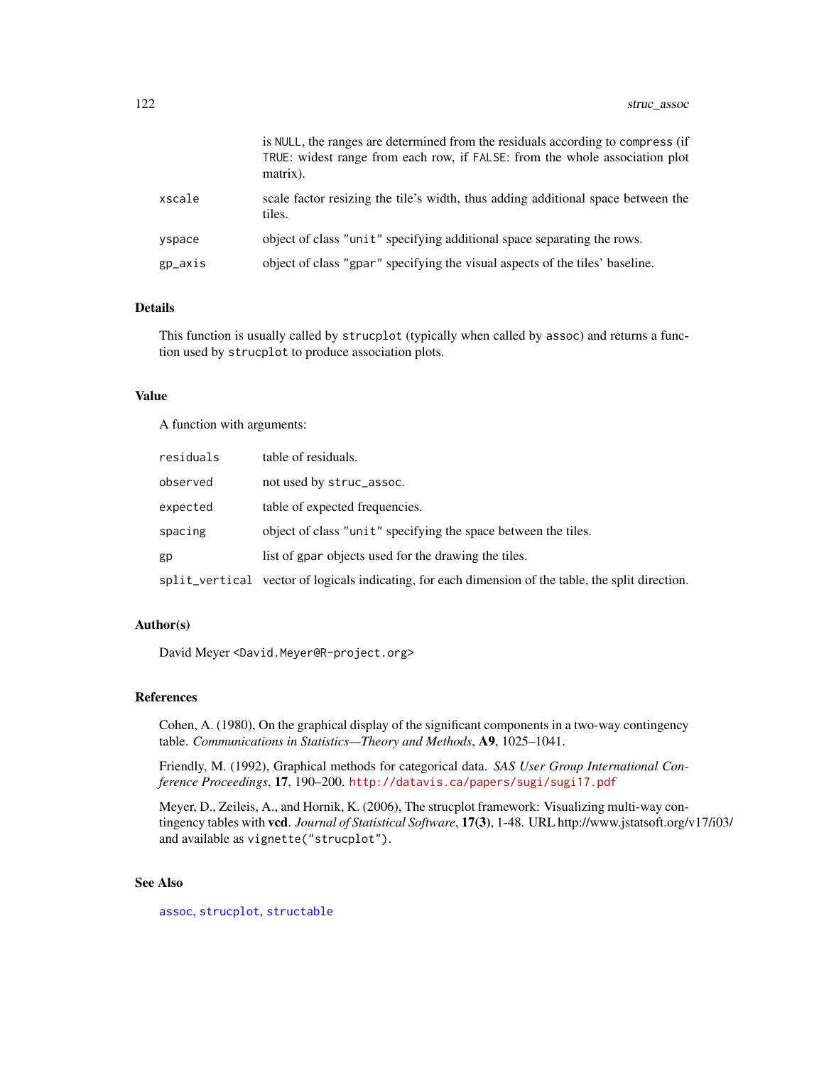| | |
|---|---|
| | is NULL, the ranges are determined from the residuals according to compress (if TRUE: widest range from each row, if FALSE: from the whole association plot matrix). |
| xscale | scale factor resizing the tile's width, thus adding additional space between the tiles. |
| yspace | object of class "unit" specifying additional space separating the rows. |
| gp_axis | object of class "gpar" specifying the visual aspects of the tiles' baseline. |

## Details

This function is usually called by strucplot (typically when called by assoc) and returns a function used by strucplot to produce association plots.

## Value

A function with arguments:

| | |
|---|---|
| residuals | table of residuals. |
| observed | not used by struc_assoc. |
| expected | table of expected frequencies. |
| spacing | object of class "unit" specifying the space between the tiles. |
| gp | list of gpar objects used for the drawing the tiles. |
| split_vertical | vector of logicals indicating, for each dimension of the table, the split direction. |

## Author(s)

David Meyer <David.Meyer@R-project.org>

## References

Cohen, A. (1980), On the graphical display of the significant components in a two-way contingency table. *Communications in Statistics—Theory and Methods*, **A9**, 1025–1041.

Friendly, M. (1992), Graphical methods for categorical data. *SAS User Group International Conference Proceedings*, **17**, 190–200. http://datavis.ca/papers/sugi/sugi17.pdf

Meyer, D., Zeileis, A., and Hornik, K. (2006), The strucplot framework: Visualizing multi-way contingency tables with **vcd**. *Journal of Statistical Software*, **17(3)**, 1-48. URL http://www.jstatsoft.org/v17/i03/ and available as vignette("strucplot").

## See Also

assoc, strucplot, structable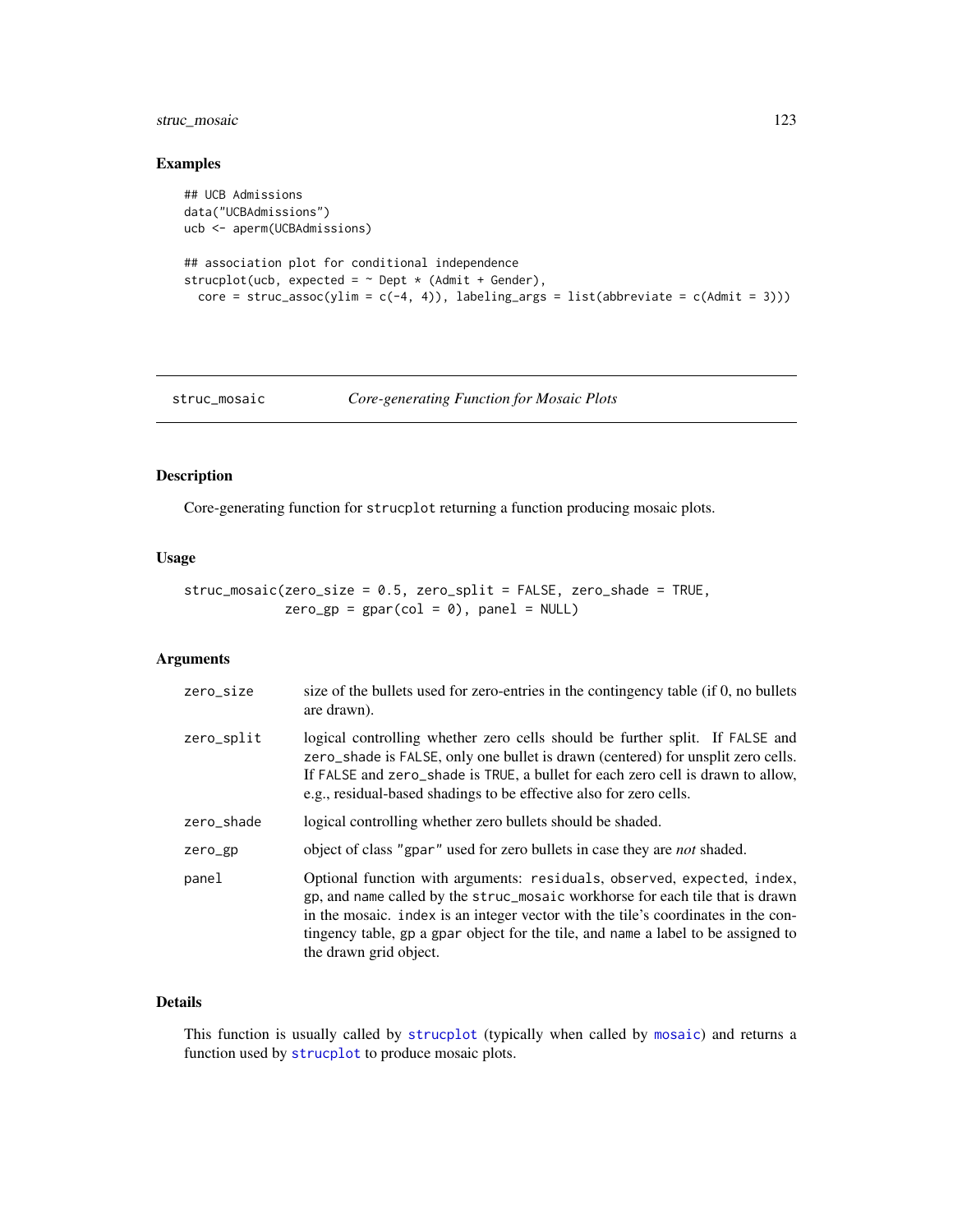### Examples

```
## UCB Admissions
data("UCBAdmissions")
ucb <- aperm(UCBAdmissions)

## association plot for conditional independence
strucplot(ucb, expected = ~ Dept * (Admit + Gender),
  core = struc_assoc(ylim = c(-4, 4)), labeling_args = list(abbreviate = c(Admit = 3)))
```

---

## struc_mosaic — *Core-generating Function for Mosaic Plots*

### Description

Core-generating function for `strucplot` returning a function producing mosaic plots.

### Usage

```
struc_mosaic(zero_size = 0.5, zero_split = FALSE, zero_shade = TRUE,
             zero_gp = gpar(col = 0), panel = NULL)
```

### Arguments

| | |
|---|---|
| `zero_size` | size of the bullets used for zero-entries in the contingency table (if 0, no bullets are drawn). |
| `zero_split` | logical controlling whether zero cells should be further split. If `FALSE` and `zero_shade` is `FALSE`, only one bullet is drawn (centered) for unsplit zero cells. If `FALSE` and `zero_shade` is `TRUE`, a bullet for each zero cell is drawn to allow, e.g., residual-based shadings to be effective also for zero cells. |
| `zero_shade` | logical controlling whether zero bullets should be shaded. |
| `zero_gp` | object of class `"gpar"` used for zero bullets in case they are *not* shaded. |
| `panel` | Optional function with arguments: `residuals`, `observed`, `expected`, `index`, `gp`, and `name` called by the `struc_mosaic` workhorse for each tile that is drawn in the mosaic. `index` is an integer vector with the tile's coordinates in the contingency table, `gp` a `gpar` object for the tile, and `name` a label to be assigned to the drawn grid object. |

### Details

This function is usually called by `strucplot` (typically when called by `mosaic`) and returns a function used by `strucplot` to produce mosaic plots.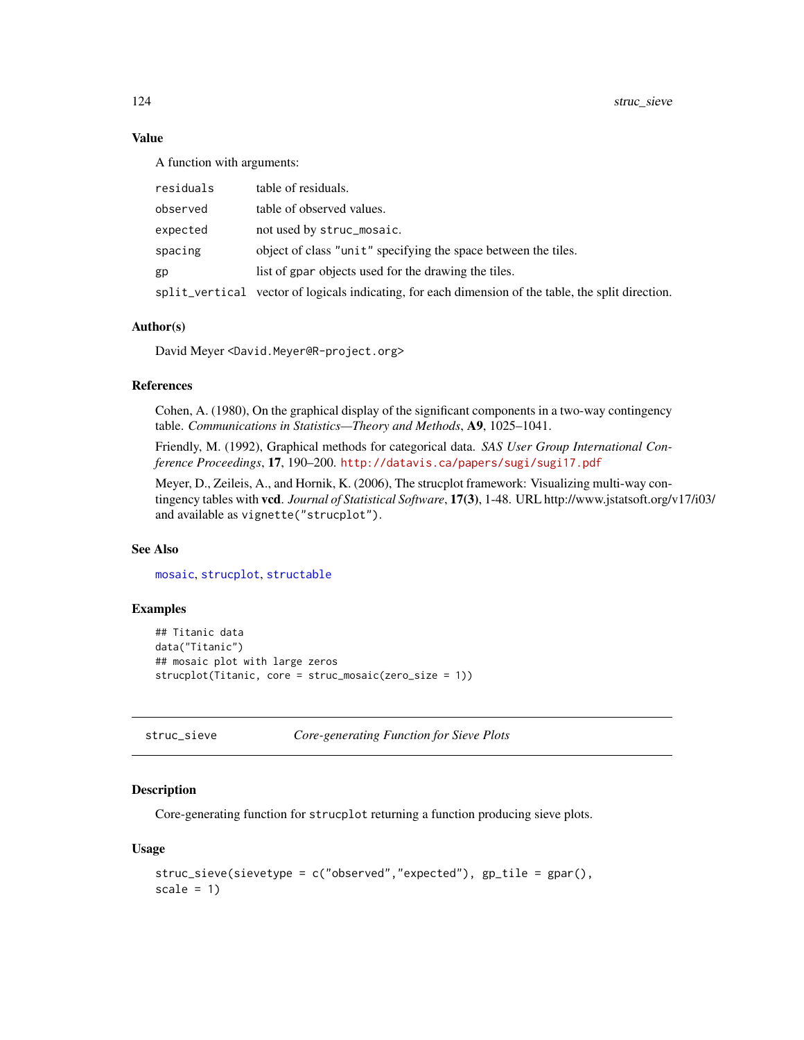### Value

A function with arguments:

| | |
|---|---|
| `residuals` | table of residuals. |
| `observed` | table of observed values. |
| `expected` | not used by `struc_mosaic`. |
| `spacing` | object of class `"unit"` specifying the space between the tiles. |
| `gp` | list of `gpar` objects used for the drawing the tiles. |
| `split_vertical` | vector of logicals indicating, for each dimension of the table, the split direction. |

### Author(s)

David Meyer <David.Meyer@R-project.org>

### References

Cohen, A. (1980), On the graphical display of the significant components in a two-way contingency table. *Communications in Statistics—Theory and Methods*, **A9**, 1025–1041.

Friendly, M. (1992), Graphical methods for categorical data. *SAS User Group International Conference Proceedings*, **17**, 190–200. http://datavis.ca/papers/sugi/sugi17.pdf

Meyer, D., Zeileis, A., and Hornik, K. (2006), The strucplot framework: Visualizing multi-way contingency tables with **vcd**. *Journal of Statistical Software*, **17(3)**, 1-48. URL http://www.jstatsoft.org/v17/i03/ and available as `vignette("strucplot")`.

### See Also

`mosaic`, `strucplot`, `structable`

### Examples

```
## Titanic data
data("Titanic")
## mosaic plot with large zeros
strucplot(Titanic, core = struc_mosaic(zero_size = 1))
```

---

## struc_sieve — *Core-generating Function for Sieve Plots*

### Description

Core-generating function for `strucplot` returning a function producing sieve plots.

### Usage

```
struc_sieve(sievetype = c("observed","expected"), gp_tile = gpar(),
scale = 1)
```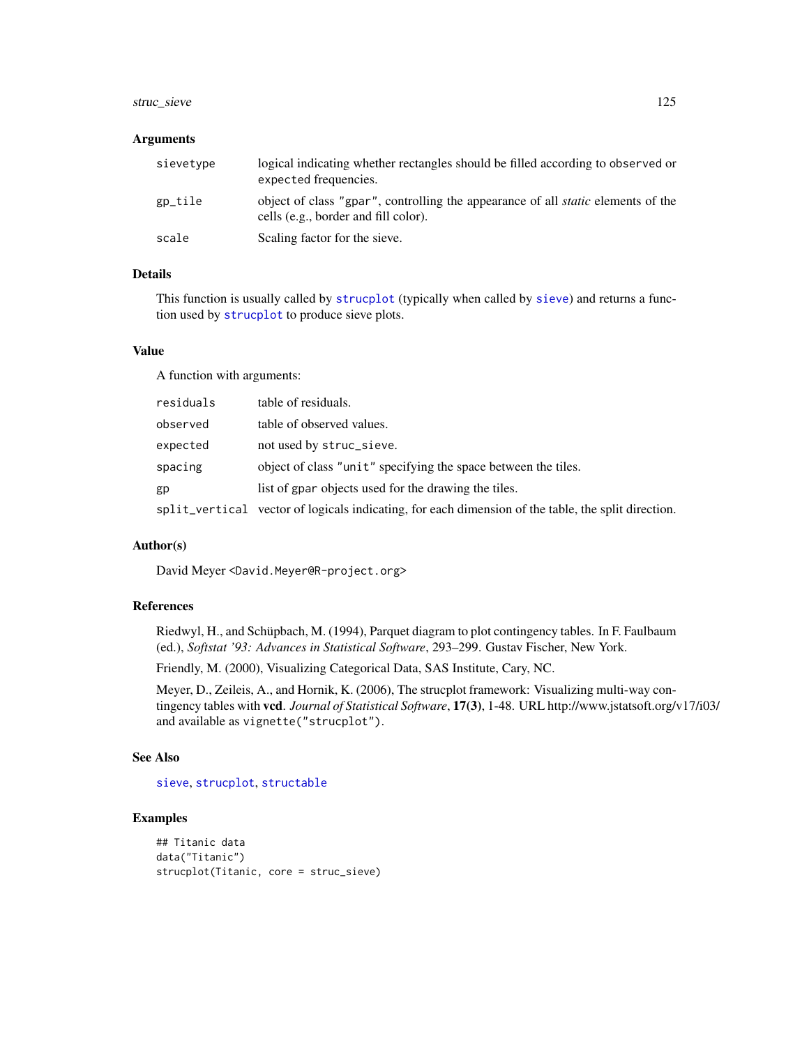### Arguments

| | |
|---|---|
| `sievetype` | logical indicating whether rectangles should be filled according to `observed` or `expected` frequencies. |
| `gp_tile` | object of class `"gpar"`, controlling the appearance of all *static* elements of the cells (e.g., border and fill color). |
| `scale` | Scaling factor for the sieve. |

### Details

This function is usually called by `strucplot` (typically when called by `sieve`) and returns a function used by `strucplot` to produce sieve plots.

### Value

A function with arguments:

| | |
|---|---|
| `residuals` | table of residuals. |
| `observed` | table of observed values. |
| `expected` | not used by `struc_sieve`. |
| `spacing` | object of class `"unit"` specifying the space between the tiles. |
| `gp` | list of `gpar` objects used for the drawing the tiles. |
| `split_vertical` | vector of logicals indicating, for each dimension of the table, the split direction. |

### Author(s)

David Meyer <David.Meyer@R-project.org>

### References

Riedwyl, H., and Schüpbach, M. (1994), Parquet diagram to plot contingency tables. In F. Faulbaum (ed.), *Softstat '93: Advances in Statistical Software*, 293–299. Gustav Fischer, New York.

Friendly, M. (2000), Visualizing Categorical Data, SAS Institute, Cary, NC.

Meyer, D., Zeileis, A., and Hornik, K. (2006), The strucplot framework: Visualizing multi-way contingency tables with **vcd**. *Journal of Statistical Software*, **17(3)**, 1-48. URL http://www.jstatsoft.org/v17/i03/ and available as `vignette("strucplot")`.

### See Also

`sieve`, `strucplot`, `structable`

### Examples

```
## Titanic data
data("Titanic")
strucplot(Titanic, core = struc_sieve)
```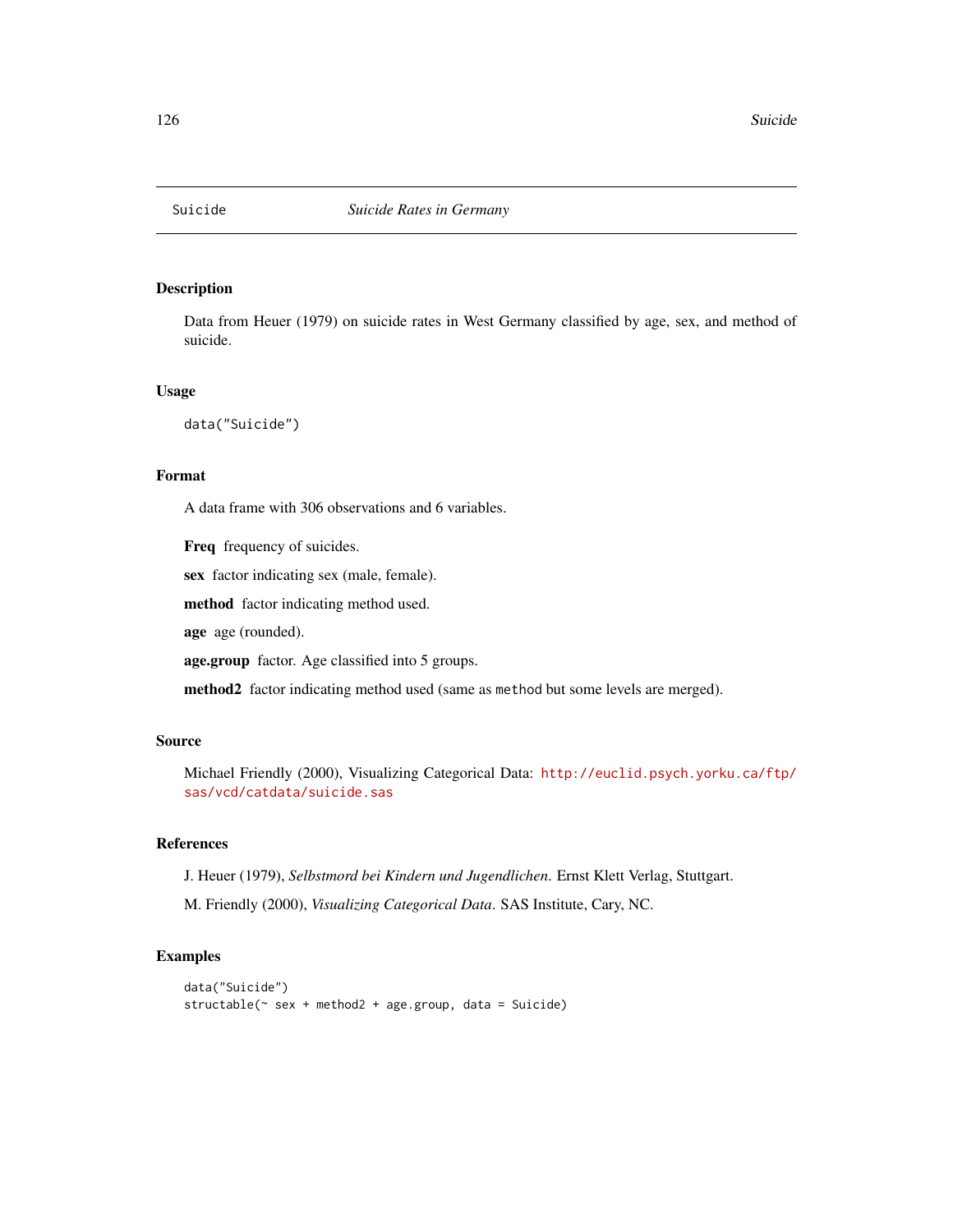# Suicide — *Suicide Rates in Germany*

## Description

Data from Heuer (1979) on suicide rates in West Germany classified by age, sex, and method of suicide.

## Usage

```
data("Suicide")
```

## Format

A data frame with 306 observations and 6 variables.

**Freq** frequency of suicides.

**sex** factor indicating sex (male, female).

**method** factor indicating method used.

**age** age (rounded).

**age.group** factor. Age classified into 5 groups.

**method2** factor indicating method used (same as `method` but some levels are merged).

## Source

Michael Friendly (2000), Visualizing Categorical Data: http://euclid.psych.yorku.ca/ftp/sas/vcd/catdata/suicide.sas

## References

J. Heuer (1979), *Selbstmord bei Kindern und Jugendlichen*. Ernst Klett Verlag, Stuttgart.

M. Friendly (2000), *Visualizing Categorical Data*. SAS Institute, Cary, NC.

## Examples

```
data("Suicide")
structable(~ sex + method2 + age.group, data = Suicide)
```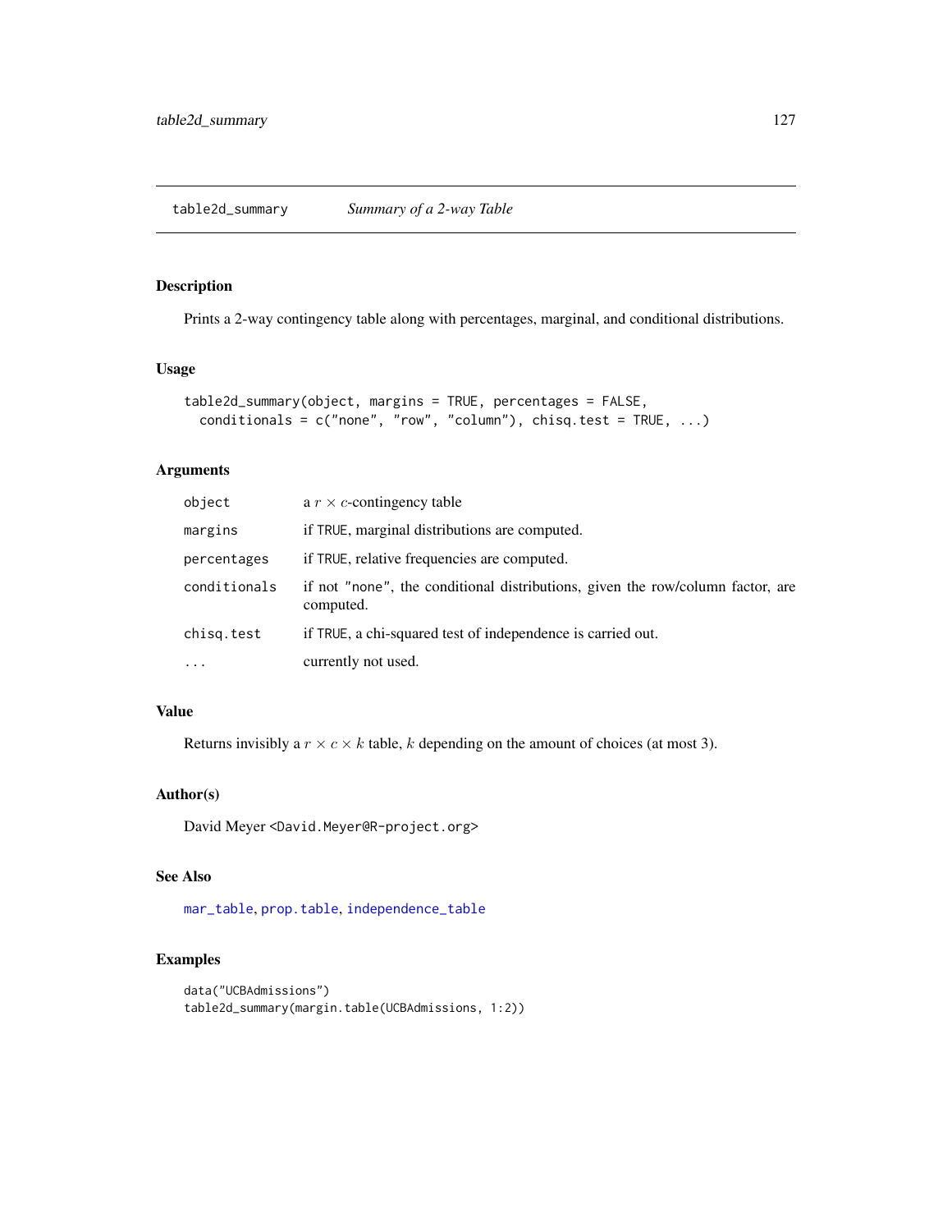## table2d_summary *Summary of a 2-way Table*

### Description

Prints a 2-way contingency table along with percentages, marginal, and conditional distributions.

### Usage

```
table2d_summary(object, margins = TRUE, percentages = FALSE,
  conditionals = c("none", "row", "column"), chisq.test = TRUE, ...)
```

### Arguments

| | |
|---|---|
| object | a $r \times c$-contingency table |
| margins | if TRUE, marginal distributions are computed. |
| percentages | if TRUE, relative frequencies are computed. |
| conditionals | if not "none", the conditional distributions, given the row/column factor, are computed. |
| chisq.test | if TRUE, a chi-squared test of independence is carried out. |
| ... | currently not used. |

### Value

Returns invisibly a $r \times c \times k$ table, $k$ depending on the amount of choices (at most 3).

### Author(s)

David Meyer <David.Meyer@R-project.org>

### See Also

mar_table, prop.table, independence_table

### Examples

```
data("UCBAdmissions")
table2d_summary(margin.table(UCBAdmissions, 1:2))
```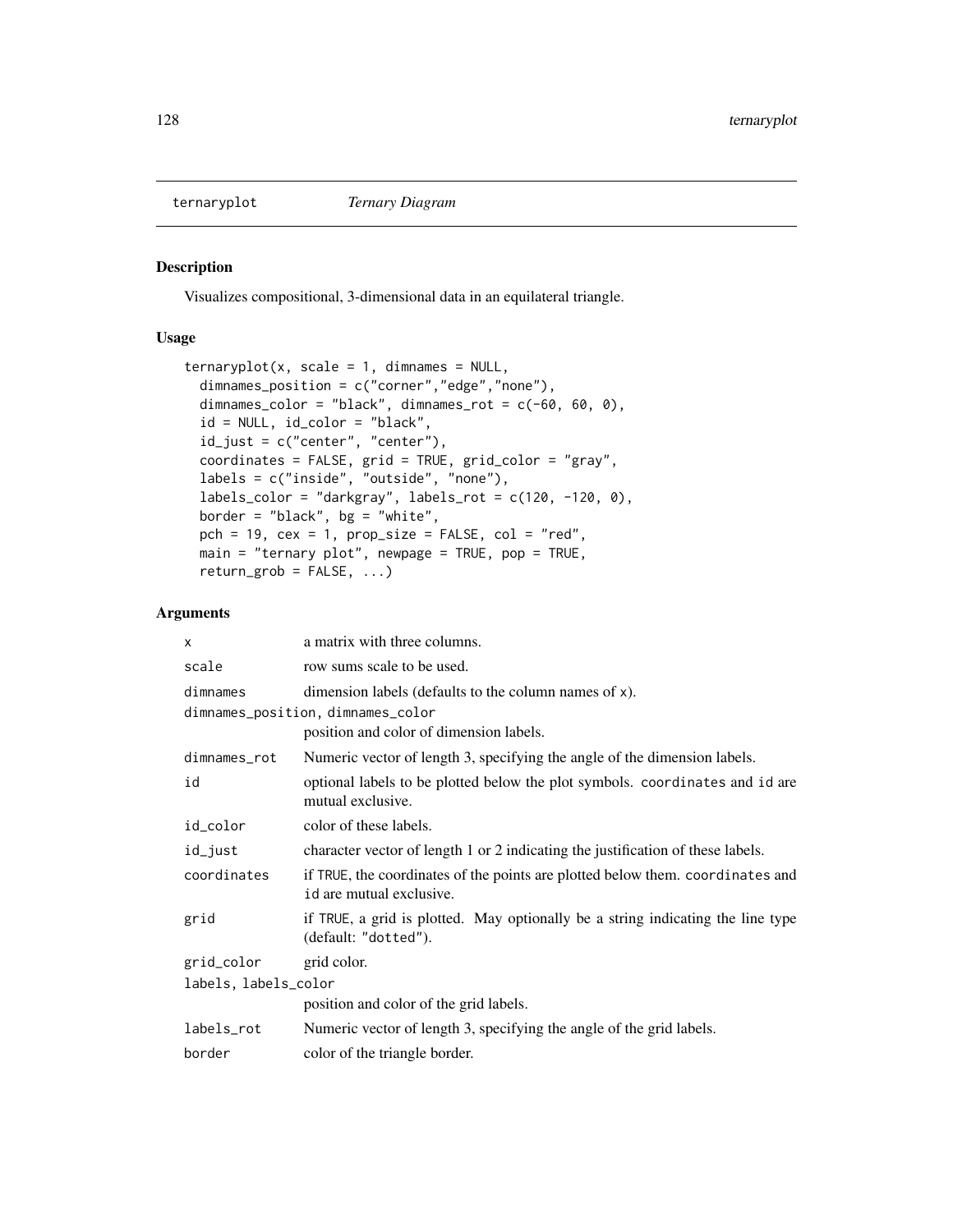ternaryplot *Ternary Diagram*

## Description

Visualizes compositional, 3-dimensional data in an equilateral triangle.

## Usage

```
ternaryplot(x, scale = 1, dimnames = NULL,
  dimnames_position = c("corner","edge","none"),
  dimnames_color = "black", dimnames_rot = c(-60, 60, 0),
  id = NULL, id_color = "black",
  id_just = c("center", "center"),
  coordinates = FALSE, grid = TRUE, grid_color = "gray",
  labels = c("inside", "outside", "none"),
  labels_color = "darkgray", labels_rot = c(120, -120, 0),
  border = "black", bg = "white",
  pch = 19, cex = 1, prop_size = FALSE, col = "red",
  main = "ternary plot", newpage = TRUE, pop = TRUE,
  return_grob = FALSE, ...)
```

## Arguments

| | |
|---|---|
| x | a matrix with three columns. |
| scale | row sums scale to be used. |
| dimnames | dimension labels (defaults to the column names of x). |
| dimnames_position, dimnames_color | position and color of dimension labels. |
| dimnames_rot | Numeric vector of length 3, specifying the angle of the dimension labels. |
| id | optional labels to be plotted below the plot symbols. coordinates and id are mutual exclusive. |
| id_color | color of these labels. |
| id_just | character vector of length 1 or 2 indicating the justification of these labels. |
| coordinates | if TRUE, the coordinates of the points are plotted below them. coordinates and id are mutual exclusive. |
| grid | if TRUE, a grid is plotted. May optionally be a string indicating the line type (default: "dotted"). |
| grid_color | grid color. |
| labels, labels_color | position and color of the grid labels. |
| labels_rot | Numeric vector of length 3, specifying the angle of the grid labels. |
| border | color of the triangle border. |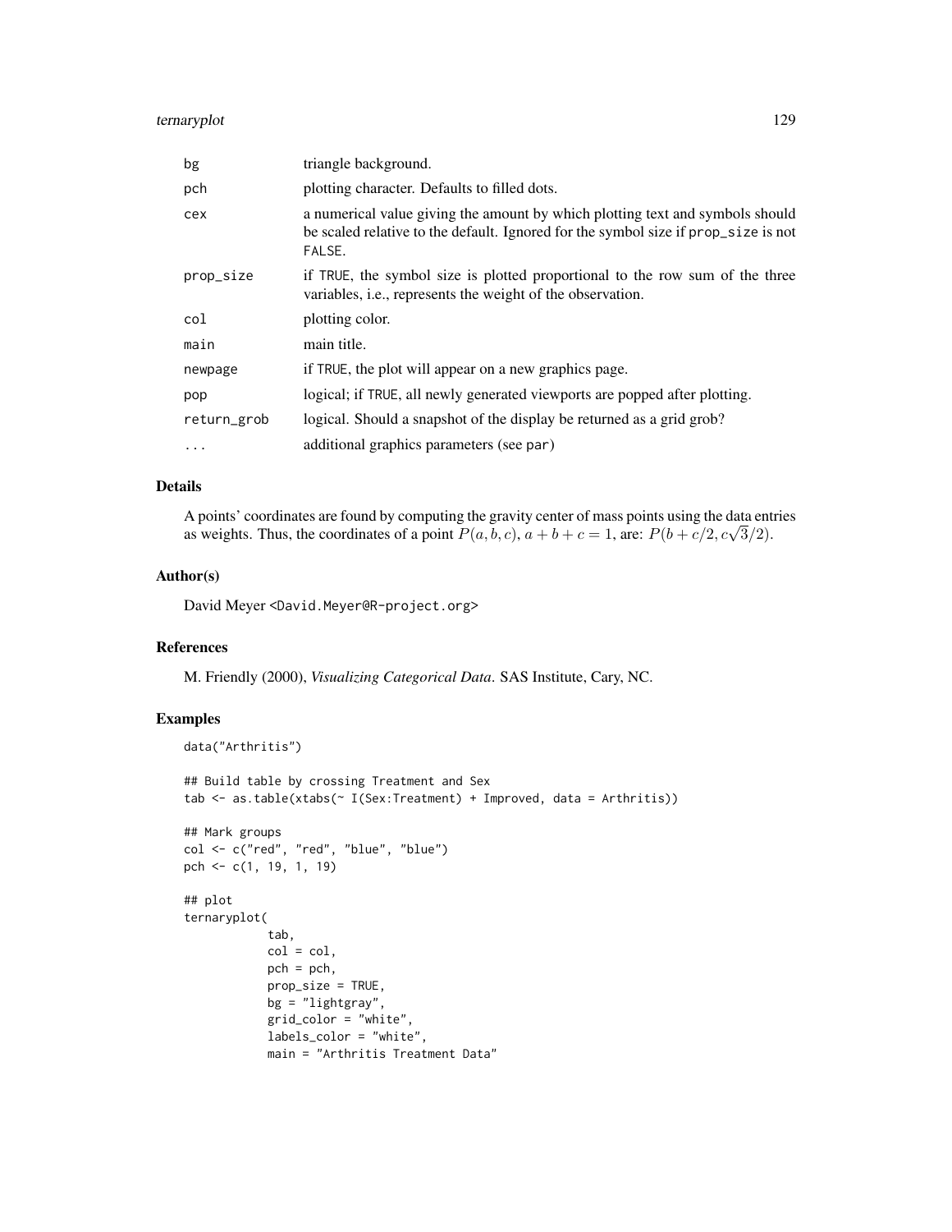| | |
|---|---|
| bg | triangle background. |
| pch | plotting character. Defaults to filled dots. |
| cex | a numerical value giving the amount by which plotting text and symbols should be scaled relative to the default. Ignored for the symbol size if prop_size is not FALSE. |
| prop_size | if TRUE, the symbol size is plotted proportional to the row sum of the three variables, i.e., represents the weight of the observation. |
| col | plotting color. |
| main | main title. |
| newpage | if TRUE, the plot will appear on a new graphics page. |
| pop | logical; if TRUE, all newly generated viewports are popped after plotting. |
| return_grob | logical. Should a snapshot of the display be returned as a grid grob? |
| ... | additional graphics parameters (see par) |

## Details

A points' coordinates are found by computing the gravity center of mass points using the data entries as weights. Thus, the coordinates of a point $P(a, b, c)$, $a + b + c = 1$, are: $P(b + c/2, c\sqrt{3}/2)$.

## Author(s)

David Meyer <David.Meyer@R-project.org>

## References

M. Friendly (2000), *Visualizing Categorical Data*. SAS Institute, Cary, NC.

## Examples

```
data("Arthritis")

## Build table by crossing Treatment and Sex
tab <- as.table(xtabs(~ I(Sex:Treatment) + Improved, data = Arthritis))

## Mark groups
col <- c("red", "red", "blue", "blue")
pch <- c(1, 19, 1, 19)

## plot
ternaryplot(
            tab,
            col = col,
            pch = pch,
            prop_size = TRUE,
            bg = "lightgray",
            grid_color = "white",
            labels_color = "white",
            main = "Arthritis Treatment Data"
```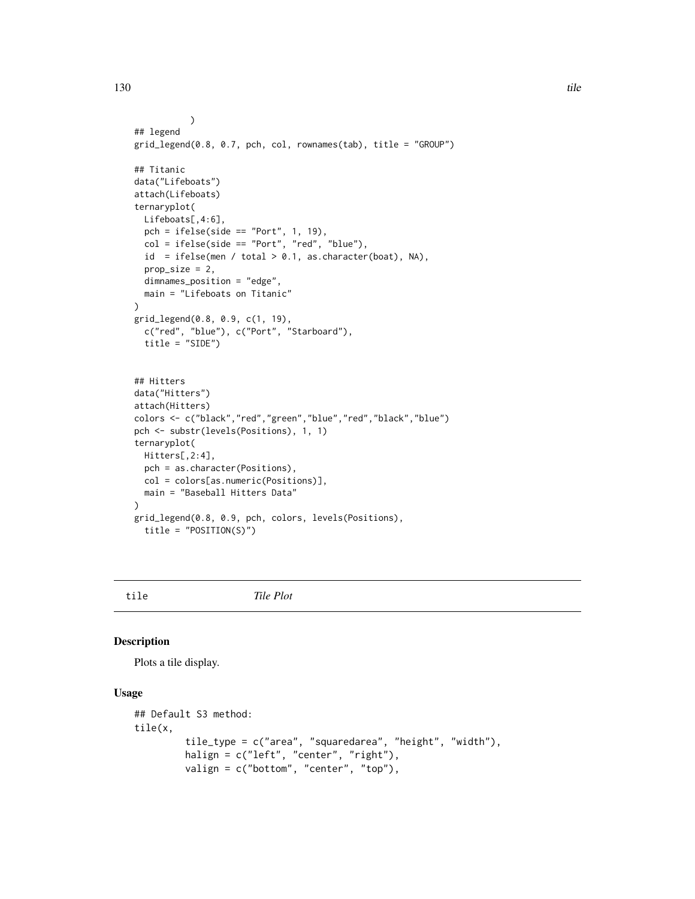```
        )
## legend
grid_legend(0.8, 0.7, pch, col, rownames(tab), title = "GROUP")

## Titanic
data("Lifeboats")
attach(Lifeboats)
ternaryplot(
  Lifeboats[,4:6],
  pch = ifelse(side == "Port", 1, 19),
  col = ifelse(side == "Port", "red", "blue"),
  id  = ifelse(men / total > 0.1, as.character(boat), NA),
  prop_size = 2,
  dimnames_position = "edge",
  main = "Lifeboats on Titanic"
)
grid_legend(0.8, 0.9, c(1, 19),
  c("red", "blue"), c("Port", "Starboard"),
  title = "SIDE")


## Hitters
data("Hitters")
attach(Hitters)
colors <- c("black","red","green","blue","red","black","blue")
pch <- substr(levels(Positions), 1, 1)
ternaryplot(
  Hitters[,2:4],
  pch = as.character(Positions),
  col = colors[as.numeric(Positions)],
  main = "Baseball Hitters Data"
)
grid_legend(0.8, 0.9, pch, colors, levels(Positions),
  title = "POSITION(S)")
```

---

`tile` *Tile Plot*

---

## Description

Plots a tile display.

## Usage

```
## Default S3 method:
tile(x,
        tile_type = c("area", "squaredarea", "height", "width"),
        halign = c("left", "center", "right"),
        valign = c("bottom", "center", "top"),
```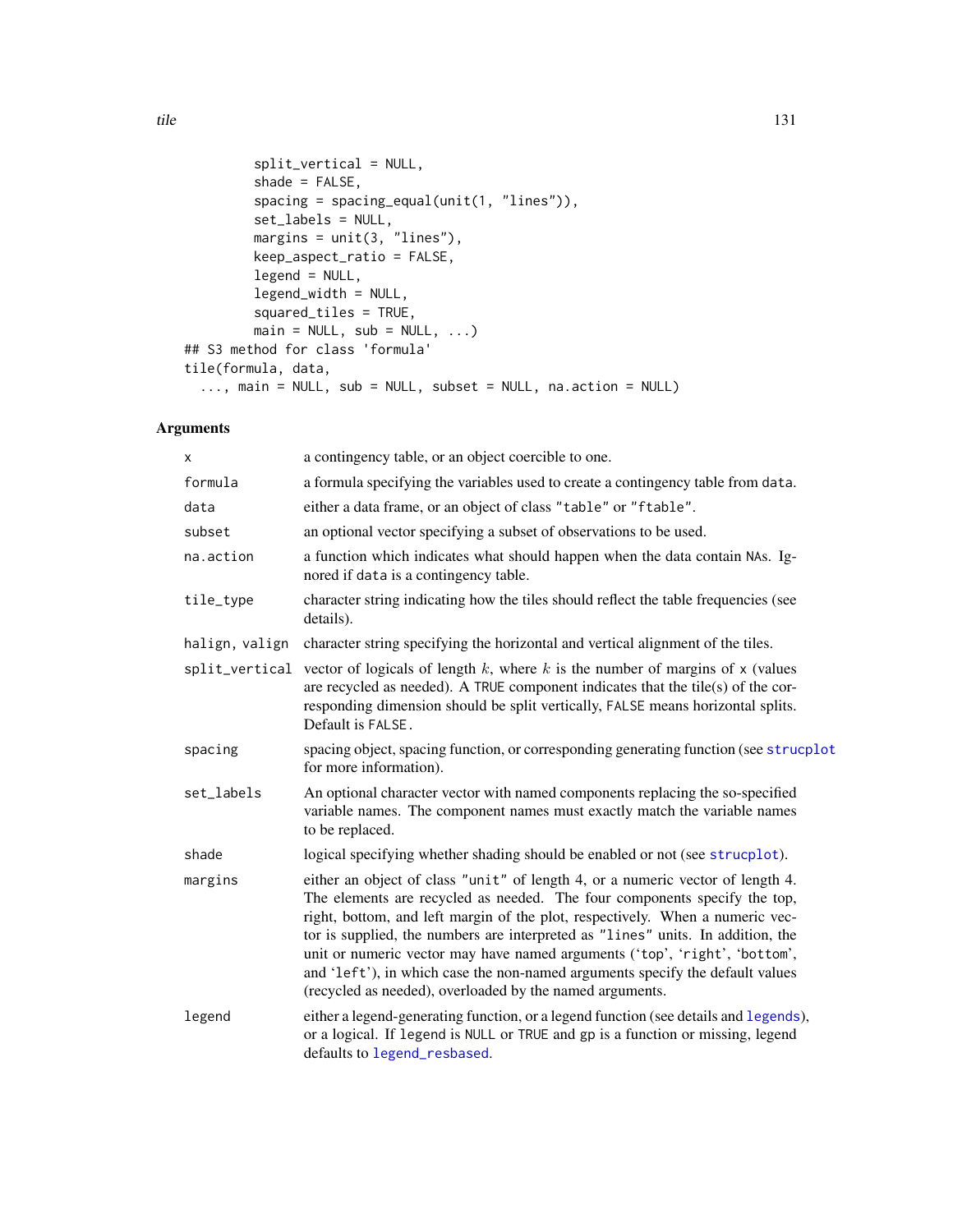```
         split_vertical = NULL,
         shade = FALSE,
         spacing = spacing_equal(unit(1, "lines")),
         set_labels = NULL,
         margins = unit(3, "lines"),
         keep_aspect_ratio = FALSE,
         legend = NULL,
         legend_width = NULL,
         squared_tiles = TRUE,
         main = NULL, sub = NULL, ...)
## S3 method for class 'formula'
tile(formula, data,
  ..., main = NULL, sub = NULL, subset = NULL, na.action = NULL)
```

## Arguments

| | |
|---|---|
| `x` | a contingency table, or an object coercible to one. |
| `formula` | a formula specifying the variables used to create a contingency table from `data`. |
| `data` | either a data frame, or an object of class `"table"` or `"ftable"`. |
| `subset` | an optional vector specifying a subset of observations to be used. |
| `na.action` | a function which indicates what should happen when the data contain `NA`s. Ignored if `data` is a contingency table. |
| `tile_type` | character string indicating how the tiles should reflect the table frequencies (see details). |
| `halign, valign` | character string specifying the horizontal and vertical alignment of the tiles. |
| `split_vertical` | vector of logicals of length $k$, where $k$ is the number of margins of `x` (values are recycled as needed). A `TRUE` component indicates that the tile(s) of the corresponding dimension should be split vertically, `FALSE` means horizontal splits. Default is `FALSE`. |
| `spacing` | spacing object, spacing function, or corresponding generating function (see `strucplot` for more information). |
| `set_labels` | An optional character vector with named components replacing the so-specified variable names. The component names must exactly match the variable names to be replaced. |
| `shade` | logical specifying whether shading should be enabled or not (see `strucplot`). |
| `margins` | either an object of class `"unit"` of length 4, or a numeric vector of length 4. The elements are recycled as needed. The four components specify the top, right, bottom, and left margin of the plot, respectively. When a numeric vector is supplied, the numbers are interpreted as `"lines"` units. In addition, the unit or numeric vector may have named arguments (‘`top`’, ‘`right`’, ‘`bottom`’, and ‘`left`’), in which case the non-named arguments specify the default values (recycled as needed), overloaded by the named arguments. |
| `legend` | either a legend-generating function, or a legend function (see details and `legends`), or a logical. If `legend` is `NULL` or `TRUE` and `gp` is a function or missing, legend defaults to `legend_resbased`. |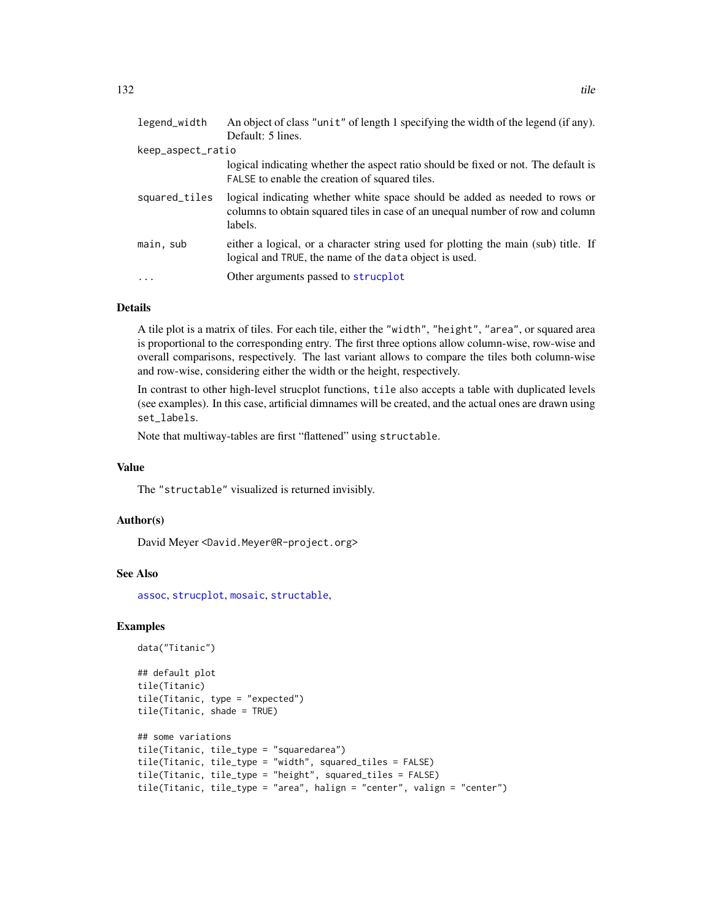| | |
|---|---|
| `legend_width` | An object of class `"unit"` of length 1 specifying the width of the legend (if any). Default: 5 lines. |
| `keep_aspect_ratio` | logical indicating whether the aspect ratio should be fixed or not. The default is `FALSE` to enable the creation of squared tiles. |
| `squared_tiles` | logical indicating whether white space should be added as needed to rows or columns to obtain squared tiles in case of an unequal number of row and column labels. |
| `main, sub` | either a logical, or a character string used for plotting the main (sub) title. If logical and `TRUE`, the name of the `data` object is used. |
| `...` | Other arguments passed to `strucplot` |

## Details

A tile plot is a matrix of tiles. For each tile, either the `"width"`, `"height"`, `"area"`, or squared area is proportional to the corresponding entry. The first three options allow column-wise, row-wise and overall comparisons, respectively. The last variant allows to compare the tiles both column-wise and row-wise, considering either the width or the height, respectively.

In contrast to other high-level strucplot functions, `tile` also accepts a table with duplicated levels (see examples). In this case, artificial dimnames will be created, and the actual ones are drawn using `set_labels`.

Note that multiway-tables are first "flattened" using `structable`.

## Value

The `"structable"` visualized is returned invisibly.

## Author(s)

David Meyer <David.Meyer@R-project.org>

## See Also

`assoc`, `strucplot`, `mosaic`, `structable`,

## Examples

```
data("Titanic")

## default plot
tile(Titanic)
tile(Titanic, type = "expected")
tile(Titanic, shade = TRUE)

## some variations
tile(Titanic, tile_type = "squaredarea")
tile(Titanic, tile_type = "width", squared_tiles = FALSE)
tile(Titanic, tile_type = "height", squared_tiles = FALSE)
tile(Titanic, tile_type = "area", halign = "center", valign = "center")
```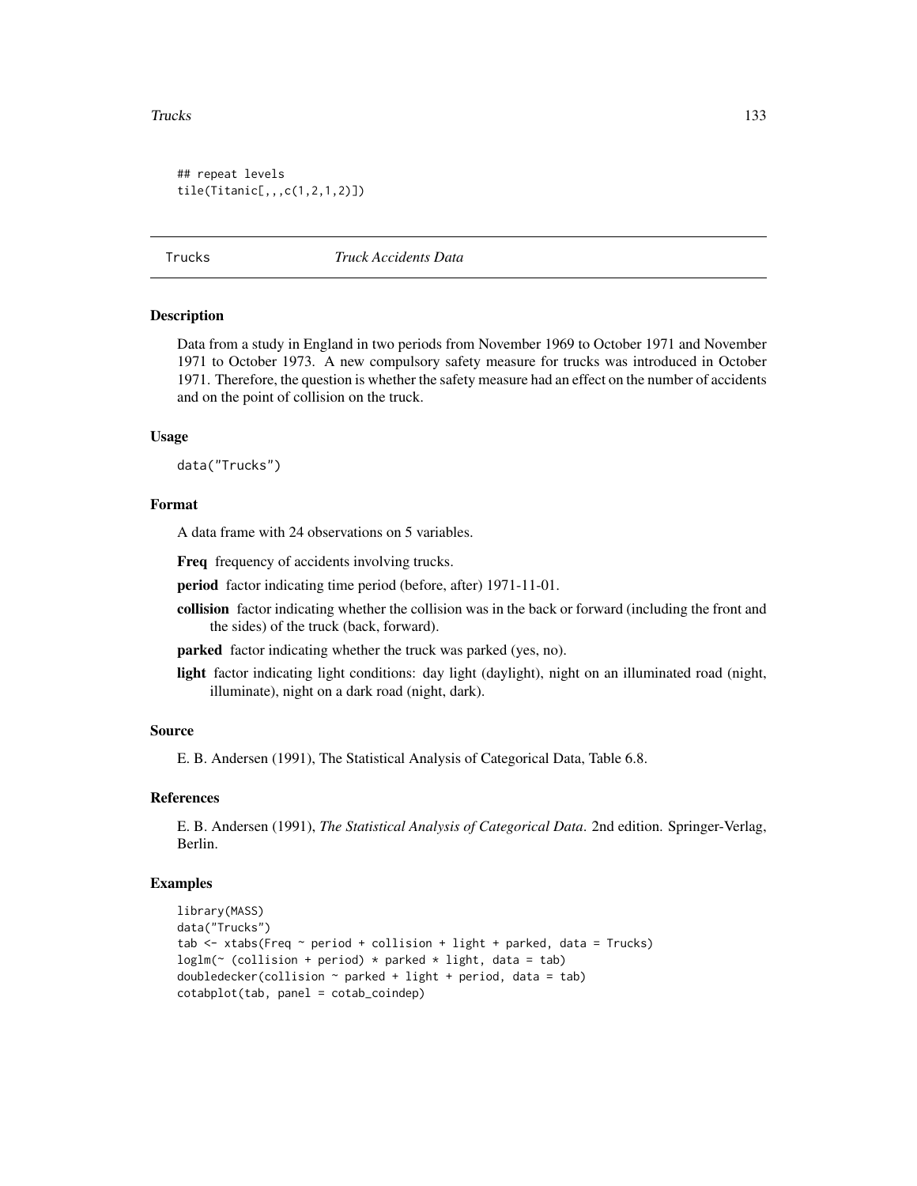```
## repeat levels
tile(Titanic[,,,c(1,2,1,2)])
```

---

Trucks *Truck Accidents Data*

---

## Description

Data from a study in England in two periods from November 1969 to October 1971 and November 1971 to October 1973. A new compulsory safety measure for trucks was introduced in October 1971. Therefore, the question is whether the safety measure had an effect on the number of accidents and on the point of collision on the truck.

## Usage

```
data("Trucks")
```

## Format

A data frame with 24 observations on 5 variables.

**Freq** frequency of accidents involving trucks.

**period** factor indicating time period (before, after) 1971-11-01.

**collision** factor indicating whether the collision was in the back or forward (including the front and the sides) of the truck (back, forward).

**parked** factor indicating whether the truck was parked (yes, no).

**light** factor indicating light conditions: day light (daylight), night on an illuminated road (night, illuminate), night on a dark road (night, dark).

## Source

E. B. Andersen (1991), The Statistical Analysis of Categorical Data, Table 6.8.

## References

E. B. Andersen (1991), *The Statistical Analysis of Categorical Data*. 2nd edition. Springer-Verlag, Berlin.

## Examples

```
library(MASS)
data("Trucks")
tab <- xtabs(Freq ~ period + collision + light + parked, data = Trucks)
loglm(~ (collision + period) * parked * light, data = tab)
doubledecker(collision ~ parked + light + period, data = tab)
cotabplot(tab, panel = cotab_coindep)
```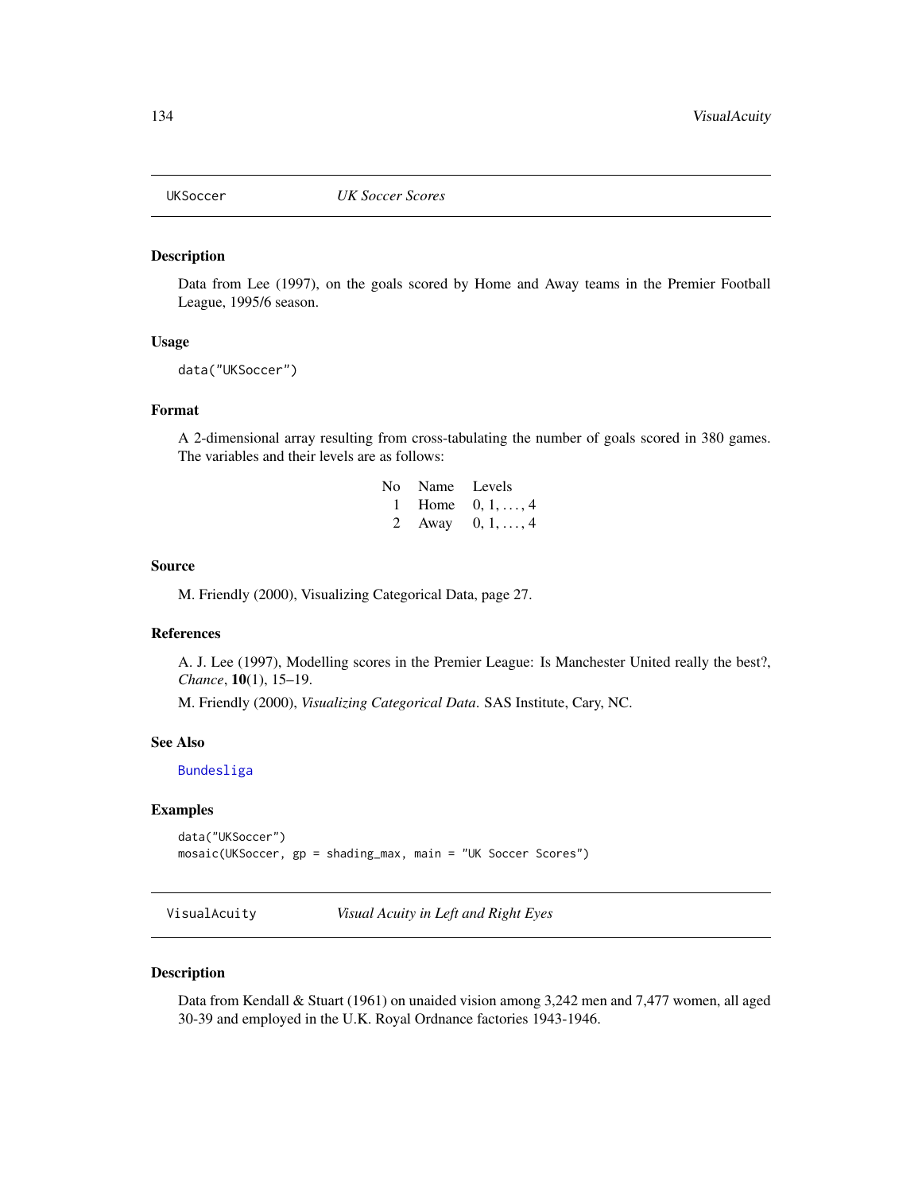## UKSoccer — *UK Soccer Scores*

### Description

Data from Lee (1997), on the goals scored by Home and Away teams in the Premier Football League, 1995/6 season.

### Usage

```
data("UKSoccer")
```

### Format

A 2-dimensional array resulting from cross-tabulating the number of goals scored in 380 games. The variables and their levels are as follows:

| No | Name | Levels |
|---|---|---|
| 1 | Home | $0, 1, \ldots, 4$ |
| 2 | Away | $0, 1, \ldots, 4$ |

### Source

M. Friendly (2000), Visualizing Categorical Data, page 27.

### References

A. J. Lee (1997), Modelling scores in the Premier League: Is Manchester United really the best?, *Chance*, **10**(1), 15–19.

M. Friendly (2000), *Visualizing Categorical Data*. SAS Institute, Cary, NC.

### See Also

Bundesliga

### Examples

```
data("UKSoccer")
mosaic(UKSoccer, gp = shading_max, main = "UK Soccer Scores")
```

## VisualAcuity — *Visual Acuity in Left and Right Eyes*

### Description

Data from Kendall & Stuart (1961) on unaided vision among 3,242 men and 7,477 women, all aged 30-39 and employed in the U.K. Royal Ordnance factories 1943-1946.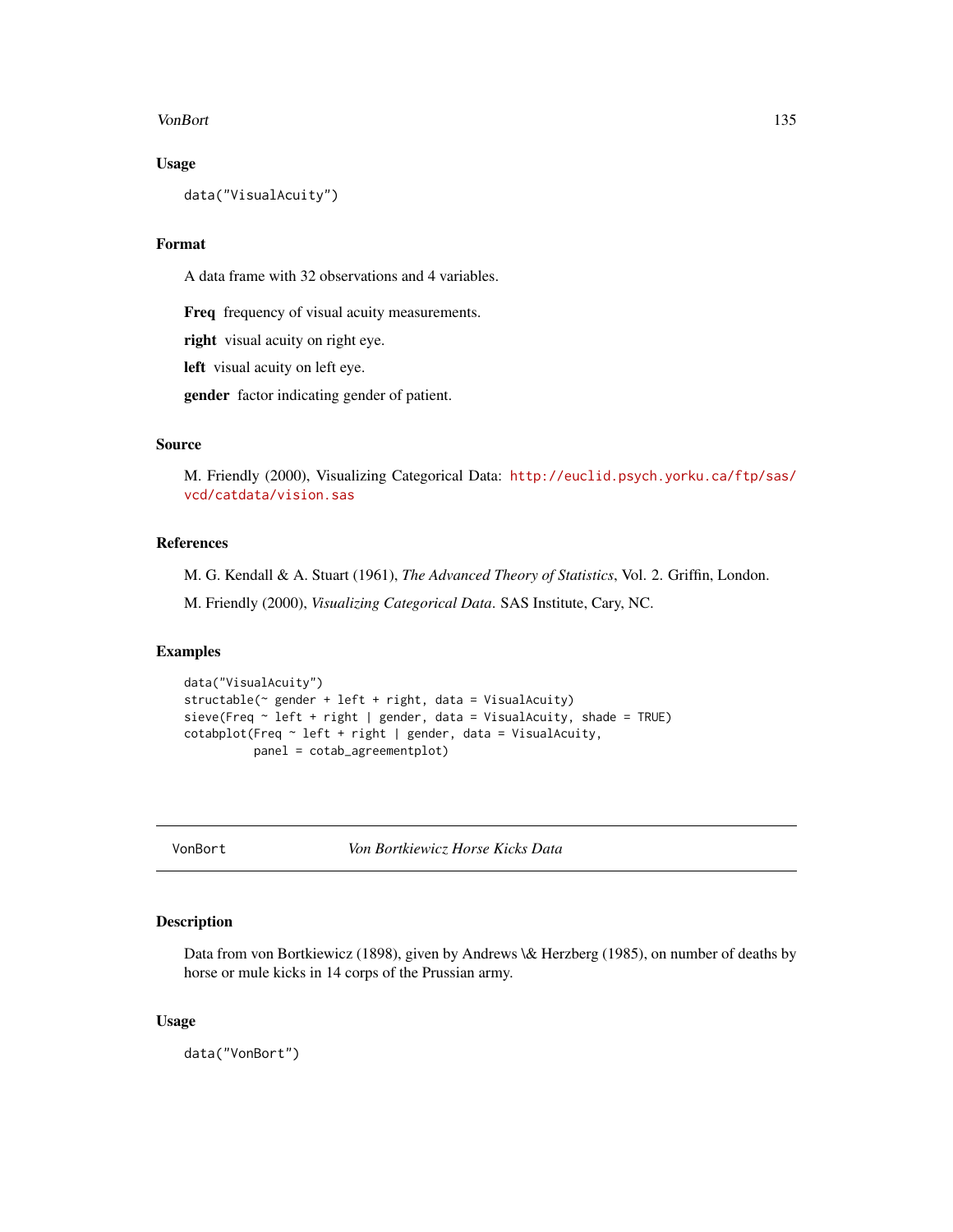### Usage

```
data("VisualAcuity")
```

### Format

A data frame with 32 observations and 4 variables.

**Freq** frequency of visual acuity measurements.

**right** visual acuity on right eye.

**left** visual acuity on left eye.

**gender** factor indicating gender of patient.

### Source

M. Friendly (2000), Visualizing Categorical Data: http://euclid.psych.yorku.ca/ftp/sas/vcd/catdata/vision.sas

### References

M. G. Kendall & A. Stuart (1961), *The Advanced Theory of Statistics*, Vol. 2. Griffin, London.

M. Friendly (2000), *Visualizing Categorical Data*. SAS Institute, Cary, NC.

### Examples

```
data("VisualAcuity")
structable(~ gender + left + right, data = VisualAcuity)
sieve(Freq ~ left + right | gender, data = VisualAcuity, shade = TRUE)
cotabplot(Freq ~ left + right | gender, data = VisualAcuity,
          panel = cotab_agreementplot)
```

---

## VonBort *Von Bortkiewicz Horse Kicks Data*

### Description

Data from von Bortkiewicz (1898), given by Andrews \& Herzberg (1985), on number of deaths by horse or mule kicks in 14 corps of the Prussian army.

### Usage

```
data("VonBort")
```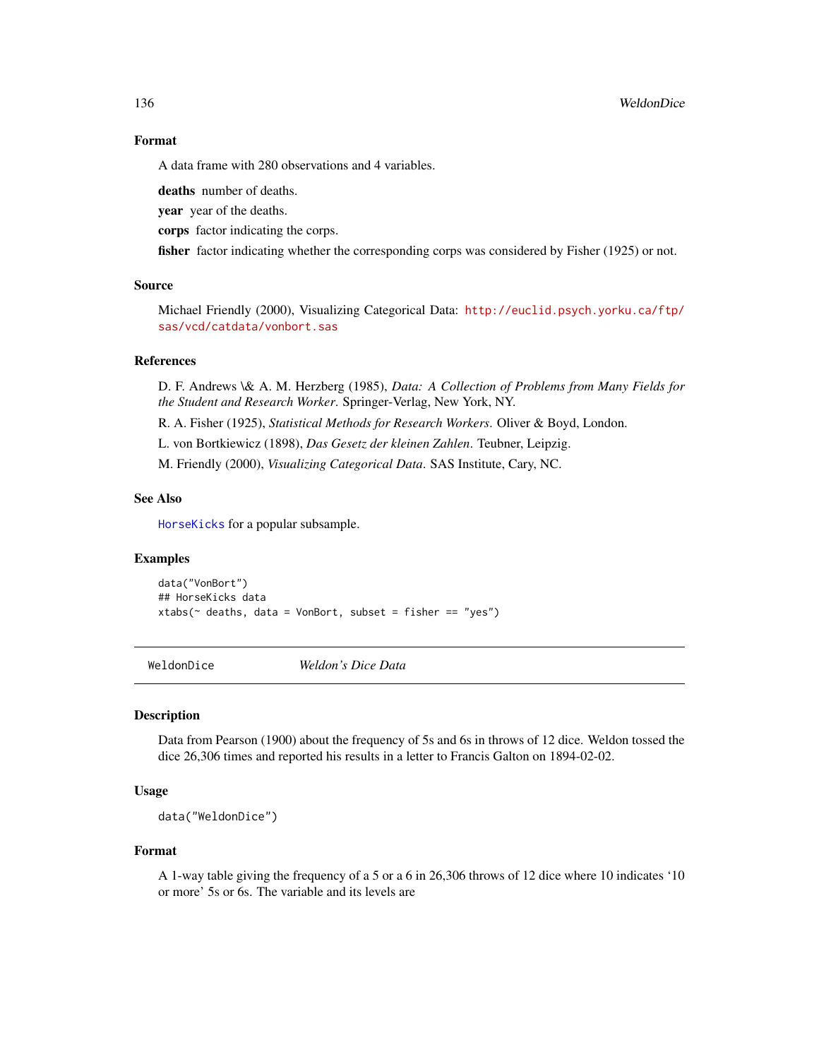### Format

A data frame with 280 observations and 4 variables.

**deaths** number of deaths.

**year** year of the deaths.

**corps** factor indicating the corps.

**fisher** factor indicating whether the corresponding corps was considered by Fisher (1925) or not.

### Source

Michael Friendly (2000), Visualizing Categorical Data: http://euclid.psych.yorku.ca/ftp/sas/vcd/catdata/vonbort.sas

### References

D. F. Andrews \& A. M. Herzberg (1985), *Data: A Collection of Problems from Many Fields for the Student and Research Worker*. Springer-Verlag, New York, NY.

R. A. Fisher (1925), *Statistical Methods for Research Workers*. Oliver & Boyd, London.

L. von Bortkiewicz (1898), *Das Gesetz der kleinen Zahlen*. Teubner, Leipzig.

M. Friendly (2000), *Visualizing Categorical Data*. SAS Institute, Cary, NC.

### See Also

HorseKicks for a popular subsample.

### Examples

```
data("VonBort")
## HorseKicks data
xtabs(~ deaths, data = VonBort, subset = fisher == "yes")
```

---

## WeldonDice &emsp; *Weldon's Dice Data*

### Description

Data from Pearson (1900) about the frequency of 5s and 6s in throws of 12 dice. Weldon tossed the dice 26,306 times and reported his results in a letter to Francis Galton on 1894-02-02.

### Usage

```
data("WeldonDice")
```

### Format

A 1-way table giving the frequency of a 5 or a 6 in 26,306 throws of 12 dice where 10 indicates '10 or more' 5s or 6s. The variable and its levels are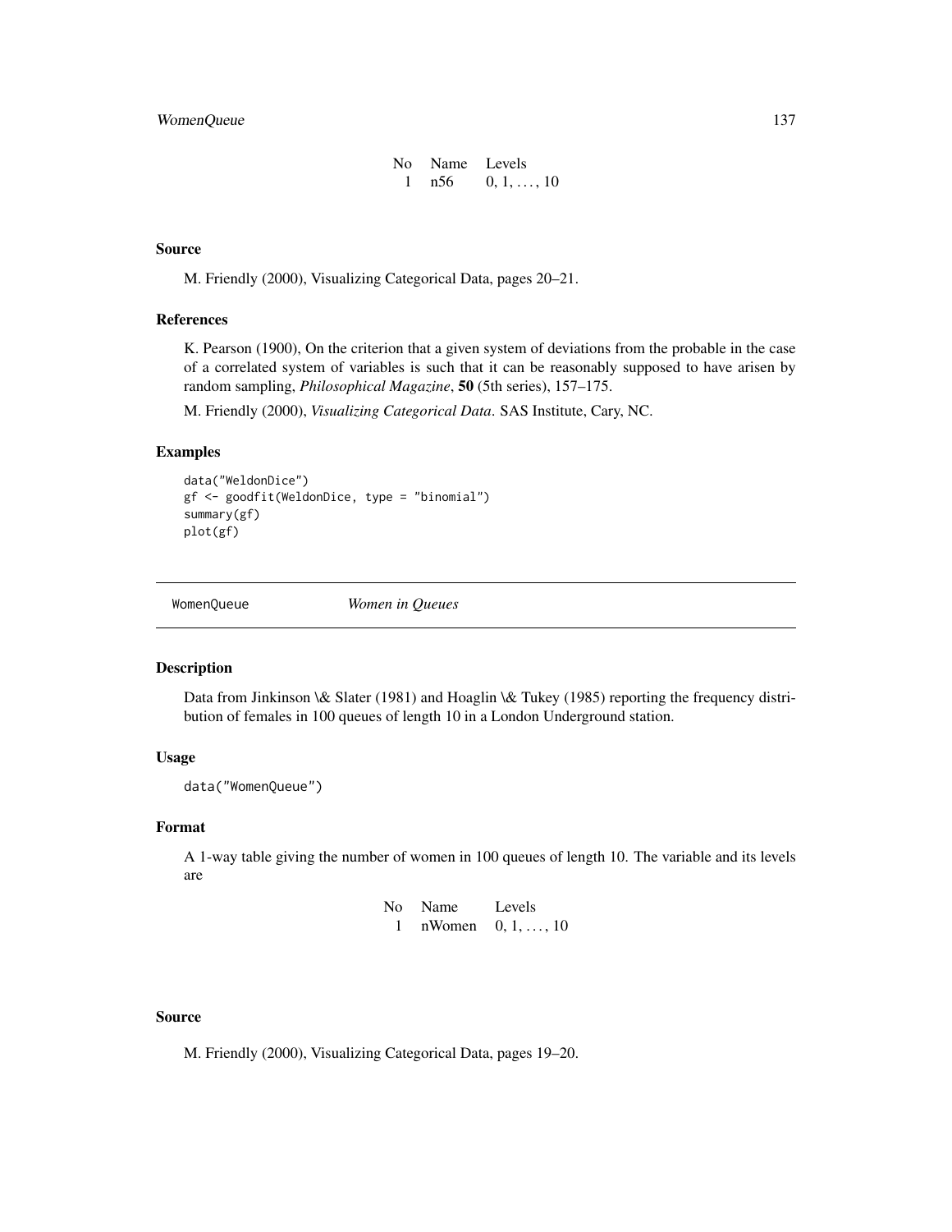| No | Name | Levels |
|---|---|---|
| 1 | n56 | 0, 1, ..., 10 |

### Source

M. Friendly (2000), Visualizing Categorical Data, pages 20–21.

### References

K. Pearson (1900), On the criterion that a given system of deviations from the probable in the case of a correlated system of variables is such that it can be reasonably supposed to have arisen by random sampling, *Philosophical Magazine*, **50** (5th series), 157–175.

M. Friendly (2000), *Visualizing Categorical Data*. SAS Institute, Cary, NC.

### Examples

```
data("WeldonDice")
gf <- goodfit(WeldonDice, type = "binomial")
summary(gf)
plot(gf)
```

---

## WomenQueue — *Women in Queues*

---

### Description

Data from Jinkinson \& Slater (1981) and Hoaglin \& Tukey (1985) reporting the frequency distribution of females in 100 queues of length 10 in a London Underground station.

### Usage

```
data("WomenQueue")
```

### Format

A 1-way table giving the number of women in 100 queues of length 10. The variable and its levels are

| No | Name | Levels |
|---|---|---|
| 1 | nWomen | 0, 1, ..., 10 |

### Source

M. Friendly (2000), Visualizing Categorical Data, pages 19–20.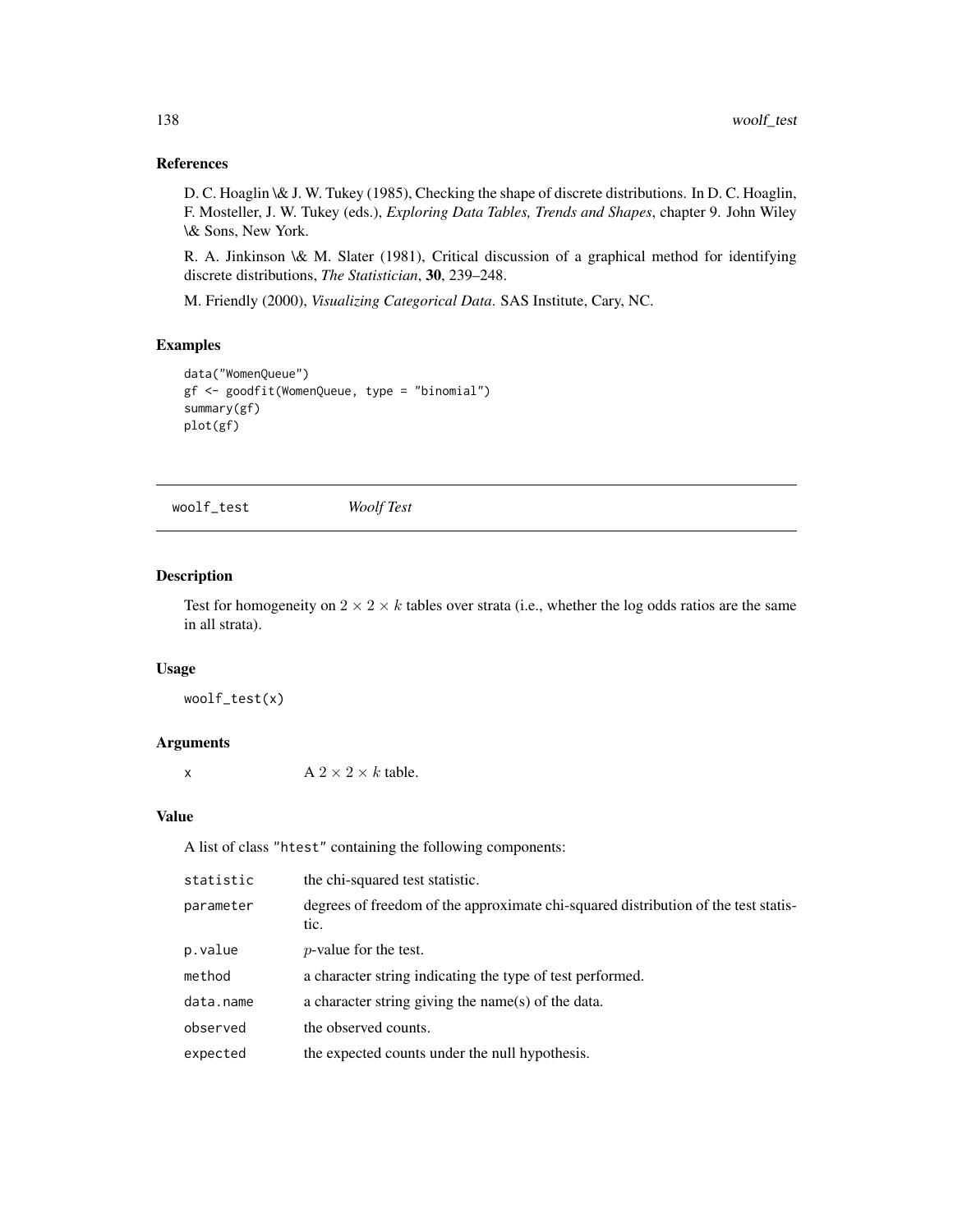### References

D. C. Hoaglin \& J. W. Tukey (1985), Checking the shape of discrete distributions. In D. C. Hoaglin, F. Mosteller, J. W. Tukey (eds.), *Exploring Data Tables, Trends and Shapes*, chapter 9. John Wiley \& Sons, New York.

R. A. Jinkinson \& M. Slater (1981), Critical discussion of a graphical method for identifying discrete distributions, *The Statistician*, **30**, 239–248.

M. Friendly (2000), *Visualizing Categorical Data*. SAS Institute, Cary, NC.

### Examples

```
data("WomenQueue")
gf <- goodfit(WomenQueue, type = "binomial")
summary(gf)
plot(gf)
```

---

## woolf_test *Woolf Test*

---

### Description

Test for homogeneity on $2 \times 2 \times k$ tables over strata (i.e., whether the log odds ratios are the same in all strata).

### Usage

```
woolf_test(x)
```

### Arguments

| | |
|---|---|
| x | A $2 \times 2 \times k$ table. |

### Value

A list of class "htest" containing the following components:

| | |
|---|---|
| statistic | the chi-squared test statistic. |
| parameter | degrees of freedom of the approximate chi-squared distribution of the test statistic. |
| p.value | $p$-value for the test. |
| method | a character string indicating the type of test performed. |
| data.name | a character string giving the name(s) of the data. |
| observed | the observed counts. |
| expected | the expected counts under the null hypothesis. |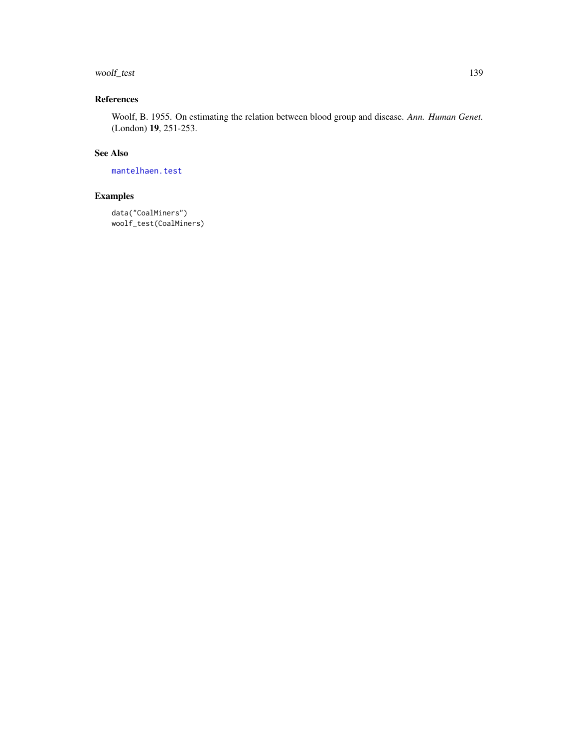## References

Woolf, B. 1955. On estimating the relation between blood group and disease. *Ann. Human Genet.* (London) **19**, 251-253.

## See Also

mantelhaen.test

## Examples

```
data("CoalMiners")
woolf_test(CoalMiners)
```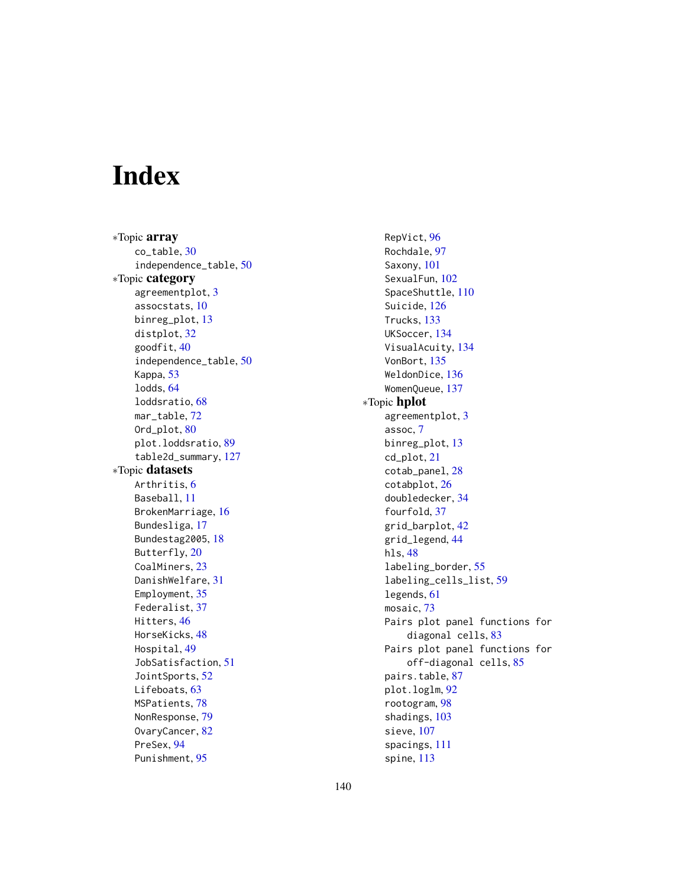# Index

*Topic **array**
- co_table, 30
- independence_table, 50

*Topic **category**
- agreementplot, 3
- assocstats, 10
- binreg_plot, 13
- distplot, 32
- goodfit, 40
- independence_table, 50
- Kappa, 53
- lodds, 64
- loddsratio, 68
- mar_table, 72
- Ord_plot, 80
- plot.loddsratio, 89
- table2d_summary, 127

*Topic **datasets**
- Arthritis, 6
- Baseball, 11
- BrokenMarriage, 16
- Bundesliga, 17
- Bundestag2005, 18
- Butterfly, 20
- CoalMiners, 23
- DanishWelfare, 31
- Employment, 35
- Federalist, 37
- Hitters, 46
- HorseKicks, 48
- Hospital, 49
- JobSatisfaction, 51
- JointSports, 52
- Lifeboats, 63
- MSPatients, 78
- NonResponse, 79
- OvaryCancer, 82
- PreSex, 94
- Punishment, 95
- RepVict, 96
- Rochdale, 97
- Saxony, 101
- SexualFun, 102
- SpaceShuttle, 110
- Suicide, 126
- Trucks, 133
- UKSoccer, 134
- VisualAcuity, 134
- VonBort, 135
- WeldonDice, 136
- WomenQueue, 137

*Topic **hplot**
- agreementplot, 3
- assoc, 7
- binreg_plot, 13
- cd_plot, 21
- cotab_panel, 28
- cotabplot, 26
- doubledecker, 34
- fourfold, 37
- grid_barplot, 42
- grid_legend, 44
- hls, 48
- labeling_border, 55
- labeling_cells_list, 59
- legends, 61
- mosaic, 73
- Pairs plot panel functions for diagonal cells, 83
- Pairs plot panel functions for off-diagonal cells, 85
- pairs.table, 87
- plot.loglm, 92
- rootogram, 98
- shadings, 103
- sieve, 107
- spacings, 111
- spine, 113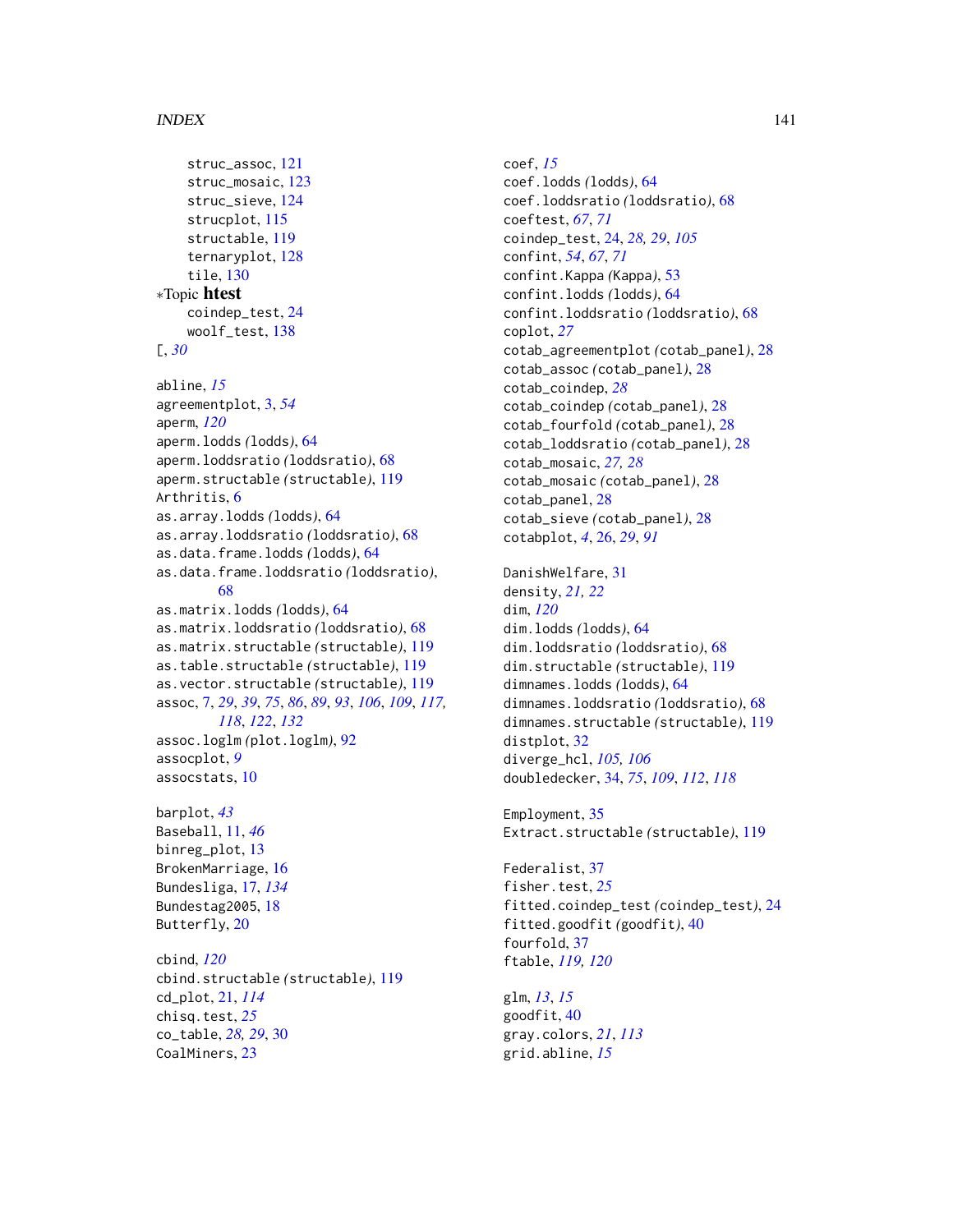struc_assoc, 121
struc_mosaic, 123
struc_sieve, 124
strucplot, 115
structable, 119
ternaryplot, 128
tile, 130

∗Topic **htest**
coindep_test, 24
woolf_test, 138

[, *30*

abline, *15*
agreementplot, 3, *54*
aperm, *120*
aperm.lodds *(*lodds*)*, 64
aperm.loddsratio *(*loddsratio*)*, 68
aperm.structable *(*structable*)*, 119
Arthritis, 6
as.array.lodds *(*lodds*)*, 64
as.array.loddsratio *(*loddsratio*)*, 68
as.data.frame.lodds *(*lodds*)*, 64
as.data.frame.loddsratio *(*loddsratio*)*, 68
as.matrix.lodds *(*lodds*)*, 64
as.matrix.loddsratio *(*loddsratio*)*, 68
as.matrix.structable *(*structable*)*, 119
as.table.structable *(*structable*)*, 119
as.vector.structable *(*structable*)*, 119
assoc, 7, *29*, *39*, *75*, *86*, *89*, *93*, *106*, *109*, *117*, *118*, *122*, *132*
assoc.loglm *(*plot.loglm*)*, 92
assocplot, *9*
assocstats, 10

barplot, *43*
Baseball, 11, *46*
binreg_plot, 13
BrokenMarriage, 16
Bundesliga, 17, *134*
Bundestag2005, 18
Butterfly, 20

cbind, *120*
cbind.structable *(*structable*)*, 119
cd_plot, 21, *114*
chisq.test, *25*
co_table, *28, 29*, 30
CoalMiners, 23

coef, *15*
coef.lodds *(*lodds*)*, 64
coef.loddsratio *(*loddsratio*)*, 68
coeftest, *67*, *71*
coindep_test, 24, *28, 29*, *105*
confint, *54*, *67*, *71*
confint.Kappa *(*Kappa*)*, 53
confint.lodds *(*lodds*)*, 64
confint.loddsratio *(*loddsratio*)*, 68
coplot, *27*
cotab_agreementplot *(*cotab_panel*)*, 28
cotab_assoc *(*cotab_panel*)*, 28
cotab_coindep, *28*
cotab_coindep *(*cotab_panel*)*, 28
cotab_fourfold *(*cotab_panel*)*, 28
cotab_loddsratio *(*cotab_panel*)*, 28
cotab_mosaic, *27, 28*
cotab_mosaic *(*cotab_panel*)*, 28
cotab_panel, 28
cotab_sieve *(*cotab_panel*)*, 28
cotabplot, *4*, 26, *29*, *91*

DanishWelfare, 31
density, *21, 22*
dim, *120*
dim.lodds *(*lodds*)*, 64
dim.loddsratio *(*loddsratio*)*, 68
dim.structable *(*structable*)*, 119
dimnames.lodds *(*lodds*)*, 64
dimnames.loddsratio *(*loddsratio*)*, 68
dimnames.structable *(*structable*)*, 119
distplot, 32
diverge_hcl, *105, 106*
doubledecker, 34, *75*, *109*, *112*, *118*

Employment, 35
Extract.structable *(*structable*)*, 119

Federalist, 37
fisher.test, *25*
fitted.coindep_test *(*coindep_test*)*, 24
fitted.goodfit *(*goodfit*)*, 40
fourfold, 37
ftable, *119, 120*

glm, *13*, *15*
goodfit, 40
gray.colors, *21*, *113*
grid.abline, *15*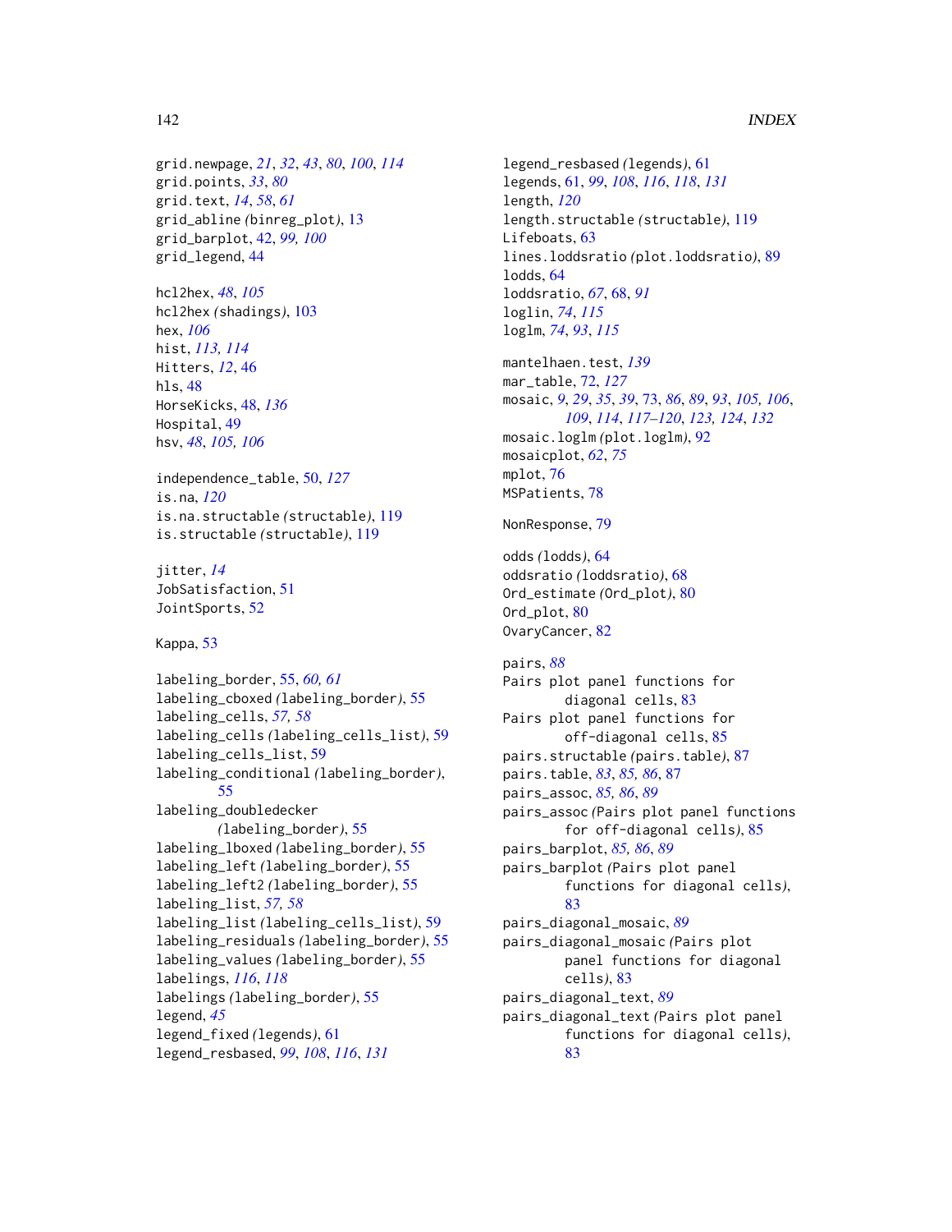grid.newpage, *21*, *32*, *43*, *80*, *100*, *114*
grid.points, *33*, *80*
grid.text, *14*, *58*, *61*
grid_abline *(binreg_plot)*, 13
grid_barplot, 42, *99, 100*
grid_legend, 44

hcl2hex, *48*, *105*
hcl2hex *(shadings)*, 103
hex, *106*
hist, *113, 114*
Hitters, *12*, 46
hls, 48
HorseKicks, 48, *136*
Hospital, 49
hsv, *48*, *105, 106*

independence_table, 50, *127*
is.na, *120*
is.na.structable *(structable)*, 119
is.structable *(structable)*, 119

jitter, *14*
JobSatisfaction, 51
JointSports, 52

Kappa, 53

labeling_border, 55, *60, 61*
labeling_cboxed *(labeling_border)*, 55
labeling_cells, *57, 58*
labeling_cells *(labeling_cells_list)*, 59
labeling_cells_list, 59
labeling_conditional *(labeling_border)*, 55
labeling_doubledecker *(labeling_border)*, 55
labeling_lboxed *(labeling_border)*, 55
labeling_left *(labeling_border)*, 55
labeling_left2 *(labeling_border)*, 55
labeling_list, *57, 58*
labeling_list *(labeling_cells_list)*, 59
labeling_residuals *(labeling_border)*, 55
labeling_values *(labeling_border)*, 55
labelings, *116*, *118*
labelings *(labeling_border)*, 55
legend, *45*
legend_fixed *(legends)*, 61
legend_resbased, *99*, *108*, *116*, *131*
legend_resbased *(legends)*, 61
legends, 61, *99*, *108*, *116*, *118*, *131*
length, *120*
length.structable *(structable)*, 119
Lifeboats, 63
lines.loddsratio *(plot.loddsratio)*, 89
lodds, 64
loddsratio, *67*, 68, *91*
loglin, *74*, *115*
loglm, *74*, *93*, *115*

mantelhaen.test, *139*
mar_table, 72, *127*
mosaic, *9*, *29*, *35*, *39*, 73, *86*, *89*, *93*, *105, 106*, *109*, *114*, *117–120*, *123, 124*, *132*
mosaic.loglm *(plot.loglm)*, 92
mosaicplot, *62*, *75*
mplot, 76
MSPatients, 78

NonResponse, 79

odds *(lodds)*, 64
oddsratio *(loddsratio)*, 68
Ord_estimate *(Ord_plot)*, 80
Ord_plot, 80
OvaryCancer, 82

pairs, *88*
Pairs plot panel functions for diagonal cells, 83
Pairs plot panel functions for off-diagonal cells, 85
pairs.structable *(pairs.table)*, 87
pairs.table, *83*, *85, 86*, 87
pairs_assoc, *85, 86*, *89*
pairs_assoc *(Pairs plot panel functions for off-diagonal cells)*, 85
pairs_barplot, *85*, *86*, *89*
pairs_barplot *(Pairs plot panel functions for diagonal cells)*, 83
pairs_diagonal_mosaic, *89*
pairs_diagonal_mosaic *(Pairs plot panel functions for diagonal cells)*, 83
pairs_diagonal_text, *89*
pairs_diagonal_text *(Pairs plot panel functions for diagonal cells)*, 83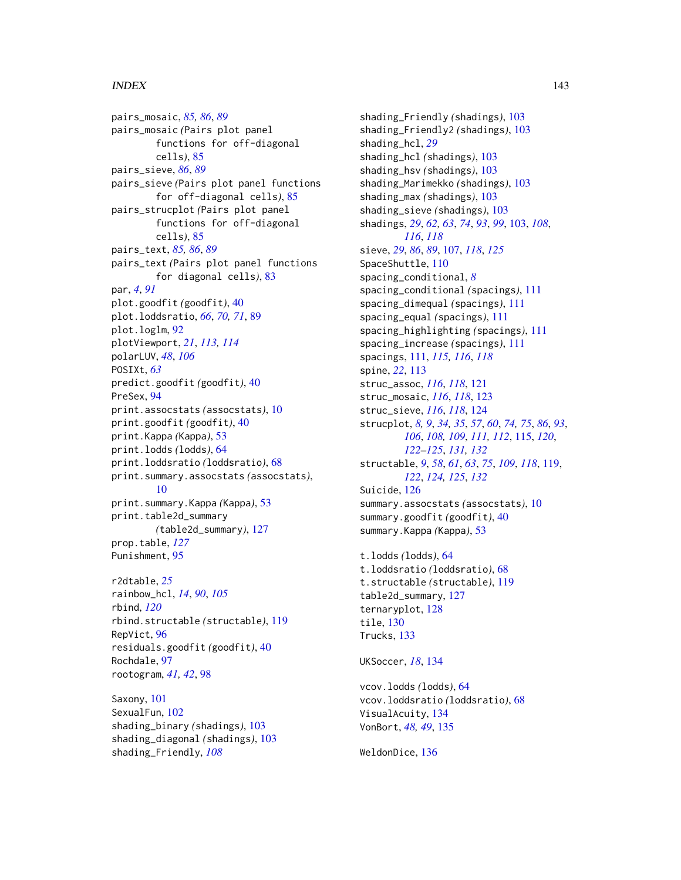pairs_mosaic, *85, 86*, *89*
pairs_mosaic *(Pairs plot panel functions for off-diagonal cells)*, 85
pairs_sieve, *86*, *89*
pairs_sieve *(Pairs plot panel functions for off-diagonal cells)*, 85
pairs_strucplot *(Pairs plot panel functions for off-diagonal cells)*, 85
pairs_text, *85, 86*, *89*
pairs_text *(Pairs plot panel functions for diagonal cells)*, 83
par, *4*, *91*
plot.goodfit *(goodfit)*, 40
plot.loddsratio, *66*, *70, 71*, 89
plot.loglm, 92
plotViewport, *21*, *113, 114*
polarLUV, *48*, *106*
POSIXt, *63*
predict.goodfit *(goodfit)*, 40
PreSex, 94
print.assocstats *(assocstats)*, 10
print.goodfit *(goodfit)*, 40
print.Kappa *(Kappa)*, 53
print.lodds *(lodds)*, 64
print.loddsratio *(loddsratio)*, 68
print.summary.assocstats *(assocstats)*, 10
print.summary.Kappa *(Kappa)*, 53
print.table2d_summary *(table2d_summary)*, 127
prop.table, *127*
Punishment, 95

r2dtable, *25*
rainbow_hcl, *14*, *90*, *105*
rbind, *120*
rbind.structable *(structable)*, 119
RepVict, 96
residuals.goodfit *(goodfit)*, 40
Rochdale, 97
rootogram, *41, 42*, 98

Saxony, 101
SexualFun, 102
shading_binary *(shadings)*, 103
shading_diagonal *(shadings)*, 103
shading_Friendly, *108*
shading_Friendly *(shadings)*, 103
shading_Friendly2 *(shadings)*, 103
shading_hcl, *29*
shading_hcl *(shadings)*, 103
shading_hsv *(shadings)*, 103
shading_Marimekko *(shadings)*, 103
shading_max *(shadings)*, 103
shading_sieve *(shadings)*, 103
shadings, *29*, *62, 63*, *74*, *93*, *99*, 103, *108*, *116*, *118*
sieve, *29*, *86*, *89*, 107, *118*, *125*
SpaceShuttle, 110
spacing_conditional, *8*
spacing_conditional *(spacings)*, 111
spacing_dimequal *(spacings)*, 111
spacing_equal *(spacings)*, 111
spacing_highlighting *(spacings)*, 111
spacing_increase *(spacings)*, 111
spacings, 111, *115, 116*, *118*
spine, *22*, 113
struc_assoc, *116*, *118*, 121
struc_mosaic, *116*, *118*, 123
struc_sieve, *116*, *118*, 124
strucplot, *8, 9*, *34, 35*, *57*, *60*, *74, 75*, *86*, *93*, *106*, *108, 109*, *111, 112*, 115, *120*, *122–125*, *131, 132*
structable, *9*, *58*, *61*, *63*, *75*, *109*, *118*, 119, *122*, *124, 125*, *132*
Suicide, 126
summary.assocstats *(assocstats)*, 10
summary.goodfit *(goodfit)*, 40
summary.Kappa *(Kappa)*, 53

t.lodds *(lodds)*, 64
t.loddsratio *(loddsratio)*, 68
t.structable *(structable)*, 119
table2d_summary, 127
ternaryplot, 128
tile, 130
Trucks, 133

UKSoccer, *18*, 134

vcov.lodds *(lodds)*, 64
vcov.loddsratio *(loddsratio)*, 68
VisualAcuity, 134
VonBort, *48, 49*, 135

WeldonDice, 136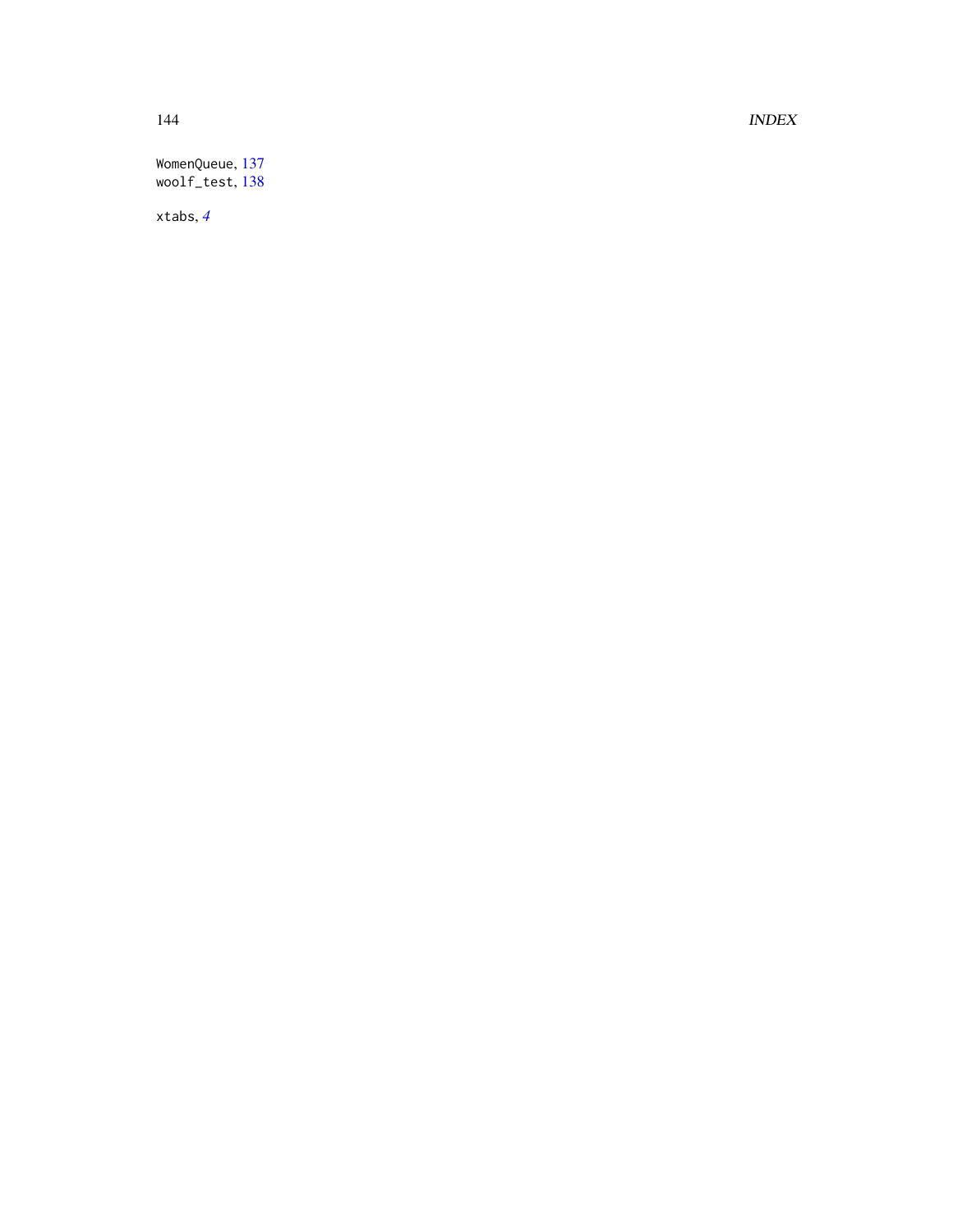WomenQueue, 137
woolf_test, 138

xtabs, *4*